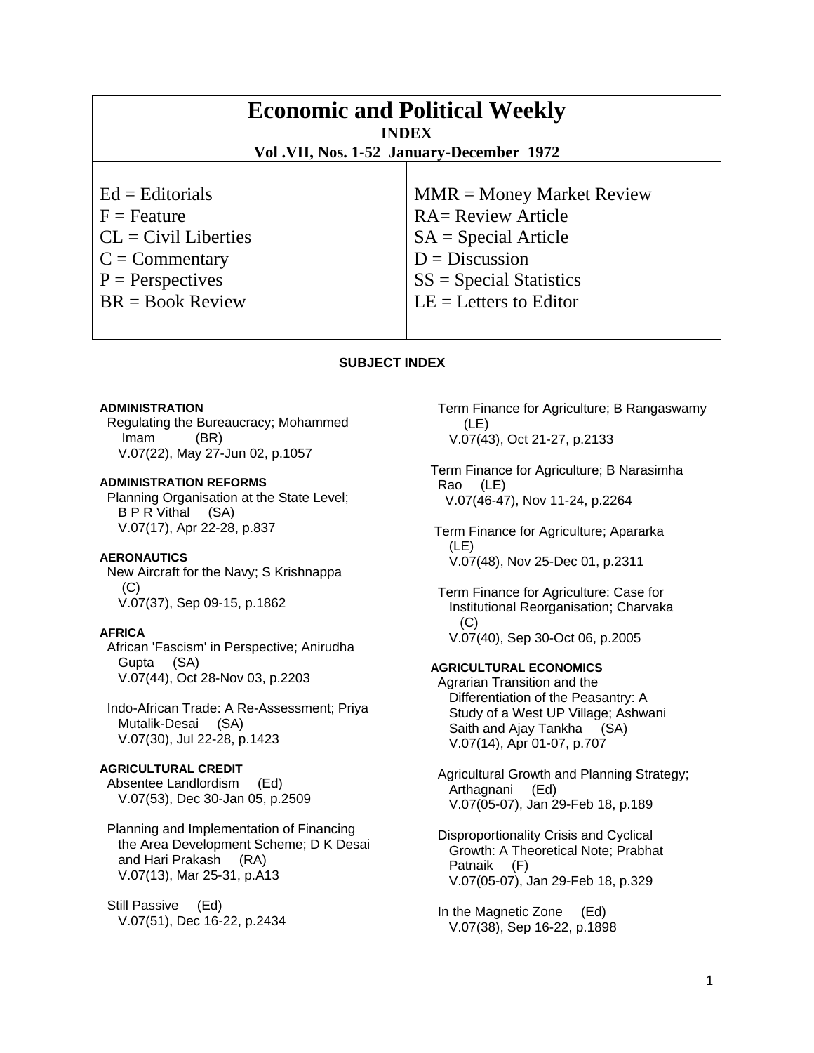# Economic and Political Weekly

## INDEX

### Vol .VII, Nos. 1-52 January-December 1972

| | |
|---|---|
| Ed = Editorials | MMR = Money Market Review |
| F = Feature | RA= Review Article |
| CL = Civil Liberties | SA = Special Article |
| C = Commentary | D = Discussion |
| P = Perspectives | SS = Special Statistics |
| BR = Book Review | LE = Letters to Editor |

## SUBJECT INDEX

**ADMINISTRATION**

Regulating the Bureaucracy; Mohammed Imam (BR)
V.07(22), May 27-Jun 02, p.1057

**ADMINISTRATION REFORMS**

Planning Organisation at the State Level; B P R Vithal (SA)
V.07(17), Apr 22-28, p.837

**AERONAUTICS**

New Aircraft for the Navy; S Krishnappa (C)
V.07(37), Sep 09-15, p.1862

**AFRICA**

African 'Fascism' in Perspective; Anirudha Gupta (SA)
V.07(44), Oct 28-Nov 03, p.2203

Indo-African Trade: A Re-Assessment; Priya Mutalik-Desai (SA)
V.07(30), Jul 22-28, p.1423

**AGRICULTURAL CREDIT**

Absentee Landlordism (Ed)
V.07(53), Dec 30-Jan 05, p.2509

Planning and Implementation of Financing the Area Development Scheme; D K Desai and Hari Prakash (RA)
V.07(13), Mar 25-31, p.A13

Still Passive (Ed)
V.07(51), Dec 16-22, p.2434

Term Finance for Agriculture; B Rangaswamy (LE)
V.07(43), Oct 21-27, p.2133

Term Finance for Agriculture; B Narasimha Rao (LE)
V.07(46-47), Nov 11-24, p.2264

Term Finance for Agriculture; Apararka (LE)
V.07(48), Nov 25-Dec 01, p.2311

Term Finance for Agriculture: Case for Institutional Reorganisation; Charvaka (C)
V.07(40), Sep 30-Oct 06, p.2005

**AGRICULTURAL ECONOMICS**

Agrarian Transition and the Differentiation of the Peasantry: A Study of a West UP Village; Ashwani Saith and Ajay Tankha (SA)
V.07(14), Apr 01-07, p.707

Agricultural Growth and Planning Strategy; Arthagnani (Ed)
V.07(05-07), Jan 29-Feb 18, p.189

Disproportionality Crisis and Cyclical Growth: A Theoretical Note; Prabhat Patnaik (F)
V.07(05-07), Jan 29-Feb 18, p.329

In the Magnetic Zone (Ed)
V.07(38), Sep 16-22, p.1898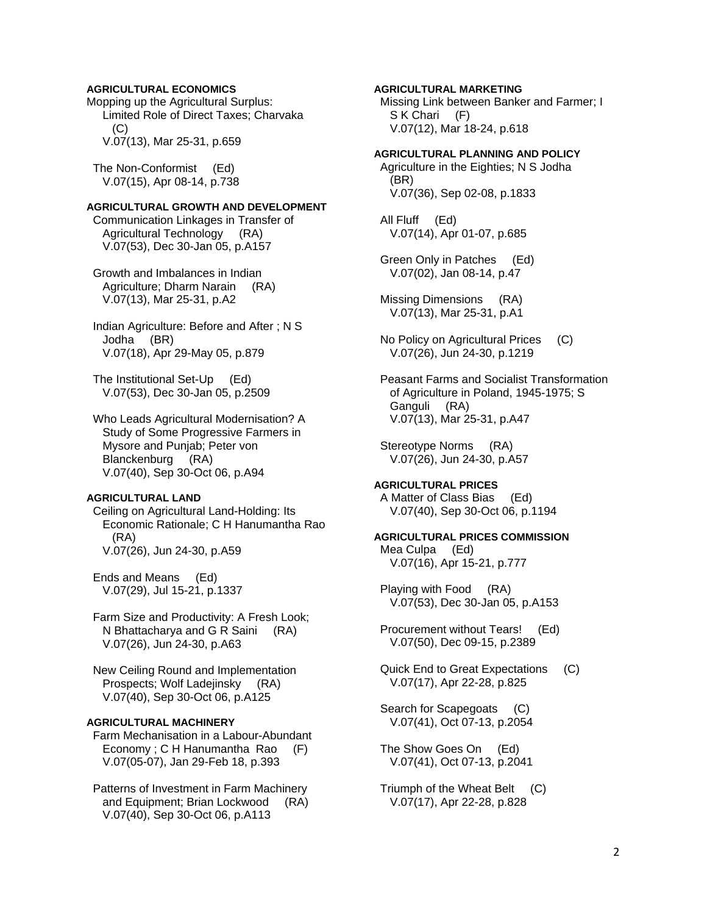**AGRICULTURAL ECONOMICS**

Mopping up the Agricultural Surplus: Limited Role of Direct Taxes; Charvaka (C)
V.07(13), Mar 25-31, p.659

The Non-Conformist (Ed)
V.07(15), Apr 08-14, p.738

**AGRICULTURAL GROWTH AND DEVELOPMENT**

Communication Linkages in Transfer of Agricultural Technology (RA)
V.07(53), Dec 30-Jan 05, p.A157

Growth and Imbalances in Indian Agriculture; Dharm Narain (RA)
V.07(13), Mar 25-31, p.A2

Indian Agriculture: Before and After ; N S Jodha (BR)
V.07(18), Apr 29-May 05, p.879

The Institutional Set-Up (Ed)
V.07(53), Dec 30-Jan 05, p.2509

Who Leads Agricultural Modernisation? A Study of Some Progressive Farmers in Mysore and Punjab; Peter von Blanckenburg (RA)
V.07(40), Sep 30-Oct 06, p.A94

**AGRICULTURAL LAND**

Ceiling on Agricultural Land-Holding: Its Economic Rationale; C H Hanumantha Rao (RA)
V.07(26), Jun 24-30, p.A59

Ends and Means (Ed)
V.07(29), Jul 15-21, p.1337

Farm Size and Productivity: A Fresh Look; N Bhattacharya and G R Saini (RA)
V.07(26), Jun 24-30, p.A63

New Ceiling Round and Implementation Prospects; Wolf Ladejinsky (RA)
V.07(40), Sep 30-Oct 06, p.A125

**AGRICULTURAL MACHINERY**

Farm Mechanisation in a Labour-Abundant Economy ; C H Hanumantha Rao (F)
V.07(05-07), Jan 29-Feb 18, p.393

Patterns of Investment in Farm Machinery and Equipment; Brian Lockwood (RA)
V.07(40), Sep 30-Oct 06, p.A113

**AGRICULTURAL MARKETING**

Missing Link between Banker and Farmer; I S K Chari (F)
V.07(12), Mar 18-24, p.618

**AGRICULTURAL PLANNING AND POLICY**

Agriculture in the Eighties; N S Jodha (BR)
V.07(36), Sep 02-08, p.1833

All Fluff (Ed)
V.07(14), Apr 01-07, p.685

Green Only in Patches (Ed)
V.07(02), Jan 08-14, p.47

Missing Dimensions (RA)
V.07(13), Mar 25-31, p.A1

No Policy on Agricultural Prices (C)
V.07(26), Jun 24-30, p.1219

Peasant Farms and Socialist Transformation of Agriculture in Poland, 1945-1975; S Ganguli (RA)
V.07(13), Mar 25-31, p.A47

Stereotype Norms (RA)
V.07(26), Jun 24-30, p.A57

**AGRICULTURAL PRICES**

A Matter of Class Bias (Ed)
V.07(40), Sep 30-Oct 06, p.1194

**AGRICULTURAL PRICES COMMISSION**

Mea Culpa (Ed)
V.07(16), Apr 15-21, p.777

Playing with Food (RA)
V.07(53), Dec 30-Jan 05, p.A153

Procurement without Tears! (Ed)
V.07(50), Dec 09-15, p.2389

Quick End to Great Expectations (C)
V.07(17), Apr 22-28, p.825

Search for Scapegoats (C)
V.07(41), Oct 07-13, p.2054

The Show Goes On (Ed)
V.07(41), Oct 07-13, p.2041

Triumph of the Wheat Belt (C)
V.07(17), Apr 22-28, p.828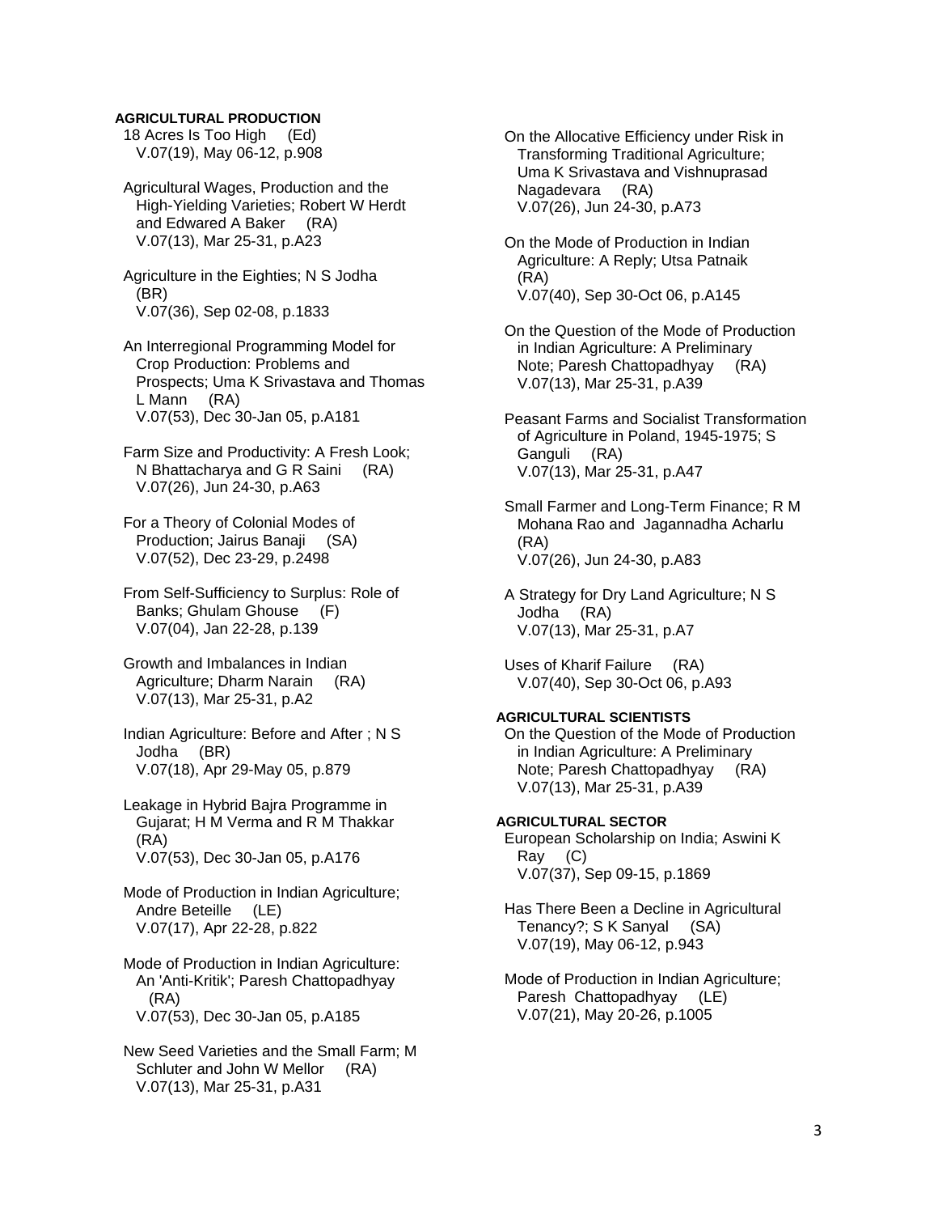**AGRICULTURAL PRODUCTION**

18 Acres Is Too High (Ed)
V.07(19), May 06-12, p.908

Agricultural Wages, Production and the High-Yielding Varieties; Robert W Herdt and Edwared A Baker (RA)
V.07(13), Mar 25-31, p.A23

Agriculture in the Eighties; N S Jodha (BR)
V.07(36), Sep 02-08, p.1833

An Interregional Programming Model for Crop Production: Problems and Prospects; Uma K Srivastava and Thomas L Mann (RA)
V.07(53), Dec 30-Jan 05, p.A181

Farm Size and Productivity: A Fresh Look; N Bhattacharya and G R Saini (RA)
V.07(26), Jun 24-30, p.A63

For a Theory of Colonial Modes of Production; Jairus Banaji (SA)
V.07(52), Dec 23-29, p.2498

From Self-Sufficiency to Surplus: Role of Banks; Ghulam Ghouse (F)
V.07(04), Jan 22-28, p.139

Growth and Imbalances in Indian Agriculture; Dharm Narain (RA)
V.07(13), Mar 25-31, p.A2

Indian Agriculture: Before and After ; N S Jodha (BR)
V.07(18), Apr 29-May 05, p.879

Leakage in Hybrid Bajra Programme in Gujarat; H M Verma and R M Thakkar (RA)
V.07(53), Dec 30-Jan 05, p.A176

Mode of Production in Indian Agriculture; Andre Beteille (LE)
V.07(17), Apr 22-28, p.822

Mode of Production in Indian Agriculture: An 'Anti-Kritik'; Paresh Chattopadhyay (RA)
V.07(53), Dec 30-Jan 05, p.A185

New Seed Varieties and the Small Farm; M Schluter and John W Mellor (RA)
V.07(13), Mar 25-31, p.A31

On the Allocative Efficiency under Risk in Transforming Traditional Agriculture; Uma K Srivastava and Vishnuprasad Nagadevara (RA)
V.07(26), Jun 24-30, p.A73

On the Mode of Production in Indian Agriculture: A Reply; Utsa Patnaik (RA)
V.07(40), Sep 30-Oct 06, p.A145

On the Question of the Mode of Production in Indian Agriculture: A Preliminary Note; Paresh Chattopadhyay (RA)
V.07(13), Mar 25-31, p.A39

Peasant Farms and Socialist Transformation of Agriculture in Poland, 1945-1975; S Ganguli (RA)
V.07(13), Mar 25-31, p.A47

Small Farmer and Long-Term Finance; R M Mohana Rao and Jagannadha Acharlu (RA)
V.07(26), Jun 24-30, p.A83

A Strategy for Dry Land Agriculture; N S Jodha (RA)
V.07(13), Mar 25-31, p.A7

Uses of Kharif Failure (RA)
V.07(40), Sep 30-Oct 06, p.A93

**AGRICULTURAL SCIENTISTS**

On the Question of the Mode of Production in Indian Agriculture: A Preliminary Note; Paresh Chattopadhyay (RA)
V.07(13), Mar 25-31, p.A39

**AGRICULTURAL SECTOR**

European Scholarship on India; Aswini K Ray (C)
V.07(37), Sep 09-15, p.1869

Has There Been a Decline in Agricultural Tenancy?; S K Sanyal (SA)
V.07(19), May 06-12, p.943

Mode of Production in Indian Agriculture; Paresh Chattopadhyay (LE)
V.07(21), May 20-26, p.1005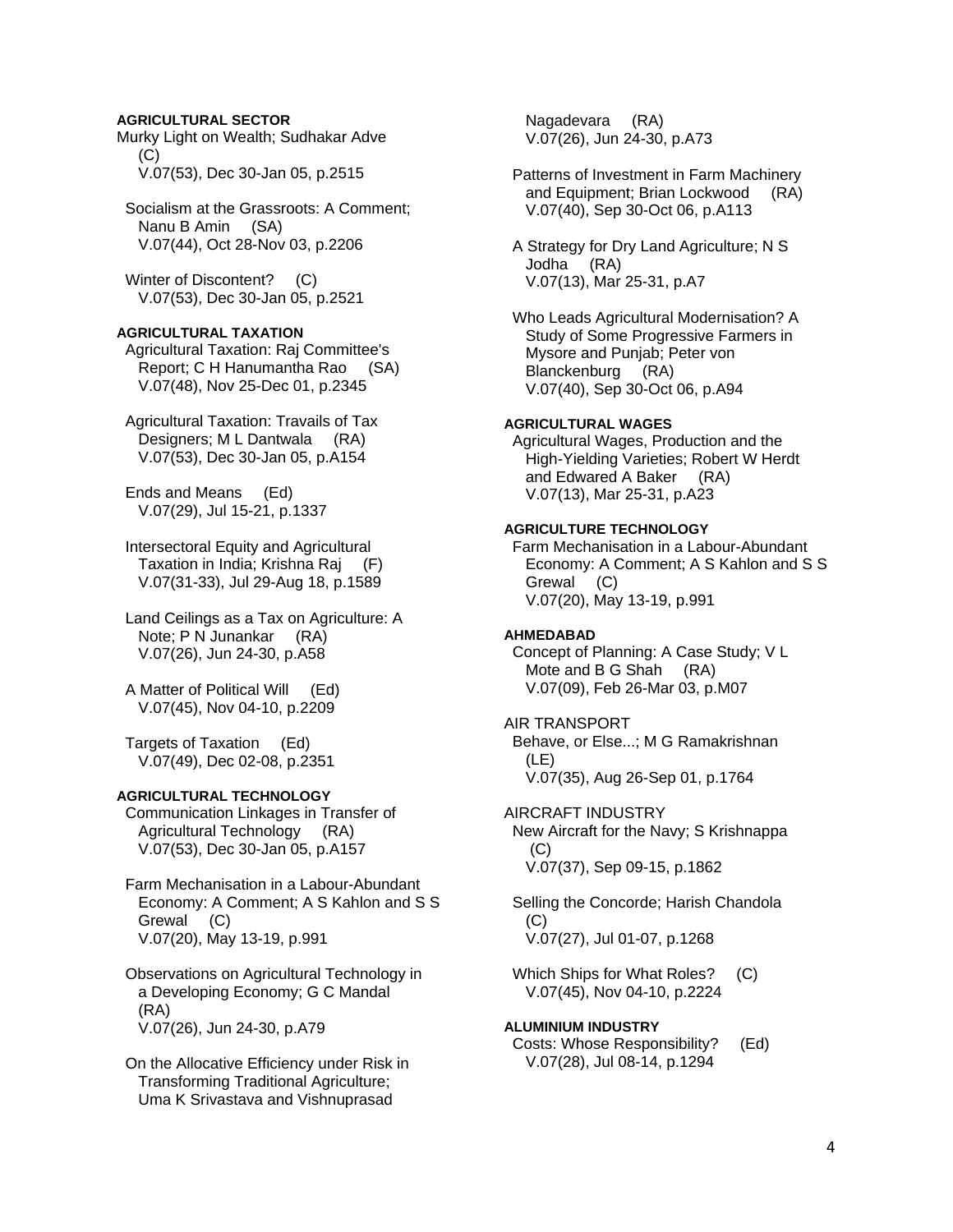**AGRICULTURAL SECTOR**

Murky Light on Wealth; Sudhakar Adve (C)
V.07(53), Dec 30-Jan 05, p.2515

Socialism at the Grassroots: A Comment; Nanu B Amin (SA)
V.07(44), Oct 28-Nov 03, p.2206

Winter of Discontent? (C)
V.07(53), Dec 30-Jan 05, p.2521

**AGRICULTURAL TAXATION**

Agricultural Taxation: Raj Committee's Report; C H Hanumantha Rao (SA)
V.07(48), Nov 25-Dec 01, p.2345

Agricultural Taxation: Travails of Tax Designers; M L Dantwala (RA)
V.07(53), Dec 30-Jan 05, p.A154

Ends and Means (Ed)
V.07(29), Jul 15-21, p.1337

Intersectoral Equity and Agricultural Taxation in India; Krishna Raj (F)
V.07(31-33), Jul 29-Aug 18, p.1589

Land Ceilings as a Tax on Agriculture: A Note; P N Junankar (RA)
V.07(26), Jun 24-30, p.A58

A Matter of Political Will (Ed)
V.07(45), Nov 04-10, p.2209

Targets of Taxation (Ed)
V.07(49), Dec 02-08, p.2351

**AGRICULTURAL TECHNOLOGY**

Communication Linkages in Transfer of Agricultural Technology (RA)
V.07(53), Dec 30-Jan 05, p.A157

Farm Mechanisation in a Labour-Abundant Economy: A Comment; A S Kahlon and S S Grewal (C)
V.07(20), May 13-19, p.991

Observations on Agricultural Technology in a Developing Economy; G C Mandal (RA)
V.07(26), Jun 24-30, p.A79

On the Allocative Efficiency under Risk in Transforming Traditional Agriculture; Uma K Srivastava and Vishnuprasad Nagadevara (RA)
V.07(26), Jun 24-30, p.A73

Patterns of Investment in Farm Machinery and Equipment; Brian Lockwood (RA)
V.07(40), Sep 30-Oct 06, p.A113

A Strategy for Dry Land Agriculture; N S Jodha (RA)
V.07(13), Mar 25-31, p.A7

Who Leads Agricultural Modernisation? A Study of Some Progressive Farmers in Mysore and Punjab; Peter von Blanckenburg (RA)
V.07(40), Sep 30-Oct 06, p.A94

**AGRICULTURAL WAGES**

Agricultural Wages, Production and the High-Yielding Varieties; Robert W Herdt and Edwared A Baker (RA)
V.07(13), Mar 25-31, p.A23

**AGRICULTURE TECHNOLOGY**

Farm Mechanisation in a Labour-Abundant Economy: A Comment; A S Kahlon and S S Grewal (C)
V.07(20), May 13-19, p.991

**AHMEDABAD**

Concept of Planning: A Case Study; V L Mote and B G Shah (RA)
V.07(09), Feb 26-Mar 03, p.M07

AIR TRANSPORT

Behave, or Else...; M G Ramakrishnan (LE)
V.07(35), Aug 26-Sep 01, p.1764

AIRCRAFT INDUSTRY

New Aircraft for the Navy; S Krishnappa (C)
V.07(37), Sep 09-15, p.1862

Selling the Concorde; Harish Chandola (C)
V.07(27), Jul 01-07, p.1268

Which Ships for What Roles? (C)
V.07(45), Nov 04-10, p.2224

**ALUMINIUM INDUSTRY**

Costs: Whose Responsibility? (Ed)
V.07(28), Jul 08-14, p.1294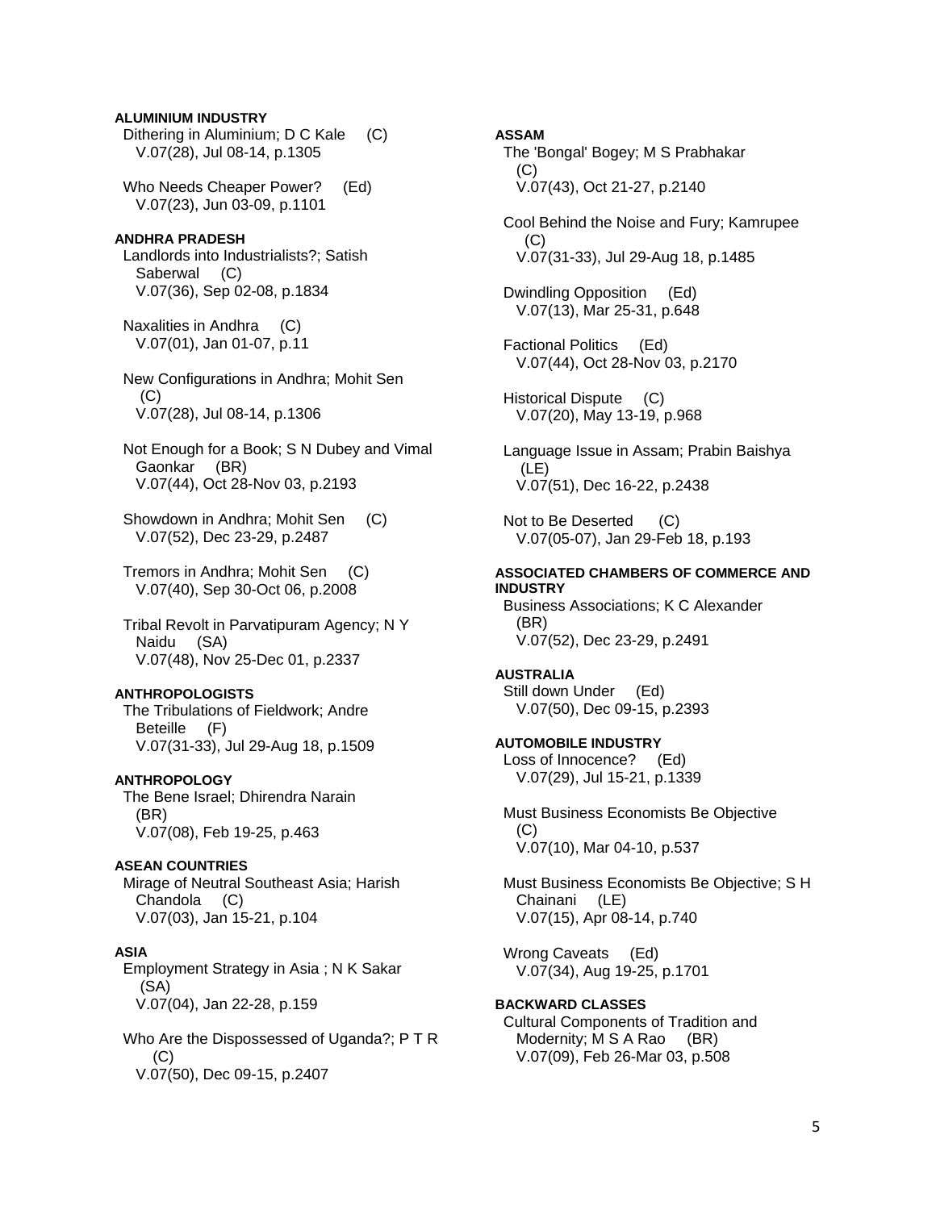**ALUMINIUM INDUSTRY**

Dithering in Aluminium; D C Kale (C)
V.07(28), Jul 08-14, p.1305

Who Needs Cheaper Power? (Ed)
V.07(23), Jun 03-09, p.1101

**ANDHRA PRADESH**

Landlords into Industrialists?; Satish Saberwal (C)
V.07(36), Sep 02-08, p.1834

Naxalities in Andhra (C)
V.07(01), Jan 01-07, p.11

New Configurations in Andhra; Mohit Sen (C)
V.07(28), Jul 08-14, p.1306

Not Enough for a Book; S N Dubey and Vimal Gaonkar (BR)
V.07(44), Oct 28-Nov 03, p.2193

Showdown in Andhra; Mohit Sen (C)
V.07(52), Dec 23-29, p.2487

Tremors in Andhra; Mohit Sen (C)
V.07(40), Sep 30-Oct 06, p.2008

Tribal Revolt in Parvatipuram Agency; N Y Naidu (SA)
V.07(48), Nov 25-Dec 01, p.2337

**ANTHROPOLOGISTS**

The Tribulations of Fieldwork; Andre Beteille (F)
V.07(31-33), Jul 29-Aug 18, p.1509

**ANTHROPOLOGY**

The Bene Israel; Dhirendra Narain (BR)
V.07(08), Feb 19-25, p.463

**ASEAN COUNTRIES**

Mirage of Neutral Southeast Asia; Harish Chandola (C)
V.07(03), Jan 15-21, p.104

**ASIA**

Employment Strategy in Asia ; N K Sakar (SA)
V.07(04), Jan 22-28, p.159

Who Are the Dispossessed of Uganda?; P T R (C)
V.07(50), Dec 09-15, p.2407

**ASSAM**

The 'Bongal' Bogey; M S Prabhakar (C)
V.07(43), Oct 21-27, p.2140

Cool Behind the Noise and Fury; Kamrupee (C)
V.07(31-33), Jul 29-Aug 18, p.1485

Dwindling Opposition (Ed)
V.07(13), Mar 25-31, p.648

Factional Politics (Ed)
V.07(44), Oct 28-Nov 03, p.2170

Historical Dispute (C)
V.07(20), May 13-19, p.968

Language Issue in Assam; Prabin Baishya (LE)
V.07(51), Dec 16-22, p.2438

Not to Be Deserted (C)
V.07(05-07), Jan 29-Feb 18, p.193

**ASSOCIATED CHAMBERS OF COMMERCE AND INDUSTRY**

Business Associations; K C Alexander (BR)
V.07(52), Dec 23-29, p.2491

**AUSTRALIA**

Still down Under (Ed)
V.07(50), Dec 09-15, p.2393

**AUTOMOBILE INDUSTRY**

Loss of Innocence? (Ed)
V.07(29), Jul 15-21, p.1339

Must Business Economists Be Objective (C)
V.07(10), Mar 04-10, p.537

Must Business Economists Be Objective; S H Chainani (LE)
V.07(15), Apr 08-14, p.740

Wrong Caveats (Ed)
V.07(34), Aug 19-25, p.1701

**BACKWARD CLASSES**

Cultural Components of Tradition and Modernity; M S A Rao (BR)
V.07(09), Feb 26-Mar 03, p.508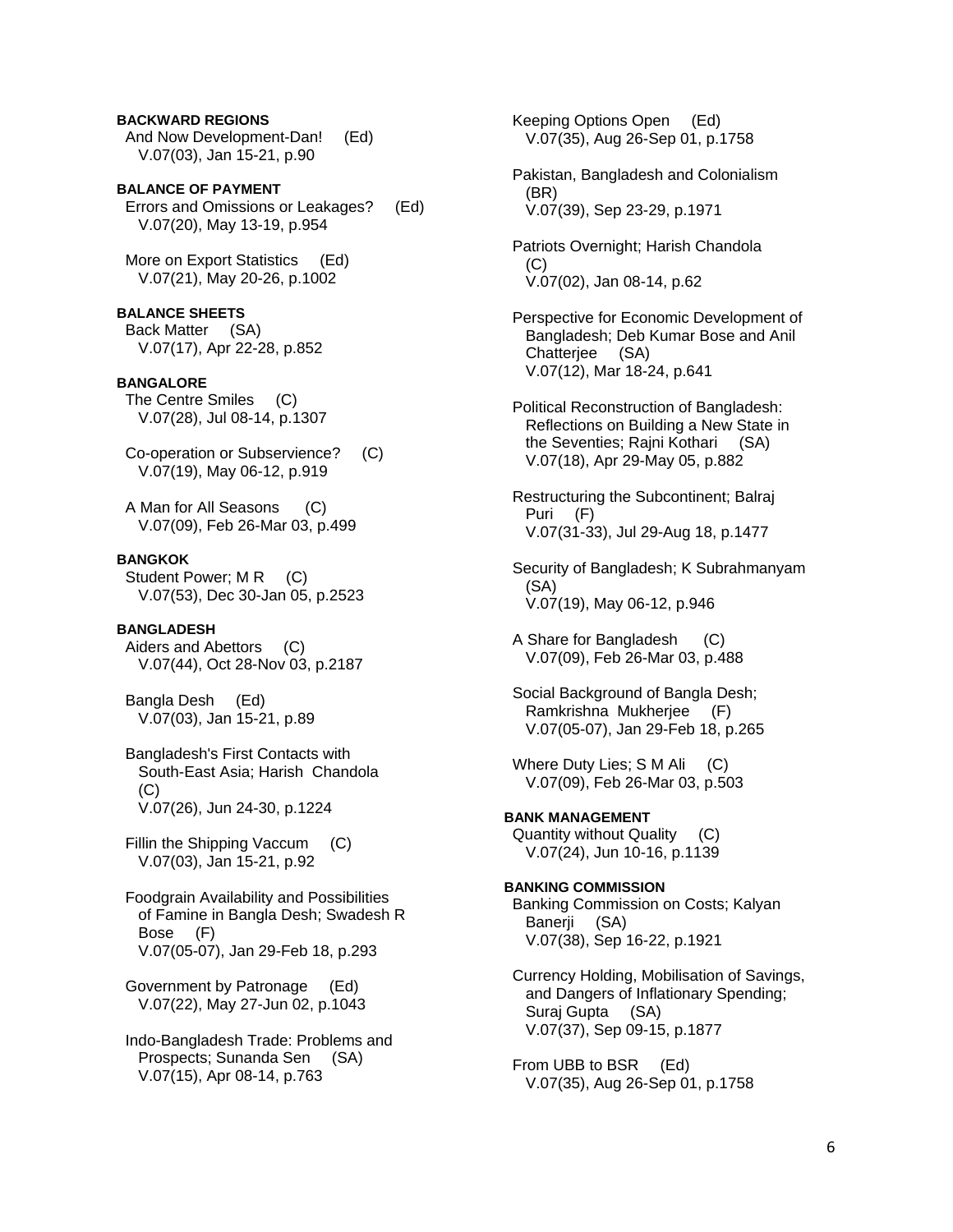**BACKWARD REGIONS**

And Now Development-Dan! (Ed)
V.07(03), Jan 15-21, p.90

**BALANCE OF PAYMENT**

Errors and Omissions or Leakages? (Ed)
V.07(20), May 13-19, p.954

More on Export Statistics (Ed)
V.07(21), May 20-26, p.1002

**BALANCE SHEETS**

Back Matter (SA)
V.07(17), Apr 22-28, p.852

**BANGALORE**

The Centre Smiles (C)
V.07(28), Jul 08-14, p.1307

Co-operation or Subservience? (C)
V.07(19), May 06-12, p.919

A Man for All Seasons (C)
V.07(09), Feb 26-Mar 03, p.499

**BANGKOK**

Student Power; M R (C)
V.07(53), Dec 30-Jan 05, p.2523

**BANGLADESH**

Aiders and Abettors (C)
V.07(44), Oct 28-Nov 03, p.2187

Bangla Desh (Ed)
V.07(03), Jan 15-21, p.89

Bangladesh's First Contacts with South-East Asia; Harish Chandola (C)
V.07(26), Jun 24-30, p.1224

Fillin the Shipping Vaccum (C)
V.07(03), Jan 15-21, p.92

Foodgrain Availability and Possibilities of Famine in Bangla Desh; Swadesh R Bose (F)
V.07(05-07), Jan 29-Feb 18, p.293

Government by Patronage (Ed)
V.07(22), May 27-Jun 02, p.1043

Indo-Bangladesh Trade: Problems and Prospects; Sunanda Sen (SA)
V.07(15), Apr 08-14, p.763

Keeping Options Open (Ed)
V.07(35), Aug 26-Sep 01, p.1758

Pakistan, Bangladesh and Colonialism (BR)
V.07(39), Sep 23-29, p.1971

Patriots Overnight; Harish Chandola (C)
V.07(02), Jan 08-14, p.62

Perspective for Economic Development of Bangladesh; Deb Kumar Bose and Anil Chatterjee (SA)
V.07(12), Mar 18-24, p.641

Political Reconstruction of Bangladesh: Reflections on Building a New State in the Seventies; Rajni Kothari (SA)
V.07(18), Apr 29-May 05, p.882

Restructuring the Subcontinent; Balraj Puri (F)
V.07(31-33), Jul 29-Aug 18, p.1477

Security of Bangladesh; K Subrahmanyam (SA)
V.07(19), May 06-12, p.946

A Share for Bangladesh (C)
V.07(09), Feb 26-Mar 03, p.488

Social Background of Bangla Desh; Ramkrishna Mukherjee (F)
V.07(05-07), Jan 29-Feb 18, p.265

Where Duty Lies; S M Ali (C)
V.07(09), Feb 26-Mar 03, p.503

**BANK MANAGEMENT**

Quantity without Quality (C)
V.07(24), Jun 10-16, p.1139

**BANKING COMMISSION**

Banking Commission on Costs; Kalyan Banerji (SA)
V.07(38), Sep 16-22, p.1921

Currency Holding, Mobilisation of Savings, and Dangers of Inflationary Spending; Suraj Gupta (SA)
V.07(37), Sep 09-15, p.1877

From UBB to BSR (Ed)
V.07(35), Aug 26-Sep 01, p.1758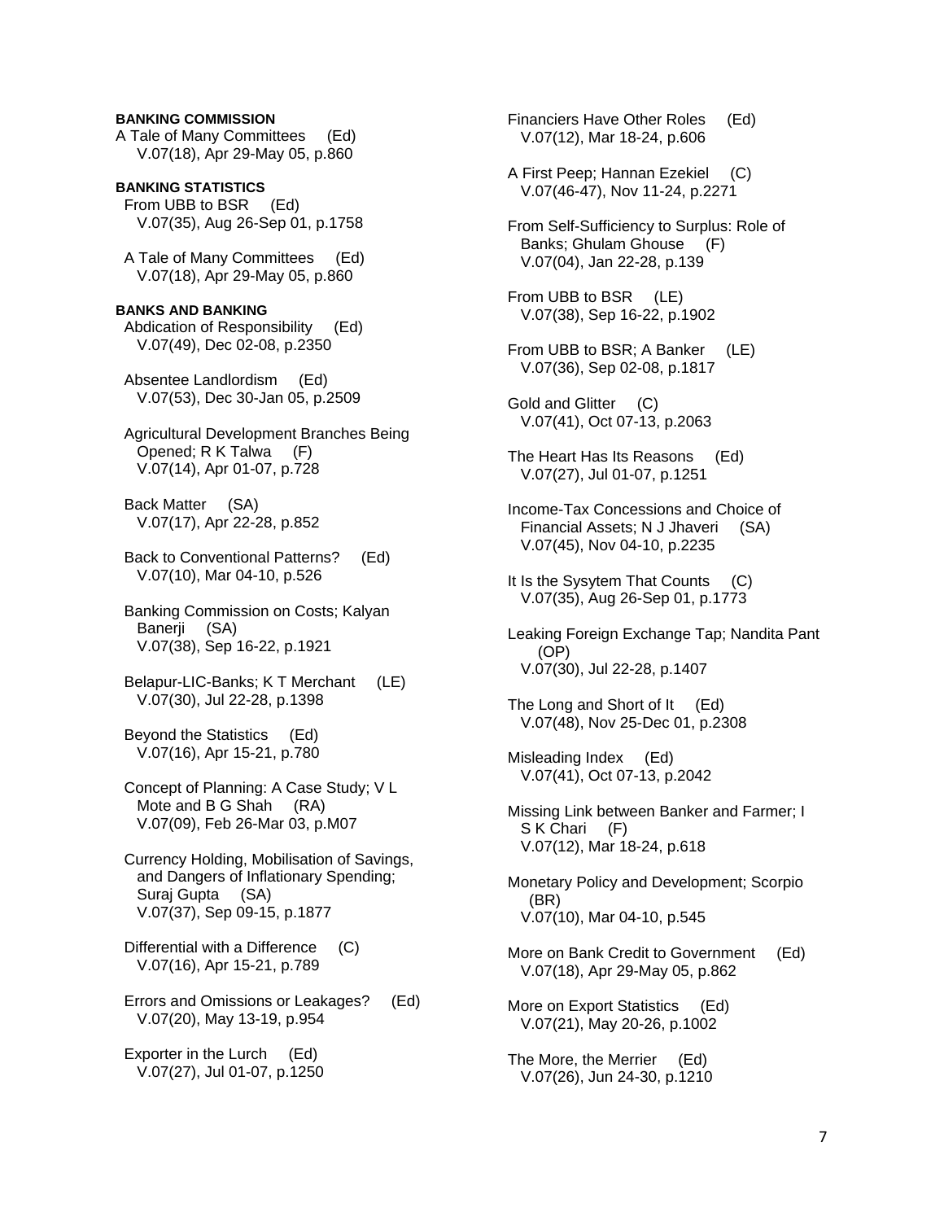**BANKING COMMISSION**

A Tale of Many Committees (Ed)
V.07(18), Apr 29-May 05, p.860

**BANKING STATISTICS**

From UBB to BSR (Ed)
V.07(35), Aug 26-Sep 01, p.1758

A Tale of Many Committees (Ed)
V.07(18), Apr 29-May 05, p.860

**BANKS AND BANKING**

Abdication of Responsibility (Ed)
V.07(49), Dec 02-08, p.2350

Absentee Landlordism (Ed)
V.07(53), Dec 30-Jan 05, p.2509

Agricultural Development Branches Being Opened; R K Talwa (F)
V.07(14), Apr 01-07, p.728

Back Matter (SA)
V.07(17), Apr 22-28, p.852

Back to Conventional Patterns? (Ed)
V.07(10), Mar 04-10, p.526

Banking Commission on Costs; Kalyan Banerji (SA)
V.07(38), Sep 16-22, p.1921

Belapur-LIC-Banks; K T Merchant (LE)
V.07(30), Jul 22-28, p.1398

Beyond the Statistics (Ed)
V.07(16), Apr 15-21, p.780

Concept of Planning: A Case Study; V L Mote and B G Shah (RA)
V.07(09), Feb 26-Mar 03, p.M07

Currency Holding, Mobilisation of Savings, and Dangers of Inflationary Spending; Suraj Gupta (SA)
V.07(37), Sep 09-15, p.1877

Differential with a Difference (C)
V.07(16), Apr 15-21, p.789

Errors and Omissions or Leakages? (Ed)
V.07(20), May 13-19, p.954

Exporter in the Lurch (Ed)
V.07(27), Jul 01-07, p.1250

Financiers Have Other Roles (Ed)
V.07(12), Mar 18-24, p.606

A First Peep; Hannan Ezekiel (C)
V.07(46-47), Nov 11-24, p.2271

From Self-Sufficiency to Surplus: Role of Banks; Ghulam Ghouse (F)
V.07(04), Jan 22-28, p.139

From UBB to BSR (LE)
V.07(38), Sep 16-22, p.1902

From UBB to BSR; A Banker (LE)
V.07(36), Sep 02-08, p.1817

Gold and Glitter (C)
V.07(41), Oct 07-13, p.2063

The Heart Has Its Reasons (Ed)
V.07(27), Jul 01-07, p.1251

Income-Tax Concessions and Choice of Financial Assets; N J Jhaveri (SA)
V.07(45), Nov 04-10, p.2235

It Is the Sysytem That Counts (C)
V.07(35), Aug 26-Sep 01, p.1773

Leaking Foreign Exchange Tap; Nandita Pant (OP)
V.07(30), Jul 22-28, p.1407

The Long and Short of It (Ed)
V.07(48), Nov 25-Dec 01, p.2308

Misleading Index (Ed)
V.07(41), Oct 07-13, p.2042

Missing Link between Banker and Farmer; I S K Chari (F)
V.07(12), Mar 18-24, p.618

Monetary Policy and Development; Scorpio (BR)
V.07(10), Mar 04-10, p.545

More on Bank Credit to Government (Ed)
V.07(18), Apr 29-May 05, p.862

More on Export Statistics (Ed)
V.07(21), May 20-26, p.1002

The More, the Merrier (Ed)
V.07(26), Jun 24-30, p.1210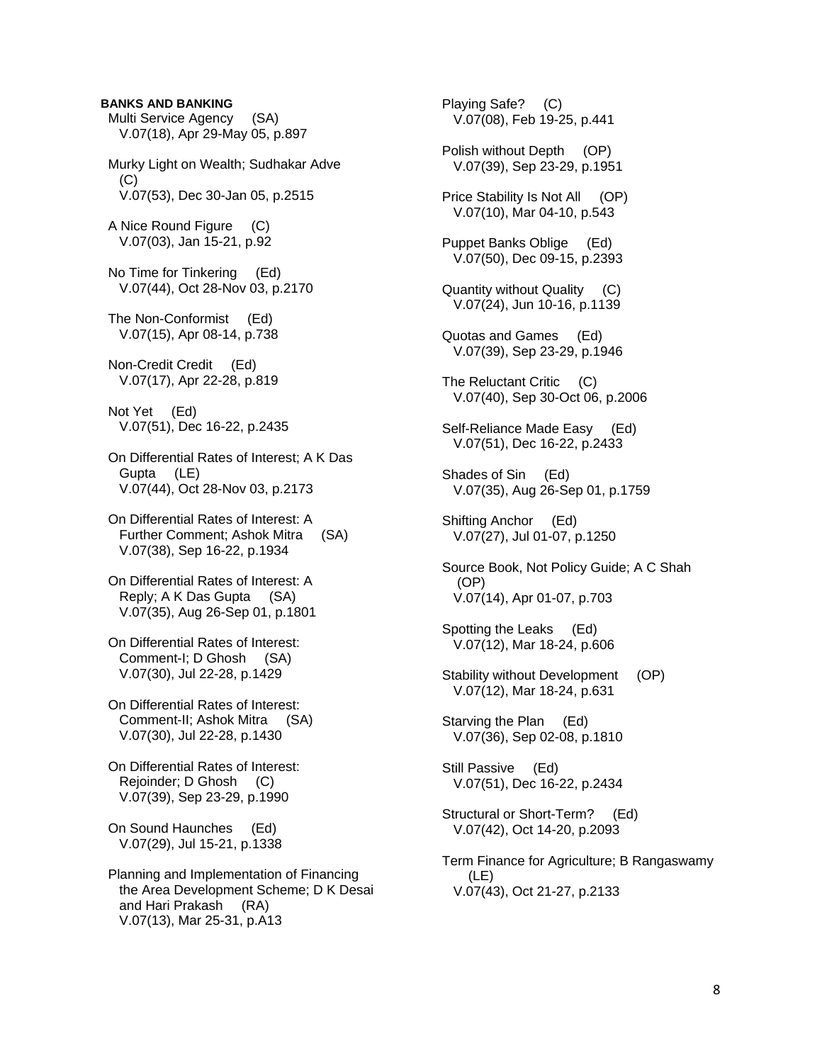**BANKS AND BANKING**

Multi Service Agency (SA)
V.07(18), Apr 29-May 05, p.897

Murky Light on Wealth; Sudhakar Adve (C)
V.07(53), Dec 30-Jan 05, p.2515

A Nice Round Figure (C)
V.07(03), Jan 15-21, p.92

No Time for Tinkering (Ed)
V.07(44), Oct 28-Nov 03, p.2170

The Non-Conformist (Ed)
V.07(15), Apr 08-14, p.738

Non-Credit Credit (Ed)
V.07(17), Apr 22-28, p.819

Not Yet (Ed)
V.07(51), Dec 16-22, p.2435

On Differential Rates of Interest; A K Das Gupta (LE)
V.07(44), Oct 28-Nov 03, p.2173

On Differential Rates of Interest: A Further Comment; Ashok Mitra (SA)
V.07(38), Sep 16-22, p.1934

On Differential Rates of Interest: A Reply; A K Das Gupta (SA)
V.07(35), Aug 26-Sep 01, p.1801

On Differential Rates of Interest: Comment-I; D Ghosh (SA)
V.07(30), Jul 22-28, p.1429

On Differential Rates of Interest: Comment-II; Ashok Mitra (SA)
V.07(30), Jul 22-28, p.1430

On Differential Rates of Interest: Rejoinder; D Ghosh (C)
V.07(39), Sep 23-29, p.1990

On Sound Haunches (Ed)
V.07(29), Jul 15-21, p.1338

Planning and Implementation of Financing the Area Development Scheme; D K Desai and Hari Prakash (RA)
V.07(13), Mar 25-31, p.A13

Playing Safe? (C)
V.07(08), Feb 19-25, p.441

Polish without Depth (OP)
V.07(39), Sep 23-29, p.1951

Price Stability Is Not All (OP)
V.07(10), Mar 04-10, p.543

Puppet Banks Oblige (Ed)
V.07(50), Dec 09-15, p.2393

Quantity without Quality (C)
V.07(24), Jun 10-16, p.1139

Quotas and Games (Ed)
V.07(39), Sep 23-29, p.1946

The Reluctant Critic (C)
V.07(40), Sep 30-Oct 06, p.2006

Self-Reliance Made Easy (Ed)
V.07(51), Dec 16-22, p.2433

Shades of Sin (Ed)
V.07(35), Aug 26-Sep 01, p.1759

Shifting Anchor (Ed)
V.07(27), Jul 01-07, p.1250

Source Book, Not Policy Guide; A C Shah (OP)
V.07(14), Apr 01-07, p.703

Spotting the Leaks (Ed)
V.07(12), Mar 18-24, p.606

Stability without Development (OP)
V.07(12), Mar 18-24, p.631

Starving the Plan (Ed)
V.07(36), Sep 02-08, p.1810

Still Passive (Ed)
V.07(51), Dec 16-22, p.2434

Structural or Short-Term? (Ed)
V.07(42), Oct 14-20, p.2093

Term Finance for Agriculture; B Rangaswamy (LE)
V.07(43), Oct 21-27, p.2133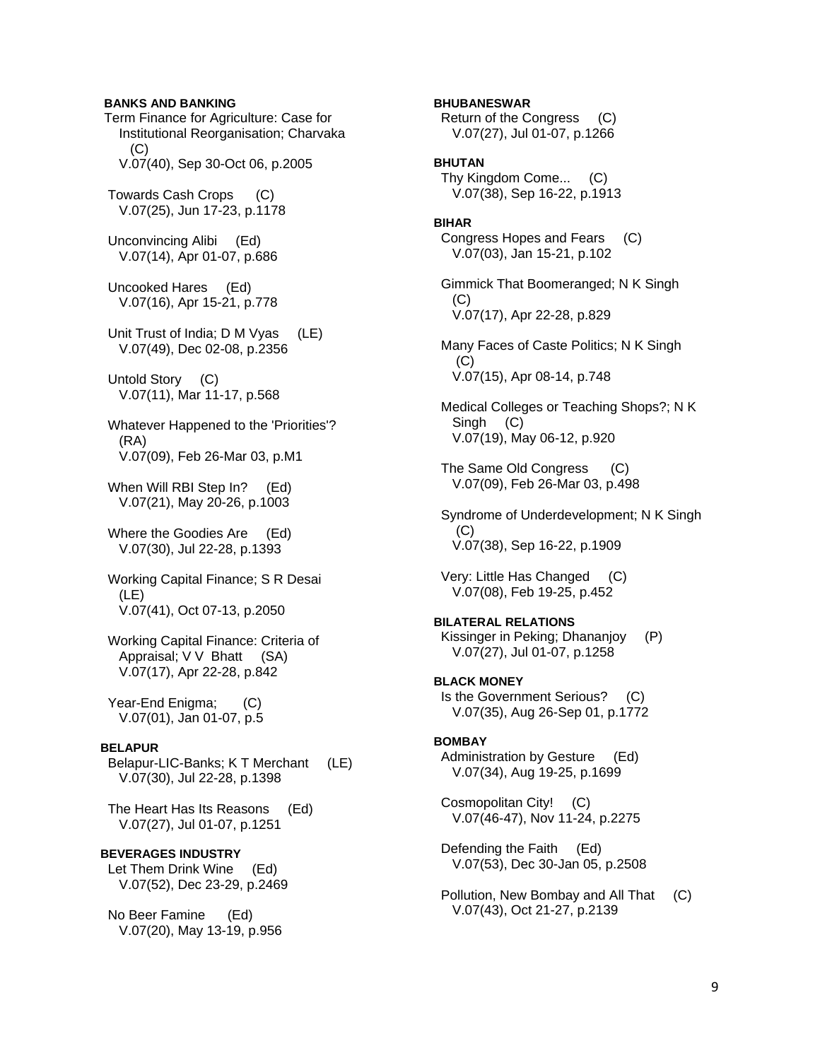**BANKS AND BANKING**

Term Finance for Agriculture: Case for Institutional Reorganisation; Charvaka (C)
V.07(40), Sep 30-Oct 06, p.2005

Towards Cash Crops (C)
V.07(25), Jun 17-23, p.1178

Unconvincing Alibi (Ed)
V.07(14), Apr 01-07, p.686

Uncooked Hares (Ed)
V.07(16), Apr 15-21, p.778

Unit Trust of India; D M Vyas (LE)
V.07(49), Dec 02-08, p.2356

Untold Story (C)
V.07(11), Mar 11-17, p.568

Whatever Happened to the 'Priorities'? (RA)
V.07(09), Feb 26-Mar 03, p.M1

When Will RBI Step In? (Ed)
V.07(21), May 20-26, p.1003

Where the Goodies Are (Ed)
V.07(30), Jul 22-28, p.1393

Working Capital Finance; S R Desai (LE)
V.07(41), Oct 07-13, p.2050

Working Capital Finance: Criteria of Appraisal; V V Bhatt (SA)
V.07(17), Apr 22-28, p.842

Year-End Enigma; (C)
V.07(01), Jan 01-07, p.5

**BELAPUR**

Belapur-LIC-Banks; K T Merchant (LE)
V.07(30), Jul 22-28, p.1398

The Heart Has Its Reasons (Ed)
V.07(27), Jul 01-07, p.1251

**BEVERAGES INDUSTRY**

Let Them Drink Wine (Ed)
V.07(52), Dec 23-29, p.2469

No Beer Famine (Ed)
V.07(20), May 13-19, p.956

**BHUBANESWAR**

Return of the Congress (C)
V.07(27), Jul 01-07, p.1266

**BHUTAN**

Thy Kingdom Come... (C)
V.07(38), Sep 16-22, p.1913

**BIHAR**

Congress Hopes and Fears (C)
V.07(03), Jan 15-21, p.102

Gimmick That Boomeranged; N K Singh (C)
V.07(17), Apr 22-28, p.829

Many Faces of Caste Politics; N K Singh (C)
V.07(15), Apr 08-14, p.748

Medical Colleges or Teaching Shops?; N K Singh (C)
V.07(19), May 06-12, p.920

The Same Old Congress (C)
V.07(09), Feb 26-Mar 03, p.498

Syndrome of Underdevelopment; N K Singh (C)
V.07(38), Sep 16-22, p.1909

Very: Little Has Changed (C)
V.07(08), Feb 19-25, p.452

**BILATERAL RELATIONS**

Kissinger in Peking; Dhananjoy (P)
V.07(27), Jul 01-07, p.1258

**BLACK MONEY**

Is the Government Serious? (C)
V.07(35), Aug 26-Sep 01, p.1772

**BOMBAY**

Administration by Gesture (Ed)
V.07(34), Aug 19-25, p.1699

Cosmopolitan City! (C)
V.07(46-47), Nov 11-24, p.2275

Defending the Faith (Ed)
V.07(53), Dec 30-Jan 05, p.2508

Pollution, New Bombay and All That (C)
V.07(43), Oct 21-27, p.2139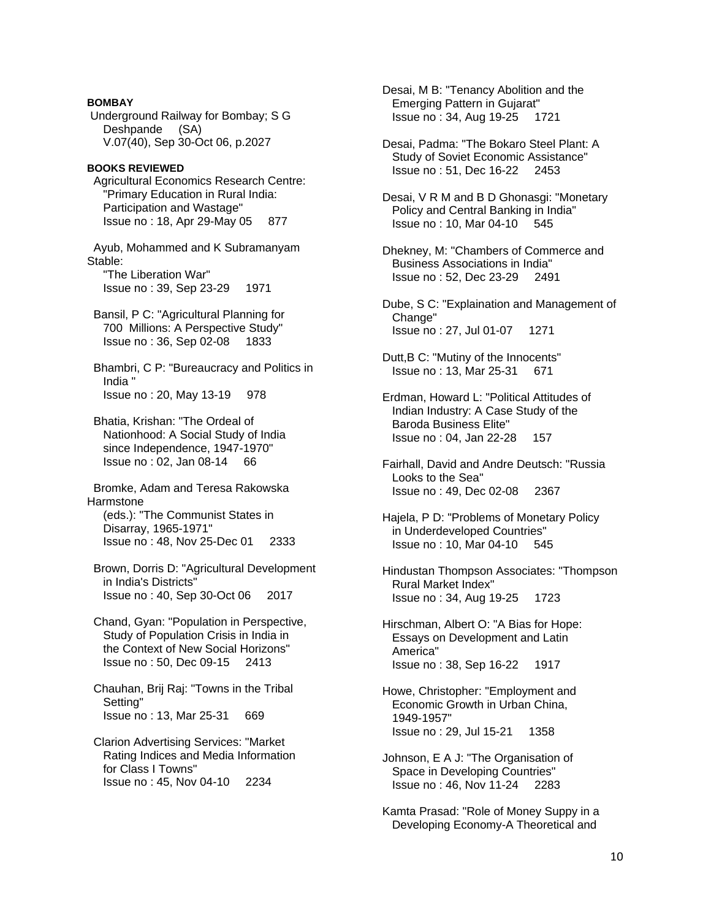**BOMBAY**

Underground Railway for Bombay; S G Deshpande (SA)
V.07(40), Sep 30-Oct 06, p.2027

**BOOKS REVIEWED**

Agricultural Economics Research Centre: "Primary Education in Rural India: Participation and Wastage"
Issue no : 18, Apr 29-May 05 877

Ayub, Mohammed and K Subramanyam Stable:
"The Liberation War"
Issue no : 39, Sep 23-29 1971

Bansil, P C: "Agricultural Planning for 700 Millions: A Perspective Study"
Issue no : 36, Sep 02-08 1833

Bhambri, C P: "Bureaucracy and Politics in India "
Issue no : 20, May 13-19 978

Bhatia, Krishan: "The Ordeal of Nationhood: A Social Study of India since Independence, 1947-1970"
Issue no : 02, Jan 08-14 66

Bromke, Adam and Teresa Rakowska Harmstone
(eds.): "The Communist States in Disarray, 1965-1971"
Issue no : 48, Nov 25-Dec 01 2333

Brown, Dorris D: "Agricultural Development in India's Districts"
Issue no : 40, Sep 30-Oct 06 2017

Chand, Gyan: "Population in Perspective, Study of Population Crisis in India in the Context of New Social Horizons"
Issue no : 50, Dec 09-15 2413

Chauhan, Brij Raj: "Towns in the Tribal Setting"
Issue no : 13, Mar 25-31 669

Clarion Advertising Services: "Market Rating Indices and Media Information for Class I Towns"
Issue no : 45, Nov 04-10 2234

Desai, M B: "Tenancy Abolition and the Emerging Pattern in Gujarat"
Issue no : 34, Aug 19-25 1721

Desai, Padma: "The Bokaro Steel Plant: A Study of Soviet Economic Assistance"
Issue no : 51, Dec 16-22 2453

Desai, V R M and B D Ghonasgi: "Monetary Policy and Central Banking in India"
Issue no : 10, Mar 04-10 545

Dhekney, M: "Chambers of Commerce and Business Associations in India"
Issue no : 52, Dec 23-29 2491

Dube, S C: "Explaination and Management of Change"
Issue no : 27, Jul 01-07 1271

Dutt,B C: "Mutiny of the Innocents"
Issue no : 13, Mar 25-31 671

Erdman, Howard L: "Political Attitudes of Indian Industry: A Case Study of the Baroda Business Elite"
Issue no : 04, Jan 22-28 157

Fairhall, David and Andre Deutsch: "Russia Looks to the Sea"
Issue no : 49, Dec 02-08 2367

Hajela, P D: "Problems of Monetary Policy in Underdeveloped Countries"
Issue no : 10, Mar 04-10 545

Hindustan Thompson Associates: "Thompson Rural Market Index"
Issue no : 34, Aug 19-25 1723

Hirschman, Albert O: "A Bias for Hope: Essays on Development and Latin America"
Issue no : 38, Sep 16-22 1917

Howe, Christopher: "Employment and Economic Growth in Urban China, 1949-1957"
Issue no : 29, Jul 15-21 1358

Johnson, E A J: "The Organisation of Space in Developing Countries"
Issue no : 46, Nov 11-24 2283

Kamta Prasad: "Role of Money Suppy in a Developing Economy-A Theoretical and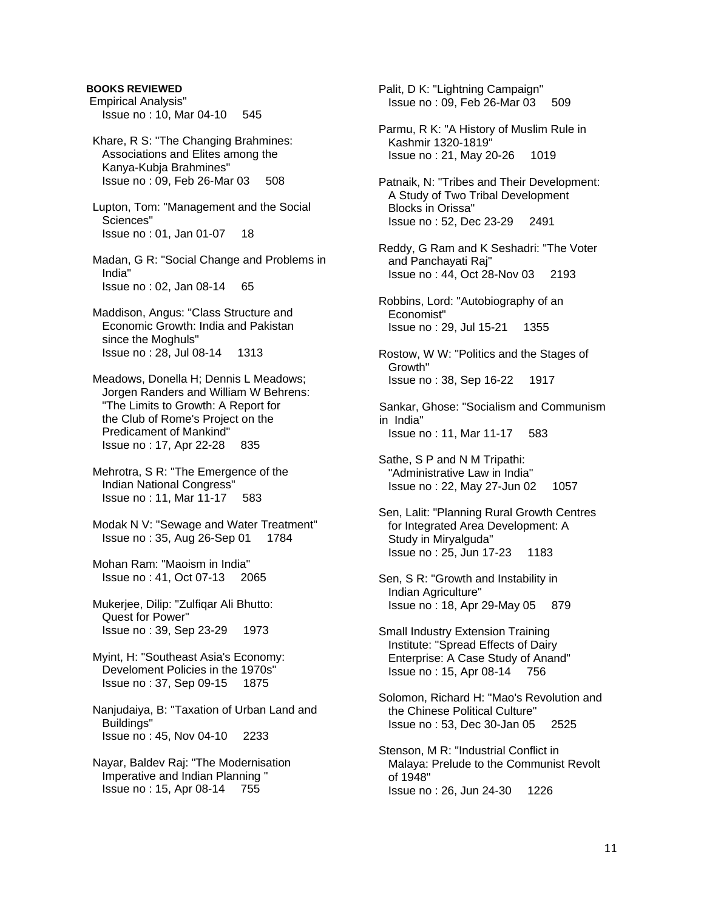**BOOKS REVIEWED**

Empirical Analysis"
Issue no : 10, Mar 04-10 545

Khare, R S: "The Changing Brahmines: Associations and Elites among the Kanya-Kubja Brahmines"
Issue no : 09, Feb 26-Mar 03 508

Lupton, Tom: "Management and the Social Sciences"
Issue no : 01, Jan 01-07 18

Madan, G R: "Social Change and Problems in India"
Issue no : 02, Jan 08-14 65

Maddison, Angus: "Class Structure and Economic Growth: India and Pakistan since the Moghuls"
Issue no : 28, Jul 08-14 1313

Meadows, Donella H; Dennis L Meadows; Jorgen Randers and William W Behrens: "The Limits to Growth: A Report for the Club of Rome's Project on the Predicament of Mankind"
Issue no : 17, Apr 22-28 835

Mehrotra, S R: "The Emergence of the Indian National Congress"
Issue no : 11, Mar 11-17 583

Modak N V: "Sewage and Water Treatment"
Issue no : 35, Aug 26-Sep 01 1784

Mohan Ram: "Maoism in India"
Issue no : 41, Oct 07-13 2065

Mukerjee, Dilip: "Zulfiqar Ali Bhutto: Quest for Power"
Issue no : 39, Sep 23-29 1973

Myint, H: "Southeast Asia's Economy: Develoment Policies in the 1970s"
Issue no : 37, Sep 09-15 1875

Nanjudaiya, B: "Taxation of Urban Land and Buildings"
Issue no : 45, Nov 04-10 2233

Nayar, Baldev Raj: "The Modernisation Imperative and Indian Planning "
Issue no : 15, Apr 08-14 755

Palit, D K: "Lightning Campaign"
Issue no : 09, Feb 26-Mar 03 509

Parmu, R K: "A History of Muslim Rule in Kashmir 1320-1819"
Issue no : 21, May 20-26 1019

Patnaik, N: "Tribes and Their Development: A Study of Two Tribal Development Blocks in Orissa"
Issue no : 52, Dec 23-29 2491

Reddy, G Ram and K Seshadri: "The Voter and Panchayati Raj"
Issue no : 44, Oct 28-Nov 03 2193

Robbins, Lord: "Autobiography of an Economist"
Issue no : 29, Jul 15-21 1355

Rostow, W W: "Politics and the Stages of Growth"
Issue no : 38, Sep 16-22 1917

Sankar, Ghose: "Socialism and Communism in India"
Issue no : 11, Mar 11-17 583

Sathe, S P and N M Tripathi: "Administrative Law in India"
Issue no : 22, May 27-Jun 02 1057

Sen, Lalit: "Planning Rural Growth Centres for Integrated Area Development: A Study in Miryalguda"
Issue no : 25, Jun 17-23 1183

Sen, S R: "Growth and Instability in Indian Agriculture"
Issue no : 18, Apr 29-May 05 879

Small Industry Extension Training Institute: "Spread Effects of Dairy Enterprise: A Case Study of Anand"
Issue no : 15, Apr 08-14 756

Solomon, Richard H: "Mao's Revolution and the Chinese Political Culture"
Issue no : 53, Dec 30-Jan 05 2525

Stenson, M R: "Industrial Conflict in Malaya: Prelude to the Communist Revolt of 1948"
Issue no : 26, Jun 24-30 1226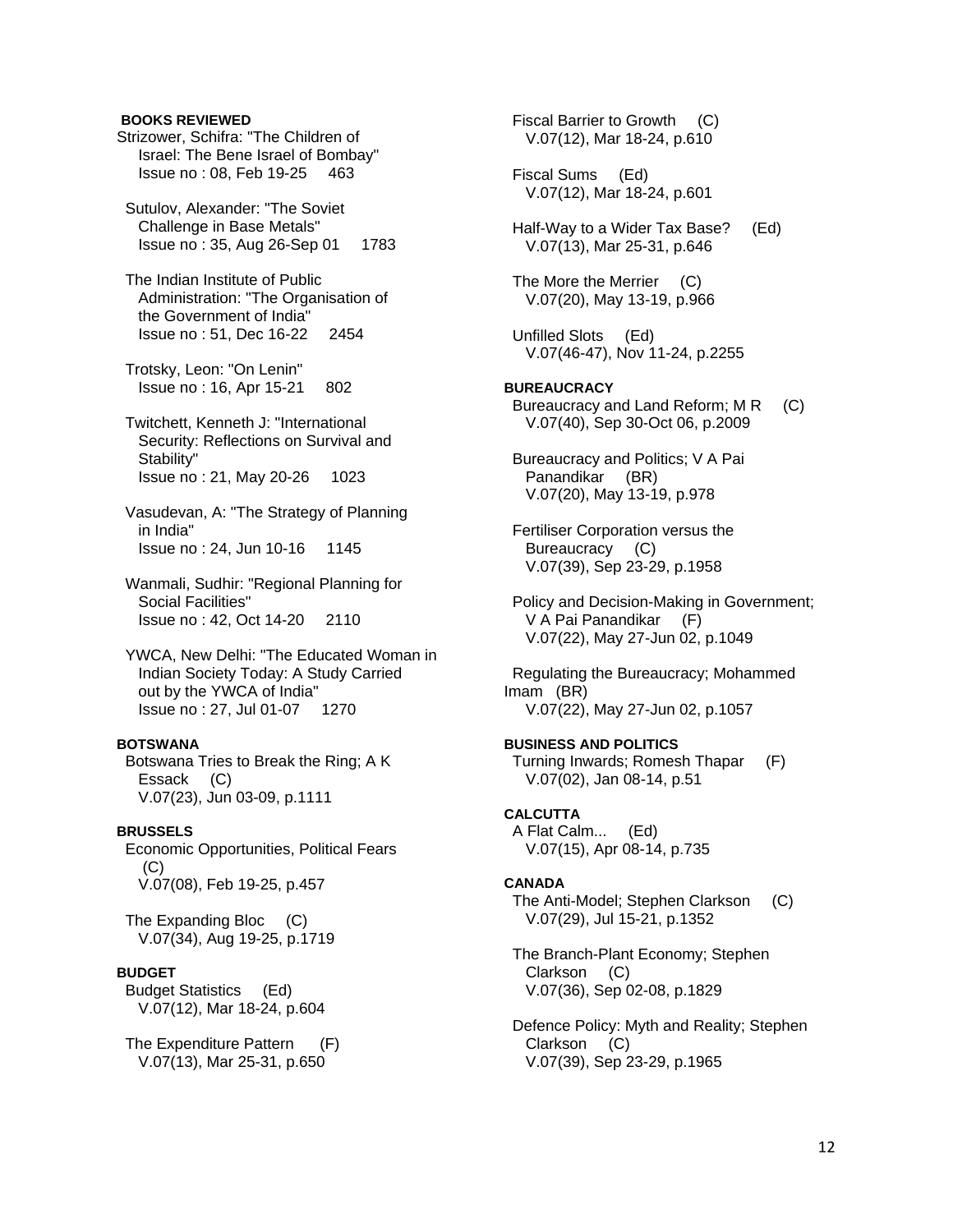**BOOKS REVIEWED**

Strizower, Schifra: "The Children of Israel: The Bene Israel of Bombay"
Issue no : 08, Feb 19-25 463

Sutulov, Alexander: "The Soviet Challenge in Base Metals"
Issue no : 35, Aug 26-Sep 01 1783

The Indian Institute of Public Administration: "The Organisation of the Government of India"
Issue no : 51, Dec 16-22 2454

Trotsky, Leon: "On Lenin"
Issue no : 16, Apr 15-21 802

Twitchett, Kenneth J: "International Security: Reflections on Survival and Stability"
Issue no : 21, May 20-26 1023

Vasudevan, A: "The Strategy of Planning in India"
Issue no : 24, Jun 10-16 1145

Wanmali, Sudhir: "Regional Planning for Social Facilities"
Issue no : 42, Oct 14-20 2110

YWCA, New Delhi: "The Educated Woman in Indian Society Today: A Study Carried out by the YWCA of India"
Issue no : 27, Jul 01-07 1270

**BOTSWANA**

Botswana Tries to Break the Ring; A K Essack (C)
V.07(23), Jun 03-09, p.1111

**BRUSSELS**

Economic Opportunities, Political Fears (C)
V.07(08), Feb 19-25, p.457

The Expanding Bloc (C)
V.07(34), Aug 19-25, p.1719

**BUDGET**

Budget Statistics (Ed)
V.07(12), Mar 18-24, p.604

The Expenditure Pattern (F)
V.07(13), Mar 25-31, p.650

Fiscal Barrier to Growth (C)
V.07(12), Mar 18-24, p.610

Fiscal Sums (Ed)
V.07(12), Mar 18-24, p.601

Half-Way to a Wider Tax Base? (Ed)
V.07(13), Mar 25-31, p.646

The More the Merrier (C)
V.07(20), May 13-19, p.966

Unfilled Slots (Ed)
V.07(46-47), Nov 11-24, p.2255

**BUREAUCRACY**

Bureaucracy and Land Reform; M R (C)
V.07(40), Sep 30-Oct 06, p.2009

Bureaucracy and Politics; V A Pai Panandikar (BR)
V.07(20), May 13-19, p.978

Fertiliser Corporation versus the Bureaucracy (C)
V.07(39), Sep 23-29, p.1958

Policy and Decision-Making in Government; V A Pai Panandikar (F)
V.07(22), May 27-Jun 02, p.1049

Regulating the Bureaucracy; Mohammed Imam (BR)
V.07(22), May 27-Jun 02, p.1057

**BUSINESS AND POLITICS**

Turning Inwards; Romesh Thapar (F)
V.07(02), Jan 08-14, p.51

**CALCUTTA**

A Flat Calm... (Ed)
V.07(15), Apr 08-14, p.735

**CANADA**

The Anti-Model; Stephen Clarkson (C)
V.07(29), Jul 15-21, p.1352

The Branch-Plant Economy; Stephen Clarkson (C)
V.07(36), Sep 02-08, p.1829

Defence Policy: Myth and Reality; Stephen Clarkson (C)
V.07(39), Sep 23-29, p.1965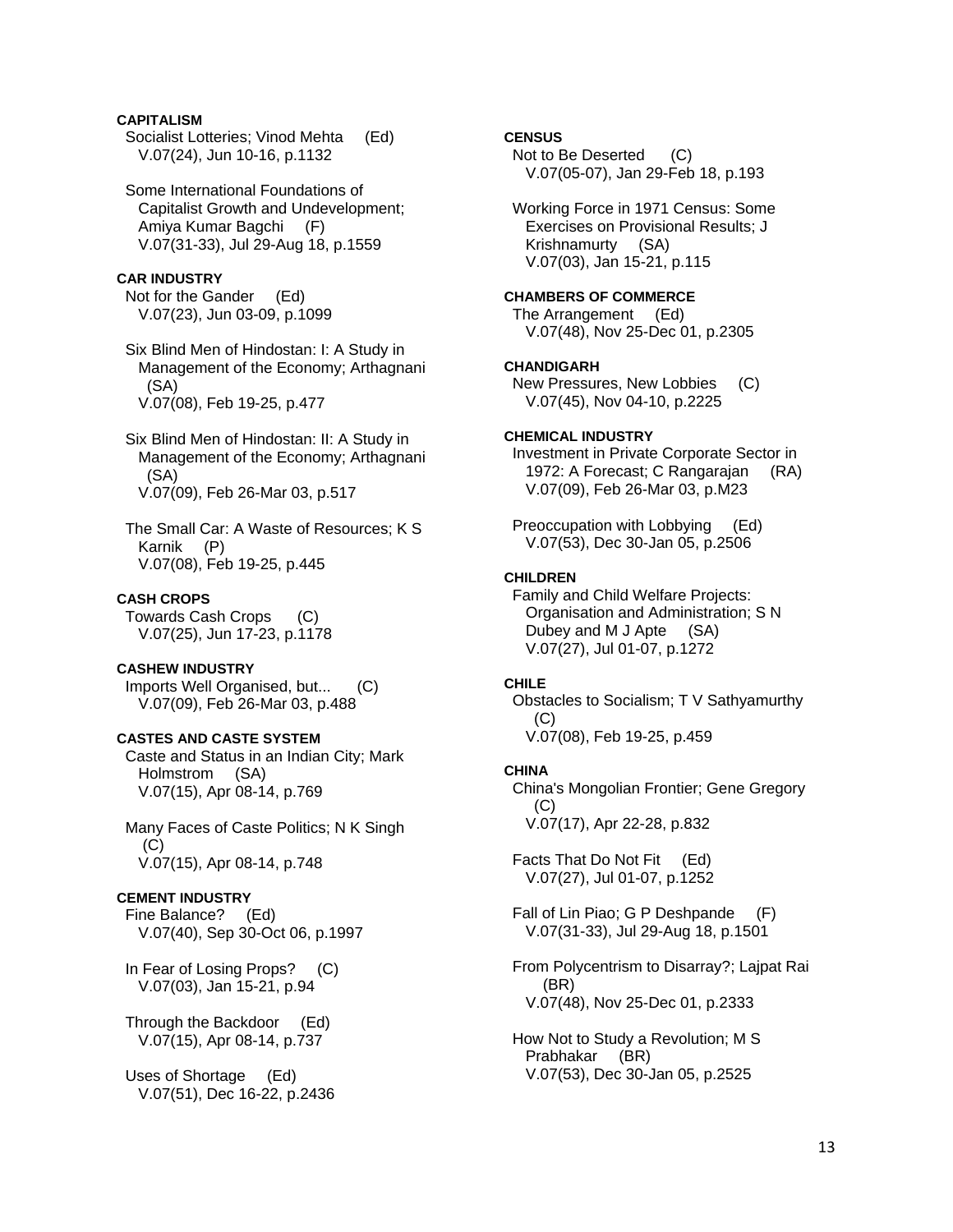**CAPITALISM**

Socialist Lotteries; Vinod Mehta (Ed)
V.07(24), Jun 10-16, p.1132

Some International Foundations of Capitalist Growth and Undevelopment; Amiya Kumar Bagchi (F)
V.07(31-33), Jul 29-Aug 18, p.1559

**CAR INDUSTRY**

Not for the Gander (Ed)
V.07(23), Jun 03-09, p.1099

Six Blind Men of Hindostan: I: A Study in Management of the Economy; Arthagnani (SA)
V.07(08), Feb 19-25, p.477

Six Blind Men of Hindostan: II: A Study in Management of the Economy; Arthagnani (SA)
V.07(09), Feb 26-Mar 03, p.517

The Small Car: A Waste of Resources; K S Karnik (P)
V.07(08), Feb 19-25, p.445

**CASH CROPS**

Towards Cash Crops (C)
V.07(25), Jun 17-23, p.1178

**CASHEW INDUSTRY**

Imports Well Organised, but... (C)
V.07(09), Feb 26-Mar 03, p.488

**CASTES AND CASTE SYSTEM**

Caste and Status in an Indian City; Mark Holmstrom (SA)
V.07(15), Apr 08-14, p.769

Many Faces of Caste Politics; N K Singh (C)
V.07(15), Apr 08-14, p.748

**CEMENT INDUSTRY**

Fine Balance? (Ed)
V.07(40), Sep 30-Oct 06, p.1997

In Fear of Losing Props? (C)
V.07(03), Jan 15-21, p.94

Through the Backdoor (Ed)
V.07(15), Apr 08-14, p.737

Uses of Shortage (Ed)
V.07(51), Dec 16-22, p.2436

**CENSUS**

Not to Be Deserted (C)
V.07(05-07), Jan 29-Feb 18, p.193

Working Force in 1971 Census: Some Exercises on Provisional Results; J Krishnamurty (SA)
V.07(03), Jan 15-21, p.115

**CHAMBERS OF COMMERCE**

The Arrangement (Ed)
V.07(48), Nov 25-Dec 01, p.2305

**CHANDIGARH**

New Pressures, New Lobbies (C)
V.07(45), Nov 04-10, p.2225

**CHEMICAL INDUSTRY**

Investment in Private Corporate Sector in 1972: A Forecast; C Rangarajan (RA)
V.07(09), Feb 26-Mar 03, p.M23

Preoccupation with Lobbying (Ed)
V.07(53), Dec 30-Jan 05, p.2506

**CHILDREN**

Family and Child Welfare Projects: Organisation and Administration; S N Dubey and M J Apte (SA)
V.07(27), Jul 01-07, p.1272

**CHILE**

Obstacles to Socialism; T V Sathyamurthy (C)
V.07(08), Feb 19-25, p.459

**CHINA**

China's Mongolian Frontier; Gene Gregory (C)
V.07(17), Apr 22-28, p.832

Facts That Do Not Fit (Ed)
V.07(27), Jul 01-07, p.1252

Fall of Lin Piao; G P Deshpande (F)
V.07(31-33), Jul 29-Aug 18, p.1501

From Polycentrism to Disarray?; Lajpat Rai (BR)
V.07(48), Nov 25-Dec 01, p.2333

How Not to Study a Revolution; M S Prabhakar (BR)
V.07(53), Dec 30-Jan 05, p.2525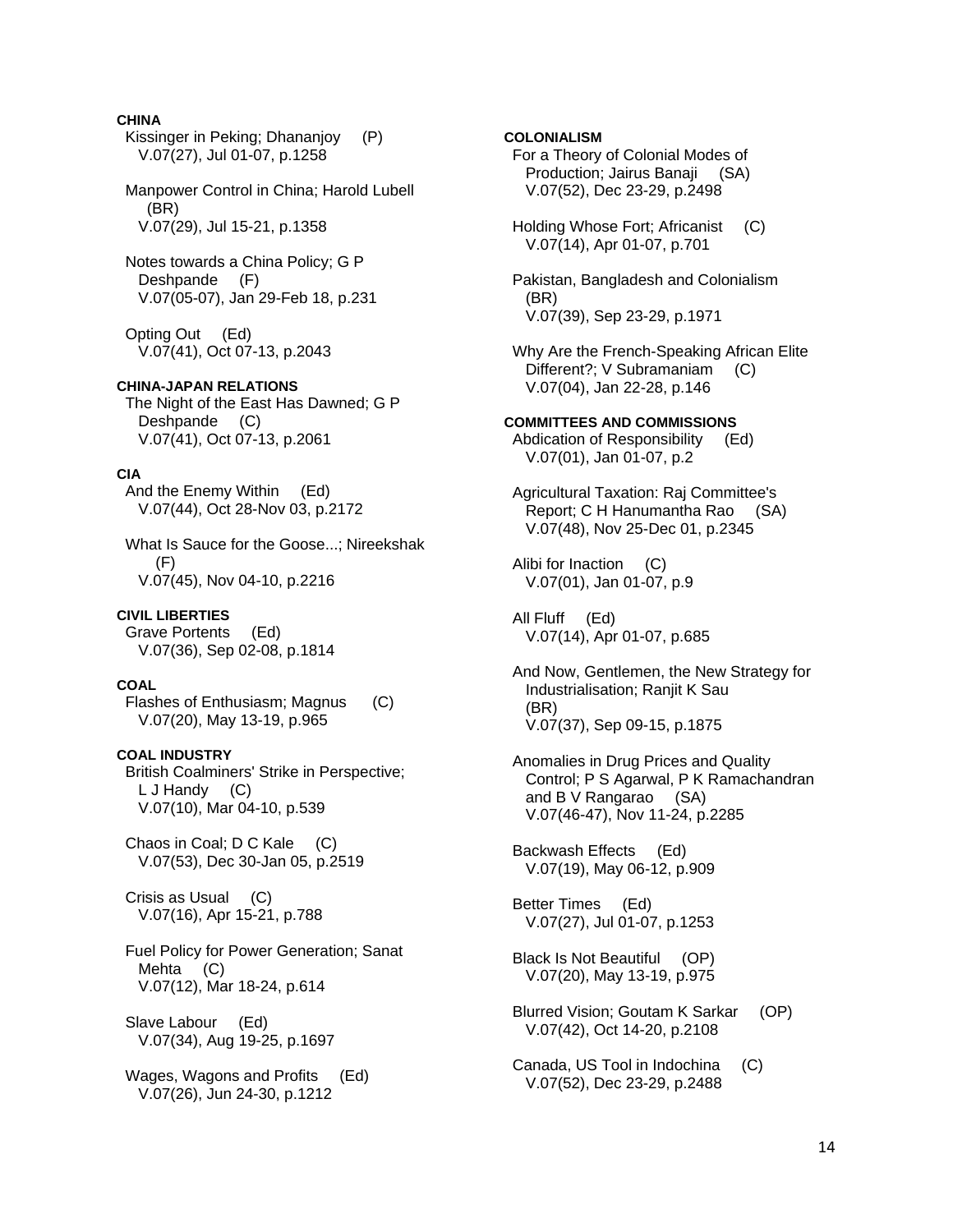**CHINA**

Kissinger in Peking; Dhananjoy (P)
V.07(27), Jul 01-07, p.1258

Manpower Control in China; Harold Lubell (BR)
V.07(29), Jul 15-21, p.1358

Notes towards a China Policy; G P Deshpande (F)
V.07(05-07), Jan 29-Feb 18, p.231

Opting Out (Ed)
V.07(41), Oct 07-13, p.2043

**CHINA-JAPAN RELATIONS**

The Night of the East Has Dawned; G P Deshpande (C)
V.07(41), Oct 07-13, p.2061

**CIA**

And the Enemy Within (Ed)
V.07(44), Oct 28-Nov 03, p.2172

What Is Sauce for the Goose...; Nireekshak (F)
V.07(45), Nov 04-10, p.2216

**CIVIL LIBERTIES**

Grave Portents (Ed)
V.07(36), Sep 02-08, p.1814

**COAL**

Flashes of Enthusiasm; Magnus (C)
V.07(20), May 13-19, p.965

**COAL INDUSTRY**

British Coalminers' Strike in Perspective; L J Handy (C)
V.07(10), Mar 04-10, p.539

Chaos in Coal; D C Kale (C)
V.07(53), Dec 30-Jan 05, p.2519

Crisis as Usual (C)
V.07(16), Apr 15-21, p.788

Fuel Policy for Power Generation; Sanat Mehta (C)
V.07(12), Mar 18-24, p.614

Slave Labour (Ed)
V.07(34), Aug 19-25, p.1697

Wages, Wagons and Profits (Ed)
V.07(26), Jun 24-30, p.1212

**COLONIALISM**

For a Theory of Colonial Modes of Production; Jairus Banaji (SA)
V.07(52), Dec 23-29, p.2498

Holding Whose Fort; Africanist (C)
V.07(14), Apr 01-07, p.701

Pakistan, Bangladesh and Colonialism (BR)
V.07(39), Sep 23-29, p.1971

Why Are the French-Speaking African Elite Different?; V Subramaniam (C)
V.07(04), Jan 22-28, p.146

**COMMITTEES AND COMMISSIONS**

Abdication of Responsibility (Ed)
V.07(01), Jan 01-07, p.2

Agricultural Taxation: Raj Committee's Report; C H Hanumantha Rao (SA)
V.07(48), Nov 25-Dec 01, p.2345

Alibi for Inaction (C)
V.07(01), Jan 01-07, p.9

All Fluff (Ed)
V.07(14), Apr 01-07, p.685

And Now, Gentlemen, the New Strategy for Industrialisation; Ranjit K Sau (BR)
V.07(37), Sep 09-15, p.1875

Anomalies in Drug Prices and Quality Control; P S Agarwal, P K Ramachandran and B V Rangarao (SA)
V.07(46-47), Nov 11-24, p.2285

Backwash Effects (Ed)
V.07(19), May 06-12, p.909

Better Times (Ed)
V.07(27), Jul 01-07, p.1253

Black Is Not Beautiful (OP)
V.07(20), May 13-19, p.975

Blurred Vision; Goutam K Sarkar (OP)
V.07(42), Oct 14-20, p.2108

Canada, US Tool in Indochina (C)
V.07(52), Dec 23-29, p.2488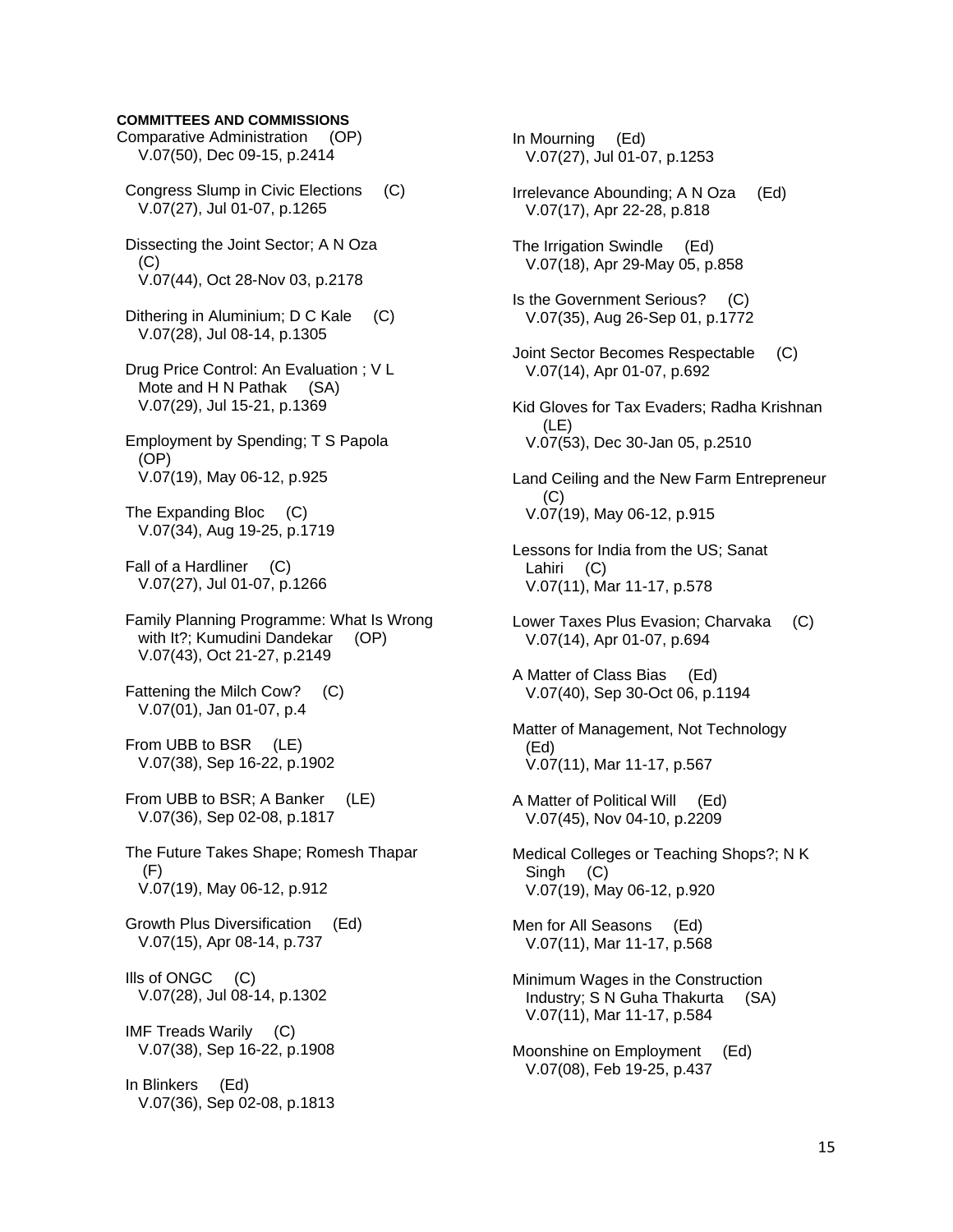**COMMITTEES AND COMMISSIONS**

Comparative Administration (OP)
V.07(50), Dec 09-15, p.2414

Congress Slump in Civic Elections (C)
V.07(27), Jul 01-07, p.1265

Dissecting the Joint Sector; A N Oza (C)
V.07(44), Oct 28-Nov 03, p.2178

Dithering in Aluminium; D C Kale (C)
V.07(28), Jul 08-14, p.1305

Drug Price Control: An Evaluation ; V L Mote and H N Pathak (SA)
V.07(29), Jul 15-21, p.1369

Employment by Spending; T S Papola (OP)
V.07(19), May 06-12, p.925

The Expanding Bloc (C)
V.07(34), Aug 19-25, p.1719

Fall of a Hardliner (C)
V.07(27), Jul 01-07, p.1266

Family Planning Programme: What Is Wrong with It?; Kumudini Dandekar (OP)
V.07(43), Oct 21-27, p.2149

Fattening the Milch Cow? (C)
V.07(01), Jan 01-07, p.4

From UBB to BSR (LE)
V.07(38), Sep 16-22, p.1902

From UBB to BSR; A Banker (LE)
V.07(36), Sep 02-08, p.1817

The Future Takes Shape; Romesh Thapar (F)
V.07(19), May 06-12, p.912

Growth Plus Diversification (Ed)
V.07(15), Apr 08-14, p.737

Ills of ONGC (C)
V.07(28), Jul 08-14, p.1302

IMF Treads Warily (C)
V.07(38), Sep 16-22, p.1908

In Blinkers (Ed)
V.07(36), Sep 02-08, p.1813

In Mourning (Ed)
V.07(27), Jul 01-07, p.1253

Irrelevance Abounding; A N Oza (Ed)
V.07(17), Apr 22-28, p.818

The Irrigation Swindle (Ed)
V.07(18), Apr 29-May 05, p.858

Is the Government Serious? (C)
V.07(35), Aug 26-Sep 01, p.1772

Joint Sector Becomes Respectable (C)
V.07(14), Apr 01-07, p.692

Kid Gloves for Tax Evaders; Radha Krishnan (LE)
V.07(53), Dec 30-Jan 05, p.2510

Land Ceiling and the New Farm Entrepreneur (C)
V.07(19), May 06-12, p.915

Lessons for India from the US; Sanat Lahiri (C)
V.07(11), Mar 11-17, p.578

Lower Taxes Plus Evasion; Charvaka (C)
V.07(14), Apr 01-07, p.694

A Matter of Class Bias (Ed)
V.07(40), Sep 30-Oct 06, p.1194

Matter of Management, Not Technology (Ed)
V.07(11), Mar 11-17, p.567

A Matter of Political Will (Ed)
V.07(45), Nov 04-10, p.2209

Medical Colleges or Teaching Shops?; N K Singh (C)
V.07(19), May 06-12, p.920

Men for All Seasons (Ed)
V.07(11), Mar 11-17, p.568

Minimum Wages in the Construction Industry; S N Guha Thakurta (SA)
V.07(11), Mar 11-17, p.584

Moonshine on Employment (Ed)
V.07(08), Feb 19-25, p.437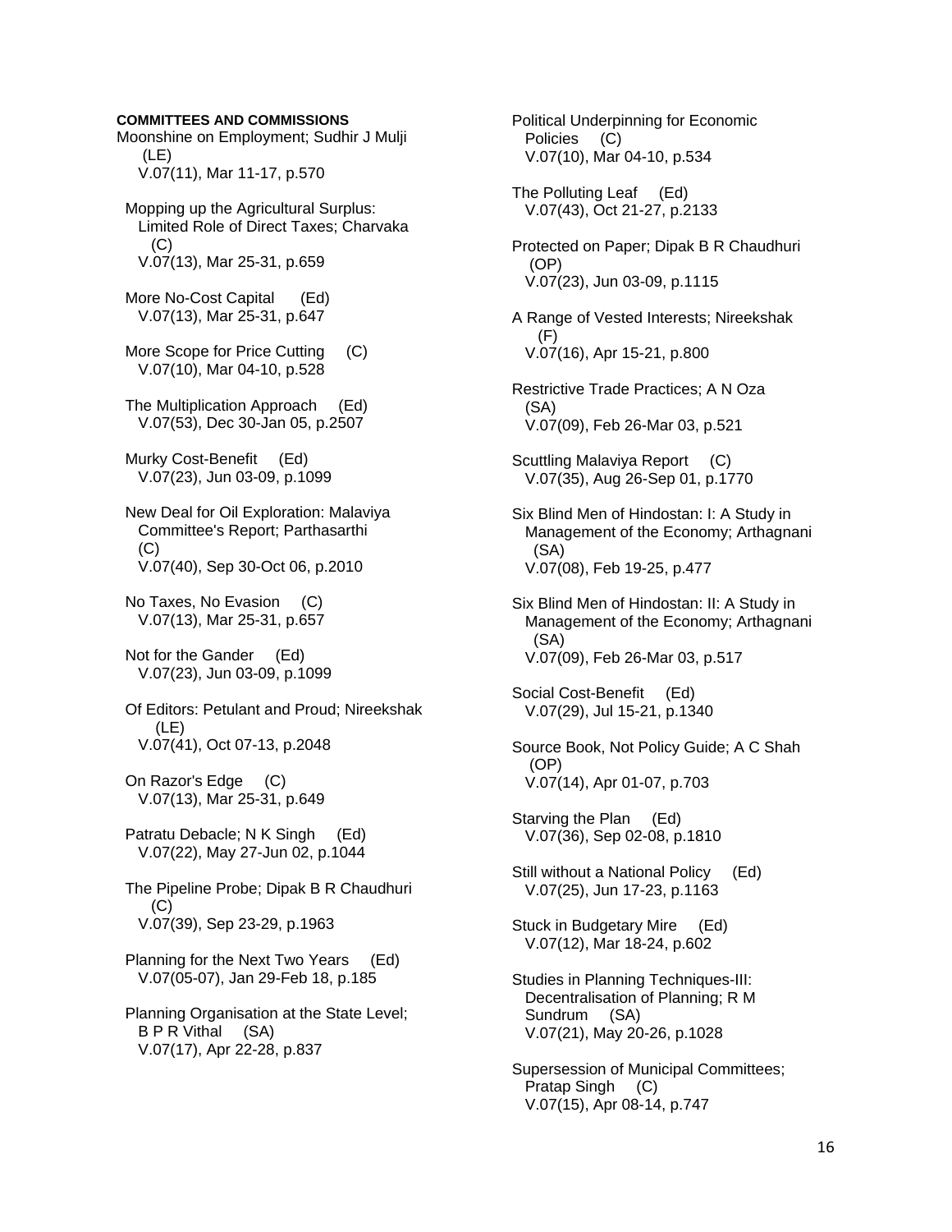**COMMITTEES AND COMMISSIONS**

Moonshine on Employment; Sudhir J Mulji (LE)
V.07(11), Mar 11-17, p.570

Mopping up the Agricultural Surplus: Limited Role of Direct Taxes; Charvaka (C)
V.07(13), Mar 25-31, p.659

More No-Cost Capital (Ed)
V.07(13), Mar 25-31, p.647

More Scope for Price Cutting (C)
V.07(10), Mar 04-10, p.528

The Multiplication Approach (Ed)
V.07(53), Dec 30-Jan 05, p.2507

Murky Cost-Benefit (Ed)
V.07(23), Jun 03-09, p.1099

New Deal for Oil Exploration: Malaviya Committee's Report; Parthasarthi (C)
V.07(40), Sep 30-Oct 06, p.2010

No Taxes, No Evasion (C)
V.07(13), Mar 25-31, p.657

Not for the Gander (Ed)
V.07(23), Jun 03-09, p.1099

Of Editors: Petulant and Proud; Nireekshak (LE)
V.07(41), Oct 07-13, p.2048

On Razor's Edge (C)
V.07(13), Mar 25-31, p.649

Patratu Debacle; N K Singh (Ed)
V.07(22), May 27-Jun 02, p.1044

The Pipeline Probe; Dipak B R Chaudhuri (C)
V.07(39), Sep 23-29, p.1963

Planning for the Next Two Years (Ed)
V.07(05-07), Jan 29-Feb 18, p.185

Planning Organisation at the State Level; B P R Vithal (SA)
V.07(17), Apr 22-28, p.837

Political Underpinning for Economic Policies (C)
V.07(10), Mar 04-10, p.534

The Polluting Leaf (Ed)
V.07(43), Oct 21-27, p.2133

Protected on Paper; Dipak B R Chaudhuri (OP)
V.07(23), Jun 03-09, p.1115

A Range of Vested Interests; Nireekshak (F)
V.07(16), Apr 15-21, p.800

Restrictive Trade Practices; A N Oza (SA)
V.07(09), Feb 26-Mar 03, p.521

Scuttling Malaviya Report (C)
V.07(35), Aug 26-Sep 01, p.1770

Six Blind Men of Hindostan: I: A Study in Management of the Economy; Arthagnani (SA)
V.07(08), Feb 19-25, p.477

Six Blind Men of Hindostan: II: A Study in Management of the Economy; Arthagnani (SA)
V.07(09), Feb 26-Mar 03, p.517

Social Cost-Benefit (Ed)
V.07(29), Jul 15-21, p.1340

Source Book, Not Policy Guide; A C Shah (OP)
V.07(14), Apr 01-07, p.703

Starving the Plan (Ed)
V.07(36), Sep 02-08, p.1810

Still without a National Policy (Ed)
V.07(25), Jun 17-23, p.1163

Stuck in Budgetary Mire (Ed)
V.07(12), Mar 18-24, p.602

Studies in Planning Techniques-III: Decentralisation of Planning; R M Sundrum (SA)
V.07(21), May 20-26, p.1028

Supersession of Municipal Committees; Pratap Singh (C)
V.07(15), Apr 08-14, p.747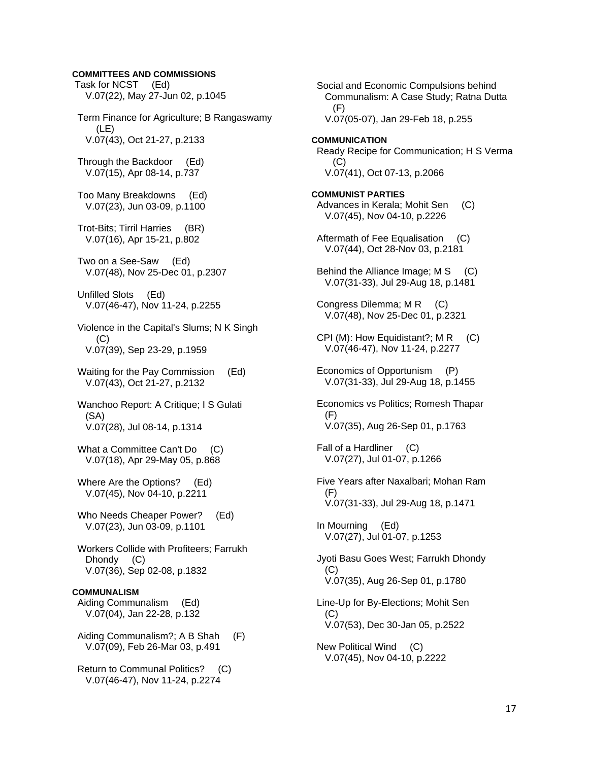**COMMITTEES AND COMMISSIONS**

Task for NCST (Ed)
V.07(22), May 27-Jun 02, p.1045

Term Finance for Agriculture; B Rangaswamy (LE)
V.07(43), Oct 21-27, p.2133

Through the Backdoor (Ed)
V.07(15), Apr 08-14, p.737

Too Many Breakdowns (Ed)
V.07(23), Jun 03-09, p.1100

Trot-Bits; Tirril Harries (BR)
V.07(16), Apr 15-21, p.802

Two on a See-Saw (Ed)
V.07(48), Nov 25-Dec 01, p.2307

Unfilled Slots (Ed)
V.07(46-47), Nov 11-24, p.2255

Violence in the Capital's Slums; N K Singh (C)
V.07(39), Sep 23-29, p.1959

Waiting for the Pay Commission (Ed)
V.07(43), Oct 21-27, p.2132

Wanchoo Report: A Critique; I S Gulati (SA)
V.07(28), Jul 08-14, p.1314

What a Committee Can't Do (C)
V.07(18), Apr 29-May 05, p.868

Where Are the Options? (Ed)
V.07(45), Nov 04-10, p.2211

Who Needs Cheaper Power? (Ed)
V.07(23), Jun 03-09, p.1101

Workers Collide with Profiteers; Farrukh Dhondy (C)
V.07(36), Sep 02-08, p.1832

**COMMUNALISM**

Aiding Communalism (Ed)
V.07(04), Jan 22-28, p.132

Aiding Communalism?; A B Shah (F)
V.07(09), Feb 26-Mar 03, p.491

Return to Communal Politics? (C)
V.07(46-47), Nov 11-24, p.2274

Social and Economic Compulsions behind Communalism: A Case Study; Ratna Dutta (F)
V.07(05-07), Jan 29-Feb 18, p.255

**COMMUNICATION**

Ready Recipe for Communication; H S Verma (C)
V.07(41), Oct 07-13, p.2066

**COMMUNIST PARTIES**

Advances in Kerala; Mohit Sen (C)
V.07(45), Nov 04-10, p.2226

Aftermath of Fee Equalisation (C)
V.07(44), Oct 28-Nov 03, p.2181

Behind the Alliance Image; M S (C)
V.07(31-33), Jul 29-Aug 18, p.1481

Congress Dilemma; M R (C)
V.07(48), Nov 25-Dec 01, p.2321

CPI (M): How Equidistant?; M R (C)
V.07(46-47), Nov 11-24, p.2277

Economics of Opportunism (P)
V.07(31-33), Jul 29-Aug 18, p.1455

Economics vs Politics; Romesh Thapar (F)
V.07(35), Aug 26-Sep 01, p.1763

Fall of a Hardliner (C)
V.07(27), Jul 01-07, p.1266

Five Years after Naxalbari; Mohan Ram (F)
V.07(31-33), Jul 29-Aug 18, p.1471

In Mourning (Ed)
V.07(27), Jul 01-07, p.1253

Jyoti Basu Goes West; Farrukh Dhondy (C)
V.07(35), Aug 26-Sep 01, p.1780

Line-Up for By-Elections; Mohit Sen (C)
V.07(53), Dec 30-Jan 05, p.2522

New Political Wind (C)
V.07(45), Nov 04-10, p.2222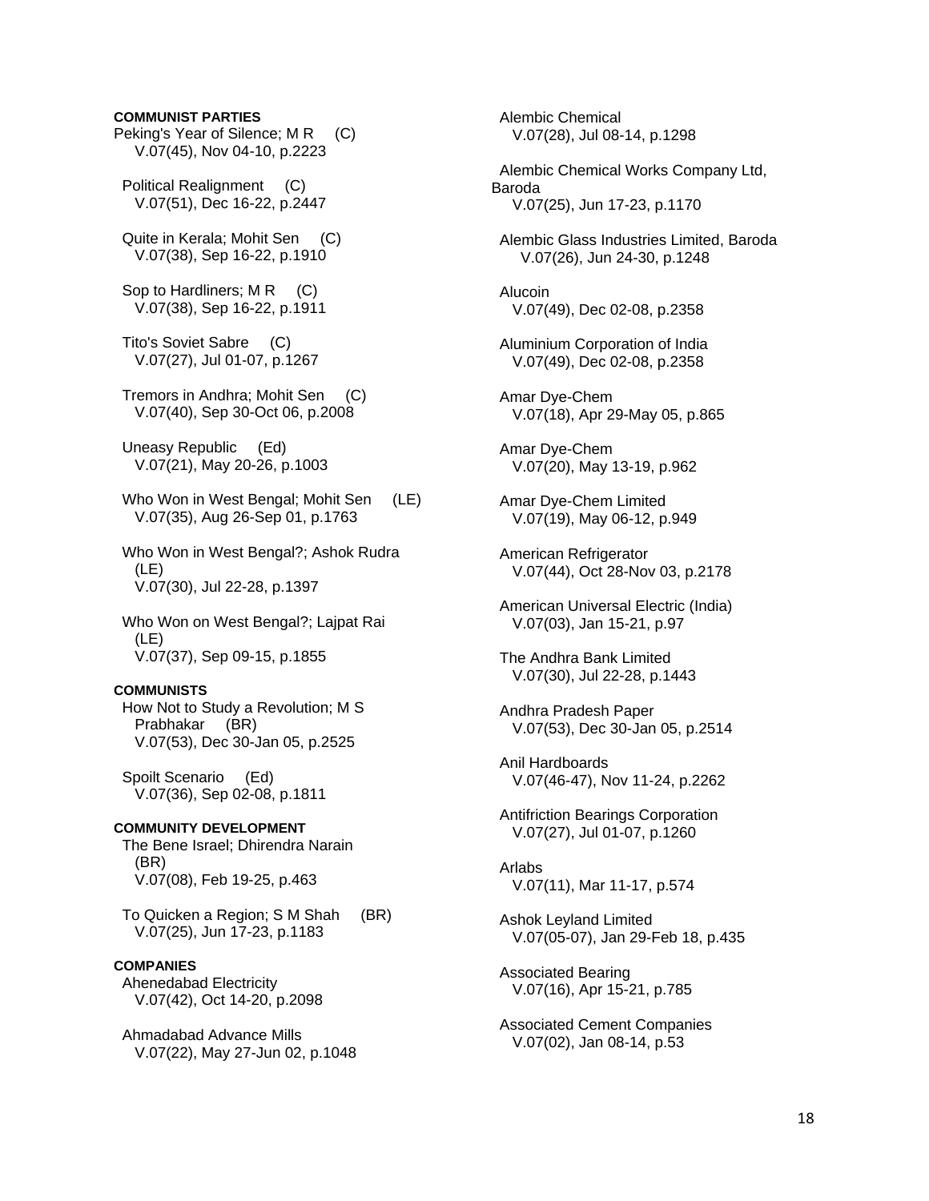**COMMUNIST PARTIES**

Peking's Year of Silence; M R (C)
V.07(45), Nov 04-10, p.2223

Political Realignment (C)
V.07(51), Dec 16-22, p.2447

Quite in Kerala; Mohit Sen (C)
V.07(38), Sep 16-22, p.1910

Sop to Hardliners; M R (C)
V.07(38), Sep 16-22, p.1911

Tito's Soviet Sabre (C)
V.07(27), Jul 01-07, p.1267

Tremors in Andhra; Mohit Sen (C)
V.07(40), Sep 30-Oct 06, p.2008

Uneasy Republic (Ed)
V.07(21), May 20-26, p.1003

Who Won in West Bengal; Mohit Sen (LE)
V.07(35), Aug 26-Sep 01, p.1763

Who Won in West Bengal?; Ashok Rudra (LE)
V.07(30), Jul 22-28, p.1397

Who Won on West Bengal?; Lajpat Rai (LE)
V.07(37), Sep 09-15, p.1855

**COMMUNISTS**

How Not to Study a Revolution; M S Prabhakar (BR)
V.07(53), Dec 30-Jan 05, p.2525

Spoilt Scenario (Ed)
V.07(36), Sep 02-08, p.1811

**COMMUNITY DEVELOPMENT**

The Bene Israel; Dhirendra Narain (BR)
V.07(08), Feb 19-25, p.463

To Quicken a Region; S M Shah (BR)
V.07(25), Jun 17-23, p.1183

**COMPANIES**

Ahenedabad Electricity
V.07(42), Oct 14-20, p.2098

Ahmadabad Advance Mills
V.07(22), May 27-Jun 02, p.1048

Alembic Chemical
V.07(28), Jul 08-14, p.1298

Alembic Chemical Works Company Ltd, Baroda
V.07(25), Jun 17-23, p.1170

Alembic Glass Industries Limited, Baroda
V.07(26), Jun 24-30, p.1248

Alucoin
V.07(49), Dec 02-08, p.2358

Aluminium Corporation of India
V.07(49), Dec 02-08, p.2358

Amar Dye-Chem
V.07(18), Apr 29-May 05, p.865

Amar Dye-Chem
V.07(20), May 13-19, p.962

Amar Dye-Chem Limited
V.07(19), May 06-12, p.949

American Refrigerator
V.07(44), Oct 28-Nov 03, p.2178

American Universal Electric (India)
V.07(03), Jan 15-21, p.97

The Andhra Bank Limited
V.07(30), Jul 22-28, p.1443

Andhra Pradesh Paper
V.07(53), Dec 30-Jan 05, p.2514

Anil Hardboards
V.07(46-47), Nov 11-24, p.2262

Antifriction Bearings Corporation
V.07(27), Jul 01-07, p.1260

Arlabs
V.07(11), Mar 11-17, p.574

Ashok Leyland Limited
V.07(05-07), Jan 29-Feb 18, p.435

Associated Bearing
V.07(16), Apr 15-21, p.785

Associated Cement Companies
V.07(02), Jan 08-14, p.53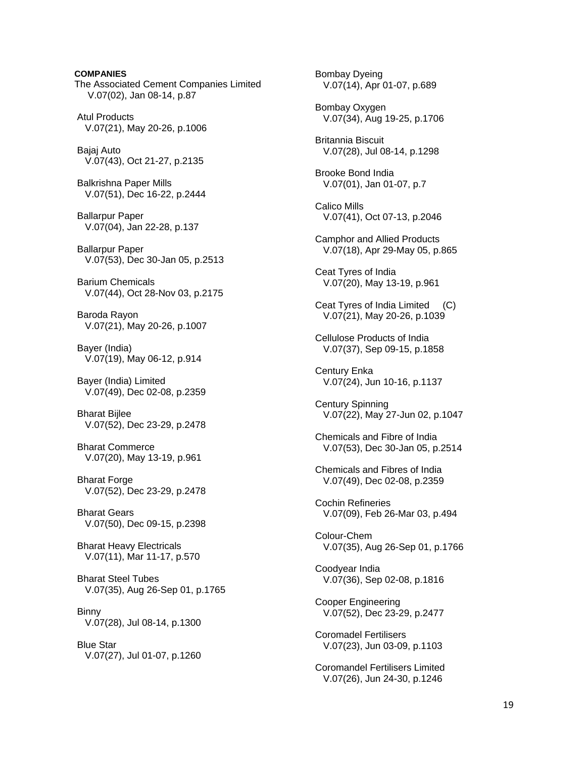**COMPANIES**

The Associated Cement Companies Limited
V.07(02), Jan 08-14, p.87

Atul Products
V.07(21), May 20-26, p.1006

Bajaj Auto
V.07(43), Oct 21-27, p.2135

Balkrishna Paper Mills
V.07(51), Dec 16-22, p.2444

Ballarpur Paper
V.07(04), Jan 22-28, p.137

Ballarpur Paper
V.07(53), Dec 30-Jan 05, p.2513

Barium Chemicals
V.07(44), Oct 28-Nov 03, p.2175

Baroda Rayon
V.07(21), May 20-26, p.1007

Bayer (India)
V.07(19), May 06-12, p.914

Bayer (India) Limited
V.07(49), Dec 02-08, p.2359

Bharat Bijlee
V.07(52), Dec 23-29, p.2478

Bharat Commerce
V.07(20), May 13-19, p.961

Bharat Forge
V.07(52), Dec 23-29, p.2478

Bharat Gears
V.07(50), Dec 09-15, p.2398

Bharat Heavy Electricals
V.07(11), Mar 11-17, p.570

Bharat Steel Tubes
V.07(35), Aug 26-Sep 01, p.1765

Binny
V.07(28), Jul 08-14, p.1300

Blue Star
V.07(27), Jul 01-07, p.1260

Bombay Dyeing
V.07(14), Apr 01-07, p.689

Bombay Oxygen
V.07(34), Aug 19-25, p.1706

Britannia Biscuit
V.07(28), Jul 08-14, p.1298

Brooke Bond India
V.07(01), Jan 01-07, p.7

Calico Mills
V.07(41), Oct 07-13, p.2046

Camphor and Allied Products
V.07(18), Apr 29-May 05, p.865

Ceat Tyres of India
V.07(20), May 13-19, p.961

Ceat Tyres of India Limited (C)
V.07(21), May 20-26, p.1039

Cellulose Products of India
V.07(37), Sep 09-15, p.1858

Century Enka
V.07(24), Jun 10-16, p.1137

Century Spinning
V.07(22), May 27-Jun 02, p.1047

Chemicals and Fibre of India
V.07(53), Dec 30-Jan 05, p.2514

Chemicals and Fibres of India
V.07(49), Dec 02-08, p.2359

Cochin Refineries
V.07(09), Feb 26-Mar 03, p.494

Colour-Chem
V.07(35), Aug 26-Sep 01, p.1766

Coodyear India
V.07(36), Sep 02-08, p.1816

Cooper Engineering
V.07(52), Dec 23-29, p.2477

Coromadel Fertilisers
V.07(23), Jun 03-09, p.1103

Coromandel Fertilisers Limited
V.07(26), Jun 24-30, p.1246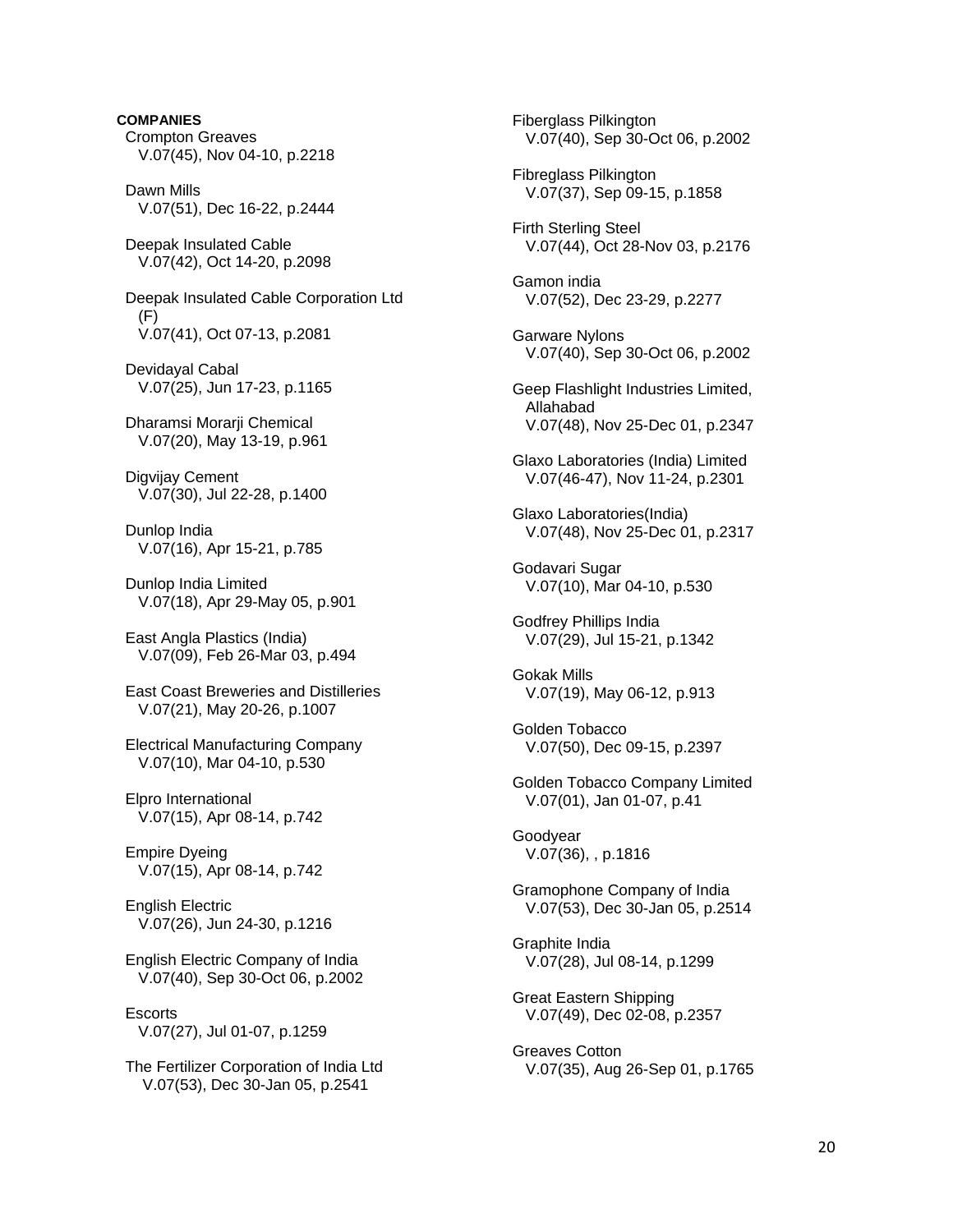**COMPANIES**

Crompton Greaves
V.07(45), Nov 04-10, p.2218

Dawn Mills
V.07(51), Dec 16-22, p.2444

Deepak Insulated Cable
V.07(42), Oct 14-20, p.2098

Deepak Insulated Cable Corporation Ltd (F)
V.07(41), Oct 07-13, p.2081

Devidayal Cabal
V.07(25), Jun 17-23, p.1165

Dharamsi Morarji Chemical
V.07(20), May 13-19, p.961

Digvijay Cement
V.07(30), Jul 22-28, p.1400

Dunlop India
V.07(16), Apr 15-21, p.785

Dunlop India Limited
V.07(18), Apr 29-May 05, p.901

East Angla Plastics (India)
V.07(09), Feb 26-Mar 03, p.494

East Coast Breweries and Distilleries
V.07(21), May 20-26, p.1007

Electrical Manufacturing Company
V.07(10), Mar 04-10, p.530

Elpro International
V.07(15), Apr 08-14, p.742

Empire Dyeing
V.07(15), Apr 08-14, p.742

English Electric
V.07(26), Jun 24-30, p.1216

English Electric Company of India
V.07(40), Sep 30-Oct 06, p.2002

Escorts
V.07(27), Jul 01-07, p.1259

The Fertilizer Corporation of India Ltd
V.07(53), Dec 30-Jan 05, p.2541

Fiberglass Pilkington
V.07(40), Sep 30-Oct 06, p.2002

Fibreglass Pilkington
V.07(37), Sep 09-15, p.1858

Firth Sterling Steel
V.07(44), Oct 28-Nov 03, p.2176

Gamon india
V.07(52), Dec 23-29, p.2277

Garware Nylons
V.07(40), Sep 30-Oct 06, p.2002

Geep Flashlight Industries Limited, Allahabad
V.07(48), Nov 25-Dec 01, p.2347

Glaxo Laboratories (India) Limited
V.07(46-47), Nov 11-24, p.2301

Glaxo Laboratories(India)
V.07(48), Nov 25-Dec 01, p.2317

Godavari Sugar
V.07(10), Mar 04-10, p.530

Godfrey Phillips India
V.07(29), Jul 15-21, p.1342

Gokak Mills
V.07(19), May 06-12, p.913

Golden Tobacco
V.07(50), Dec 09-15, p.2397

Golden Tobacco Company Limited
V.07(01), Jan 01-07, p.41

Goodyear
V.07(36), , p.1816

Gramophone Company of India
V.07(53), Dec 30-Jan 05, p.2514

Graphite India
V.07(28), Jul 08-14, p.1299

Great Eastern Shipping
V.07(49), Dec 02-08, p.2357

Greaves Cotton
V.07(35), Aug 26-Sep 01, p.1765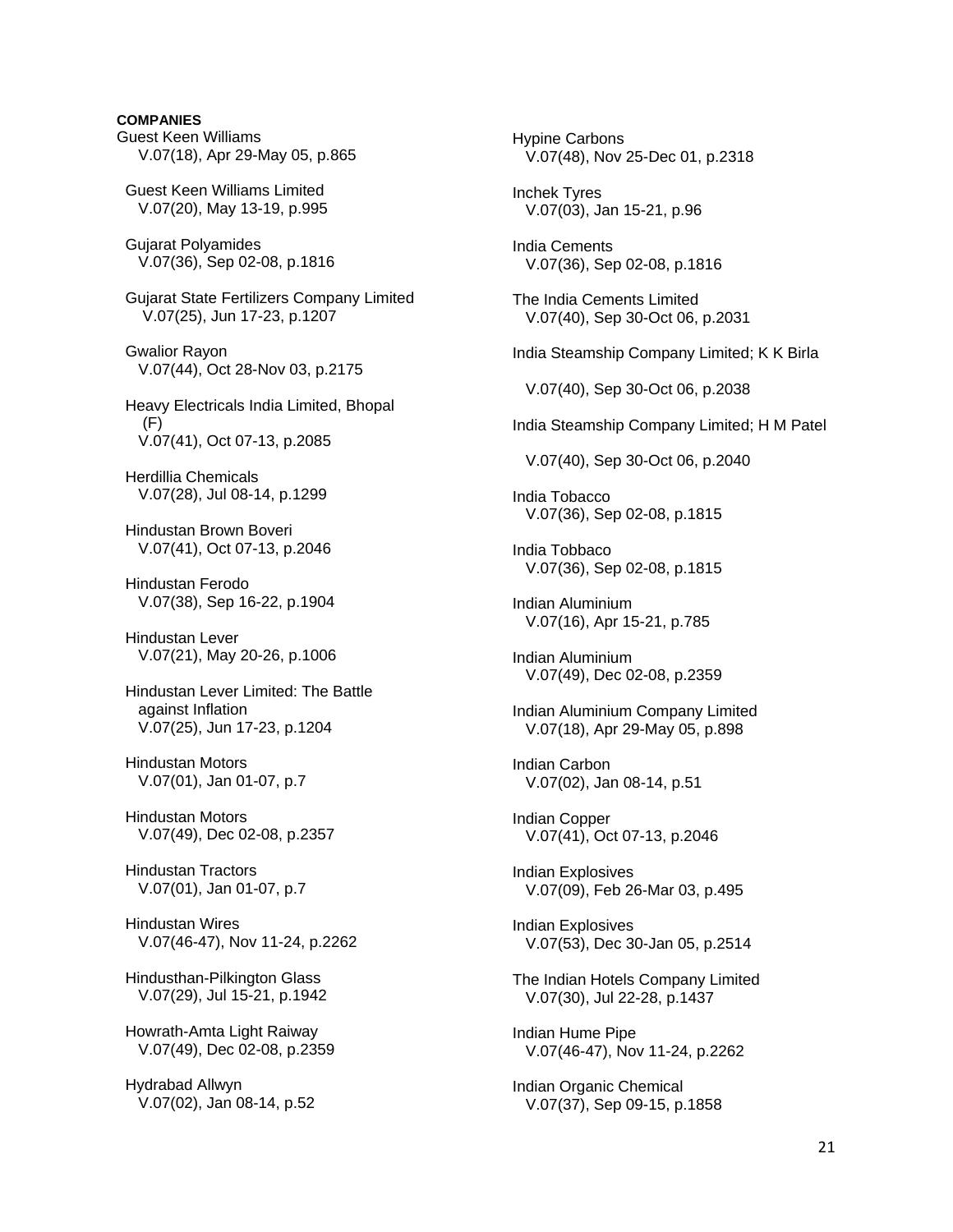**COMPANIES**

Guest Keen Williams
V.07(18), Apr 29-May 05, p.865

Guest Keen Williams Limited
V.07(20), May 13-19, p.995

Gujarat Polyamides
V.07(36), Sep 02-08, p.1816

Gujarat State Fertilizers Company Limited
V.07(25), Jun 17-23, p.1207

Gwalior Rayon
V.07(44), Oct 28-Nov 03, p.2175

Heavy Electricals India Limited, Bhopal (F)
V.07(41), Oct 07-13, p.2085

Herdillia Chemicals
V.07(28), Jul 08-14, p.1299

Hindustan Brown Boveri
V.07(41), Oct 07-13, p.2046

Hindustan Ferodo
V.07(38), Sep 16-22, p.1904

Hindustan Lever
V.07(21), May 20-26, p.1006

Hindustan Lever Limited: The Battle against Inflation
V.07(25), Jun 17-23, p.1204

Hindustan Motors
V.07(01), Jan 01-07, p.7

Hindustan Motors
V.07(49), Dec 02-08, p.2357

Hindustan Tractors
V.07(01), Jan 01-07, p.7

Hindustan Wires
V.07(46-47), Nov 11-24, p.2262

Hindusthan-Pilkington Glass
V.07(29), Jul 15-21, p.1942

Howrath-Amta Light Raiway
V.07(49), Dec 02-08, p.2359

Hydrabad Allwyn
V.07(02), Jan 08-14, p.52

Hypine Carbons
V.07(48), Nov 25-Dec 01, p.2318

Inchek Tyres
V.07(03), Jan 15-21, p.96

India Cements
V.07(36), Sep 02-08, p.1816

The India Cements Limited
V.07(40), Sep 30-Oct 06, p.2031

India Steamship Company Limited; K K Birla
V.07(40), Sep 30-Oct 06, p.2038

India Steamship Company Limited; H M Patel
V.07(40), Sep 30-Oct 06, p.2040

India Tobacco
V.07(36), Sep 02-08, p.1815

India Tobbaco
V.07(36), Sep 02-08, p.1815

Indian Aluminium
V.07(16), Apr 15-21, p.785

Indian Aluminium
V.07(49), Dec 02-08, p.2359

Indian Aluminium Company Limited
V.07(18), Apr 29-May 05, p.898

Indian Carbon
V.07(02), Jan 08-14, p.51

Indian Copper
V.07(41), Oct 07-13, p.2046

Indian Explosives
V.07(09), Feb 26-Mar 03, p.495

Indian Explosives
V.07(53), Dec 30-Jan 05, p.2514

The Indian Hotels Company Limited
V.07(30), Jul 22-28, p.1437

Indian Hume Pipe
V.07(46-47), Nov 11-24, p.2262

Indian Organic Chemical
V.07(37), Sep 09-15, p.1858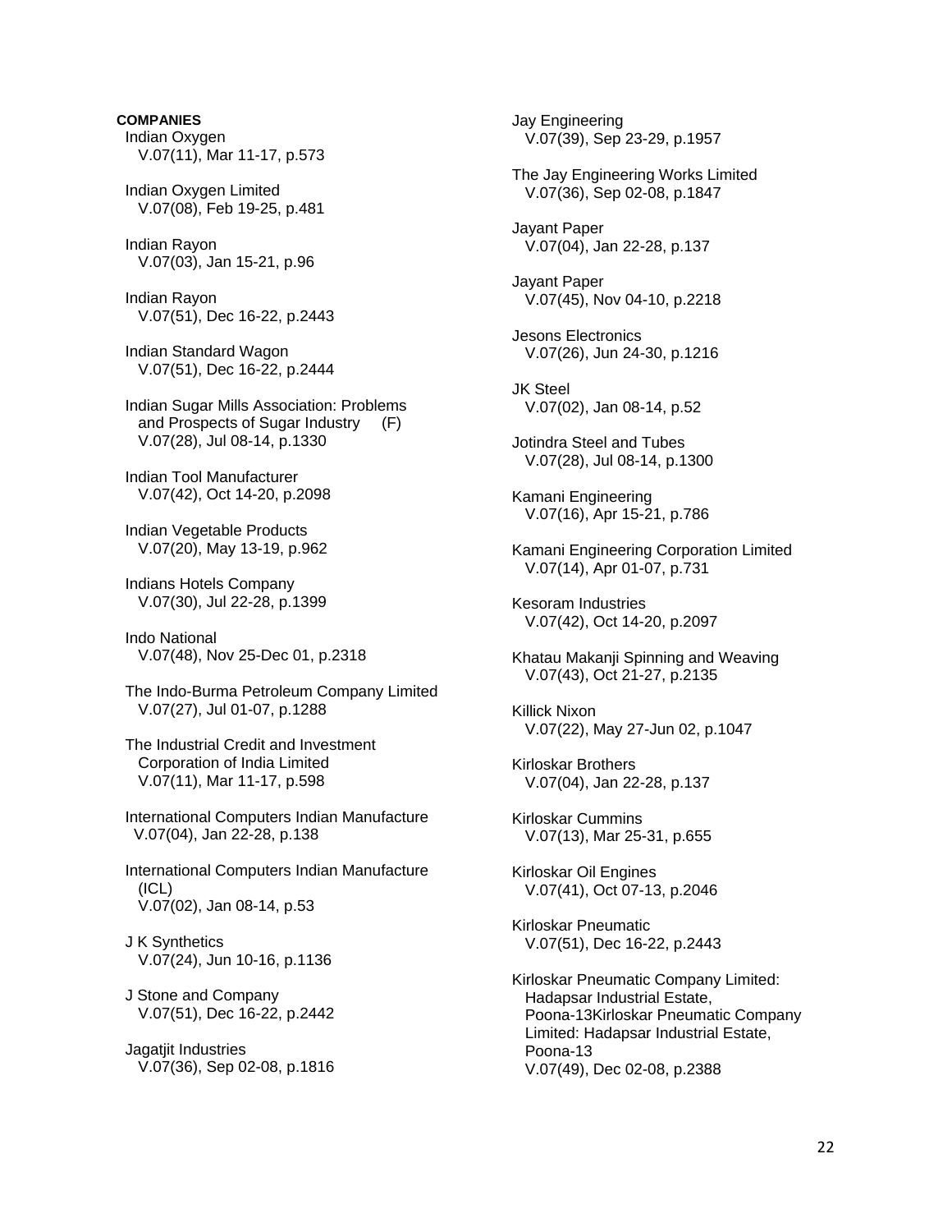**COMPANIES**

Indian Oxygen
V.07(11), Mar 11-17, p.573

Indian Oxygen Limited
V.07(08), Feb 19-25, p.481

Indian Rayon
V.07(03), Jan 15-21, p.96

Indian Rayon
V.07(51), Dec 16-22, p.2443

Indian Standard Wagon
V.07(51), Dec 16-22, p.2444

Indian Sugar Mills Association: Problems and Prospects of Sugar Industry (F)
V.07(28), Jul 08-14, p.1330

Indian Tool Manufacturer
V.07(42), Oct 14-20, p.2098

Indian Vegetable Products
V.07(20), May 13-19, p.962

Indians Hotels Company
V.07(30), Jul 22-28, p.1399

Indo National
V.07(48), Nov 25-Dec 01, p.2318

The Indo-Burma Petroleum Company Limited
V.07(27), Jul 01-07, p.1288

The Industrial Credit and Investment Corporation of India Limited
V.07(11), Mar 11-17, p.598

International Computers Indian Manufacture
V.07(04), Jan 22-28, p.138

International Computers Indian Manufacture (ICL)
V.07(02), Jan 08-14, p.53

J K Synthetics
V.07(24), Jun 10-16, p.1136

J Stone and Company
V.07(51), Dec 16-22, p.2442

Jagatjit Industries
V.07(36), Sep 02-08, p.1816

Jay Engineering
V.07(39), Sep 23-29, p.1957

The Jay Engineering Works Limited
V.07(36), Sep 02-08, p.1847

Jayant Paper
V.07(04), Jan 22-28, p.137

Jayant Paper
V.07(45), Nov 04-10, p.2218

Jesons Electronics
V.07(26), Jun 24-30, p.1216

JK Steel
V.07(02), Jan 08-14, p.52

Jotindra Steel and Tubes
V.07(28), Jul 08-14, p.1300

Kamani Engineering
V.07(16), Apr 15-21, p.786

Kamani Engineering Corporation Limited
V.07(14), Apr 01-07, p.731

Kesoram Industries
V.07(42), Oct 14-20, p.2097

Khatau Makanji Spinning and Weaving
V.07(43), Oct 21-27, p.2135

Killick Nixon
V.07(22), May 27-Jun 02, p.1047

Kirloskar Brothers
V.07(04), Jan 22-28, p.137

Kirloskar Cummins
V.07(13), Mar 25-31, p.655

Kirloskar Oil Engines
V.07(41), Oct 07-13, p.2046

Kirloskar Pneumatic
V.07(51), Dec 16-22, p.2443

Kirloskar Pneumatic Company Limited: Hadapsar Industrial Estate, Poona-13Kirloskar Pneumatic Company Limited: Hadapsar Industrial Estate, Poona-13
V.07(49), Dec 02-08, p.2388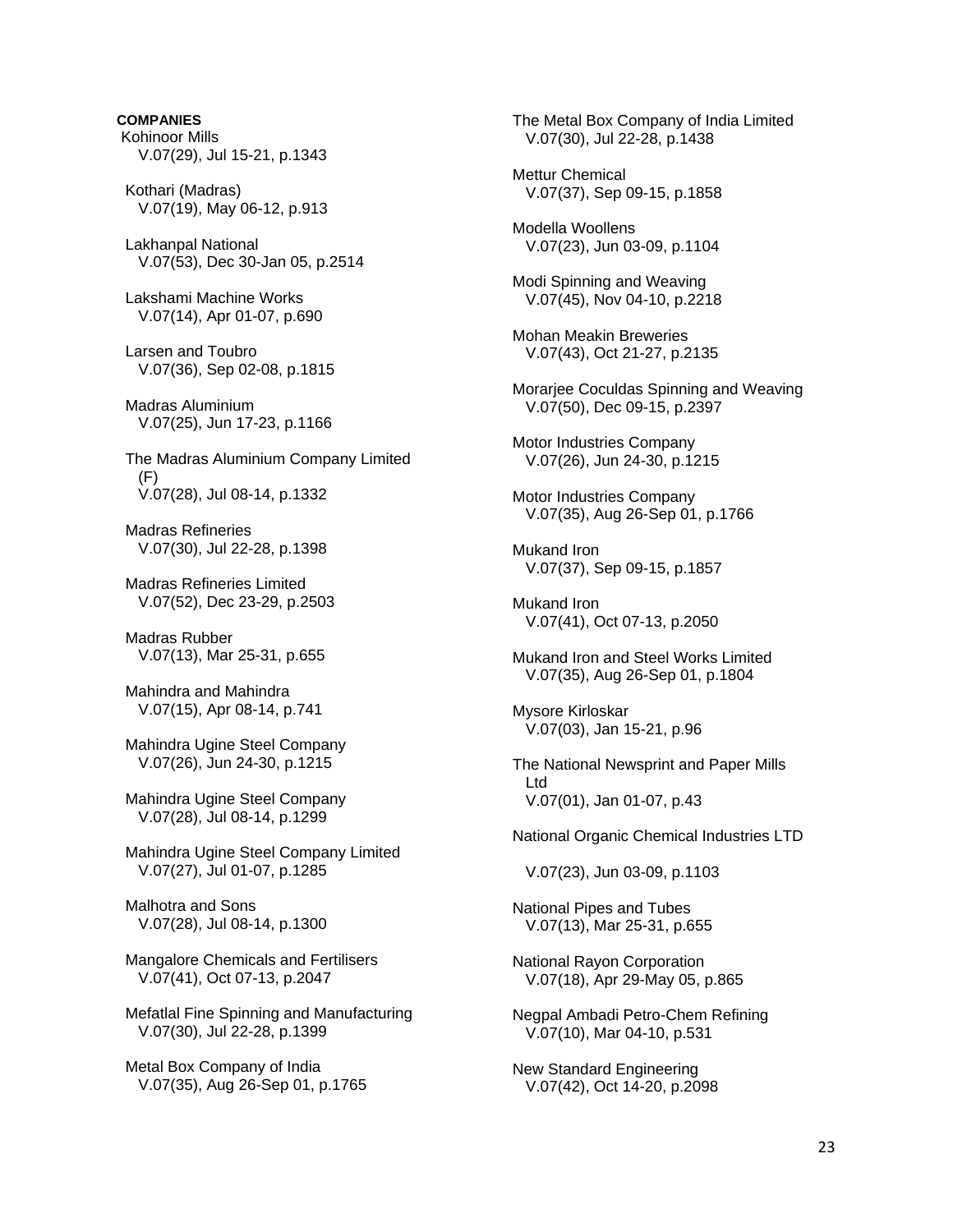**COMPANIES**

Kohinoor Mills
V.07(29), Jul 15-21, p.1343

Kothari (Madras)
V.07(19), May 06-12, p.913

Lakhanpal National
V.07(53), Dec 30-Jan 05, p.2514

Lakshami Machine Works
V.07(14), Apr 01-07, p.690

Larsen and Toubro
V.07(36), Sep 02-08, p.1815

Madras Aluminium
V.07(25), Jun 17-23, p.1166

The Madras Aluminium Company Limited (F)
V.07(28), Jul 08-14, p.1332

Madras Refineries
V.07(30), Jul 22-28, p.1398

Madras Refineries Limited
V.07(52), Dec 23-29, p.2503

Madras Rubber
V.07(13), Mar 25-31, p.655

Mahindra and Mahindra
V.07(15), Apr 08-14, p.741

Mahindra Ugine Steel Company
V.07(26), Jun 24-30, p.1215

Mahindra Ugine Steel Company
V.07(28), Jul 08-14, p.1299

Mahindra Ugine Steel Company Limited
V.07(27), Jul 01-07, p.1285

Malhotra and Sons
V.07(28), Jul 08-14, p.1300

Mangalore Chemicals and Fertilisers
V.07(41), Oct 07-13, p.2047

Mefatlal Fine Spinning and Manufacturing
V.07(30), Jul 22-28, p.1399

Metal Box Company of India
V.07(35), Aug 26-Sep 01, p.1765

The Metal Box Company of India Limited
V.07(30), Jul 22-28, p.1438

Mettur Chemical
V.07(37), Sep 09-15, p.1858

Modella Woollens
V.07(23), Jun 03-09, p.1104

Modi Spinning and Weaving
V.07(45), Nov 04-10, p.2218

Mohan Meakin Breweries
V.07(43), Oct 21-27, p.2135

Morarjee Coculdas Spinning and Weaving
V.07(50), Dec 09-15, p.2397

Motor Industries Company
V.07(26), Jun 24-30, p.1215

Motor Industries Company
V.07(35), Aug 26-Sep 01, p.1766

Mukand Iron
V.07(37), Sep 09-15, p.1857

Mukand Iron
V.07(41), Oct 07-13, p.2050

Mukand Iron and Steel Works Limited
V.07(35), Aug 26-Sep 01, p.1804

Mysore Kirloskar
V.07(03), Jan 15-21, p.96

The National Newsprint and Paper Mills Ltd
V.07(01), Jan 01-07, p.43

National Organic Chemical Industries LTD
V.07(23), Jun 03-09, p.1103

National Pipes and Tubes
V.07(13), Mar 25-31, p.655

National Rayon Corporation
V.07(18), Apr 29-May 05, p.865

Negpal Ambadi Petro-Chem Refining
V.07(10), Mar 04-10, p.531

New Standard Engineering
V.07(42), Oct 14-20, p.2098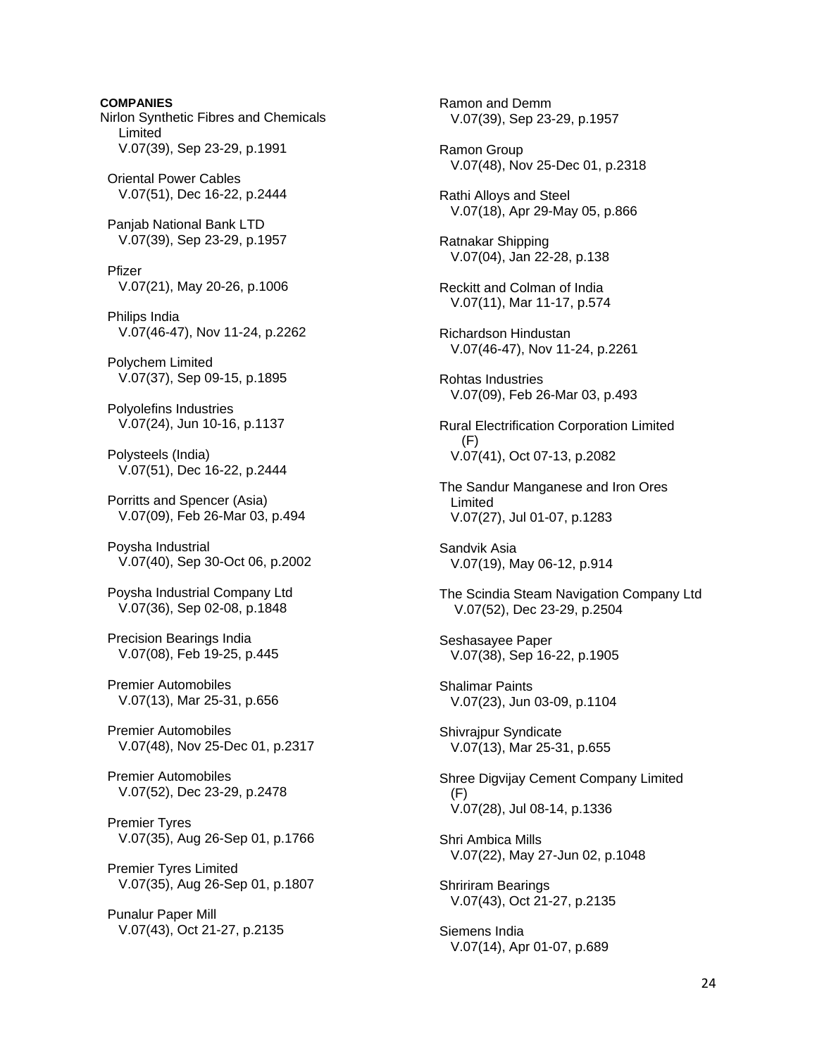**COMPANIES**

Nirlon Synthetic Fibres and Chemicals Limited
V.07(39), Sep 23-29, p.1991

Oriental Power Cables
V.07(51), Dec 16-22, p.2444

Panjab National Bank LTD
V.07(39), Sep 23-29, p.1957

Pfizer
V.07(21), May 20-26, p.1006

Philips India
V.07(46-47), Nov 11-24, p.2262

Polychem Limited
V.07(37), Sep 09-15, p.1895

Polyolefins Industries
V.07(24), Jun 10-16, p.1137

Polysteels (India)
V.07(51), Dec 16-22, p.2444

Porritts and Spencer (Asia)
V.07(09), Feb 26-Mar 03, p.494

Poysha Industrial
V.07(40), Sep 30-Oct 06, p.2002

Poysha Industrial Company Ltd
V.07(36), Sep 02-08, p.1848

Precision Bearings India
V.07(08), Feb 19-25, p.445

Premier Automobiles
V.07(13), Mar 25-31, p.656

Premier Automobiles
V.07(48), Nov 25-Dec 01, p.2317

Premier Automobiles
V.07(52), Dec 23-29, p.2478

Premier Tyres
V.07(35), Aug 26-Sep 01, p.1766

Premier Tyres Limited
V.07(35), Aug 26-Sep 01, p.1807

Punalur Paper Mill
V.07(43), Oct 21-27, p.2135

Ramon and Demm
V.07(39), Sep 23-29, p.1957

Ramon Group
V.07(48), Nov 25-Dec 01, p.2318

Rathi Alloys and Steel
V.07(18), Apr 29-May 05, p.866

Ratnakar Shipping
V.07(04), Jan 22-28, p.138

Reckitt and Colman of India
V.07(11), Mar 11-17, p.574

Richardson Hindustan
V.07(46-47), Nov 11-24, p.2261

Rohtas Industries
V.07(09), Feb 26-Mar 03, p.493

Rural Electrification Corporation Limited (F)
V.07(41), Oct 07-13, p.2082

The Sandur Manganese and Iron Ores Limited
V.07(27), Jul 01-07, p.1283

Sandvik Asia
V.07(19), May 06-12, p.914

The Scindia Steam Navigation Company Ltd
V.07(52), Dec 23-29, p.2504

Seshasayee Paper
V.07(38), Sep 16-22, p.1905

Shalimar Paints
V.07(23), Jun 03-09, p.1104

Shivrajpur Syndicate
V.07(13), Mar 25-31, p.655

Shree Digvijay Cement Company Limited (F)
V.07(28), Jul 08-14, p.1336

Shri Ambica Mills
V.07(22), May 27-Jun 02, p.1048

Shririram Bearings
V.07(43), Oct 21-27, p.2135

Siemens India
V.07(14), Apr 01-07, p.689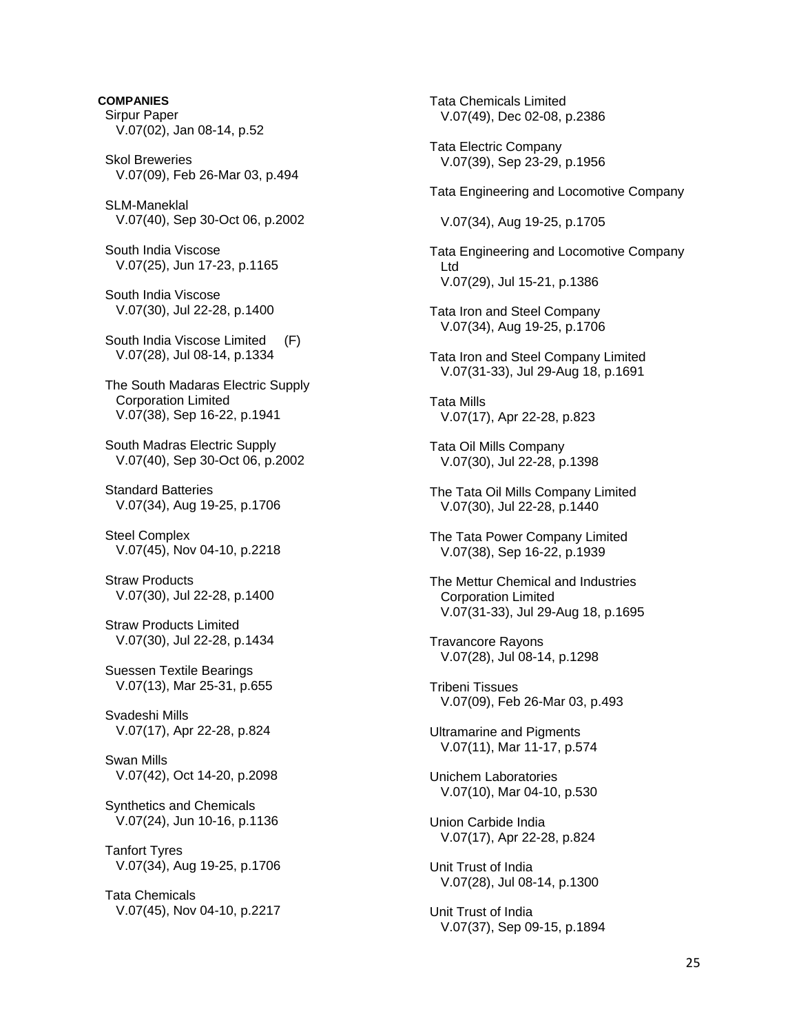**COMPANIES**

Sirpur Paper
V.07(02), Jan 08-14, p.52

Skol Breweries
V.07(09), Feb 26-Mar 03, p.494

SLM-Maneklal
V.07(40), Sep 30-Oct 06, p.2002

South India Viscose
V.07(25), Jun 17-23, p.1165

South India Viscose
V.07(30), Jul 22-28, p.1400

South India Viscose Limited (F)
V.07(28), Jul 08-14, p.1334

The South Madaras Electric Supply Corporation Limited
V.07(38), Sep 16-22, p.1941

South Madras Electric Supply
V.07(40), Sep 30-Oct 06, p.2002

Standard Batteries
V.07(34), Aug 19-25, p.1706

Steel Complex
V.07(45), Nov 04-10, p.2218

Straw Products
V.07(30), Jul 22-28, p.1400

Straw Products Limited
V.07(30), Jul 22-28, p.1434

Suessen Textile Bearings
V.07(13), Mar 25-31, p.655

Svadeshi Mills
V.07(17), Apr 22-28, p.824

Swan Mills
V.07(42), Oct 14-20, p.2098

Synthetics and Chemicals
V.07(24), Jun 10-16, p.1136

Tanfort Tyres
V.07(34), Aug 19-25, p.1706

Tata Chemicals
V.07(45), Nov 04-10, p.2217

Tata Chemicals Limited
V.07(49), Dec 02-08, p.2386

Tata Electric Company
V.07(39), Sep 23-29, p.1956

Tata Engineering and Locomotive Company
V.07(34), Aug 19-25, p.1705

Tata Engineering and Locomotive Company Ltd
V.07(29), Jul 15-21, p.1386

Tata Iron and Steel Company
V.07(34), Aug 19-25, p.1706

Tata Iron and Steel Company Limited
V.07(31-33), Jul 29-Aug 18, p.1691

Tata Mills
V.07(17), Apr 22-28, p.823

Tata Oil Mills Company
V.07(30), Jul 22-28, p.1398

The Tata Oil Mills Company Limited
V.07(30), Jul 22-28, p.1440

The Tata Power Company Limited
V.07(38), Sep 16-22, p.1939

The Mettur Chemical and Industries Corporation Limited
V.07(31-33), Jul 29-Aug 18, p.1695

Travancore Rayons
V.07(28), Jul 08-14, p.1298

Tribeni Tissues
V.07(09), Feb 26-Mar 03, p.493

Ultramarine and Pigments
V.07(11), Mar 11-17, p.574

Unichem Laboratories
V.07(10), Mar 04-10, p.530

Union Carbide India
V.07(17), Apr 22-28, p.824

Unit Trust of India
V.07(28), Jul 08-14, p.1300

Unit Trust of India
V.07(37), Sep 09-15, p.1894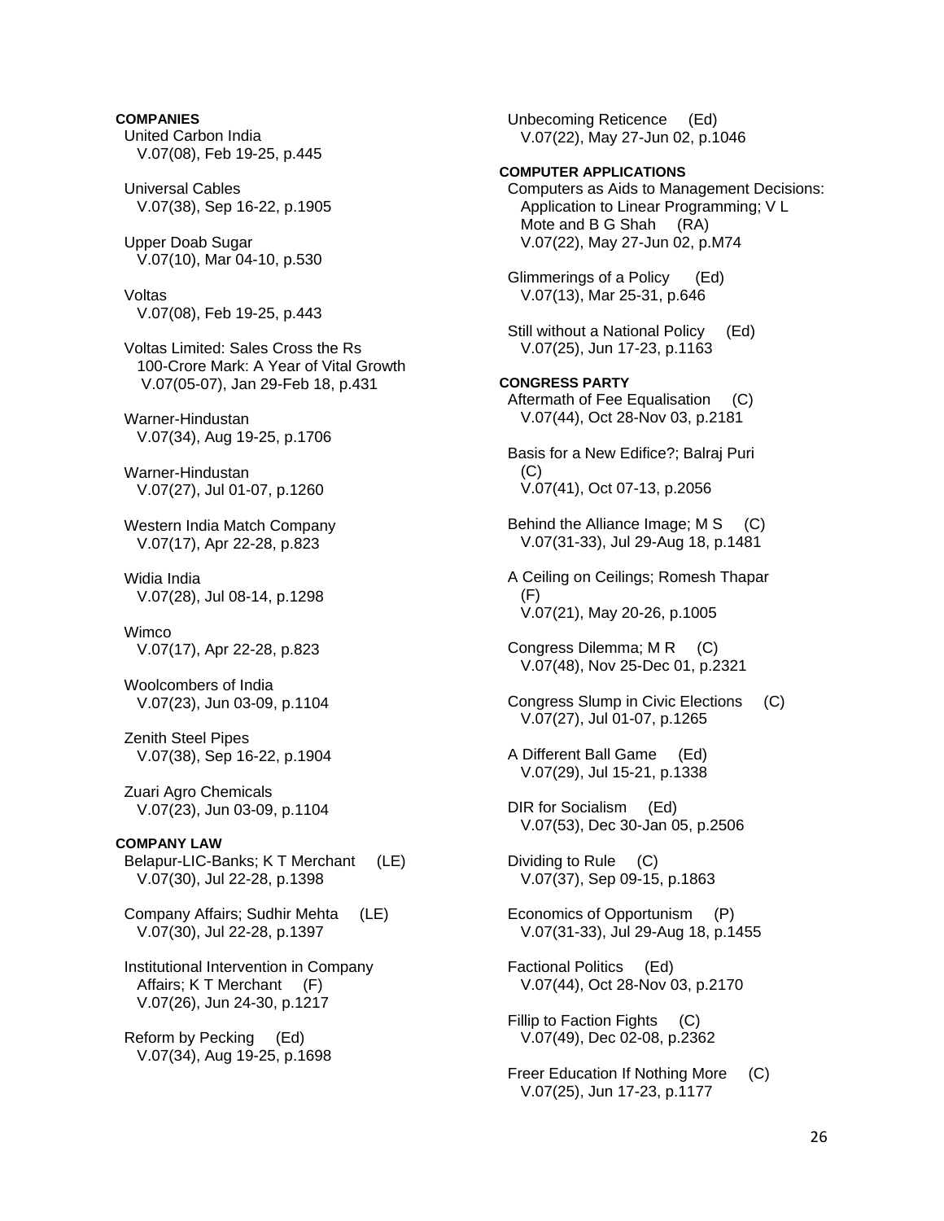**COMPANIES**

United Carbon India
V.07(08), Feb 19-25, p.445

Universal Cables
V.07(38), Sep 16-22, p.1905

Upper Doab Sugar
V.07(10), Mar 04-10, p.530

Voltas
V.07(08), Feb 19-25, p.443

Voltas Limited: Sales Cross the Rs 100-Crore Mark: A Year of Vital Growth
V.07(05-07), Jan 29-Feb 18, p.431

Warner-Hindustan
V.07(34), Aug 19-25, p.1706

Warner-Hindustan
V.07(27), Jul 01-07, p.1260

Western India Match Company
V.07(17), Apr 22-28, p.823

Widia India
V.07(28), Jul 08-14, p.1298

Wimco
V.07(17), Apr 22-28, p.823

Woolcombers of India
V.07(23), Jun 03-09, p.1104

Zenith Steel Pipes
V.07(38), Sep 16-22, p.1904

Zuari Agro Chemicals
V.07(23), Jun 03-09, p.1104

**COMPANY LAW**

Belapur-LIC-Banks; K T Merchant (LE)
V.07(30), Jul 22-28, p.1398

Company Affairs; Sudhir Mehta (LE)
V.07(30), Jul 22-28, p.1397

Institutional Intervention in Company Affairs; K T Merchant (F)
V.07(26), Jun 24-30, p.1217

Reform by Pecking (Ed)
V.07(34), Aug 19-25, p.1698

Unbecoming Reticence (Ed)
V.07(22), May 27-Jun 02, p.1046

**COMPUTER APPLICATIONS**

Computers as Aids to Management Decisions: Application to Linear Programming; V L Mote and B G Shah (RA)
V.07(22), May 27-Jun 02, p.M74

Glimmerings of a Policy (Ed)
V.07(13), Mar 25-31, p.646

Still without a National Policy (Ed)
V.07(25), Jun 17-23, p.1163

**CONGRESS PARTY**

Aftermath of Fee Equalisation (C)
V.07(44), Oct 28-Nov 03, p.2181

Basis for a New Edifice?; Balraj Puri (C)
V.07(41), Oct 07-13, p.2056

Behind the Alliance Image; M S (C)
V.07(31-33), Jul 29-Aug 18, p.1481

A Ceiling on Ceilings; Romesh Thapar (F)
V.07(21), May 20-26, p.1005

Congress Dilemma; M R (C)
V.07(48), Nov 25-Dec 01, p.2321

Congress Slump in Civic Elections (C)
V.07(27), Jul 01-07, p.1265

A Different Ball Game (Ed)
V.07(29), Jul 15-21, p.1338

DIR for Socialism (Ed)
V.07(53), Dec 30-Jan 05, p.2506

Dividing to Rule (C)
V.07(37), Sep 09-15, p.1863

Economics of Opportunism (P)
V.07(31-33), Jul 29-Aug 18, p.1455

Factional Politics (Ed)
V.07(44), Oct 28-Nov 03, p.2170

Fillip to Faction Fights (C)
V.07(49), Dec 02-08, p.2362

Freer Education If Nothing More (C)
V.07(25), Jun 17-23, p.1177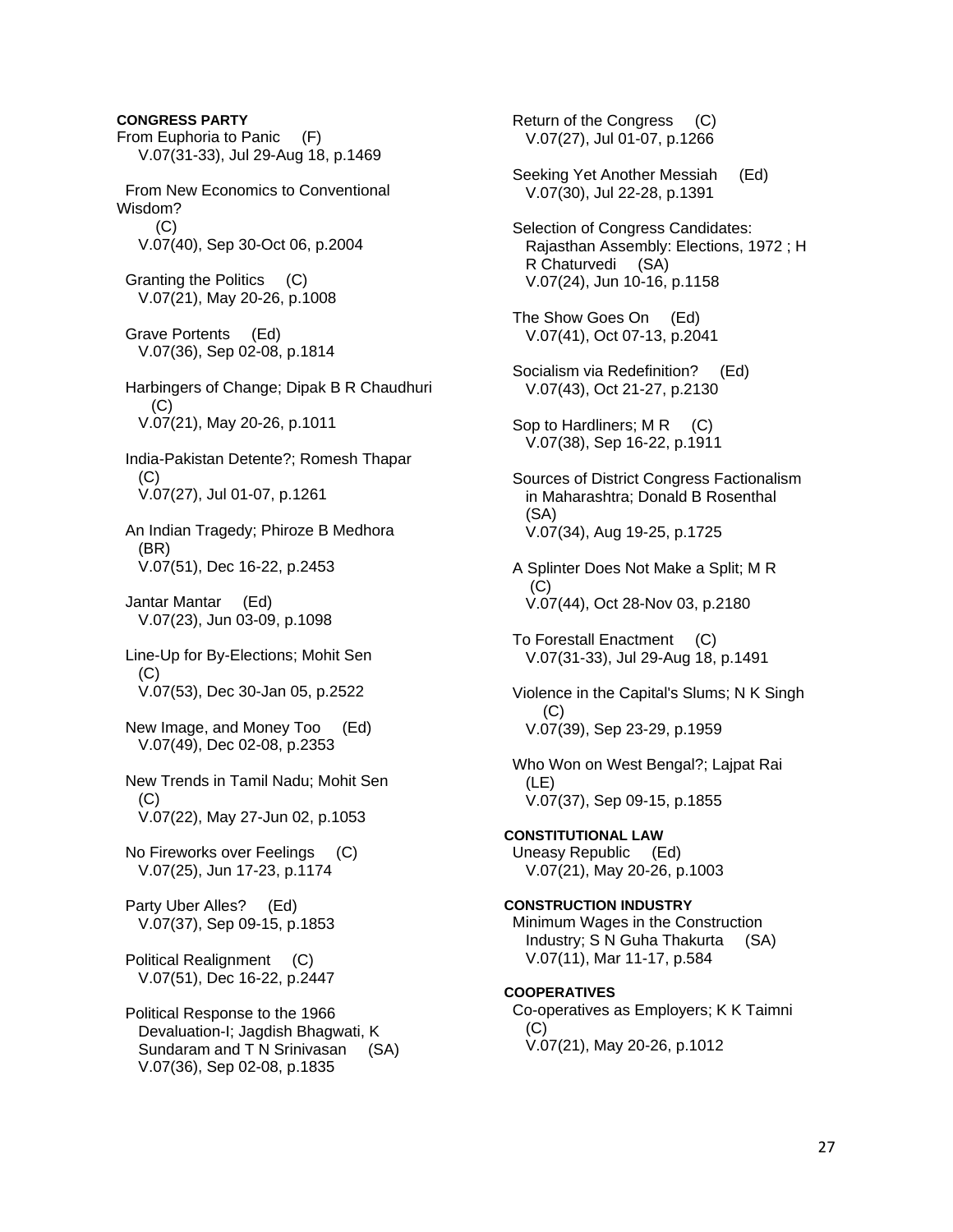**CONGRESS PARTY**

From Euphoria to Panic (F)
V.07(31-33), Jul 29-Aug 18, p.1469

From New Economics to Conventional Wisdom? (C)
V.07(40), Sep 30-Oct 06, p.2004

Granting the Politics (C)
V.07(21), May 20-26, p.1008

Grave Portents (Ed)
V.07(36), Sep 02-08, p.1814

Harbingers of Change; Dipak B R Chaudhuri (C)
V.07(21), May 20-26, p.1011

India-Pakistan Detente?; Romesh Thapar (C)
V.07(27), Jul 01-07, p.1261

An Indian Tragedy; Phiroze B Medhora (BR)
V.07(51), Dec 16-22, p.2453

Jantar Mantar (Ed)
V.07(23), Jun 03-09, p.1098

Line-Up for By-Elections; Mohit Sen (C)
V.07(53), Dec 30-Jan 05, p.2522

New Image, and Money Too (Ed)
V.07(49), Dec 02-08, p.2353

New Trends in Tamil Nadu; Mohit Sen (C)
V.07(22), May 27-Jun 02, p.1053

No Fireworks over Feelings (C)
V.07(25), Jun 17-23, p.1174

Party Uber Alles? (Ed)
V.07(37), Sep 09-15, p.1853

Political Realignment (C)
V.07(51), Dec 16-22, p.2447

Political Response to the 1966 Devaluation-I; Jagdish Bhagwati, K Sundaram and T N Srinivasan (SA)
V.07(36), Sep 02-08, p.1835

Return of the Congress (C)
V.07(27), Jul 01-07, p.1266

Seeking Yet Another Messiah (Ed)
V.07(30), Jul 22-28, p.1391

Selection of Congress Candidates: Rajasthan Assembly: Elections, 1972 ; H R Chaturvedi (SA)
V.07(24), Jun 10-16, p.1158

The Show Goes On (Ed)
V.07(41), Oct 07-13, p.2041

Socialism via Redefinition? (Ed)
V.07(43), Oct 21-27, p.2130

Sop to Hardliners; M R (C)
V.07(38), Sep 16-22, p.1911

Sources of District Congress Factionalism in Maharashtra; Donald B Rosenthal (SA)
V.07(34), Aug 19-25, p.1725

A Splinter Does Not Make a Split; M R (C)
V.07(44), Oct 28-Nov 03, p.2180

To Forestall Enactment (C)
V.07(31-33), Jul 29-Aug 18, p.1491

Violence in the Capital's Slums; N K Singh (C)
V.07(39), Sep 23-29, p.1959

Who Won on West Bengal?; Lajpat Rai (LE)
V.07(37), Sep 09-15, p.1855

**CONSTITUTIONAL LAW**

Uneasy Republic (Ed)
V.07(21), May 20-26, p.1003

**CONSTRUCTION INDUSTRY**

Minimum Wages in the Construction Industry; S N Guha Thakurta (SA)
V.07(11), Mar 11-17, p.584

**COOPERATIVES**

Co-operatives as Employers; K K Taimni (C)
V.07(21), May 20-26, p.1012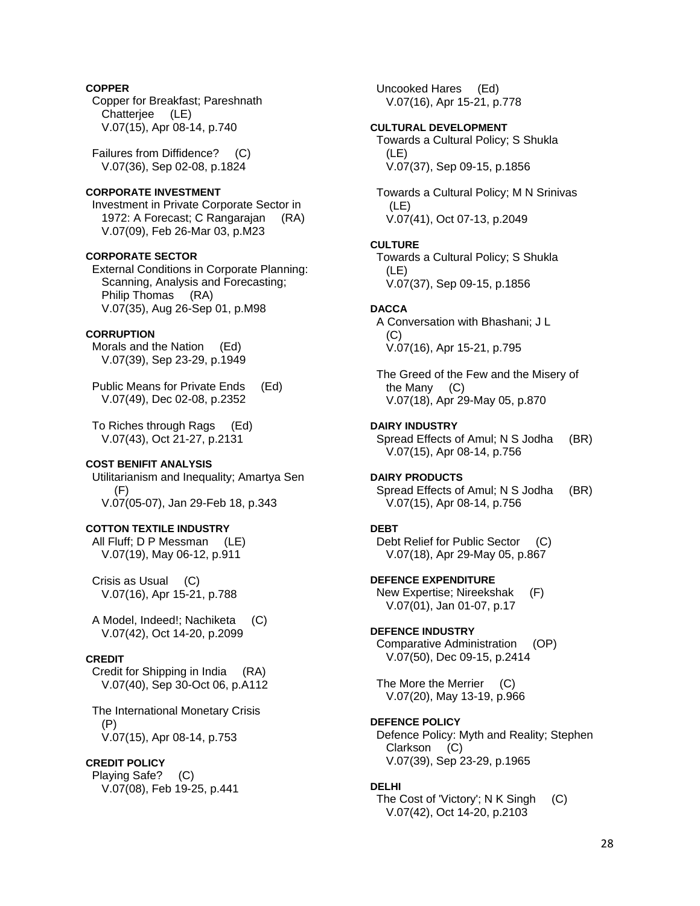**COPPER**

Copper for Breakfast; Pareshnath Chatterjee (LE)
V.07(15), Apr 08-14, p.740

Failures from Diffidence? (C)
V.07(36), Sep 02-08, p.1824

**CORPORATE INVESTMENT**

Investment in Private Corporate Sector in 1972: A Forecast; C Rangarajan (RA)
V.07(09), Feb 26-Mar 03, p.M23

**CORPORATE SECTOR**

External Conditions in Corporate Planning: Scanning, Analysis and Forecasting; Philip Thomas (RA)
V.07(35), Aug 26-Sep 01, p.M98

**CORRUPTION**

Morals and the Nation (Ed)
V.07(39), Sep 23-29, p.1949

Public Means for Private Ends (Ed)
V.07(49), Dec 02-08, p.2352

To Riches through Rags (Ed)
V.07(43), Oct 21-27, p.2131

**COST BENIFIT ANALYSIS**

Utilitarianism and Inequality; Amartya Sen (F)
V.07(05-07), Jan 29-Feb 18, p.343

**COTTON TEXTILE INDUSTRY**

All Fluff; D P Messman (LE)
V.07(19), May 06-12, p.911

Crisis as Usual (C)
V.07(16), Apr 15-21, p.788

A Model, Indeed!; Nachiketa (C)
V.07(42), Oct 14-20, p.2099

**CREDIT**

Credit for Shipping in India (RA)
V.07(40), Sep 30-Oct 06, p.A112

The International Monetary Crisis (P)
V.07(15), Apr 08-14, p.753

**CREDIT POLICY**

Playing Safe? (C)
V.07(08), Feb 19-25, p.441

Uncooked Hares (Ed)
V.07(16), Apr 15-21, p.778

**CULTURAL DEVELOPMENT**

Towards a Cultural Policy; S Shukla (LE)
V.07(37), Sep 09-15, p.1856

Towards a Cultural Policy; M N Srinivas (LE)
V.07(41), Oct 07-13, p.2049

**CULTURE**

Towards a Cultural Policy; S Shukla (LE)
V.07(37), Sep 09-15, p.1856

**DACCA**

A Conversation with Bhashani; J L (C)
V.07(16), Apr 15-21, p.795

The Greed of the Few and the Misery of the Many (C)
V.07(18), Apr 29-May 05, p.870

**DAIRY INDUSTRY**

Spread Effects of Amul; N S Jodha (BR)
V.07(15), Apr 08-14, p.756

**DAIRY PRODUCTS**

Spread Effects of Amul; N S Jodha (BR)
V.07(15), Apr 08-14, p.756

**DEBT**

Debt Relief for Public Sector (C)
V.07(18), Apr 29-May 05, p.867

**DEFENCE EXPENDITURE**

New Expertise; Nireekshak (F)
V.07(01), Jan 01-07, p.17

**DEFENCE INDUSTRY**

Comparative Administration (OP)
V.07(50), Dec 09-15, p.2414

The More the Merrier (C)
V.07(20), May 13-19, p.966

**DEFENCE POLICY**

Defence Policy: Myth and Reality; Stephen Clarkson (C)
V.07(39), Sep 23-29, p.1965

**DELHI**

The Cost of 'Victory'; N K Singh (C)
V.07(42), Oct 14-20, p.2103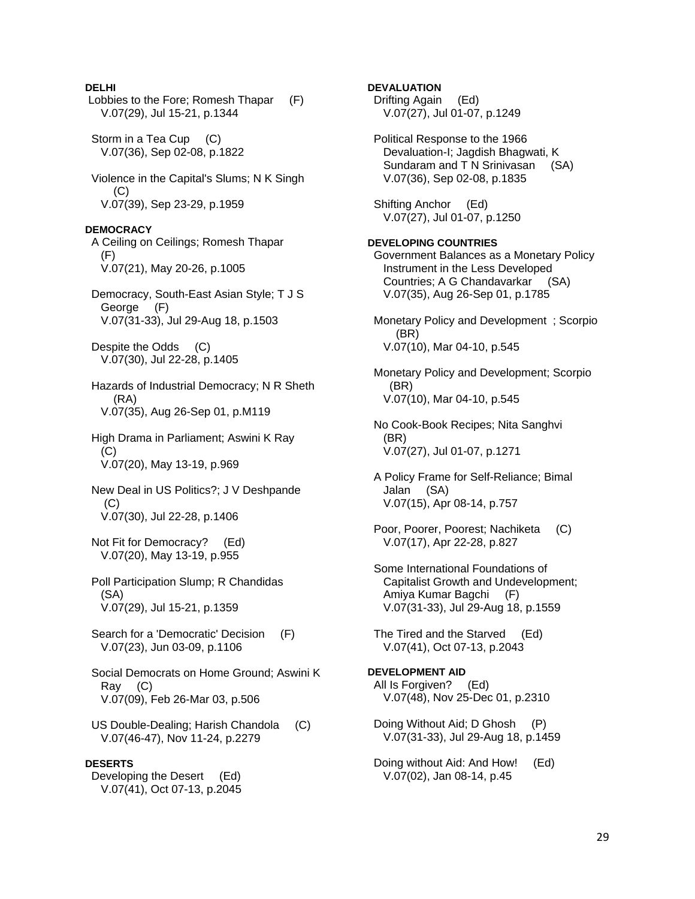**DELHI**

Lobbies to the Fore; Romesh Thapar (F)
V.07(29), Jul 15-21, p.1344

Storm in a Tea Cup (C)
V.07(36), Sep 02-08, p.1822

Violence in the Capital's Slums; N K Singh (C)
V.07(39), Sep 23-29, p.1959

**DEMOCRACY**

A Ceiling on Ceilings; Romesh Thapar (F)
V.07(21), May 20-26, p.1005

Democracy, South-East Asian Style; T J S George (F)
V.07(31-33), Jul 29-Aug 18, p.1503

Despite the Odds (C)
V.07(30), Jul 22-28, p.1405

Hazards of Industrial Democracy; N R Sheth (RA)
V.07(35), Aug 26-Sep 01, p.M119

High Drama in Parliament; Aswini K Ray (C)
V.07(20), May 13-19, p.969

New Deal in US Politics?; J V Deshpande (C)
V.07(30), Jul 22-28, p.1406

Not Fit for Democracy? (Ed)
V.07(20), May 13-19, p.955

Poll Participation Slump; R Chandidas (SA)
V.07(29), Jul 15-21, p.1359

Search for a 'Democratic' Decision (F)
V.07(23), Jun 03-09, p.1106

Social Democrats on Home Ground; Aswini K Ray (C)
V.07(09), Feb 26-Mar 03, p.506

US Double-Dealing; Harish Chandola (C)
V.07(46-47), Nov 11-24, p.2279

**DESERTS**

Developing the Desert (Ed)
V.07(41), Oct 07-13, p.2045

**DEVALUATION**

Drifting Again (Ed)
V.07(27), Jul 01-07, p.1249

Political Response to the 1966 Devaluation-I; Jagdish Bhagwati, K Sundaram and T N Srinivasan (SA)
V.07(36), Sep 02-08, p.1835

Shifting Anchor (Ed)
V.07(27), Jul 01-07, p.1250

**DEVELOPING COUNTRIES**

Government Balances as a Monetary Policy Instrument in the Less Developed Countries; A G Chandavarkar (SA)
V.07(35), Aug 26-Sep 01, p.1785

Monetary Policy and Development ; Scorpio (BR)
V.07(10), Mar 04-10, p.545

Monetary Policy and Development; Scorpio (BR)
V.07(10), Mar 04-10, p.545

No Cook-Book Recipes; Nita Sanghvi (BR)
V.07(27), Jul 01-07, p.1271

A Policy Frame for Self-Reliance; Bimal Jalan (SA)
V.07(15), Apr 08-14, p.757

Poor, Poorer, Poorest; Nachiketa (C)
V.07(17), Apr 22-28, p.827

Some International Foundations of Capitalist Growth and Undevelopment; Amiya Kumar Bagchi (F)
V.07(31-33), Jul 29-Aug 18, p.1559

The Tired and the Starved (Ed)
V.07(41), Oct 07-13, p.2043

**DEVELOPMENT AID**

All Is Forgiven? (Ed)
V.07(48), Nov 25-Dec 01, p.2310

Doing Without Aid; D Ghosh (P)
V.07(31-33), Jul 29-Aug 18, p.1459

Doing without Aid: And How! (Ed)
V.07(02), Jan 08-14, p.45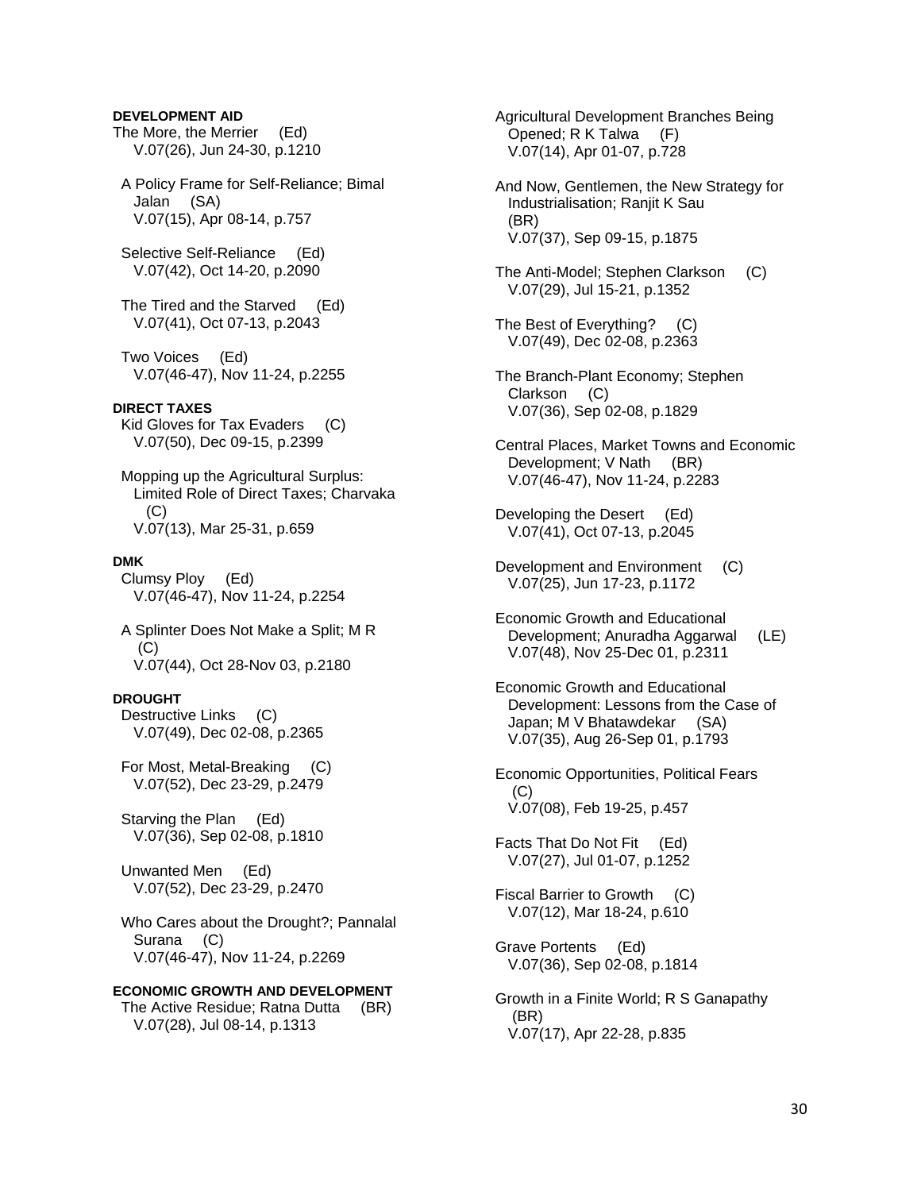#### DEVELOPMENT AID

The More, the Merrier (Ed)
V.07(26), Jun 24-30, p.1210

A Policy Frame for Self-Reliance; Bimal Jalan (SA)
V.07(15), Apr 08-14, p.757

Selective Self-Reliance (Ed)
V.07(42), Oct 14-20, p.2090

The Tired and the Starved (Ed)
V.07(41), Oct 07-13, p.2043

Two Voices (Ed)
V.07(46-47), Nov 11-24, p.2255

#### DIRECT TAXES

Kid Gloves for Tax Evaders (C)
V.07(50), Dec 09-15, p.2399

Mopping up the Agricultural Surplus: Limited Role of Direct Taxes; Charvaka (C)
V.07(13), Mar 25-31, p.659

#### DMK

Clumsy Ploy (Ed)
V.07(46-47), Nov 11-24, p.2254

A Splinter Does Not Make a Split; M R (C)
V.07(44), Oct 28-Nov 03, p.2180

#### DROUGHT

Destructive Links (C)
V.07(49), Dec 02-08, p.2365

For Most, Metal-Breaking (C)
V.07(52), Dec 23-29, p.2479

Starving the Plan (Ed)
V.07(36), Sep 02-08, p.1810

Unwanted Men (Ed)
V.07(52), Dec 23-29, p.2470

Who Cares about the Drought?; Pannalal Surana (C)
V.07(46-47), Nov 11-24, p.2269

#### ECONOMIC GROWTH AND DEVELOPMENT

The Active Residue; Ratna Dutta (BR)
V.07(28), Jul 08-14, p.1313

Agricultural Development Branches Being Opened; R K Talwa (F)
V.07(14), Apr 01-07, p.728

And Now, Gentlemen, the New Strategy for Industrialisation; Ranjit K Sau (BR)
V.07(37), Sep 09-15, p.1875

The Anti-Model; Stephen Clarkson (C)
V.07(29), Jul 15-21, p.1352

The Best of Everything? (C)
V.07(49), Dec 02-08, p.2363

The Branch-Plant Economy; Stephen Clarkson (C)
V.07(36), Sep 02-08, p.1829

Central Places, Market Towns and Economic Development; V Nath (BR)
V.07(46-47), Nov 11-24, p.2283

Developing the Desert (Ed)
V.07(41), Oct 07-13, p.2045

Development and Environment (C)
V.07(25), Jun 17-23, p.1172

Economic Growth and Educational Development; Anuradha Aggarwal (LE)
V.07(48), Nov 25-Dec 01, p.2311

Economic Growth and Educational Development: Lessons from the Case of Japan; M V Bhatawdekar (SA)
V.07(35), Aug 26-Sep 01, p.1793

Economic Opportunities, Political Fears (C)
V.07(08), Feb 19-25, p.457

Facts That Do Not Fit (Ed)
V.07(27), Jul 01-07, p.1252

Fiscal Barrier to Growth (C)
V.07(12), Mar 18-24, p.610

Grave Portents (Ed)
V.07(36), Sep 02-08, p.1814

Growth in a Finite World; R S Ganapathy (BR)
V.07(17), Apr 22-28, p.835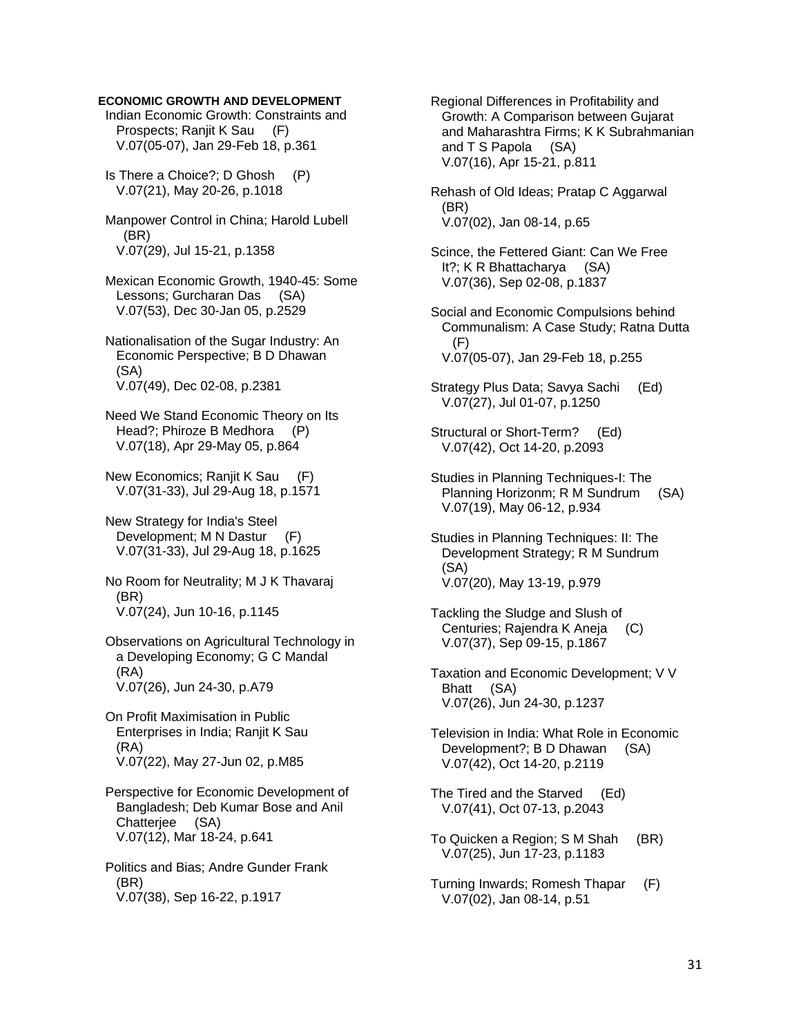**ECONOMIC GROWTH AND DEVELOPMENT**

Indian Economic Growth: Constraints and Prospects; Ranjit K Sau (F)
V.07(05-07), Jan 29-Feb 18, p.361

Is There a Choice?; D Ghosh (P)
V.07(21), May 20-26, p.1018

Manpower Control in China; Harold Lubell (BR)
V.07(29), Jul 15-21, p.1358

Mexican Economic Growth, 1940-45: Some Lessons; Gurcharan Das (SA)
V.07(53), Dec 30-Jan 05, p.2529

Nationalisation of the Sugar Industry: An Economic Perspective; B D Dhawan (SA)
V.07(49), Dec 02-08, p.2381

Need We Stand Economic Theory on Its Head?; Phiroze B Medhora (P)
V.07(18), Apr 29-May 05, p.864

New Economics; Ranjit K Sau (F)
V.07(31-33), Jul 29-Aug 18, p.1571

New Strategy for India's Steel Development; M N Dastur (F)
V.07(31-33), Jul 29-Aug 18, p.1625

No Room for Neutrality; M J K Thavaraj (BR)
V.07(24), Jun 10-16, p.1145

Observations on Agricultural Technology in a Developing Economy; G C Mandal (RA)
V.07(26), Jun 24-30, p.A79

On Profit Maximisation in Public Enterprises in India; Ranjit K Sau (RA)
V.07(22), May 27-Jun 02, p.M85

Perspective for Economic Development of Bangladesh; Deb Kumar Bose and Anil Chatterjee (SA)
V.07(12), Mar 18-24, p.641

Politics and Bias; Andre Gunder Frank (BR)
V.07(38), Sep 16-22, p.1917

Regional Differences in Profitability and Growth: A Comparison between Gujarat and Maharashtra Firms; K K Subrahmanian and T S Papola (SA)
V.07(16), Apr 15-21, p.811

Rehash of Old Ideas; Pratap C Aggarwal (BR)
V.07(02), Jan 08-14, p.65

Scince, the Fettered Giant: Can We Free It?; K R Bhattacharya (SA)
V.07(36), Sep 02-08, p.1837

Social and Economic Compulsions behind Communalism: A Case Study; Ratna Dutta (F)
V.07(05-07), Jan 29-Feb 18, p.255

Strategy Plus Data; Savya Sachi (Ed)
V.07(27), Jul 01-07, p.1250

Structural or Short-Term? (Ed)
V.07(42), Oct 14-20, p.2093

Studies in Planning Techniques-I: The Planning Horizonm; R M Sundrum (SA)
V.07(19), May 06-12, p.934

Studies in Planning Techniques: II: The Development Strategy; R M Sundrum (SA)
V.07(20), May 13-19, p.979

Tackling the Sludge and Slush of Centuries; Rajendra K Aneja (C)
V.07(37), Sep 09-15, p.1867

Taxation and Economic Development; V V Bhatt (SA)
V.07(26), Jun 24-30, p.1237

Television in India: What Role in Economic Development?; B D Dhawan (SA)
V.07(42), Oct 14-20, p.2119

The Tired and the Starved (Ed)
V.07(41), Oct 07-13, p.2043

To Quicken a Region; S M Shah (BR)
V.07(25), Jun 17-23, p.1183

Turning Inwards; Romesh Thapar (F)
V.07(02), Jan 08-14, p.51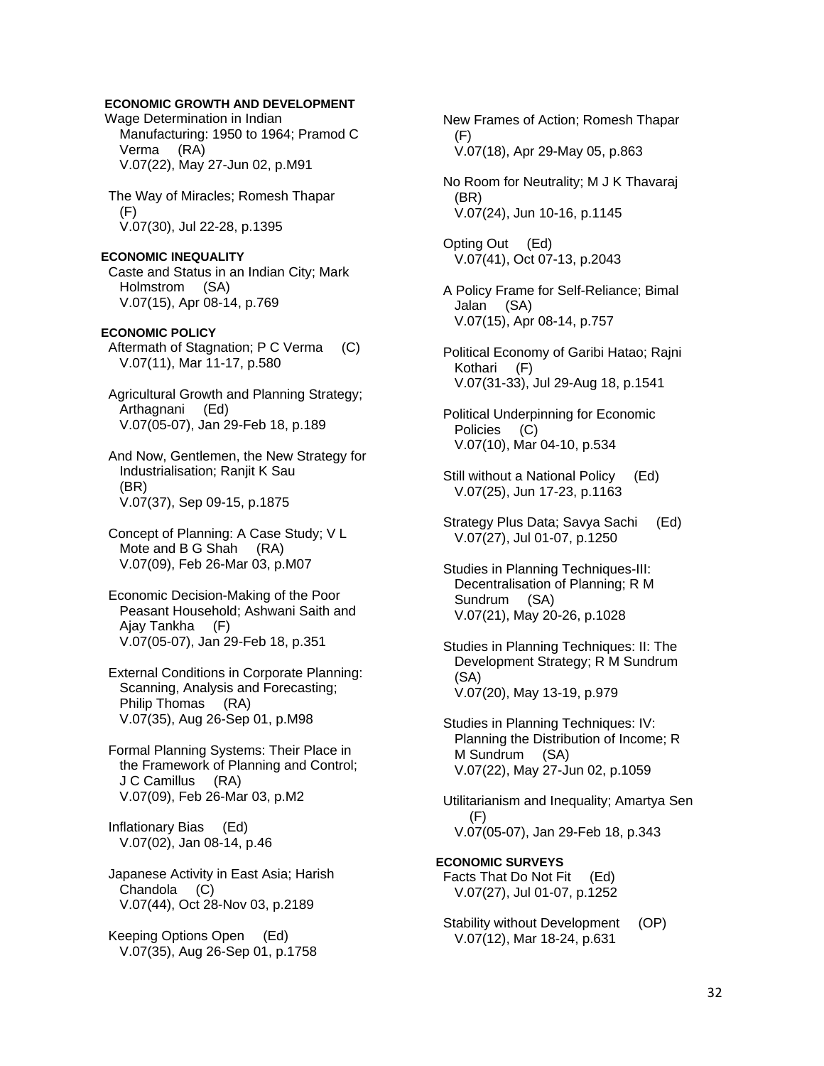**ECONOMIC GROWTH AND DEVELOPMENT**

Wage Determination in Indian Manufacturing: 1950 to 1964; Pramod C Verma (RA)
V.07(22), May 27-Jun 02, p.M91

The Way of Miracles; Romesh Thapar (F)
V.07(30), Jul 22-28, p.1395

**ECONOMIC INEQUALITY**

Caste and Status in an Indian City; Mark Holmstrom (SA)
V.07(15), Apr 08-14, p.769

**ECONOMIC POLICY**

Aftermath of Stagnation; P C Verma (C)
V.07(11), Mar 11-17, p.580

Agricultural Growth and Planning Strategy; Arthagnani (Ed)
V.07(05-07), Jan 29-Feb 18, p.189

And Now, Gentlemen, the New Strategy for Industrialisation; Ranjit K Sau (BR)
V.07(37), Sep 09-15, p.1875

Concept of Planning: A Case Study; V L Mote and B G Shah (RA)
V.07(09), Feb 26-Mar 03, p.M07

Economic Decision-Making of the Poor Peasant Household; Ashwani Saith and Ajay Tankha (F)
V.07(05-07), Jan 29-Feb 18, p.351

External Conditions in Corporate Planning: Scanning, Analysis and Forecasting; Philip Thomas (RA)
V.07(35), Aug 26-Sep 01, p.M98

Formal Planning Systems: Their Place in the Framework of Planning and Control; J C Camillus (RA)
V.07(09), Feb 26-Mar 03, p.M2

Inflationary Bias (Ed)
V.07(02), Jan 08-14, p.46

Japanese Activity in East Asia; Harish Chandola (C)
V.07(44), Oct 28-Nov 03, p.2189

Keeping Options Open (Ed)
V.07(35), Aug 26-Sep 01, p.1758

New Frames of Action; Romesh Thapar (F)
V.07(18), Apr 29-May 05, p.863

No Room for Neutrality; M J K Thavaraj (BR)
V.07(24), Jun 10-16, p.1145

Opting Out (Ed)
V.07(41), Oct 07-13, p.2043

A Policy Frame for Self-Reliance; Bimal Jalan (SA)
V.07(15), Apr 08-14, p.757

Political Economy of Garibi Hatao; Rajni Kothari (F)
V.07(31-33), Jul 29-Aug 18, p.1541

Political Underpinning for Economic Policies (C)
V.07(10), Mar 04-10, p.534

Still without a National Policy (Ed)
V.07(25), Jun 17-23, p.1163

Strategy Plus Data; Savya Sachi (Ed)
V.07(27), Jul 01-07, p.1250

Studies in Planning Techniques-III: Decentralisation of Planning; R M Sundrum (SA)
V.07(21), May 20-26, p.1028

Studies in Planning Techniques: II: The Development Strategy; R M Sundrum (SA)
V.07(20), May 13-19, p.979

Studies in Planning Techniques: IV: Planning the Distribution of Income; R M Sundrum (SA)
V.07(22), May 27-Jun 02, p.1059

Utilitarianism and Inequality; Amartya Sen (F)
V.07(05-07), Jan 29-Feb 18, p.343

**ECONOMIC SURVEYS**

Facts That Do Not Fit (Ed)
V.07(27), Jul 01-07, p.1252

Stability without Development (OP)
V.07(12), Mar 18-24, p.631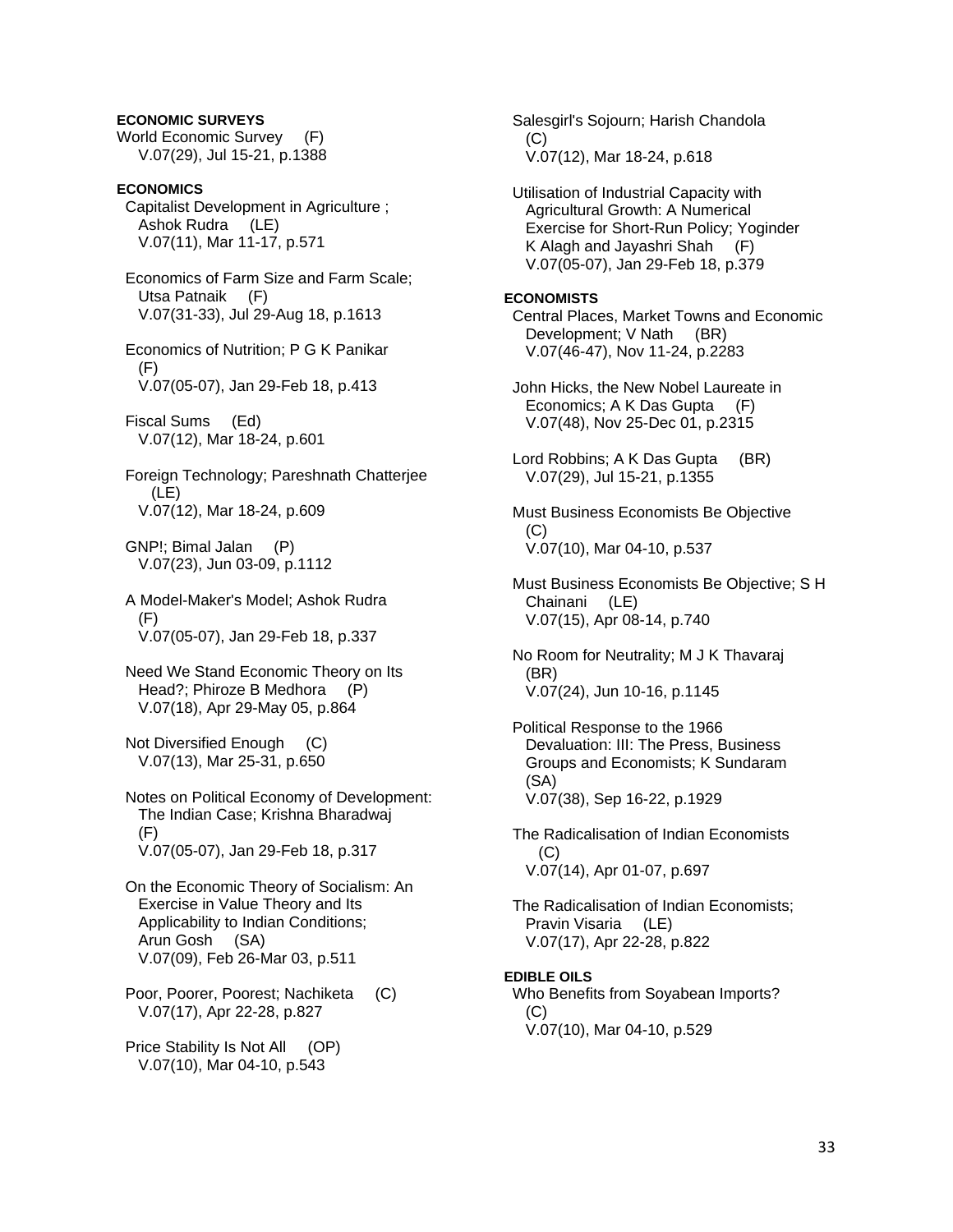**ECONOMIC SURVEYS**

World Economic Survey (F)
V.07(29), Jul 15-21, p.1388

**ECONOMICS**

Capitalist Development in Agriculture ; Ashok Rudra (LE)
V.07(11), Mar 11-17, p.571

Economics of Farm Size and Farm Scale; Utsa Patnaik (F)
V.07(31-33), Jul 29-Aug 18, p.1613

Economics of Nutrition; P G K Panikar (F)
V.07(05-07), Jan 29-Feb 18, p.413

Fiscal Sums (Ed)
V.07(12), Mar 18-24, p.601

Foreign Technology; Pareshnath Chatterjee (LE)
V.07(12), Mar 18-24, p.609

GNP!; Bimal Jalan (P)
V.07(23), Jun 03-09, p.1112

A Model-Maker's Model; Ashok Rudra (F)
V.07(05-07), Jan 29-Feb 18, p.337

Need We Stand Economic Theory on Its Head?; Phiroze B Medhora (P)
V.07(18), Apr 29-May 05, p.864

Not Diversified Enough (C)
V.07(13), Mar 25-31, p.650

Notes on Political Economy of Development: The Indian Case; Krishna Bharadwaj (F)
V.07(05-07), Jan 29-Feb 18, p.317

On the Economic Theory of Socialism: An Exercise in Value Theory and Its Applicability to Indian Conditions; Arun Gosh (SA)
V.07(09), Feb 26-Mar 03, p.511

Poor, Poorer, Poorest; Nachiketa (C)
V.07(17), Apr 22-28, p.827

Price Stability Is Not All (OP)
V.07(10), Mar 04-10, p.543

Salesgirl's Sojourn; Harish Chandola (C)
V.07(12), Mar 18-24, p.618

Utilisation of Industrial Capacity with Agricultural Growth: A Numerical Exercise for Short-Run Policy; Yoginder K Alagh and Jayashri Shah (F)
V.07(05-07), Jan 29-Feb 18, p.379

**ECONOMISTS**

Central Places, Market Towns and Economic Development; V Nath (BR)
V.07(46-47), Nov 11-24, p.2283

John Hicks, the New Nobel Laureate in Economics; A K Das Gupta (F)
V.07(48), Nov 25-Dec 01, p.2315

Lord Robbins; A K Das Gupta (BR)
V.07(29), Jul 15-21, p.1355

Must Business Economists Be Objective (C)
V.07(10), Mar 04-10, p.537

Must Business Economists Be Objective; S H Chainani (LE)
V.07(15), Apr 08-14, p.740

No Room for Neutrality; M J K Thavaraj (BR)
V.07(24), Jun 10-16, p.1145

Political Response to the 1966 Devaluation: III: The Press, Business Groups and Economists; K Sundaram (SA)
V.07(38), Sep 16-22, p.1929

The Radicalisation of Indian Economists (C)
V.07(14), Apr 01-07, p.697

The Radicalisation of Indian Economists; Pravin Visaria (LE)
V.07(17), Apr 22-28, p.822

**EDIBLE OILS**

Who Benefits from Soyabean Imports? (C)
V.07(10), Mar 04-10, p.529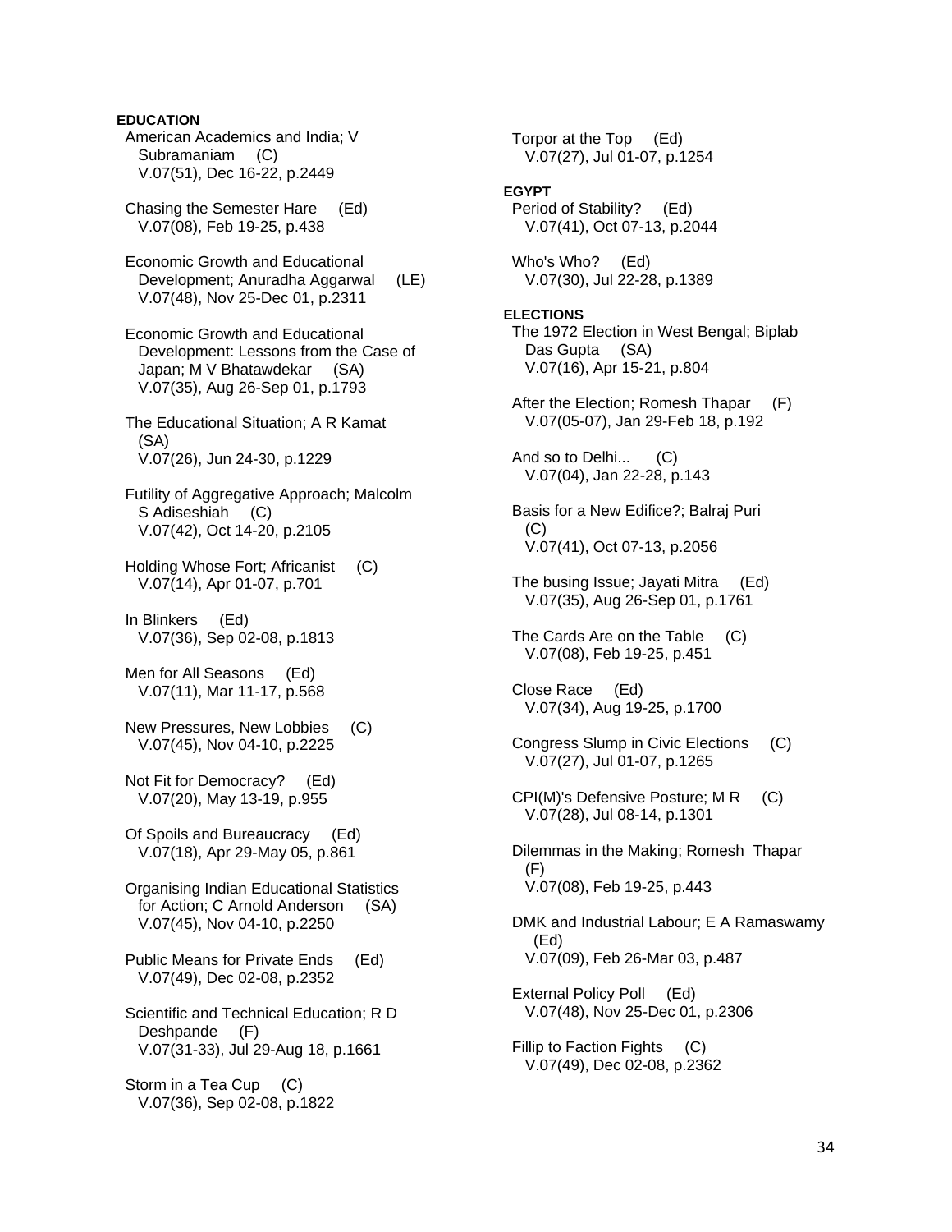**EDUCATION**

American Academics and India; V Subramaniam (C)
V.07(51), Dec 16-22, p.2449

Chasing the Semester Hare (Ed)
V.07(08), Feb 19-25, p.438

Economic Growth and Educational Development; Anuradha Aggarwal (LE)
V.07(48), Nov 25-Dec 01, p.2311

Economic Growth and Educational Development: Lessons from the Case of Japan; M V Bhatawdekar (SA)
V.07(35), Aug 26-Sep 01, p.1793

The Educational Situation; A R Kamat (SA)
V.07(26), Jun 24-30, p.1229

Futility of Aggregative Approach; Malcolm S Adiseshiah (C)
V.07(42), Oct 14-20, p.2105

Holding Whose Fort; Africanist (C)
V.07(14), Apr 01-07, p.701

In Blinkers (Ed)
V.07(36), Sep 02-08, p.1813

Men for All Seasons (Ed)
V.07(11), Mar 11-17, p.568

New Pressures, New Lobbies (C)
V.07(45), Nov 04-10, p.2225

Not Fit for Democracy? (Ed)
V.07(20), May 13-19, p.955

Of Spoils and Bureaucracy (Ed)
V.07(18), Apr 29-May 05, p.861

Organising Indian Educational Statistics for Action; C Arnold Anderson (SA)
V.07(45), Nov 04-10, p.2250

Public Means for Private Ends (Ed)
V.07(49), Dec 02-08, p.2352

Scientific and Technical Education; R D Deshpande (F)
V.07(31-33), Jul 29-Aug 18, p.1661

Storm in a Tea Cup (C)
V.07(36), Sep 02-08, p.1822

Torpor at the Top (Ed)
V.07(27), Jul 01-07, p.1254

**EGYPT**

Period of Stability? (Ed)
V.07(41), Oct 07-13, p.2044

Who's Who? (Ed)
V.07(30), Jul 22-28, p.1389

**ELECTIONS**

The 1972 Election in West Bengal; Biplab Das Gupta (SA)
V.07(16), Apr 15-21, p.804

After the Election; Romesh Thapar (F)
V.07(05-07), Jan 29-Feb 18, p.192

And so to Delhi... (C)
V.07(04), Jan 22-28, p.143

Basis for a New Edifice?; Balraj Puri (C)
V.07(41), Oct 07-13, p.2056

The busing Issue; Jayati Mitra (Ed)
V.07(35), Aug 26-Sep 01, p.1761

The Cards Are on the Table (C)
V.07(08), Feb 19-25, p.451

Close Race (Ed)
V.07(34), Aug 19-25, p.1700

Congress Slump in Civic Elections (C)
V.07(27), Jul 01-07, p.1265

CPI(M)'s Defensive Posture; M R (C)
V.07(28), Jul 08-14, p.1301

Dilemmas in the Making; Romesh Thapar (F)
V.07(08), Feb 19-25, p.443

DMK and Industrial Labour; E A Ramaswamy (Ed)
V.07(09), Feb 26-Mar 03, p.487

External Policy Poll (Ed)
V.07(48), Nov 25-Dec 01, p.2306

Fillip to Faction Fights (C)
V.07(49), Dec 02-08, p.2362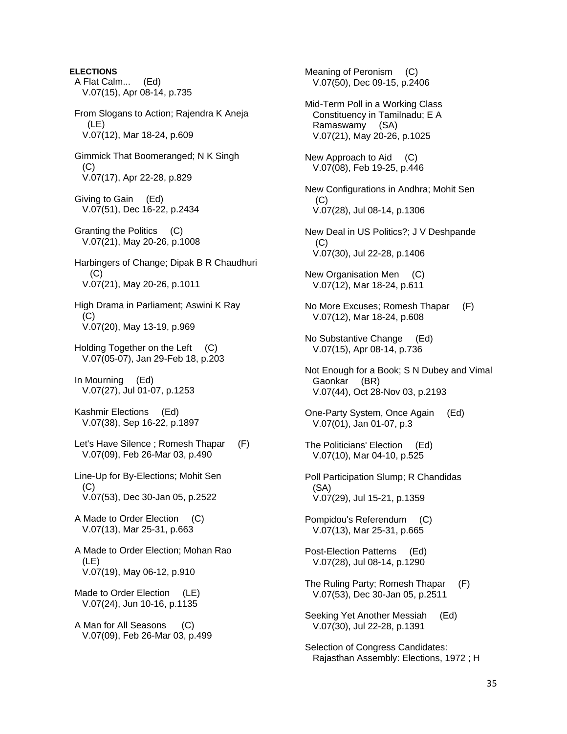**ELECTIONS**

A Flat Calm... (Ed)
V.07(15), Apr 08-14, p.735

From Slogans to Action; Rajendra K Aneja (LE)
V.07(12), Mar 18-24, p.609

Gimmick That Boomeranged; N K Singh (C)
V.07(17), Apr 22-28, p.829

Giving to Gain (Ed)
V.07(51), Dec 16-22, p.2434

Granting the Politics (C)
V.07(21), May 20-26, p.1008

Harbingers of Change; Dipak B R Chaudhuri (C)
V.07(21), May 20-26, p.1011

High Drama in Parliament; Aswini K Ray (C)
V.07(20), May 13-19, p.969

Holding Together on the Left (C)
V.07(05-07), Jan 29-Feb 18, p.203

In Mourning (Ed)
V.07(27), Jul 01-07, p.1253

Kashmir Elections (Ed)
V.07(38), Sep 16-22, p.1897

Let's Have Silence ; Romesh Thapar (F)
V.07(09), Feb 26-Mar 03, p.490

Line-Up for By-Elections; Mohit Sen (C)
V.07(53), Dec 30-Jan 05, p.2522

A Made to Order Election (C)
V.07(13), Mar 25-31, p.663

A Made to Order Election; Mohan Rao (LE)
V.07(19), May 06-12, p.910

Made to Order Election (LE)
V.07(24), Jun 10-16, p.1135

A Man for All Seasons (C)
V.07(09), Feb 26-Mar 03, p.499

Meaning of Peronism (C)
V.07(50), Dec 09-15, p.2406

Mid-Term Poll in a Working Class Constituency in Tamilnadu; E A Ramaswamy (SA)
V.07(21), May 20-26, p.1025

New Approach to Aid (C)
V.07(08), Feb 19-25, p.446

New Configurations in Andhra; Mohit Sen (C)
V.07(28), Jul 08-14, p.1306

New Deal in US Politics?; J V Deshpande (C)
V.07(30), Jul 22-28, p.1406

New Organisation Men (C)
V.07(12), Mar 18-24, p.611

No More Excuses; Romesh Thapar (F)
V.07(12), Mar 18-24, p.608

No Substantive Change (Ed)
V.07(15), Apr 08-14, p.736

Not Enough for a Book; S N Dubey and Vimal Gaonkar (BR)
V.07(44), Oct 28-Nov 03, p.2193

One-Party System, Once Again (Ed)
V.07(01), Jan 01-07, p.3

The Politicians' Election (Ed)
V.07(10), Mar 04-10, p.525

Poll Participation Slump; R Chandidas (SA)
V.07(29), Jul 15-21, p.1359

Pompidou's Referendum (C)
V.07(13), Mar 25-31, p.665

Post-Election Patterns (Ed)
V.07(28), Jul 08-14, p.1290

The Ruling Party; Romesh Thapar (F)
V.07(53), Dec 30-Jan 05, p.2511

Seeking Yet Another Messiah (Ed)
V.07(30), Jul 22-28, p.1391

Selection of Congress Candidates: Rajasthan Assembly: Elections, 1972 ; H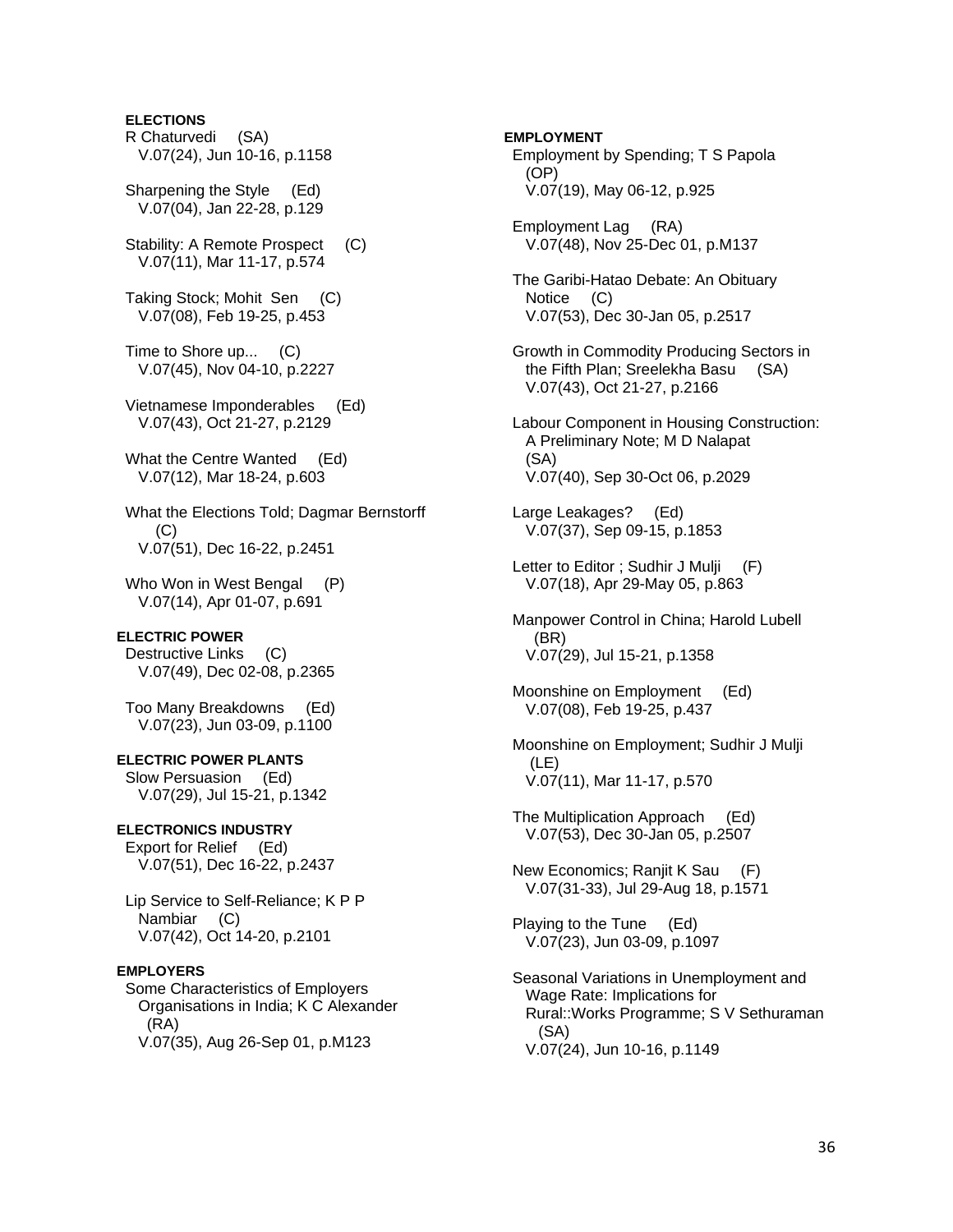**ELECTIONS**

R Chaturvedi (SA)
V.07(24), Jun 10-16, p.1158

Sharpening the Style (Ed)
V.07(04), Jan 22-28, p.129

Stability: A Remote Prospect (C)
V.07(11), Mar 11-17, p.574

Taking Stock; Mohit Sen (C)
V.07(08), Feb 19-25, p.453

Time to Shore up... (C)
V.07(45), Nov 04-10, p.2227

Vietnamese Imponderables (Ed)
V.07(43), Oct 21-27, p.2129

What the Centre Wanted (Ed)
V.07(12), Mar 18-24, p.603

What the Elections Told; Dagmar Bernstorff (C)
V.07(51), Dec 16-22, p.2451

Who Won in West Bengal (P)
V.07(14), Apr 01-07, p.691

**ELECTRIC POWER**

Destructive Links (C)
V.07(49), Dec 02-08, p.2365

Too Many Breakdowns (Ed)
V.07(23), Jun 03-09, p.1100

**ELECTRIC POWER PLANTS**

Slow Persuasion (Ed)
V.07(29), Jul 15-21, p.1342

**ELECTRONICS INDUSTRY**

Export for Relief (Ed)
V.07(51), Dec 16-22, p.2437

Lip Service to Self-Reliance; K P P Nambiar (C)
V.07(42), Oct 14-20, p.2101

**EMPLOYERS**

Some Characteristics of Employers Organisations in India; K C Alexander (RA)
V.07(35), Aug 26-Sep 01, p.M123

**EMPLOYMENT**

Employment by Spending; T S Papola (OP)
V.07(19), May 06-12, p.925

Employment Lag (RA)
V.07(48), Nov 25-Dec 01, p.M137

The Garibi-Hatao Debate: An Obituary Notice (C)
V.07(53), Dec 30-Jan 05, p.2517

Growth in Commodity Producing Sectors in the Fifth Plan; Sreelekha Basu (SA)
V.07(43), Oct 21-27, p.2166

Labour Component in Housing Construction: A Preliminary Note; M D Nalapat (SA)
V.07(40), Sep 30-Oct 06, p.2029

Large Leakages? (Ed)
V.07(37), Sep 09-15, p.1853

Letter to Editor ; Sudhir J Mulji (F)
V.07(18), Apr 29-May 05, p.863

Manpower Control in China; Harold Lubell (BR)
V.07(29), Jul 15-21, p.1358

Moonshine on Employment (Ed)
V.07(08), Feb 19-25, p.437

Moonshine on Employment; Sudhir J Mulji (LE)
V.07(11), Mar 11-17, p.570

The Multiplication Approach (Ed)
V.07(53), Dec 30-Jan 05, p.2507

New Economics; Ranjit K Sau (F)
V.07(31-33), Jul 29-Aug 18, p.1571

Playing to the Tune (Ed)
V.07(23), Jun 03-09, p.1097

Seasonal Variations in Unemployment and Wage Rate: Implications for Rural::Works Programme; S V Sethuraman (SA)
V.07(24), Jun 10-16, p.1149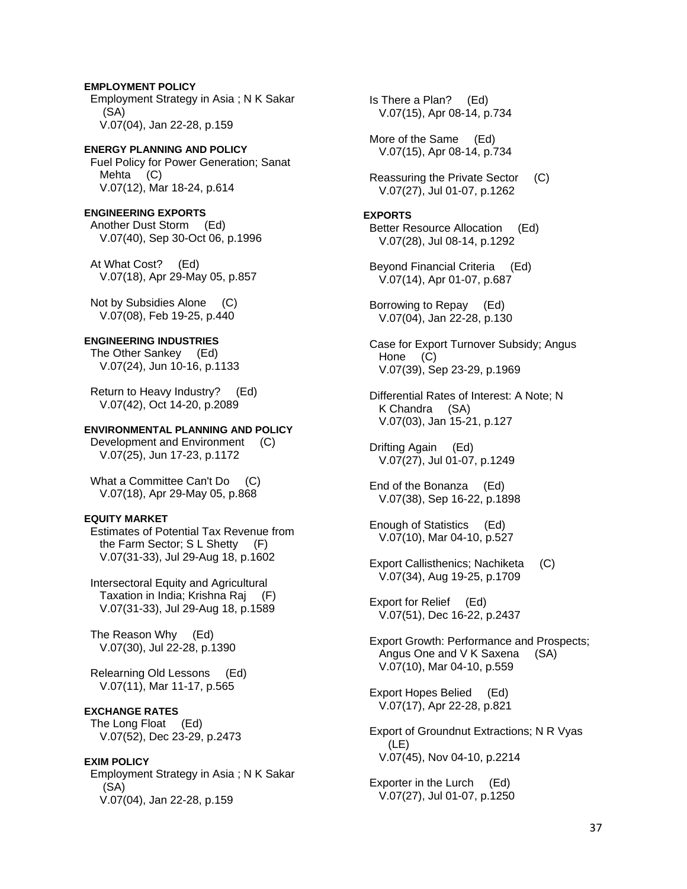**EMPLOYMENT POLICY**

Employment Strategy in Asia ; N K Sakar (SA)
V.07(04), Jan 22-28, p.159

**ENERGY PLANNING AND POLICY**

Fuel Policy for Power Generation; Sanat Mehta (C)
V.07(12), Mar 18-24, p.614

**ENGINEERING EXPORTS**

Another Dust Storm (Ed)
V.07(40), Sep 30-Oct 06, p.1996

At What Cost? (Ed)
V.07(18), Apr 29-May 05, p.857

Not by Subsidies Alone (C)
V.07(08), Feb 19-25, p.440

**ENGINEERING INDUSTRIES**

The Other Sankey (Ed)
V.07(24), Jun 10-16, p.1133

Return to Heavy Industry? (Ed)
V.07(42), Oct 14-20, p.2089

**ENVIRONMENTAL PLANNING AND POLICY**

Development and Environment (C)
V.07(25), Jun 17-23, p.1172

What a Committee Can't Do (C)
V.07(18), Apr 29-May 05, p.868

**EQUITY MARKET**

Estimates of Potential Tax Revenue from the Farm Sector; S L Shetty (F)
V.07(31-33), Jul 29-Aug 18, p.1602

Intersectoral Equity and Agricultural Taxation in India; Krishna Raj (F)
V.07(31-33), Jul 29-Aug 18, p.1589

The Reason Why (Ed)
V.07(30), Jul 22-28, p.1390

Relearning Old Lessons (Ed)
V.07(11), Mar 11-17, p.565

**EXCHANGE RATES**

The Long Float (Ed)
V.07(52), Dec 23-29, p.2473

**EXIM POLICY**

Employment Strategy in Asia ; N K Sakar (SA)
V.07(04), Jan 22-28, p.159

Is There a Plan? (Ed)
V.07(15), Apr 08-14, p.734

More of the Same (Ed)
V.07(15), Apr 08-14, p.734

Reassuring the Private Sector (C)
V.07(27), Jul 01-07, p.1262

**EXPORTS**

Better Resource Allocation (Ed)
V.07(28), Jul 08-14, p.1292

Beyond Financial Criteria (Ed)
V.07(14), Apr 01-07, p.687

Borrowing to Repay (Ed)
V.07(04), Jan 22-28, p.130

Case for Export Turnover Subsidy; Angus Hone (C)
V.07(39), Sep 23-29, p.1969

Differential Rates of Interest: A Note; N K Chandra (SA)
V.07(03), Jan 15-21, p.127

Drifting Again (Ed)
V.07(27), Jul 01-07, p.1249

End of the Bonanza (Ed)
V.07(38), Sep 16-22, p.1898

Enough of Statistics (Ed)
V.07(10), Mar 04-10, p.527

Export Callisthenics; Nachiketa (C)
V.07(34), Aug 19-25, p.1709

Export for Relief (Ed)
V.07(51), Dec 16-22, p.2437

Export Growth: Performance and Prospects; Angus One and V K Saxena (SA)
V.07(10), Mar 04-10, p.559

Export Hopes Belied (Ed)
V.07(17), Apr 22-28, p.821

Export of Groundnut Extractions; N R Vyas (LE)
V.07(45), Nov 04-10, p.2214

Exporter in the Lurch (Ed)
V.07(27), Jul 01-07, p.1250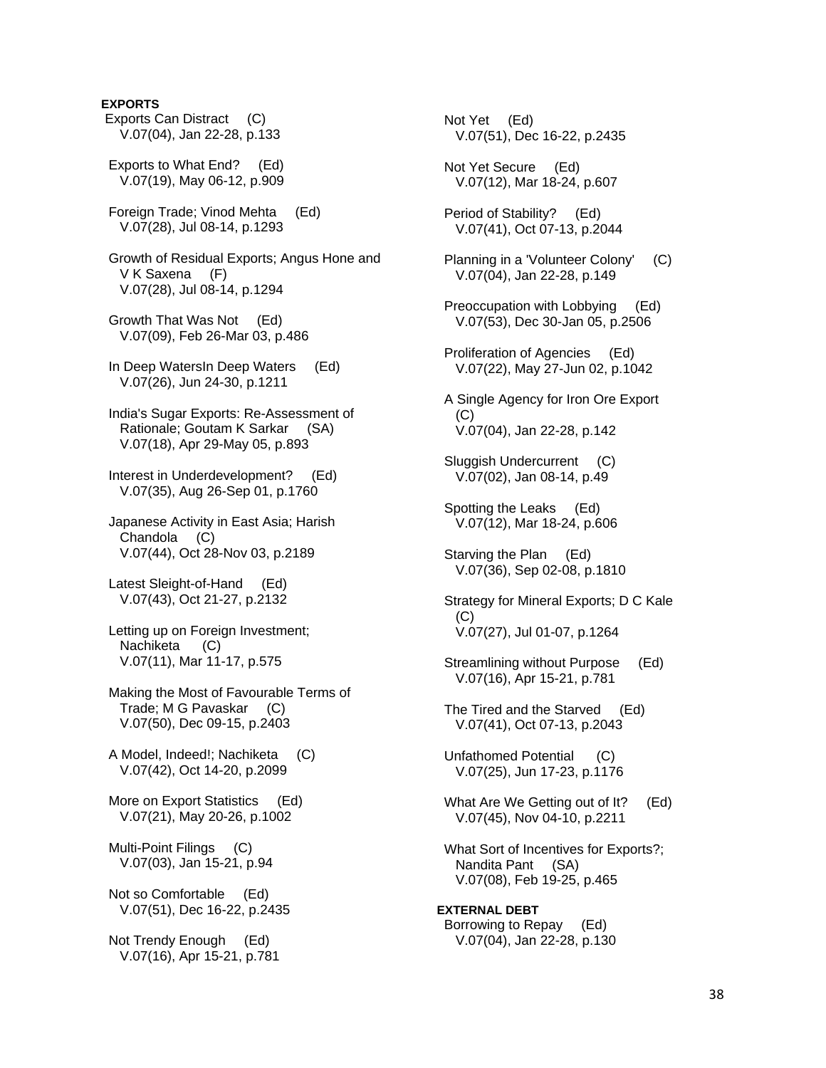**EXPORTS**

Exports Can Distract (C)
V.07(04), Jan 22-28, p.133

Exports to What End? (Ed)
V.07(19), May 06-12, p.909

Foreign Trade; Vinod Mehta (Ed)
V.07(28), Jul 08-14, p.1293

Growth of Residual Exports; Angus Hone and V K Saxena (F)
V.07(28), Jul 08-14, p.1294

Growth That Was Not (Ed)
V.07(09), Feb 26-Mar 03, p.486

In Deep WatersIn Deep Waters (Ed)
V.07(26), Jun 24-30, p.1211

India's Sugar Exports: Re-Assessment of Rationale; Goutam K Sarkar (SA)
V.07(18), Apr 29-May 05, p.893

Interest in Underdevelopment? (Ed)
V.07(35), Aug 26-Sep 01, p.1760

Japanese Activity in East Asia; Harish Chandola (C)
V.07(44), Oct 28-Nov 03, p.2189

Latest Sleight-of-Hand (Ed)
V.07(43), Oct 21-27, p.2132

Letting up on Foreign Investment; Nachiketa (C)
V.07(11), Mar 11-17, p.575

Making the Most of Favourable Terms of Trade; M G Pavaskar (C)
V.07(50), Dec 09-15, p.2403

A Model, Indeed!; Nachiketa (C)
V.07(42), Oct 14-20, p.2099

More on Export Statistics (Ed)
V.07(21), May 20-26, p.1002

Multi-Point Filings (C)
V.07(03), Jan 15-21, p.94

Not so Comfortable (Ed)
V.07(51), Dec 16-22, p.2435

Not Trendy Enough (Ed)
V.07(16), Apr 15-21, p.781

Not Yet (Ed)
V.07(51), Dec 16-22, p.2435

Not Yet Secure (Ed)
V.07(12), Mar 18-24, p.607

Period of Stability? (Ed)
V.07(41), Oct 07-13, p.2044

Planning in a 'Volunteer Colony' (C)
V.07(04), Jan 22-28, p.149

Preoccupation with Lobbying (Ed)
V.07(53), Dec 30-Jan 05, p.2506

Proliferation of Agencies (Ed)
V.07(22), May 27-Jun 02, p.1042

A Single Agency for Iron Ore Export (C)
V.07(04), Jan 22-28, p.142

Sluggish Undercurrent (C)
V.07(02), Jan 08-14, p.49

Spotting the Leaks (Ed)
V.07(12), Mar 18-24, p.606

Starving the Plan (Ed)
V.07(36), Sep 02-08, p.1810

Strategy for Mineral Exports; D C Kale (C)
V.07(27), Jul 01-07, p.1264

Streamlining without Purpose (Ed)
V.07(16), Apr 15-21, p.781

The Tired and the Starved (Ed)
V.07(41), Oct 07-13, p.2043

Unfathomed Potential (C)
V.07(25), Jun 17-23, p.1176

What Are We Getting out of It? (Ed)
V.07(45), Nov 04-10, p.2211

What Sort of Incentives for Exports?; Nandita Pant (SA)
V.07(08), Feb 19-25, p.465

**EXTERNAL DEBT**

Borrowing to Repay (Ed)
V.07(04), Jan 22-28, p.130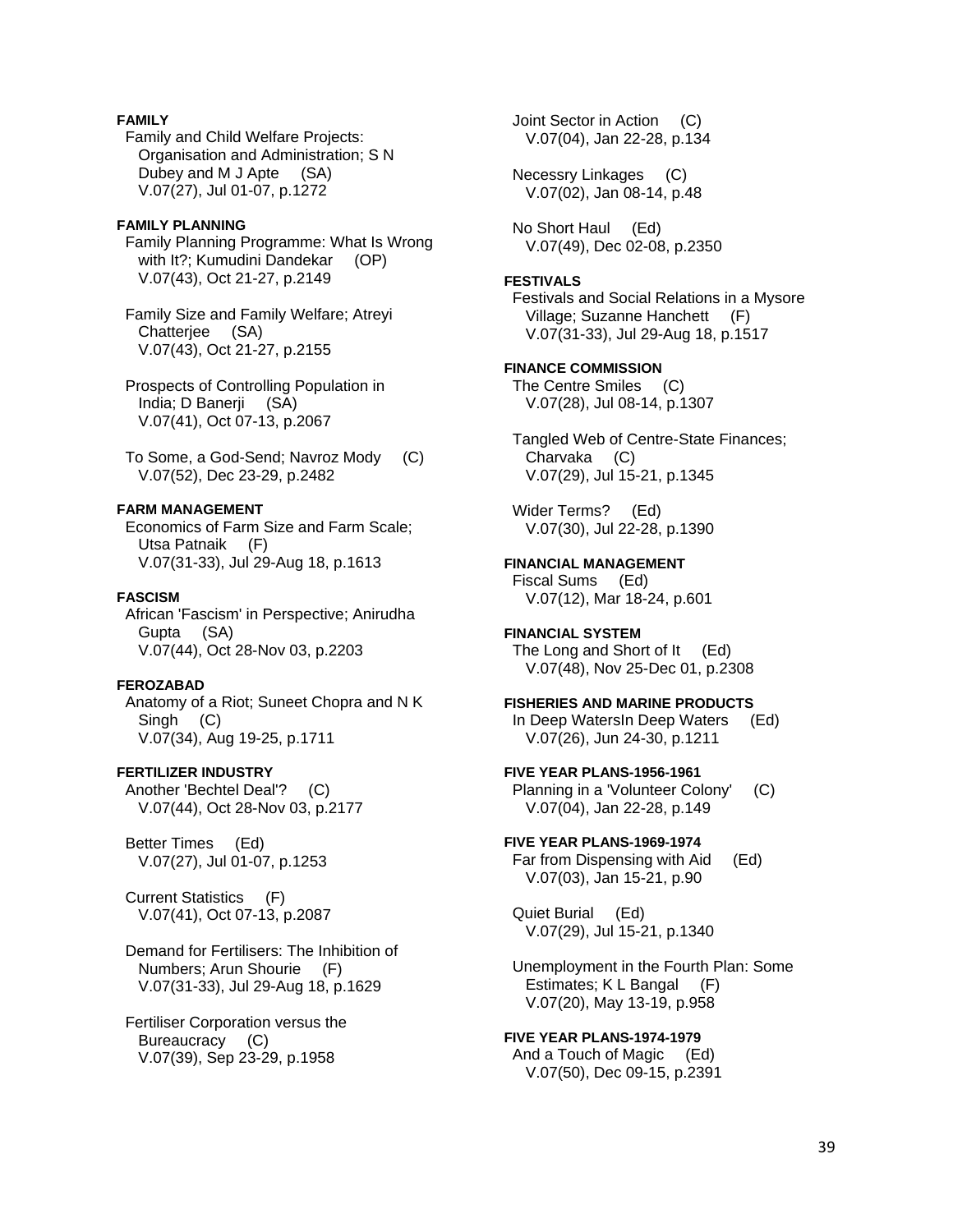**FAMILY**

Family and Child Welfare Projects: Organisation and Administration; S N Dubey and M J Apte (SA)
V.07(27), Jul 01-07, p.1272

**FAMILY PLANNING**

Family Planning Programme: What Is Wrong with It?; Kumudini Dandekar (OP)
V.07(43), Oct 21-27, p.2149

Family Size and Family Welfare; Atreyi Chatterjee (SA)
V.07(43), Oct 21-27, p.2155

Prospects of Controlling Population in India; D Banerji (SA)
V.07(41), Oct 07-13, p.2067

To Some, a God-Send; Navroz Mody (C)
V.07(52), Dec 23-29, p.2482

**FARM MANAGEMENT**

Economics of Farm Size and Farm Scale; Utsa Patnaik (F)
V.07(31-33), Jul 29-Aug 18, p.1613

**FASCISM**

African 'Fascism' in Perspective; Anirudha Gupta (SA)
V.07(44), Oct 28-Nov 03, p.2203

**FEROZABAD**

Anatomy of a Riot; Suneet Chopra and N K Singh (C)
V.07(34), Aug 19-25, p.1711

**FERTILIZER INDUSTRY**

Another 'Bechtel Deal'? (C)
V.07(44), Oct 28-Nov 03, p.2177

Better Times (Ed)
V.07(27), Jul 01-07, p.1253

Current Statistics (F)
V.07(41), Oct 07-13, p.2087

Demand for Fertilisers: The Inhibition of Numbers; Arun Shourie (F)
V.07(31-33), Jul 29-Aug 18, p.1629

Fertiliser Corporation versus the Bureaucracy (C)
V.07(39), Sep 23-29, p.1958

Joint Sector in Action (C)
V.07(04), Jan 22-28, p.134

Necessry Linkages (C)
V.07(02), Jan 08-14, p.48

No Short Haul (Ed)
V.07(49), Dec 02-08, p.2350

**FESTIVALS**

Festivals and Social Relations in a Mysore Village; Suzanne Hanchett (F)
V.07(31-33), Jul 29-Aug 18, p.1517

**FINANCE COMMISSION**

The Centre Smiles (C)
V.07(28), Jul 08-14, p.1307

Tangled Web of Centre-State Finances; Charvaka (C)
V.07(29), Jul 15-21, p.1345

Wider Terms? (Ed)
V.07(30), Jul 22-28, p.1390

**FINANCIAL MANAGEMENT**

Fiscal Sums (Ed)
V.07(12), Mar 18-24, p.601

**FINANCIAL SYSTEM**

The Long and Short of It (Ed)
V.07(48), Nov 25-Dec 01, p.2308

**FISHERIES AND MARINE PRODUCTS**

In Deep WatersIn Deep Waters (Ed)
V.07(26), Jun 24-30, p.1211

**FIVE YEAR PLANS-1956-1961**

Planning in a 'Volunteer Colony' (C)
V.07(04), Jan 22-28, p.149

**FIVE YEAR PLANS-1969-1974**

Far from Dispensing with Aid (Ed)
V.07(03), Jan 15-21, p.90

Quiet Burial (Ed)
V.07(29), Jul 15-21, p.1340

Unemployment in the Fourth Plan: Some Estimates; K L Bangal (F)
V.07(20), May 13-19, p.958

**FIVE YEAR PLANS-1974-1979**

And a Touch of Magic (Ed)
V.07(50), Dec 09-15, p.2391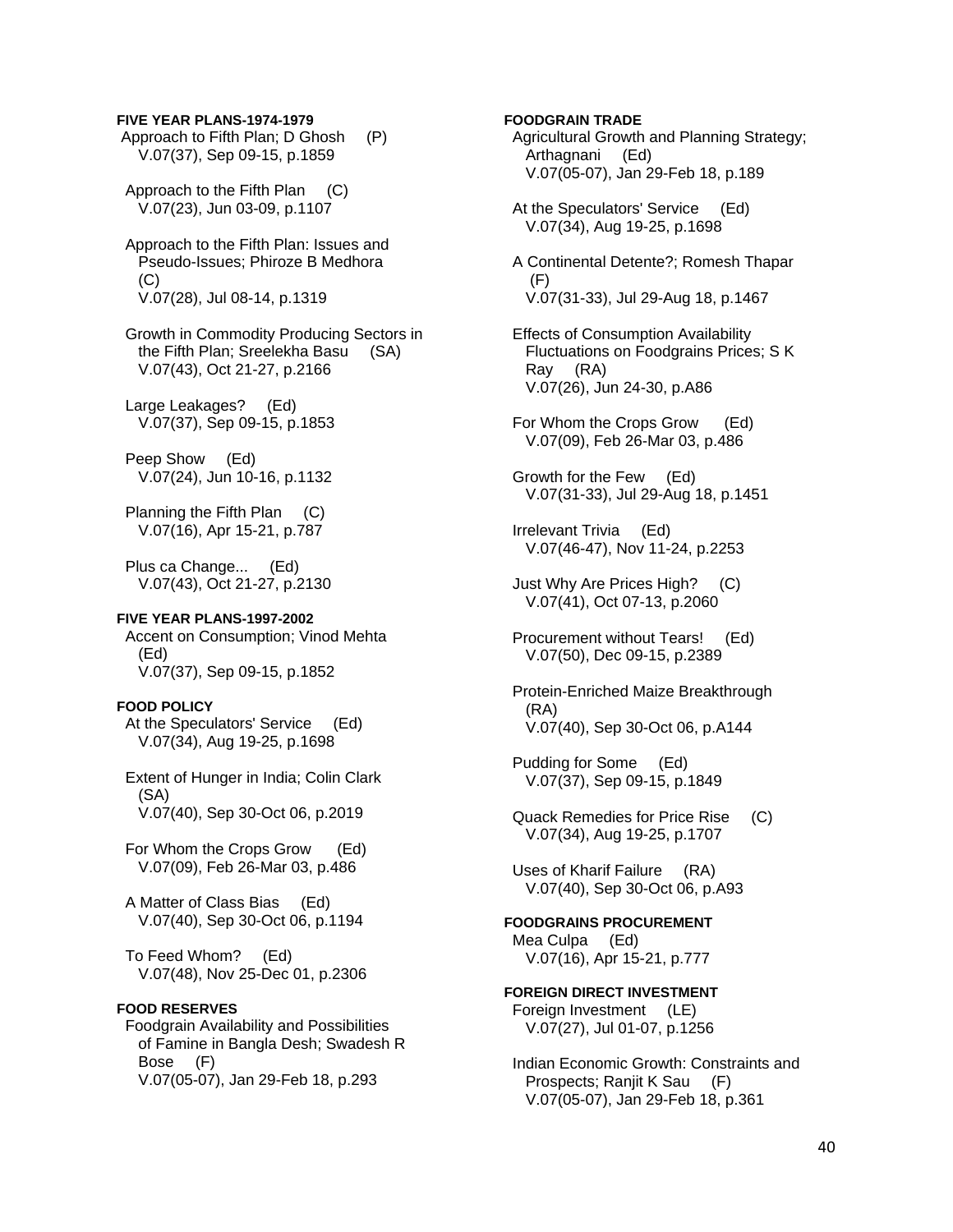**FIVE YEAR PLANS-1974-1979**

Approach to Fifth Plan; D Ghosh (P)
V.07(37), Sep 09-15, p.1859

Approach to the Fifth Plan (C)
V.07(23), Jun 03-09, p.1107

Approach to the Fifth Plan: Issues and Pseudo-Issues; Phiroze B Medhora (C)
V.07(28), Jul 08-14, p.1319

Growth in Commodity Producing Sectors in the Fifth Plan; Sreelekha Basu (SA)
V.07(43), Oct 21-27, p.2166

Large Leakages? (Ed)
V.07(37), Sep 09-15, p.1853

Peep Show (Ed)
V.07(24), Jun 10-16, p.1132

Planning the Fifth Plan (C)
V.07(16), Apr 15-21, p.787

Plus ca Change... (Ed)
V.07(43), Oct 21-27, p.2130

**FIVE YEAR PLANS-1997-2002**

Accent on Consumption; Vinod Mehta (Ed)
V.07(37), Sep 09-15, p.1852

**FOOD POLICY**

At the Speculators' Service (Ed)
V.07(34), Aug 19-25, p.1698

Extent of Hunger in India; Colin Clark (SA)
V.07(40), Sep 30-Oct 06, p.2019

For Whom the Crops Grow (Ed)
V.07(09), Feb 26-Mar 03, p.486

A Matter of Class Bias (Ed)
V.07(40), Sep 30-Oct 06, p.1194

To Feed Whom? (Ed)
V.07(48), Nov 25-Dec 01, p.2306

**FOOD RESERVES**

Foodgrain Availability and Possibilities of Famine in Bangla Desh; Swadesh R Bose (F)
V.07(05-07), Jan 29-Feb 18, p.293

**FOODGRAIN TRADE**

Agricultural Growth and Planning Strategy; Arthagnani (Ed)
V.07(05-07), Jan 29-Feb 18, p.189

At the Speculators' Service (Ed)
V.07(34), Aug 19-25, p.1698

A Continental Detente?; Romesh Thapar (F)
V.07(31-33), Jul 29-Aug 18, p.1467

Effects of Consumption Availability Fluctuations on Foodgrains Prices; S K Ray (RA)
V.07(26), Jun 24-30, p.A86

For Whom the Crops Grow (Ed)
V.07(09), Feb 26-Mar 03, p.486

Growth for the Few (Ed)
V.07(31-33), Jul 29-Aug 18, p.1451

Irrelevant Trivia (Ed)
V.07(46-47), Nov 11-24, p.2253

Just Why Are Prices High? (C)
V.07(41), Oct 07-13, p.2060

Procurement without Tears! (Ed)
V.07(50), Dec 09-15, p.2389

Protein-Enriched Maize Breakthrough (RA)
V.07(40), Sep 30-Oct 06, p.A144

Pudding for Some (Ed)
V.07(37), Sep 09-15, p.1849

Quack Remedies for Price Rise (C)
V.07(34), Aug 19-25, p.1707

Uses of Kharif Failure (RA)
V.07(40), Sep 30-Oct 06, p.A93

**FOODGRAINS PROCUREMENT**

Mea Culpa (Ed)
V.07(16), Apr 15-21, p.777

**FOREIGN DIRECT INVESTMENT**

Foreign Investment (LE)
V.07(27), Jul 01-07, p.1256

Indian Economic Growth: Constraints and Prospects; Ranjit K Sau (F)
V.07(05-07), Jan 29-Feb 18, p.361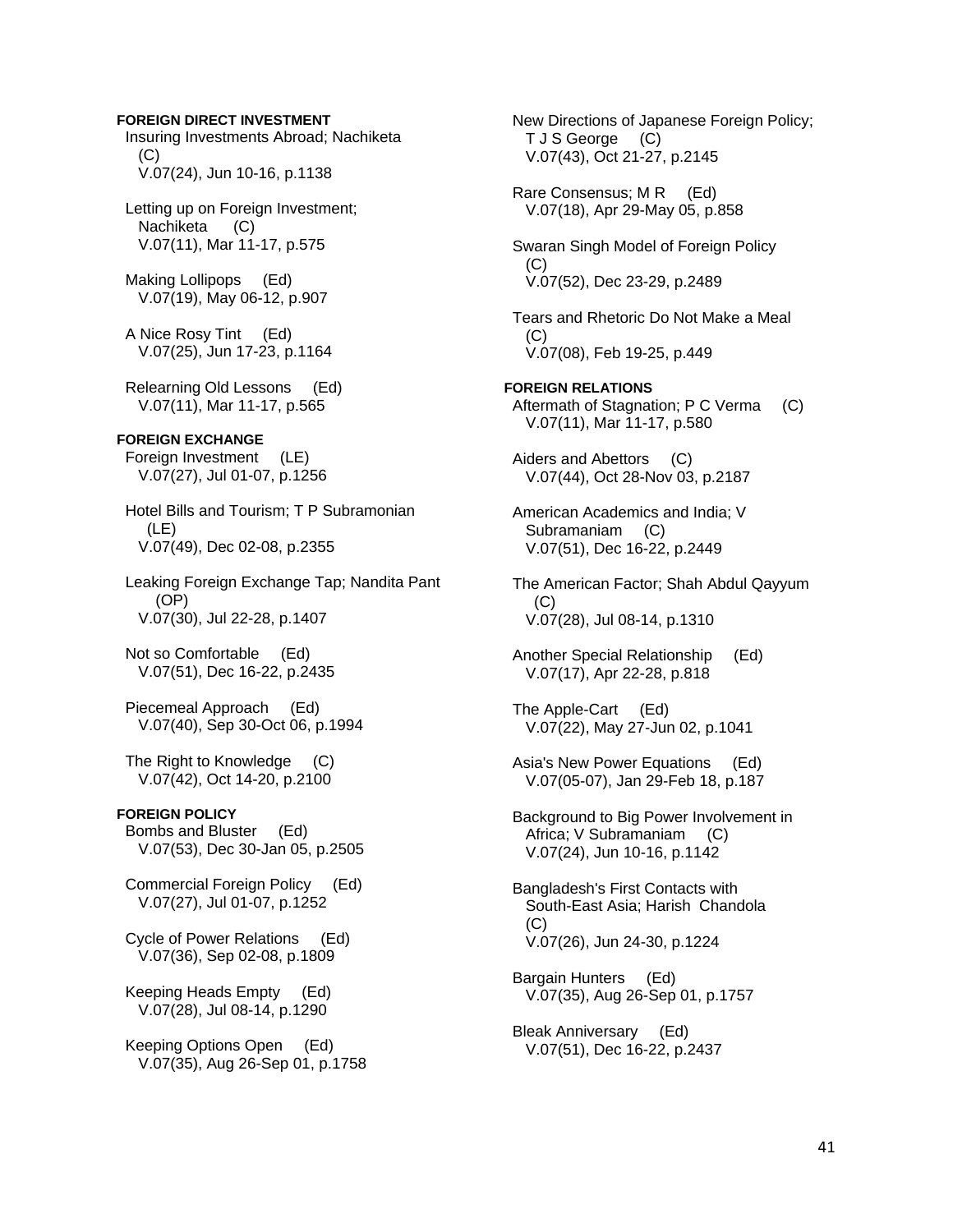**FOREIGN DIRECT INVESTMENT**

Insuring Investments Abroad; Nachiketa (C)
V.07(24), Jun 10-16, p.1138

Letting up on Foreign Investment; Nachiketa (C)
V.07(11), Mar 11-17, p.575

Making Lollipops (Ed)
V.07(19), May 06-12, p.907

A Nice Rosy Tint (Ed)
V.07(25), Jun 17-23, p.1164

Relearning Old Lessons (Ed)
V.07(11), Mar 11-17, p.565

**FOREIGN EXCHANGE**

Foreign Investment (LE)
V.07(27), Jul 01-07, p.1256

Hotel Bills and Tourism; T P Subramonian (LE)
V.07(49), Dec 02-08, p.2355

Leaking Foreign Exchange Tap; Nandita Pant (OP)
V.07(30), Jul 22-28, p.1407

Not so Comfortable (Ed)
V.07(51), Dec 16-22, p.2435

Piecemeal Approach (Ed)
V.07(40), Sep 30-Oct 06, p.1994

The Right to Knowledge (C)
V.07(42), Oct 14-20, p.2100

**FOREIGN POLICY**

Bombs and Bluster (Ed)
V.07(53), Dec 30-Jan 05, p.2505

Commercial Foreign Policy (Ed)
V.07(27), Jul 01-07, p.1252

Cycle of Power Relations (Ed)
V.07(36), Sep 02-08, p.1809

Keeping Heads Empty (Ed)
V.07(28), Jul 08-14, p.1290

Keeping Options Open (Ed)
V.07(35), Aug 26-Sep 01, p.1758

New Directions of Japanese Foreign Policy; T J S George (C)
V.07(43), Oct 21-27, p.2145

Rare Consensus; M R (Ed)
V.07(18), Apr 29-May 05, p.858

Swaran Singh Model of Foreign Policy (C)
V.07(52), Dec 23-29, p.2489

Tears and Rhetoric Do Not Make a Meal (C)
V.07(08), Feb 19-25, p.449

**FOREIGN RELATIONS**

Aftermath of Stagnation; P C Verma (C)
V.07(11), Mar 11-17, p.580

Aiders and Abettors (C)
V.07(44), Oct 28-Nov 03, p.2187

American Academics and India; V Subramaniam (C)
V.07(51), Dec 16-22, p.2449

The American Factor; Shah Abdul Qayyum (C)
V.07(28), Jul 08-14, p.1310

Another Special Relationship (Ed)
V.07(17), Apr 22-28, p.818

The Apple-Cart (Ed)
V.07(22), May 27-Jun 02, p.1041

Asia's New Power Equations (Ed)
V.07(05-07), Jan 29-Feb 18, p.187

Background to Big Power Involvement in Africa; V Subramaniam (C)
V.07(24), Jun 10-16, p.1142

Bangladesh's First Contacts with South-East Asia; Harish Chandola (C)
V.07(26), Jun 24-30, p.1224

Bargain Hunters (Ed)
V.07(35), Aug 26-Sep 01, p.1757

Bleak Anniversary (Ed)
V.07(51), Dec 16-22, p.2437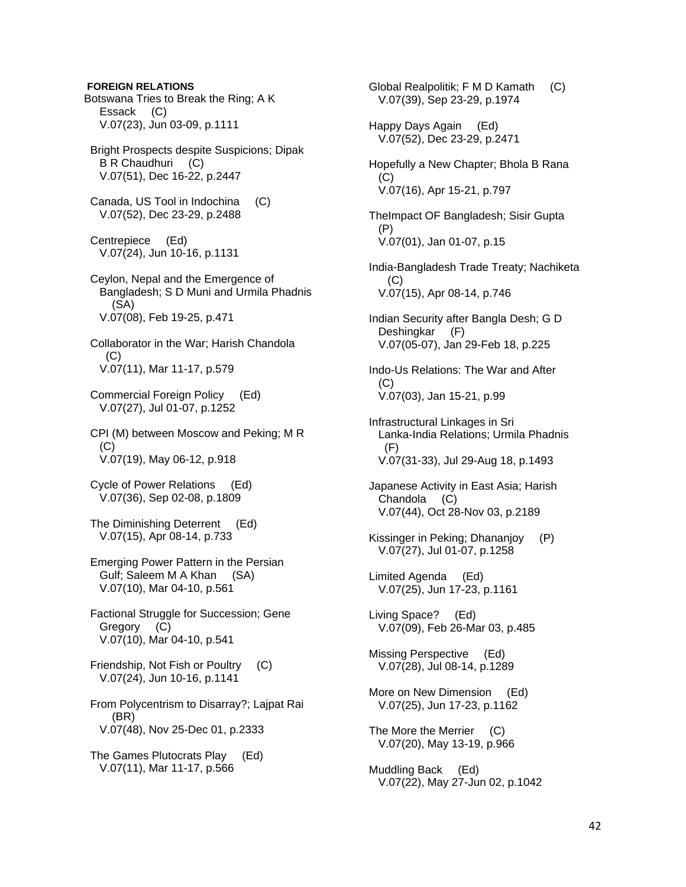**FOREIGN RELATIONS**

Botswana Tries to Break the Ring; A K Essack (C)
V.07(23), Jun 03-09, p.1111

Bright Prospects despite Suspicions; Dipak B R Chaudhuri (C)
V.07(51), Dec 16-22, p.2447

Canada, US Tool in Indochina (C)
V.07(52), Dec 23-29, p.2488

Centrepiece (Ed)
V.07(24), Jun 10-16, p.1131

Ceylon, Nepal and the Emergence of Bangladesh; S D Muni and Urmila Phadnis (SA)
V.07(08), Feb 19-25, p.471

Collaborator in the War; Harish Chandola (C)
V.07(11), Mar 11-17, p.579

Commercial Foreign Policy (Ed)
V.07(27), Jul 01-07, p.1252

CPI (M) between Moscow and Peking; M R (C)
V.07(19), May 06-12, p.918

Cycle of Power Relations (Ed)
V.07(36), Sep 02-08, p.1809

The Diminishing Deterrent (Ed)
V.07(15), Apr 08-14, p.733

Emerging Power Pattern in the Persian Gulf; Saleem M A Khan (SA)
V.07(10), Mar 04-10, p.561

Factional Struggle for Succession; Gene Gregory (C)
V.07(10), Mar 04-10, p.541

Friendship, Not Fish or Poultry (C)
V.07(24), Jun 10-16, p.1141

From Polycentrism to Disarray?; Lajpat Rai (BR)
V.07(48), Nov 25-Dec 01, p.2333

The Games Plutocrats Play (Ed)
V.07(11), Mar 11-17, p.566

Global Realpolitik; F M D Kamath (C)
V.07(39), Sep 23-29, p.1974

Happy Days Again (Ed)
V.07(52), Dec 23-29, p.2471

Hopefully a New Chapter; Bhola B Rana (C)
V.07(16), Apr 15-21, p.797

TheImpact OF Bangladesh; Sisir Gupta (P)
V.07(01), Jan 01-07, p.15

India-Bangladesh Trade Treaty; Nachiketa (C)
V.07(15), Apr 08-14, p.746

Indian Security after Bangla Desh; G D Deshingkar (F)
V.07(05-07), Jan 29-Feb 18, p.225

Indo-Us Relations: The War and After (C)
V.07(03), Jan 15-21, p.99

Infrastructural Linkages in Sri Lanka-India Relations; Urmila Phadnis (F)
V.07(31-33), Jul 29-Aug 18, p.1493

Japanese Activity in East Asia; Harish Chandola (C)
V.07(44), Oct 28-Nov 03, p.2189

Kissinger in Peking; Dhananjoy (P)
V.07(27), Jul 01-07, p.1258

Limited Agenda (Ed)
V.07(25), Jun 17-23, p.1161

Living Space? (Ed)
V.07(09), Feb 26-Mar 03, p.485

Missing Perspective (Ed)
V.07(28), Jul 08-14, p.1289

More on New Dimension (Ed)
V.07(25), Jun 17-23, p.1162

The More the Merrier (C)
V.07(20), May 13-19, p.966

Muddling Back (Ed)
V.07(22), May 27-Jun 02, p.1042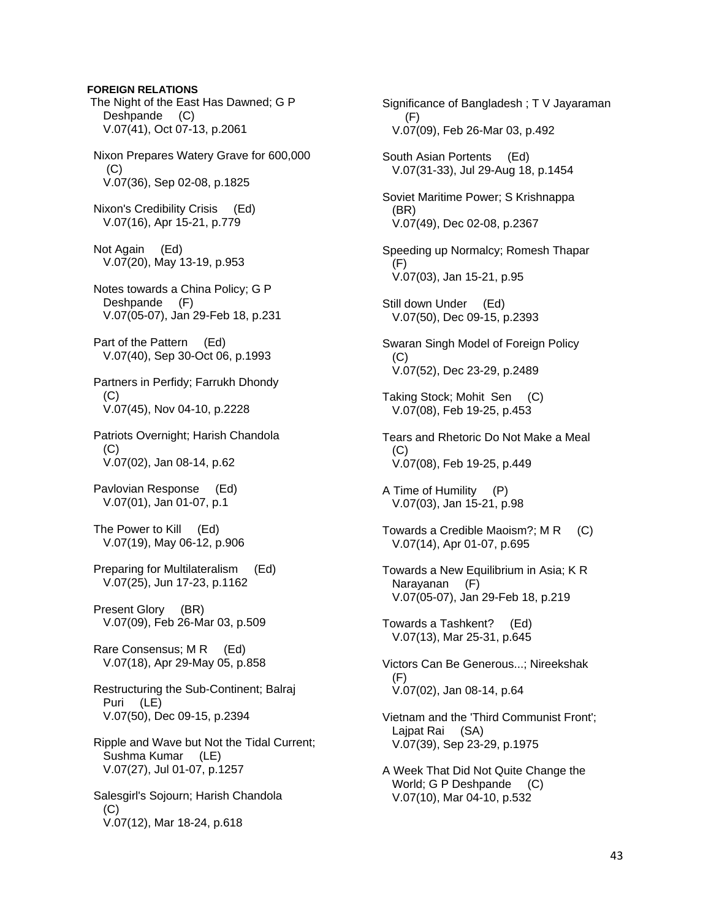**FOREIGN RELATIONS**

The Night of the East Has Dawned; G P Deshpande (C)
V.07(41), Oct 07-13, p.2061

Nixon Prepares Watery Grave for 600,000 (C)
V.07(36), Sep 02-08, p.1825

Nixon's Credibility Crisis (Ed)
V.07(16), Apr 15-21, p.779

Not Again (Ed)
V.07(20), May 13-19, p.953

Notes towards a China Policy; G P Deshpande (F)
V.07(05-07), Jan 29-Feb 18, p.231

Part of the Pattern (Ed)
V.07(40), Sep 30-Oct 06, p.1993

Partners in Perfidy; Farrukh Dhondy (C)
V.07(45), Nov 04-10, p.2228

Patriots Overnight; Harish Chandola (C)
V.07(02), Jan 08-14, p.62

Pavlovian Response (Ed)
V.07(01), Jan 01-07, p.1

The Power to Kill (Ed)
V.07(19), May 06-12, p.906

Preparing for Multilateralism (Ed)
V.07(25), Jun 17-23, p.1162

Present Glory (BR)
V.07(09), Feb 26-Mar 03, p.509

Rare Consensus; M R (Ed)
V.07(18), Apr 29-May 05, p.858

Restructuring the Sub-Continent; Balraj Puri (LE)
V.07(50), Dec 09-15, p.2394

Ripple and Wave but Not the Tidal Current; Sushma Kumar (LE)
V.07(27), Jul 01-07, p.1257

Salesgirl's Sojourn; Harish Chandola (C)
V.07(12), Mar 18-24, p.618

Significance of Bangladesh ; T V Jayaraman (F)
V.07(09), Feb 26-Mar 03, p.492

South Asian Portents (Ed)
V.07(31-33), Jul 29-Aug 18, p.1454

Soviet Maritime Power; S Krishnappa (BR)
V.07(49), Dec 02-08, p.2367

Speeding up Normalcy; Romesh Thapar (F)
V.07(03), Jan 15-21, p.95

Still down Under (Ed)
V.07(50), Dec 09-15, p.2393

Swaran Singh Model of Foreign Policy (C)
V.07(52), Dec 23-29, p.2489

Taking Stock; Mohit Sen (C)
V.07(08), Feb 19-25, p.453

Tears and Rhetoric Do Not Make a Meal (C)
V.07(08), Feb 19-25, p.449

A Time of Humility (P)
V.07(03), Jan 15-21, p.98

Towards a Credible Maoism?; M R (C)
V.07(14), Apr 01-07, p.695

Towards a New Equilibrium in Asia; K R Narayanan (F)
V.07(05-07), Jan 29-Feb 18, p.219

Towards a Tashkent? (Ed)
V.07(13), Mar 25-31, p.645

Victors Can Be Generous...; Nireekshak (F)
V.07(02), Jan 08-14, p.64

Vietnam and the 'Third Communist Front'; Lajpat Rai (SA)
V.07(39), Sep 23-29, p.1975

A Week That Did Not Quite Change the World; G P Deshpande (C)
V.07(10), Mar 04-10, p.532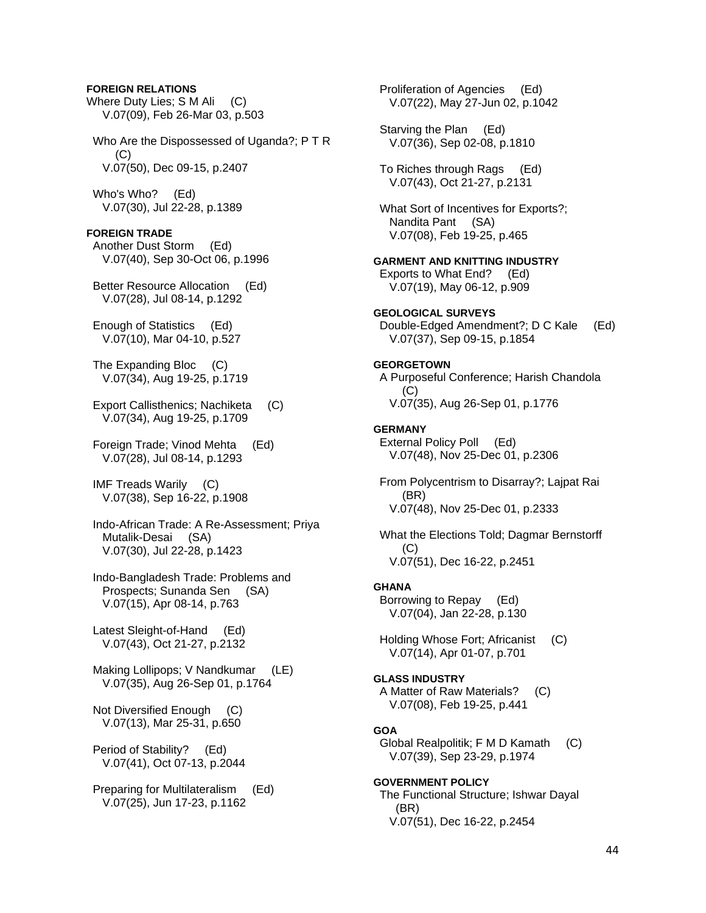**FOREIGN RELATIONS**

Where Duty Lies; S M Ali (C)
V.07(09), Feb 26-Mar 03, p.503

Who Are the Dispossessed of Uganda?; P T R (C)
V.07(50), Dec 09-15, p.2407

Who's Who? (Ed)
V.07(30), Jul 22-28, p.1389

**FOREIGN TRADE**

Another Dust Storm (Ed)
V.07(40), Sep 30-Oct 06, p.1996

Better Resource Allocation (Ed)
V.07(28), Jul 08-14, p.1292

Enough of Statistics (Ed)
V.07(10), Mar 04-10, p.527

The Expanding Bloc (C)
V.07(34), Aug 19-25, p.1719

Export Callisthenics; Nachiketa (C)
V.07(34), Aug 19-25, p.1709

Foreign Trade; Vinod Mehta (Ed)
V.07(28), Jul 08-14, p.1293

IMF Treads Warily (C)
V.07(38), Sep 16-22, p.1908

Indo-African Trade: A Re-Assessment; Priya Mutalik-Desai (SA)
V.07(30), Jul 22-28, p.1423

Indo-Bangladesh Trade: Problems and Prospects; Sunanda Sen (SA)
V.07(15), Apr 08-14, p.763

Latest Sleight-of-Hand (Ed)
V.07(43), Oct 21-27, p.2132

Making Lollipops; V Nandkumar (LE)
V.07(35), Aug 26-Sep 01, p.1764

Not Diversified Enough (C)
V.07(13), Mar 25-31, p.650

Period of Stability? (Ed)
V.07(41), Oct 07-13, p.2044

Preparing for Multilateralism (Ed)
V.07(25), Jun 17-23, p.1162

Proliferation of Agencies (Ed)
V.07(22), May 27-Jun 02, p.1042

Starving the Plan (Ed)
V.07(36), Sep 02-08, p.1810

To Riches through Rags (Ed)
V.07(43), Oct 21-27, p.2131

What Sort of Incentives for Exports?; Nandita Pant (SA)
V.07(08), Feb 19-25, p.465

**GARMENT AND KNITTING INDUSTRY**

Exports to What End? (Ed)
V.07(19), May 06-12, p.909

**GEOLOGICAL SURVEYS**

Double-Edged Amendment?; D C Kale (Ed)
V.07(37), Sep 09-15, p.1854

**GEORGETOWN**

A Purposeful Conference; Harish Chandola (C)
V.07(35), Aug 26-Sep 01, p.1776

**GERMANY**

External Policy Poll (Ed)
V.07(48), Nov 25-Dec 01, p.2306

From Polycentrism to Disarray?; Lajpat Rai (BR)
V.07(48), Nov 25-Dec 01, p.2333

What the Elections Told; Dagmar Bernstorff (C)
V.07(51), Dec 16-22, p.2451

**GHANA**

Borrowing to Repay (Ed)
V.07(04), Jan 22-28, p.130

Holding Whose Fort; Africanist (C)
V.07(14), Apr 01-07, p.701

**GLASS INDUSTRY**

A Matter of Raw Materials? (C)
V.07(08), Feb 19-25, p.441

**GOA**

Global Realpolitik; F M D Kamath (C)
V.07(39), Sep 23-29, p.1974

**GOVERNMENT POLICY**

The Functional Structure; Ishwar Dayal (BR)
V.07(51), Dec 16-22, p.2454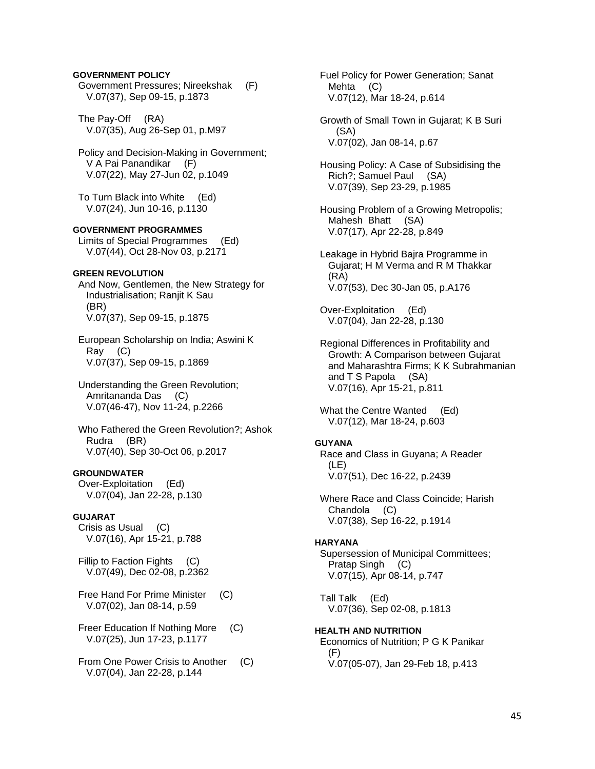**GOVERNMENT POLICY**

Government Pressures; Nireekshak (F)
V.07(37), Sep 09-15, p.1873

The Pay-Off (RA)
V.07(35), Aug 26-Sep 01, p.M97

Policy and Decision-Making in Government; V A Pai Panandikar (F)
V.07(22), May 27-Jun 02, p.1049

To Turn Black into White (Ed)
V.07(24), Jun 10-16, p.1130

**GOVERNMENT PROGRAMMES**

Limits of Special Programmes (Ed)
V.07(44), Oct 28-Nov 03, p.2171

**GREEN REVOLUTION**

And Now, Gentlemen, the New Strategy for Industrialisation; Ranjit K Sau (BR)
V.07(37), Sep 09-15, p.1875

European Scholarship on India; Aswini K Ray (C)
V.07(37), Sep 09-15, p.1869

Understanding the Green Revolution; Amritananda Das (C)
V.07(46-47), Nov 11-24, p.2266

Who Fathered the Green Revolution?; Ashok Rudra (BR)
V.07(40), Sep 30-Oct 06, p.2017

**GROUNDWATER**

Over-Exploitation (Ed)
V.07(04), Jan 22-28, p.130

**GUJARAT**

Crisis as Usual (C)
V.07(16), Apr 15-21, p.788

Fillip to Faction Fights (C)
V.07(49), Dec 02-08, p.2362

Free Hand For Prime Minister (C)
V.07(02), Jan 08-14, p.59

Freer Education If Nothing More (C)
V.07(25), Jun 17-23, p.1177

From One Power Crisis to Another (C)
V.07(04), Jan 22-28, p.144

Fuel Policy for Power Generation; Sanat Mehta (C)
V.07(12), Mar 18-24, p.614

Growth of Small Town in Gujarat; K B Suri (SA)
V.07(02), Jan 08-14, p.67

Housing Policy: A Case of Subsidising the Rich?; Samuel Paul (SA)
V.07(39), Sep 23-29, p.1985

Housing Problem of a Growing Metropolis; Mahesh Bhatt (SA)
V.07(17), Apr 22-28, p.849

Leakage in Hybrid Bajra Programme in Gujarat; H M Verma and R M Thakkar (RA)
V.07(53), Dec 30-Jan 05, p.A176

Over-Exploitation (Ed)
V.07(04), Jan 22-28, p.130

Regional Differences in Profitability and Growth: A Comparison between Gujarat and Maharashtra Firms; K K Subrahmanian and T S Papola (SA)
V.07(16), Apr 15-21, p.811

What the Centre Wanted (Ed)
V.07(12), Mar 18-24, p.603

**GUYANA**

Race and Class in Guyana; A Reader (LE)
V.07(51), Dec 16-22, p.2439

Where Race and Class Coincide; Harish Chandola (C)
V.07(38), Sep 16-22, p.1914

**HARYANA**

Supersession of Municipal Committees; Pratap Singh (C)
V.07(15), Apr 08-14, p.747

Tall Talk (Ed)
V.07(36), Sep 02-08, p.1813

**HEALTH AND NUTRITION**

Economics of Nutrition; P G K Panikar (F)
V.07(05-07), Jan 29-Feb 18, p.413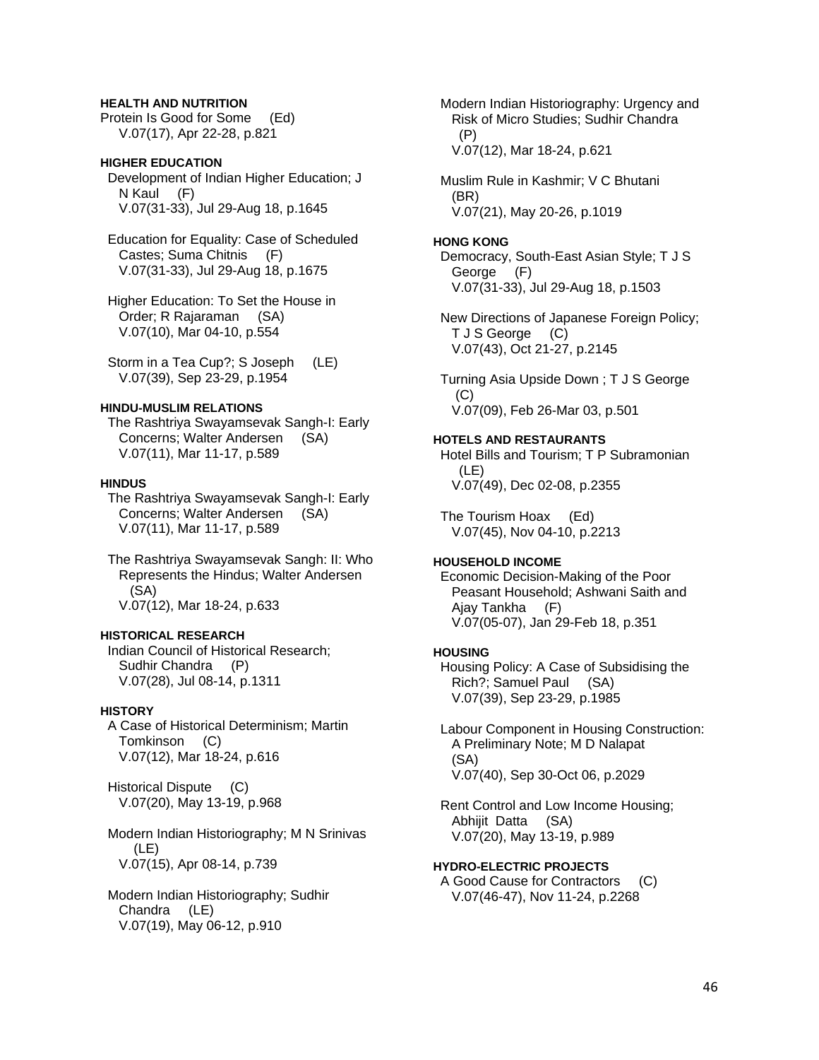**HEALTH AND NUTRITION**

Protein Is Good for Some (Ed)
V.07(17), Apr 22-28, p.821

**HIGHER EDUCATION**

Development of Indian Higher Education; J N Kaul (F)
V.07(31-33), Jul 29-Aug 18, p.1645

Education for Equality: Case of Scheduled Castes; Suma Chitnis (F)
V.07(31-33), Jul 29-Aug 18, p.1675

Higher Education: To Set the House in Order; R Rajaraman (SA)
V.07(10), Mar 04-10, p.554

Storm in a Tea Cup?; S Joseph (LE)
V.07(39), Sep 23-29, p.1954

**HINDU-MUSLIM RELATIONS**

The Rashtriya Swayamsevak Sangh-I: Early Concerns; Walter Andersen (SA)
V.07(11), Mar 11-17, p.589

**HINDUS**

The Rashtriya Swayamsevak Sangh-I: Early Concerns; Walter Andersen (SA)
V.07(11), Mar 11-17, p.589

The Rashtriya Swayamsevak Sangh: II: Who Represents the Hindus; Walter Andersen (SA)
V.07(12), Mar 18-24, p.633

**HISTORICAL RESEARCH**

Indian Council of Historical Research; Sudhir Chandra (P)
V.07(28), Jul 08-14, p.1311

**HISTORY**

A Case of Historical Determinism; Martin Tomkinson (C)
V.07(12), Mar 18-24, p.616

Historical Dispute (C)
V.07(20), May 13-19, p.968

Modern Indian Historiography; M N Srinivas (LE)
V.07(15), Apr 08-14, p.739

Modern Indian Historiography; Sudhir Chandra (LE)
V.07(19), May 06-12, p.910

Modern Indian Historiography: Urgency and Risk of Micro Studies; Sudhir Chandra (P)
V.07(12), Mar 18-24, p.621

Muslim Rule in Kashmir; V C Bhutani (BR)
V.07(21), May 20-26, p.1019

**HONG KONG**

Democracy, South-East Asian Style; T J S George (F)
V.07(31-33), Jul 29-Aug 18, p.1503

New Directions of Japanese Foreign Policy; T J S George (C)
V.07(43), Oct 21-27, p.2145

Turning Asia Upside Down ; T J S George (C)
V.07(09), Feb 26-Mar 03, p.501

**HOTELS AND RESTAURANTS**

Hotel Bills and Tourism; T P Subramonian (LE)
V.07(49), Dec 02-08, p.2355

The Tourism Hoax (Ed)
V.07(45), Nov 04-10, p.2213

**HOUSEHOLD INCOME**

Economic Decision-Making of the Poor Peasant Household; Ashwani Saith and Ajay Tankha (F)
V.07(05-07), Jan 29-Feb 18, p.351

**HOUSING**

Housing Policy: A Case of Subsidising the Rich?; Samuel Paul (SA)
V.07(39), Sep 23-29, p.1985

Labour Component in Housing Construction: A Preliminary Note; M D Nalapat (SA)
V.07(40), Sep 30-Oct 06, p.2029

Rent Control and Low Income Housing; Abhijit Datta (SA)
V.07(20), May 13-19, p.989

**HYDRO-ELECTRIC PROJECTS**

A Good Cause for Contractors (C)
V.07(46-47), Nov 11-24, p.2268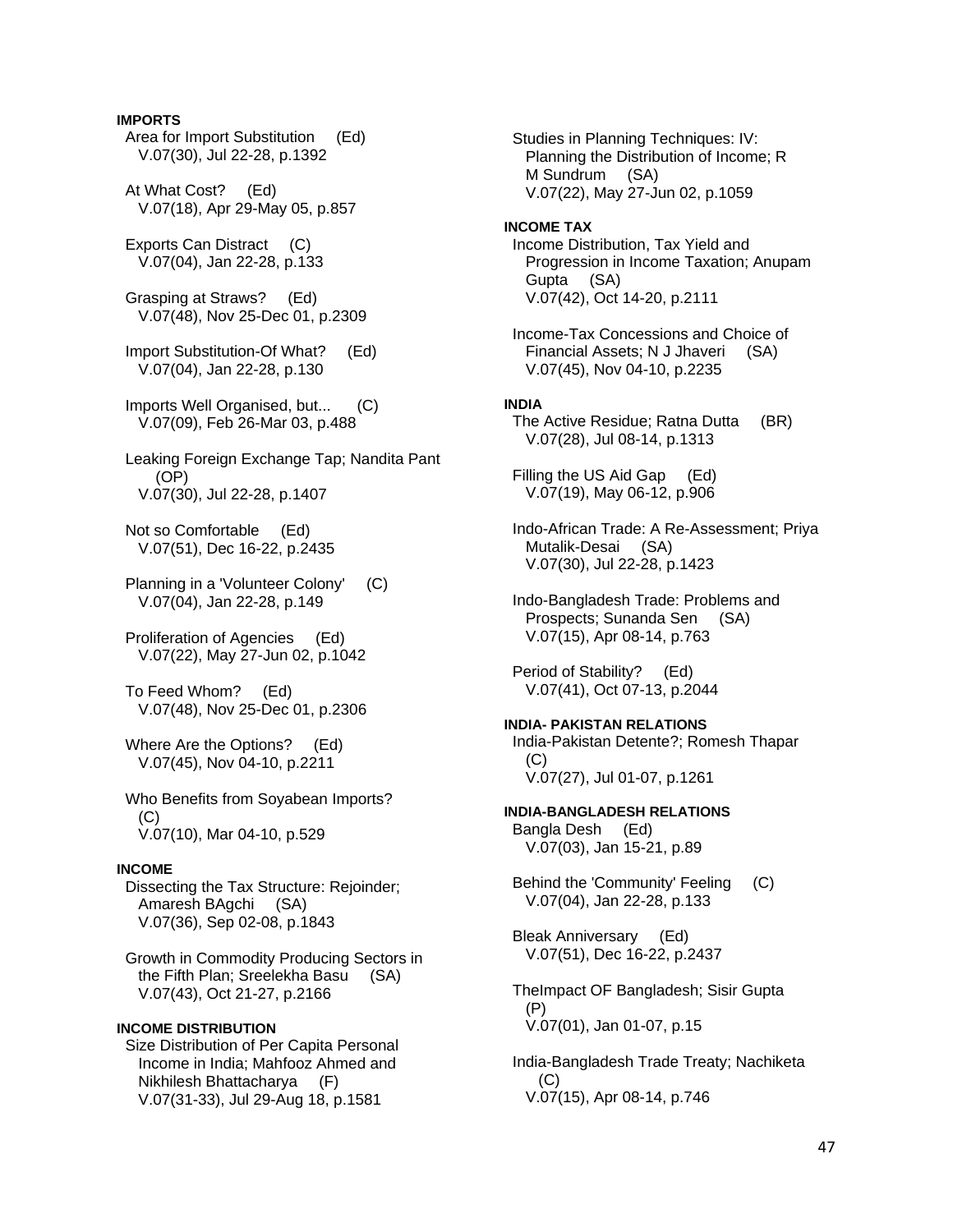**IMPORTS**

Area for Import Substitution (Ed)
V.07(30), Jul 22-28, p.1392

At What Cost? (Ed)
V.07(18), Apr 29-May 05, p.857

Exports Can Distract (C)
V.07(04), Jan 22-28, p.133

Grasping at Straws? (Ed)
V.07(48), Nov 25-Dec 01, p.2309

Import Substitution-Of What? (Ed)
V.07(04), Jan 22-28, p.130

Imports Well Organised, but... (C)
V.07(09), Feb 26-Mar 03, p.488

Leaking Foreign Exchange Tap; Nandita Pant (OP)
V.07(30), Jul 22-28, p.1407

Not so Comfortable (Ed)
V.07(51), Dec 16-22, p.2435

Planning in a 'Volunteer Colony' (C)
V.07(04), Jan 22-28, p.149

Proliferation of Agencies (Ed)
V.07(22), May 27-Jun 02, p.1042

To Feed Whom? (Ed)
V.07(48), Nov 25-Dec 01, p.2306

Where Are the Options? (Ed)
V.07(45), Nov 04-10, p.2211

Who Benefits from Soyabean Imports? (C)
V.07(10), Mar 04-10, p.529

**INCOME**

Dissecting the Tax Structure: Rejoinder; Amaresh BAgchi (SA)
V.07(36), Sep 02-08, p.1843

Growth in Commodity Producing Sectors in the Fifth Plan; Sreelekha Basu (SA)
V.07(43), Oct 21-27, p.2166

**INCOME DISTRIBUTION**

Size Distribution of Per Capita Personal Income in India; Mahfooz Ahmed and Nikhilesh Bhattacharya (F)
V.07(31-33), Jul 29-Aug 18, p.1581

Studies in Planning Techniques: IV: Planning the Distribution of Income; R M Sundrum (SA)
V.07(22), May 27-Jun 02, p.1059

**INCOME TAX**

Income Distribution, Tax Yield and Progression in Income Taxation; Anupam Gupta (SA)
V.07(42), Oct 14-20, p.2111

Income-Tax Concessions and Choice of Financial Assets; N J Jhaveri (SA)
V.07(45), Nov 04-10, p.2235

**INDIA**

The Active Residue; Ratna Dutta (BR)
V.07(28), Jul 08-14, p.1313

Filling the US Aid Gap (Ed)
V.07(19), May 06-12, p.906

Indo-African Trade: A Re-Assessment; Priya Mutalik-Desai (SA)
V.07(30), Jul 22-28, p.1423

Indo-Bangladesh Trade: Problems and Prospects; Sunanda Sen (SA)
V.07(15), Apr 08-14, p.763

Period of Stability? (Ed)
V.07(41), Oct 07-13, p.2044

**INDIA- PAKISTAN RELATIONS**

India-Pakistan Detente?; Romesh Thapar (C)
V.07(27), Jul 01-07, p.1261

**INDIA-BANGLADESH RELATIONS**

Bangla Desh (Ed)
V.07(03), Jan 15-21, p.89

Behind the 'Community' Feeling (C)
V.07(04), Jan 22-28, p.133

Bleak Anniversary (Ed)
V.07(51), Dec 16-22, p.2437

TheImpact OF Bangladesh; Sisir Gupta (P)
V.07(01), Jan 01-07, p.15

India-Bangladesh Trade Treaty; Nachiketa (C)
V.07(15), Apr 08-14, p.746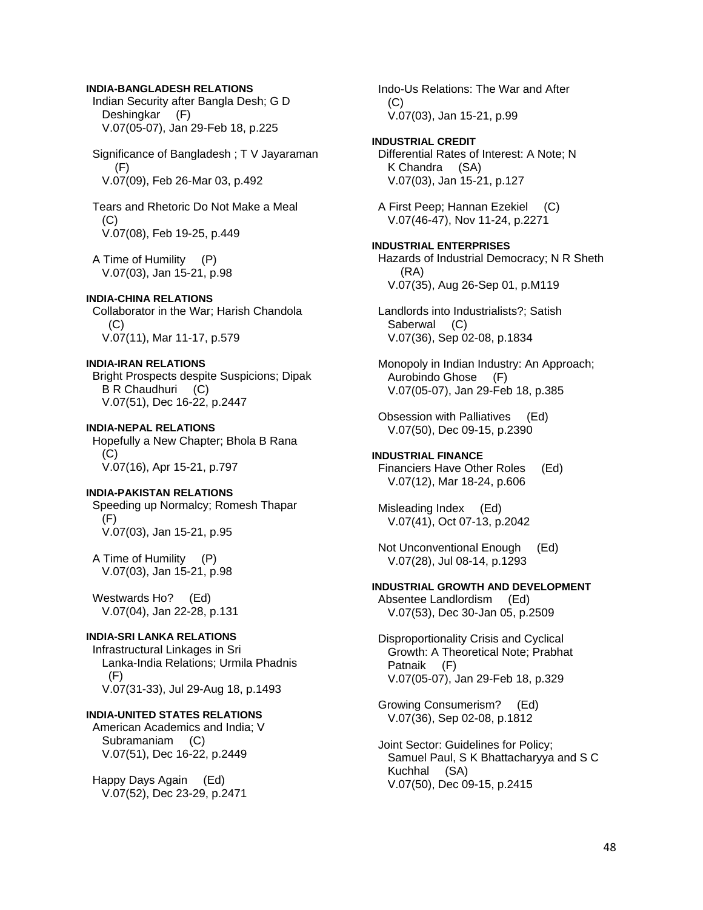**INDIA-BANGLADESH RELATIONS**

Indian Security after Bangla Desh; G D Deshingkar (F)
V.07(05-07), Jan 29-Feb 18, p.225

Significance of Bangladesh ; T V Jayaraman (F)
V.07(09), Feb 26-Mar 03, p.492

Tears and Rhetoric Do Not Make a Meal (C)
V.07(08), Feb 19-25, p.449

A Time of Humility (P)
V.07(03), Jan 15-21, p.98

**INDIA-CHINA RELATIONS**

Collaborator in the War; Harish Chandola (C)
V.07(11), Mar 11-17, p.579

**INDIA-IRAN RELATIONS**

Bright Prospects despite Suspicions; Dipak B R Chaudhuri (C)
V.07(51), Dec 16-22, p.2447

**INDIA-NEPAL RELATIONS**

Hopefully a New Chapter; Bhola B Rana (C)
V.07(16), Apr 15-21, p.797

**INDIA-PAKISTAN RELATIONS**

Speeding up Normalcy; Romesh Thapar (F)
V.07(03), Jan 15-21, p.95

A Time of Humility (P)
V.07(03), Jan 15-21, p.98

Westwards Ho? (Ed)
V.07(04), Jan 22-28, p.131

**INDIA-SRI LANKA RELATIONS**

Infrastructural Linkages in Sri Lanka-India Relations; Urmila Phadnis (F)
V.07(31-33), Jul 29-Aug 18, p.1493

**INDIA-UNITED STATES RELATIONS**

American Academics and India; V Subramaniam (C)
V.07(51), Dec 16-22, p.2449

Happy Days Again (Ed)
V.07(52), Dec 23-29, p.2471

Indo-Us Relations: The War and After (C)
V.07(03), Jan 15-21, p.99

**INDUSTRIAL CREDIT**

Differential Rates of Interest: A Note; N K Chandra (SA)
V.07(03), Jan 15-21, p.127

A First Peep; Hannan Ezekiel (C)
V.07(46-47), Nov 11-24, p.2271

**INDUSTRIAL ENTERPRISES**

Hazards of Industrial Democracy; N R Sheth (RA)
V.07(35), Aug 26-Sep 01, p.M119

Landlords into Industrialists?; Satish Saberwal (C)
V.07(36), Sep 02-08, p.1834

Monopoly in Indian Industry: An Approach; Aurobindo Ghose (F)
V.07(05-07), Jan 29-Feb 18, p.385

Obsession with Palliatives (Ed)
V.07(50), Dec 09-15, p.2390

**INDUSTRIAL FINANCE**

Financiers Have Other Roles (Ed)
V.07(12), Mar 18-24, p.606

Misleading Index (Ed)
V.07(41), Oct 07-13, p.2042

Not Unconventional Enough (Ed)
V.07(28), Jul 08-14, p.1293

**INDUSTRIAL GROWTH AND DEVELOPMENT**

Absentee Landlordism (Ed)
V.07(53), Dec 30-Jan 05, p.2509

Disproportionality Crisis and Cyclical Growth: A Theoretical Note; Prabhat Patnaik (F)
V.07(05-07), Jan 29-Feb 18, p.329

Growing Consumerism? (Ed)
V.07(36), Sep 02-08, p.1812

Joint Sector: Guidelines for Policy; Samuel Paul, S K Bhattacharyya and S C Kuchhal (SA)
V.07(50), Dec 09-15, p.2415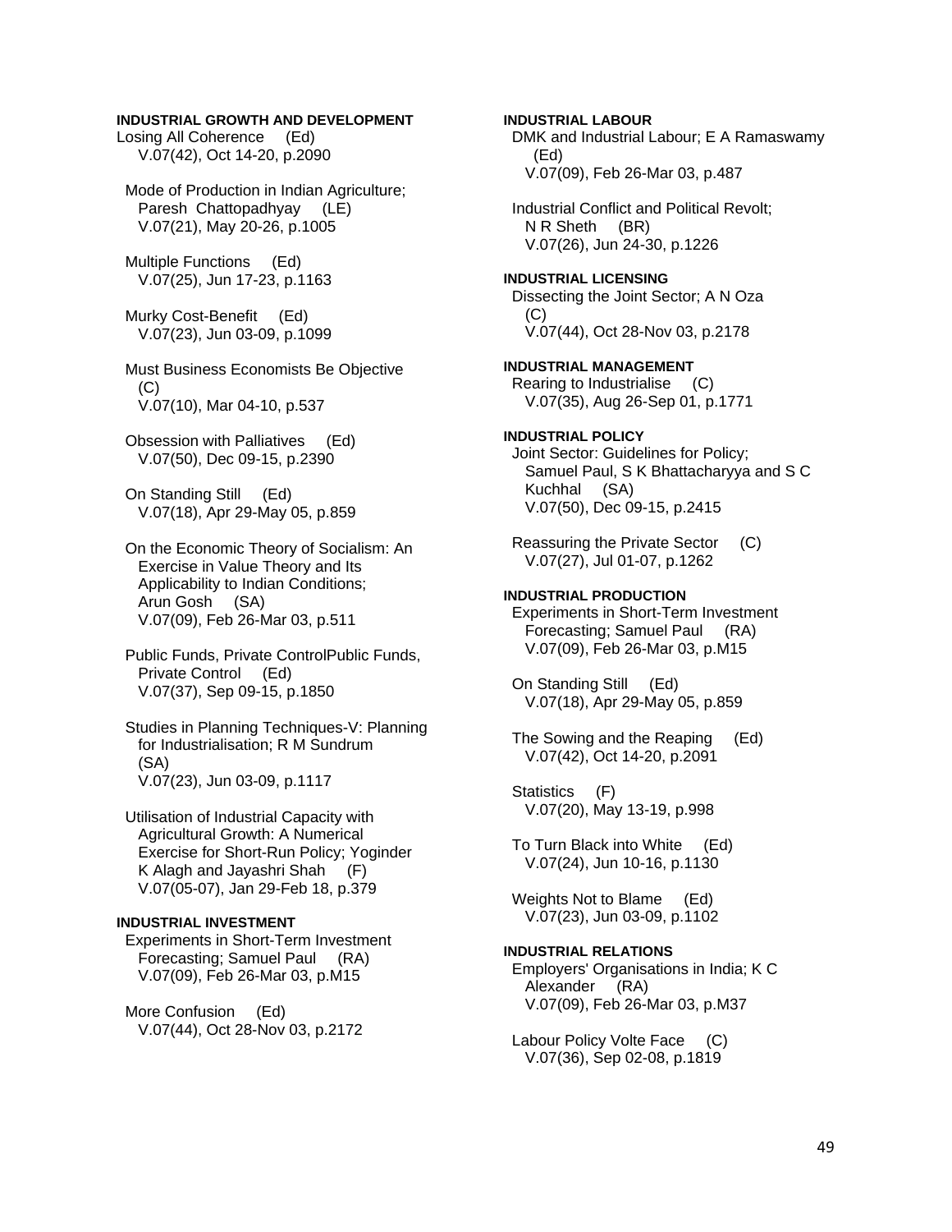**INDUSTRIAL GROWTH AND DEVELOPMENT**

Losing All Coherence (Ed)
V.07(42), Oct 14-20, p.2090

Mode of Production in Indian Agriculture; Paresh Chattopadhyay (LE)
V.07(21), May 20-26, p.1005

Multiple Functions (Ed)
V.07(25), Jun 17-23, p.1163

Murky Cost-Benefit (Ed)
V.07(23), Jun 03-09, p.1099

Must Business Economists Be Objective (C)
V.07(10), Mar 04-10, p.537

Obsession with Palliatives (Ed)
V.07(50), Dec 09-15, p.2390

On Standing Still (Ed)
V.07(18), Apr 29-May 05, p.859

On the Economic Theory of Socialism: An Exercise in Value Theory and Its Applicability to Indian Conditions; Arun Gosh (SA)
V.07(09), Feb 26-Mar 03, p.511

Public Funds, Private ControlPublic Funds, Private Control (Ed)
V.07(37), Sep 09-15, p.1850

Studies in Planning Techniques-V: Planning for Industrialisation; R M Sundrum (SA)
V.07(23), Jun 03-09, p.1117

Utilisation of Industrial Capacity with Agricultural Growth: A Numerical Exercise for Short-Run Policy; Yoginder K Alagh and Jayashri Shah (F)
V.07(05-07), Jan 29-Feb 18, p.379

**INDUSTRIAL INVESTMENT**

Experiments in Short-Term Investment Forecasting; Samuel Paul (RA)
V.07(09), Feb 26-Mar 03, p.M15

More Confusion (Ed)
V.07(44), Oct 28-Nov 03, p.2172

**INDUSTRIAL LABOUR**

DMK and Industrial Labour; E A Ramaswamy (Ed)
V.07(09), Feb 26-Mar 03, p.487

Industrial Conflict and Political Revolt; N R Sheth (BR)
V.07(26), Jun 24-30, p.1226

**INDUSTRIAL LICENSING**

Dissecting the Joint Sector; A N Oza (C)
V.07(44), Oct 28-Nov 03, p.2178

**INDUSTRIAL MANAGEMENT**

Rearing to Industrialise (C)
V.07(35), Aug 26-Sep 01, p.1771

**INDUSTRIAL POLICY**

Joint Sector: Guidelines for Policy; Samuel Paul, S K Bhattacharyya and S C Kuchhal (SA)
V.07(50), Dec 09-15, p.2415

Reassuring the Private Sector (C)
V.07(27), Jul 01-07, p.1262

**INDUSTRIAL PRODUCTION**

Experiments in Short-Term Investment Forecasting; Samuel Paul (RA)
V.07(09), Feb 26-Mar 03, p.M15

On Standing Still (Ed)
V.07(18), Apr 29-May 05, p.859

The Sowing and the Reaping (Ed)
V.07(42), Oct 14-20, p.2091

Statistics (F)
V.07(20), May 13-19, p.998

To Turn Black into White (Ed)
V.07(24), Jun 10-16, p.1130

Weights Not to Blame (Ed)
V.07(23), Jun 03-09, p.1102

**INDUSTRIAL RELATIONS**

Employers' Organisations in India; K C Alexander (RA)
V.07(09), Feb 26-Mar 03, p.M37

Labour Policy Volte Face (C)
V.07(36), Sep 02-08, p.1819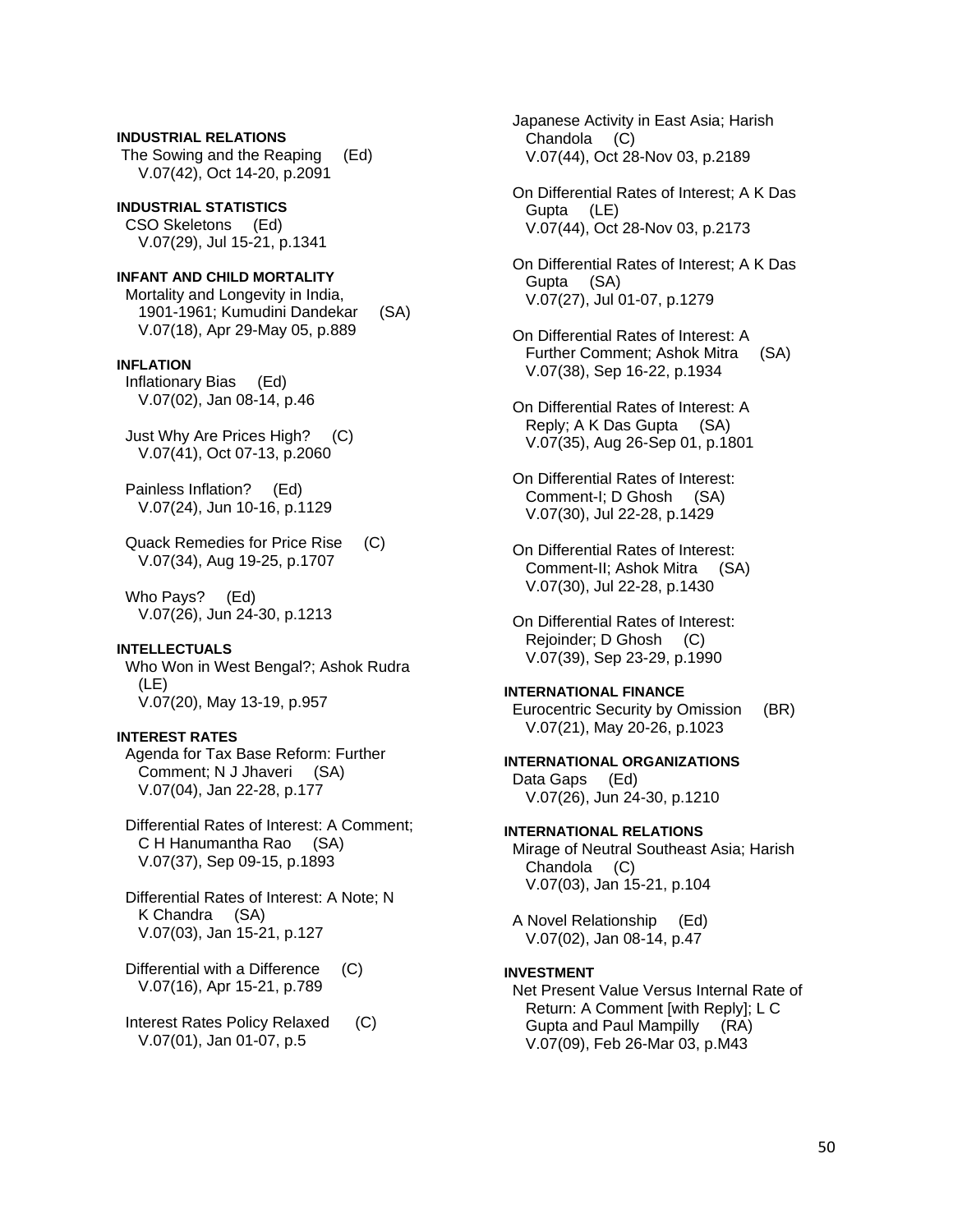**INDUSTRIAL RELATIONS**

The Sowing and the Reaping (Ed)
V.07(42), Oct 14-20, p.2091

**INDUSTRIAL STATISTICS**

CSO Skeletons (Ed)
V.07(29), Jul 15-21, p.1341

**INFANT AND CHILD MORTALITY**

Mortality and Longevity in India, 1901-1961; Kumudini Dandekar (SA)
V.07(18), Apr 29-May 05, p.889

**INFLATION**

Inflationary Bias (Ed)
V.07(02), Jan 08-14, p.46

Just Why Are Prices High? (C)
V.07(41), Oct 07-13, p.2060

Painless Inflation? (Ed)
V.07(24), Jun 10-16, p.1129

Quack Remedies for Price Rise (C)
V.07(34), Aug 19-25, p.1707

Who Pays? (Ed)
V.07(26), Jun 24-30, p.1213

**INTELLECTUALS**

Who Won in West Bengal?; Ashok Rudra (LE)
V.07(20), May 13-19, p.957

**INTEREST RATES**

Agenda for Tax Base Reform: Further Comment; N J Jhaveri (SA)
V.07(04), Jan 22-28, p.177

Differential Rates of Interest: A Comment; C H Hanumantha Rao (SA)
V.07(37), Sep 09-15, p.1893

Differential Rates of Interest: A Note; N K Chandra (SA)
V.07(03), Jan 15-21, p.127

Differential with a Difference (C)
V.07(16), Apr 15-21, p.789

Interest Rates Policy Relaxed (C)
V.07(01), Jan 01-07, p.5

Japanese Activity in East Asia; Harish Chandola (C)
V.07(44), Oct 28-Nov 03, p.2189

On Differential Rates of Interest; A K Das Gupta (LE)
V.07(44), Oct 28-Nov 03, p.2173

On Differential Rates of Interest; A K Das Gupta (SA)
V.07(27), Jul 01-07, p.1279

On Differential Rates of Interest: A Further Comment; Ashok Mitra (SA)
V.07(38), Sep 16-22, p.1934

On Differential Rates of Interest: A Reply; A K Das Gupta (SA)
V.07(35), Aug 26-Sep 01, p.1801

On Differential Rates of Interest: Comment-I; D Ghosh (SA)
V.07(30), Jul 22-28, p.1429

On Differential Rates of Interest: Comment-II; Ashok Mitra (SA)
V.07(30), Jul 22-28, p.1430

On Differential Rates of Interest: Rejoinder; D Ghosh (C)
V.07(39), Sep 23-29, p.1990

**INTERNATIONAL FINANCE**

Eurocentric Security by Omission (BR)
V.07(21), May 20-26, p.1023

**INTERNATIONAL ORGANIZATIONS**

Data Gaps (Ed)
V.07(26), Jun 24-30, p.1210

**INTERNATIONAL RELATIONS**

Mirage of Neutral Southeast Asia; Harish Chandola (C)
V.07(03), Jan 15-21, p.104

A Novel Relationship (Ed)
V.07(02), Jan 08-14, p.47

**INVESTMENT**

Net Present Value Versus Internal Rate of Return: A Comment [with Reply]; L C Gupta and Paul Mampilly (RA)
V.07(09), Feb 26-Mar 03, p.M43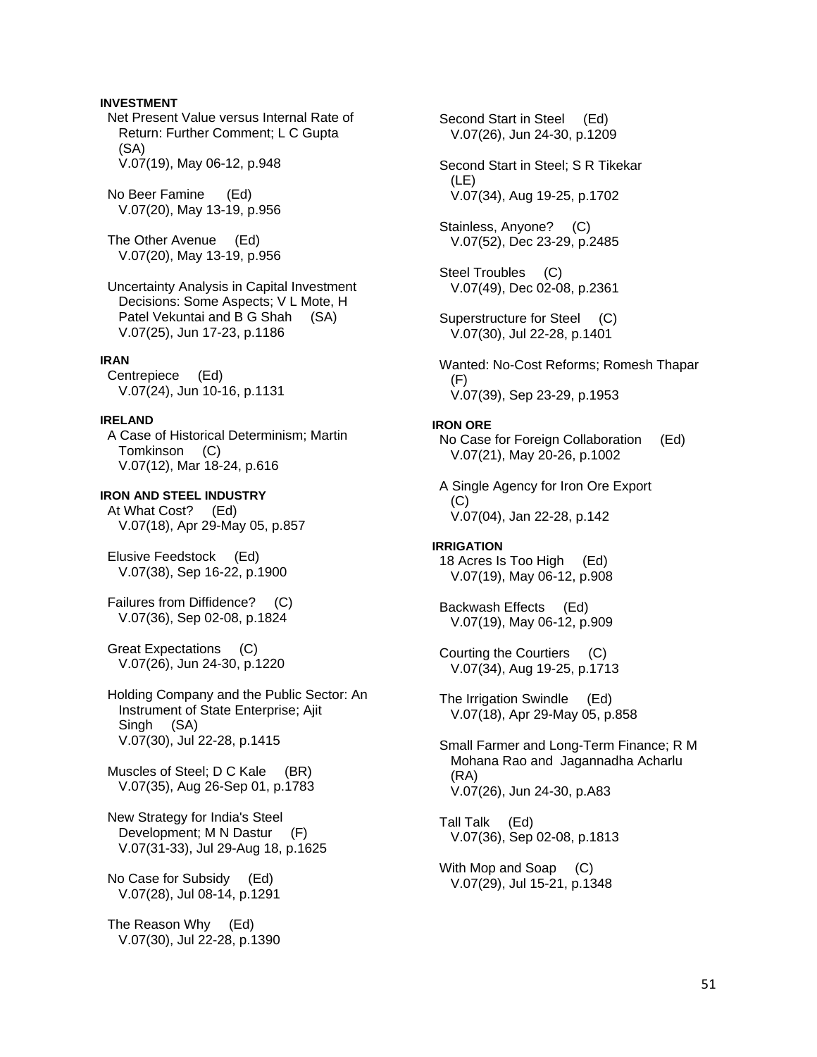**INVESTMENT**

Net Present Value versus Internal Rate of Return: Further Comment; L C Gupta (SA)
V.07(19), May 06-12, p.948

No Beer Famine (Ed)
V.07(20), May 13-19, p.956

The Other Avenue (Ed)
V.07(20), May 13-19, p.956

Uncertainty Analysis in Capital Investment Decisions: Some Aspects; V L Mote, H Patel Vekuntai and B G Shah (SA)
V.07(25), Jun 17-23, p.1186

**IRAN**

Centrepiece (Ed)
V.07(24), Jun 10-16, p.1131

**IRELAND**

A Case of Historical Determinism; Martin Tomkinson (C)
V.07(12), Mar 18-24, p.616

**IRON AND STEEL INDUSTRY**

At What Cost? (Ed)
V.07(18), Apr 29-May 05, p.857

Elusive Feedstock (Ed)
V.07(38), Sep 16-22, p.1900

Failures from Diffidence? (C)
V.07(36), Sep 02-08, p.1824

Great Expectations (C)
V.07(26), Jun 24-30, p.1220

Holding Company and the Public Sector: An Instrument of State Enterprise; Ajit Singh (SA)
V.07(30), Jul 22-28, p.1415

Muscles of Steel; D C Kale (BR)
V.07(35), Aug 26-Sep 01, p.1783

New Strategy for India's Steel Development; M N Dastur (F)
V.07(31-33), Jul 29-Aug 18, p.1625

No Case for Subsidy (Ed)
V.07(28), Jul 08-14, p.1291

The Reason Why (Ed)
V.07(30), Jul 22-28, p.1390

Second Start in Steel (Ed)
V.07(26), Jun 24-30, p.1209

Second Start in Steel; S R Tikekar (LE)
V.07(34), Aug 19-25, p.1702

Stainless, Anyone? (C)
V.07(52), Dec 23-29, p.2485

Steel Troubles (C)
V.07(49), Dec 02-08, p.2361

Superstructure for Steel (C)
V.07(30), Jul 22-28, p.1401

Wanted: No-Cost Reforms; Romesh Thapar (F)
V.07(39), Sep 23-29, p.1953

**IRON ORE**

No Case for Foreign Collaboration (Ed)
V.07(21), May 20-26, p.1002

A Single Agency for Iron Ore Export (C)
V.07(04), Jan 22-28, p.142

**IRRIGATION**

18 Acres Is Too High (Ed)
V.07(19), May 06-12, p.908

Backwash Effects (Ed)
V.07(19), May 06-12, p.909

Courting the Courtiers (C)
V.07(34), Aug 19-25, p.1713

The Irrigation Swindle (Ed)
V.07(18), Apr 29-May 05, p.858

Small Farmer and Long-Term Finance; R M Mohana Rao and Jagannadha Acharlu (RA)
V.07(26), Jun 24-30, p.A83

Tall Talk (Ed)
V.07(36), Sep 02-08, p.1813

With Mop and Soap (C)
V.07(29), Jul 15-21, p.1348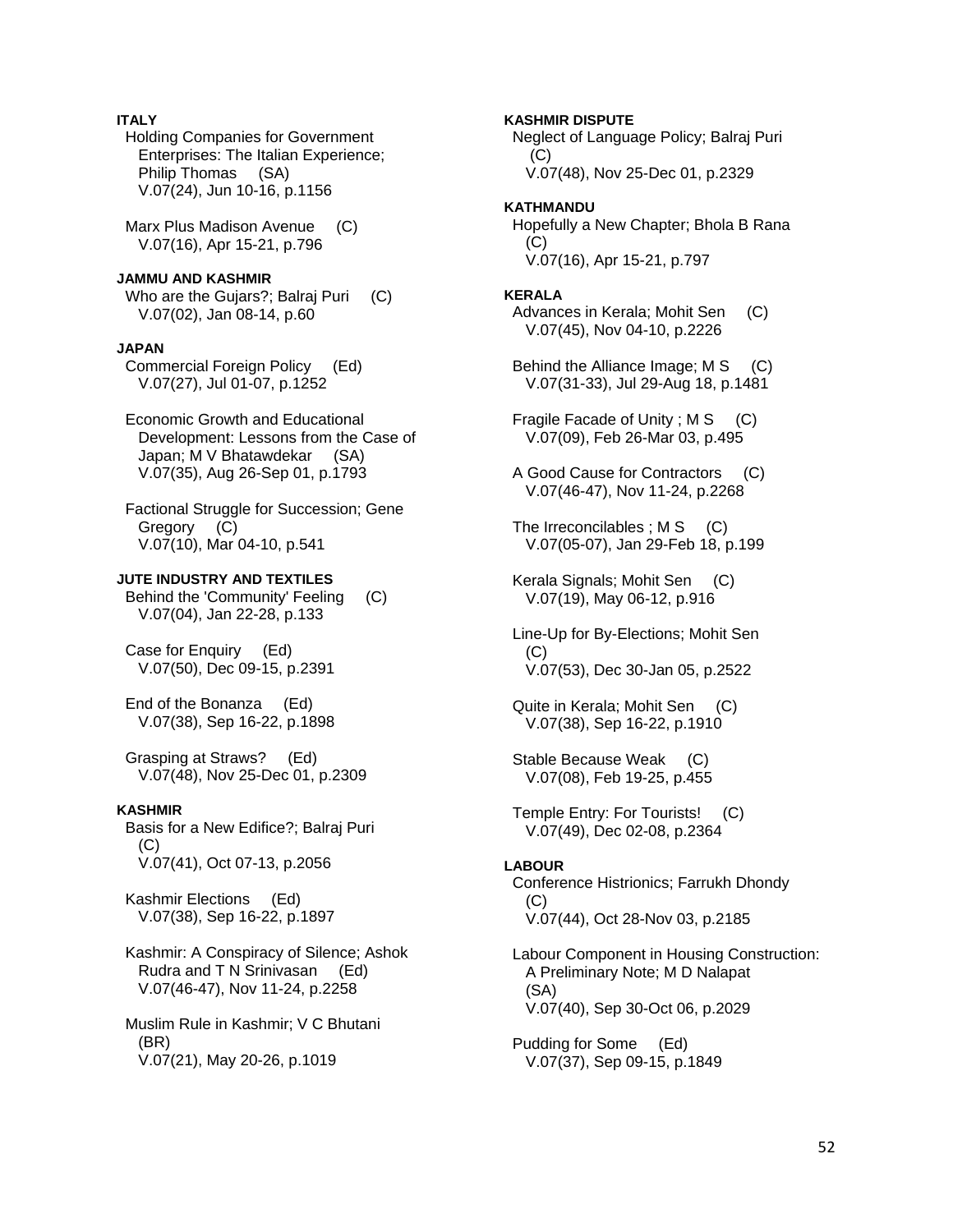**ITALY**

Holding Companies for Government Enterprises: The Italian Experience; Philip Thomas (SA)
V.07(24), Jun 10-16, p.1156

Marx Plus Madison Avenue (C)
V.07(16), Apr 15-21, p.796

**JAMMU AND KASHMIR**

Who are the Gujars?; Balraj Puri (C)
V.07(02), Jan 08-14, p.60

**JAPAN**

Commercial Foreign Policy (Ed)
V.07(27), Jul 01-07, p.1252

Economic Growth and Educational Development: Lessons from the Case of Japan; M V Bhatawdekar (SA)
V.07(35), Aug 26-Sep 01, p.1793

Factional Struggle for Succession; Gene Gregory (C)
V.07(10), Mar 04-10, p.541

**JUTE INDUSTRY AND TEXTILES**

Behind the 'Community' Feeling (C)
V.07(04), Jan 22-28, p.133

Case for Enquiry (Ed)
V.07(50), Dec 09-15, p.2391

End of the Bonanza (Ed)
V.07(38), Sep 16-22, p.1898

Grasping at Straws? (Ed)
V.07(48), Nov 25-Dec 01, p.2309

**KASHMIR**

Basis for a New Edifice?; Balraj Puri (C)
V.07(41), Oct 07-13, p.2056

Kashmir Elections (Ed)
V.07(38), Sep 16-22, p.1897

Kashmir: A Conspiracy of Silence; Ashok Rudra and T N Srinivasan (Ed)
V.07(46-47), Nov 11-24, p.2258

Muslim Rule in Kashmir; V C Bhutani (BR)
V.07(21), May 20-26, p.1019

**KASHMIR DISPUTE**

Neglect of Language Policy; Balraj Puri (C)
V.07(48), Nov 25-Dec 01, p.2329

**KATHMANDU**

Hopefully a New Chapter; Bhola B Rana (C)
V.07(16), Apr 15-21, p.797

**KERALA**

Advances in Kerala; Mohit Sen (C)
V.07(45), Nov 04-10, p.2226

Behind the Alliance Image; M S (C)
V.07(31-33), Jul 29-Aug 18, p.1481

Fragile Facade of Unity ; M S (C)
V.07(09), Feb 26-Mar 03, p.495

A Good Cause for Contractors (C)
V.07(46-47), Nov 11-24, p.2268

The Irreconcilables ; M S (C)
V.07(05-07), Jan 29-Feb 18, p.199

Kerala Signals; Mohit Sen (C)
V.07(19), May 06-12, p.916

Line-Up for By-Elections; Mohit Sen (C)
V.07(53), Dec 30-Jan 05, p.2522

Quite in Kerala; Mohit Sen (C)
V.07(38), Sep 16-22, p.1910

Stable Because Weak (C)
V.07(08), Feb 19-25, p.455

Temple Entry: For Tourists! (C)
V.07(49), Dec 02-08, p.2364

**LABOUR**

Conference Histrionics; Farrukh Dhondy (C)
V.07(44), Oct 28-Nov 03, p.2185

Labour Component in Housing Construction: A Preliminary Note; M D Nalapat (SA)
V.07(40), Sep 30-Oct 06, p.2029

Pudding for Some (Ed)
V.07(37), Sep 09-15, p.1849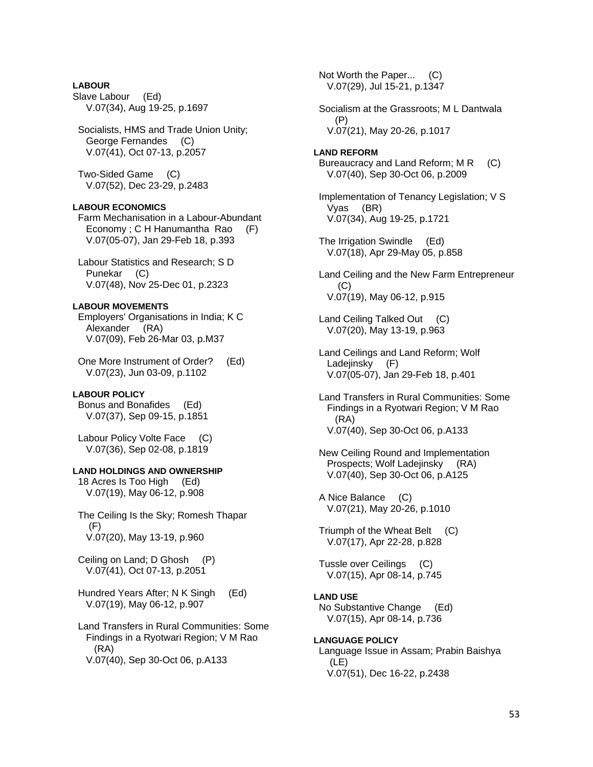**LABOUR**

Slave Labour (Ed)
V.07(34), Aug 19-25, p.1697

Socialists, HMS and Trade Union Unity; George Fernandes (C)
V.07(41), Oct 07-13, p.2057

Two-Sided Game (C)
V.07(52), Dec 23-29, p.2483

**LABOUR ECONOMICS**

Farm Mechanisation in a Labour-Abundant Economy ; C H Hanumantha Rao (F)
V.07(05-07), Jan 29-Feb 18, p.393

Labour Statistics and Research; S D Punekar (C)
V.07(48), Nov 25-Dec 01, p.2323

**LABOUR MOVEMENTS**

Employers' Organisations in India; K C Alexander (RA)
V.07(09), Feb 26-Mar 03, p.M37

One More Instrument of Order? (Ed)
V.07(23), Jun 03-09, p.1102

**LABOUR POLICY**

Bonus and Bonafides (Ed)
V.07(37), Sep 09-15, p.1851

Labour Policy Volte Face (C)
V.07(36), Sep 02-08, p.1819

**LAND HOLDINGS AND OWNERSHIP**

18 Acres Is Too High (Ed)
V.07(19), May 06-12, p.908

The Ceiling Is the Sky; Romesh Thapar (F)
V.07(20), May 13-19, p.960

Ceiling on Land; D Ghosh (P)
V.07(41), Oct 07-13, p.2051

Hundred Years After; N K Singh (Ed)
V.07(19), May 06-12, p.907

Land Transfers in Rural Communities: Some Findings in a Ryotwari Region; V M Rao (RA)
V.07(40), Sep 30-Oct 06, p.A133

Not Worth the Paper... (C)
V.07(29), Jul 15-21, p.1347

Socialism at the Grassroots; M L Dantwala (P)
V.07(21), May 20-26, p.1017

**LAND REFORM**

Bureaucracy and Land Reform; M R (C)
V.07(40), Sep 30-Oct 06, p.2009

Implementation of Tenancy Legislation; V S Vyas (BR)
V.07(34), Aug 19-25, p.1721

The Irrigation Swindle (Ed)
V.07(18), Apr 29-May 05, p.858

Land Ceiling and the New Farm Entrepreneur (C)
V.07(19), May 06-12, p.915

Land Ceiling Talked Out (C)
V.07(20), May 13-19, p.963

Land Ceilings and Land Reform; Wolf Ladejinsky (F)
V.07(05-07), Jan 29-Feb 18, p.401

Land Transfers in Rural Communities: Some Findings in a Ryotwari Region; V M Rao (RA)
V.07(40), Sep 30-Oct 06, p.A133

New Ceiling Round and Implementation Prospects; Wolf Ladejinsky (RA)
V.07(40), Sep 30-Oct 06, p.A125

A Nice Balance (C)
V.07(21), May 20-26, p.1010

Triumph of the Wheat Belt (C)
V.07(17), Apr 22-28, p.828

Tussle over Ceilings (C)
V.07(15), Apr 08-14, p.745

**LAND USE**

No Substantive Change (Ed)
V.07(15), Apr 08-14, p.736

**LANGUAGE POLICY**

Language Issue in Assam; Prabin Baishya (LE)
V.07(51), Dec 16-22, p.2438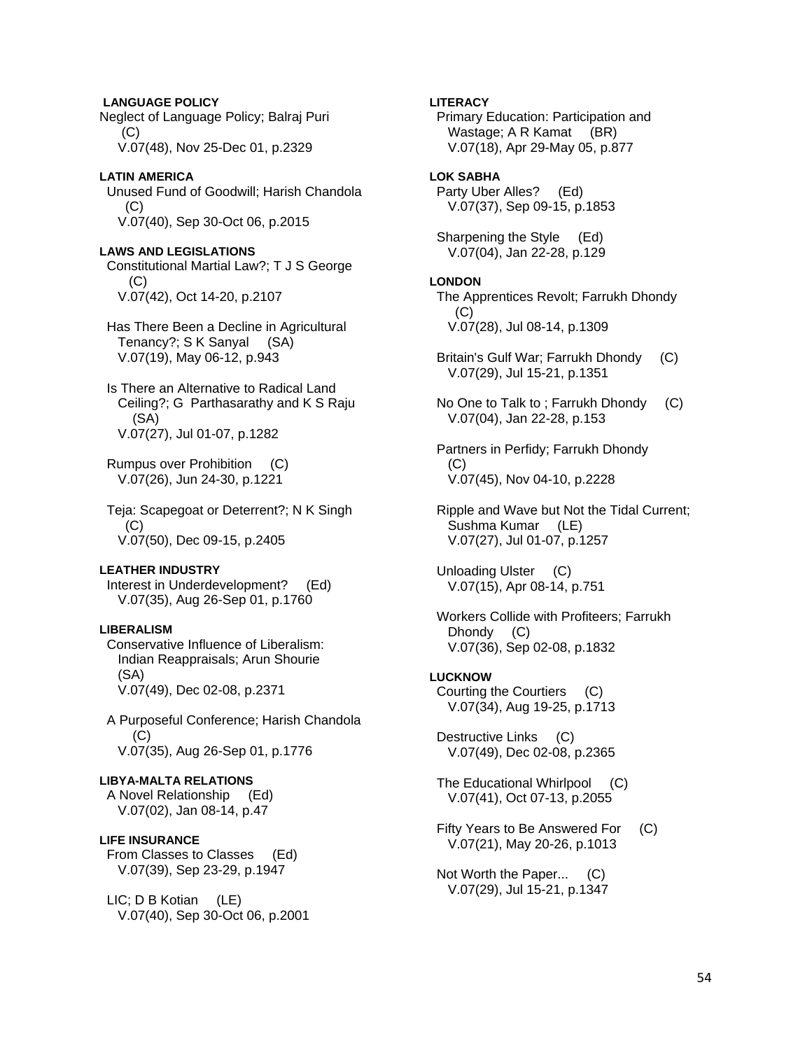**LANGUAGE POLICY**

Neglect of Language Policy; Balraj Puri (C)
V.07(48), Nov 25-Dec 01, p.2329

**LATIN AMERICA**

Unused Fund of Goodwill; Harish Chandola (C)
V.07(40), Sep 30-Oct 06, p.2015

**LAWS AND LEGISLATIONS**

Constitutional Martial Law?; T J S George (C)
V.07(42), Oct 14-20, p.2107

Has There Been a Decline in Agricultural Tenancy?; S K Sanyal (SA)
V.07(19), May 06-12, p.943

Is There an Alternative to Radical Land Ceiling?; G Parthasarathy and K S Raju (SA)
V.07(27), Jul 01-07, p.1282

Rumpus over Prohibition (C)
V.07(26), Jun 24-30, p.1221

Teja: Scapegoat or Deterrent?; N K Singh (C)
V.07(50), Dec 09-15, p.2405

**LEATHER INDUSTRY**

Interest in Underdevelopment? (Ed)
V.07(35), Aug 26-Sep 01, p.1760

**LIBERALISM**

Conservative Influence of Liberalism: Indian Reappraisals; Arun Shourie (SA)
V.07(49), Dec 02-08, p.2371

A Purposeful Conference; Harish Chandola (C)
V.07(35), Aug 26-Sep 01, p.1776

**LIBYA-MALTA RELATIONS**

A Novel Relationship (Ed)
V.07(02), Jan 08-14, p.47

**LIFE INSURANCE**

From Classes to Classes (Ed)
V.07(39), Sep 23-29, p.1947

LIC; D B Kotian (LE)
V.07(40), Sep 30-Oct 06, p.2001

**LITERACY**

Primary Education: Participation and Wastage; A R Kamat (BR)
V.07(18), Apr 29-May 05, p.877

**LOK SABHA**

Party Uber Alles? (Ed)
V.07(37), Sep 09-15, p.1853

Sharpening the Style (Ed)
V.07(04), Jan 22-28, p.129

**LONDON**

The Apprentices Revolt; Farrukh Dhondy (C)
V.07(28), Jul 08-14, p.1309

Britain's Gulf War; Farrukh Dhondy (C)
V.07(29), Jul 15-21, p.1351

No One to Talk to ; Farrukh Dhondy (C)
V.07(04), Jan 22-28, p.153

Partners in Perfidy; Farrukh Dhondy (C)
V.07(45), Nov 04-10, p.2228

Ripple and Wave but Not the Tidal Current; Sushma Kumar (LE)
V.07(27), Jul 01-07, p.1257

Unloading Ulster (C)
V.07(15), Apr 08-14, p.751

Workers Collide with Profiteers; Farrukh Dhondy (C)
V.07(36), Sep 02-08, p.1832

**LUCKNOW**

Courting the Courtiers (C)
V.07(34), Aug 19-25, p.1713

Destructive Links (C)
V.07(49), Dec 02-08, p.2365

The Educational Whirlpool (C)
V.07(41), Oct 07-13, p.2055

Fifty Years to Be Answered For (C)
V.07(21), May 20-26, p.1013

Not Worth the Paper... (C)
V.07(29), Jul 15-21, p.1347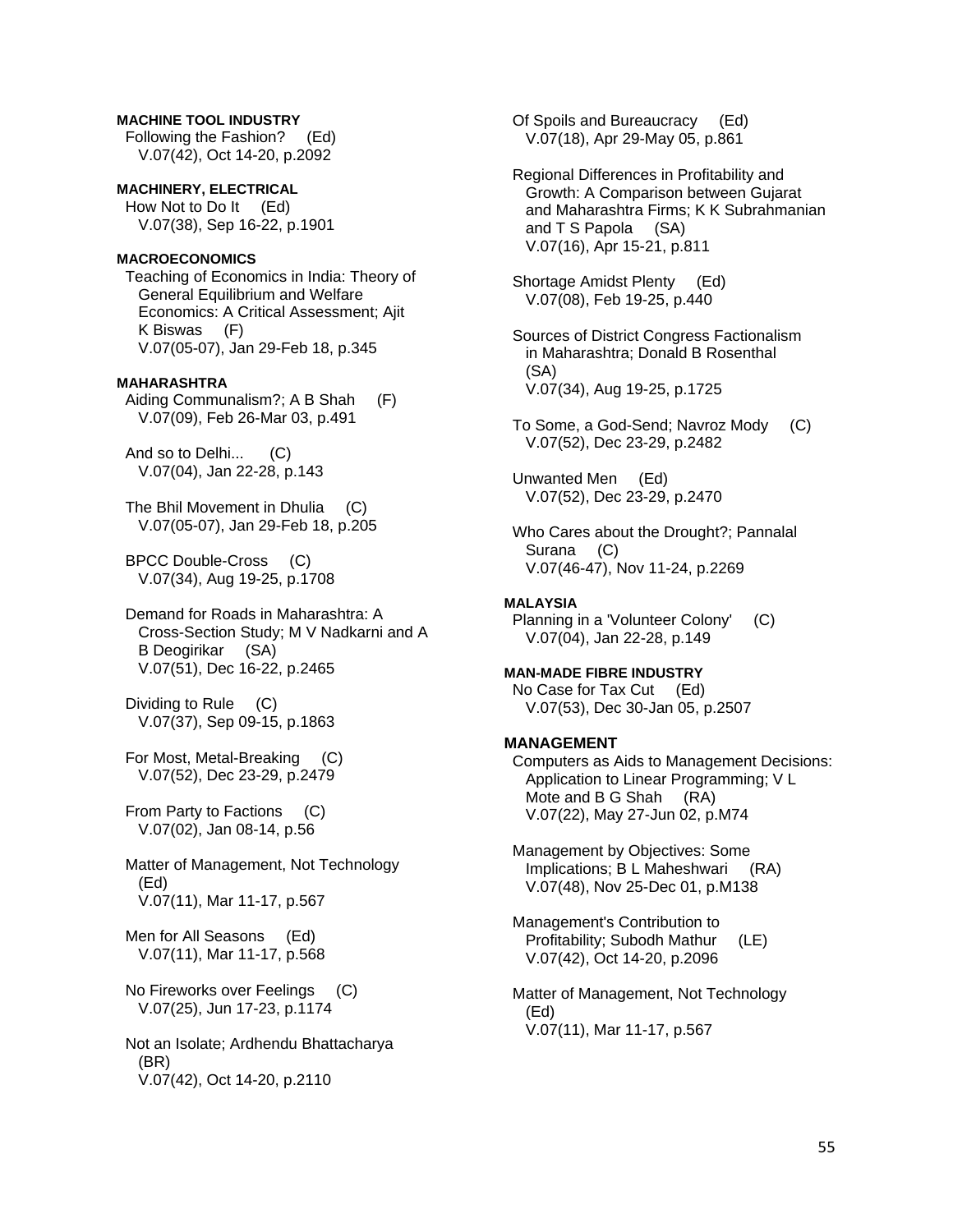**MACHINE TOOL INDUSTRY**

Following the Fashion? (Ed)
V.07(42), Oct 14-20, p.2092

**MACHINERY, ELECTRICAL**

How Not to Do It (Ed)
V.07(38), Sep 16-22, p.1901

**MACROECONOMICS**

Teaching of Economics in India: Theory of General Equilibrium and Welfare Economics: A Critical Assessment; Ajit K Biswas (F)
V.07(05-07), Jan 29-Feb 18, p.345

**MAHARASHTRA**

Aiding Communalism?; A B Shah (F)
V.07(09), Feb 26-Mar 03, p.491

And so to Delhi... (C)
V.07(04), Jan 22-28, p.143

The Bhil Movement in Dhulia (C)
V.07(05-07), Jan 29-Feb 18, p.205

BPCC Double-Cross (C)
V.07(34), Aug 19-25, p.1708

Demand for Roads in Maharashtra: A Cross-Section Study; M V Nadkarni and A B Deogirikar (SA)
V.07(51), Dec 16-22, p.2465

Dividing to Rule (C)
V.07(37), Sep 09-15, p.1863

For Most, Metal-Breaking (C)
V.07(52), Dec 23-29, p.2479

From Party to Factions (C)
V.07(02), Jan 08-14, p.56

Matter of Management, Not Technology (Ed)
V.07(11), Mar 11-17, p.567

Men for All Seasons (Ed)
V.07(11), Mar 11-17, p.568

No Fireworks over Feelings (C)
V.07(25), Jun 17-23, p.1174

Not an Isolate; Ardhendu Bhattacharya (BR)
V.07(42), Oct 14-20, p.2110

Of Spoils and Bureaucracy (Ed)
V.07(18), Apr 29-May 05, p.861

Regional Differences in Profitability and Growth: A Comparison between Gujarat and Maharashtra Firms; K K Subrahmanian and T S Papola (SA)
V.07(16), Apr 15-21, p.811

Shortage Amidst Plenty (Ed)
V.07(08), Feb 19-25, p.440

Sources of District Congress Factionalism in Maharashtra; Donald B Rosenthal (SA)
V.07(34), Aug 19-25, p.1725

To Some, a God-Send; Navroz Mody (C)
V.07(52), Dec 23-29, p.2482

Unwanted Men (Ed)
V.07(52), Dec 23-29, p.2470

Who Cares about the Drought?; Pannalal Surana (C)
V.07(46-47), Nov 11-24, p.2269

**MALAYSIA**

Planning in a 'Volunteer Colony' (C)
V.07(04), Jan 22-28, p.149

**MAN-MADE FIBRE INDUSTRY**

No Case for Tax Cut (Ed)
V.07(53), Dec 30-Jan 05, p.2507

**MANAGEMENT**

Computers as Aids to Management Decisions: Application to Linear Programming; V L Mote and B G Shah (RA)
V.07(22), May 27-Jun 02, p.M74

Management by Objectives: Some Implications; B L Maheshwari (RA)
V.07(48), Nov 25-Dec 01, p.M138

Management's Contribution to Profitability; Subodh Mathur (LE)
V.07(42), Oct 14-20, p.2096

Matter of Management, Not Technology (Ed)
V.07(11), Mar 11-17, p.567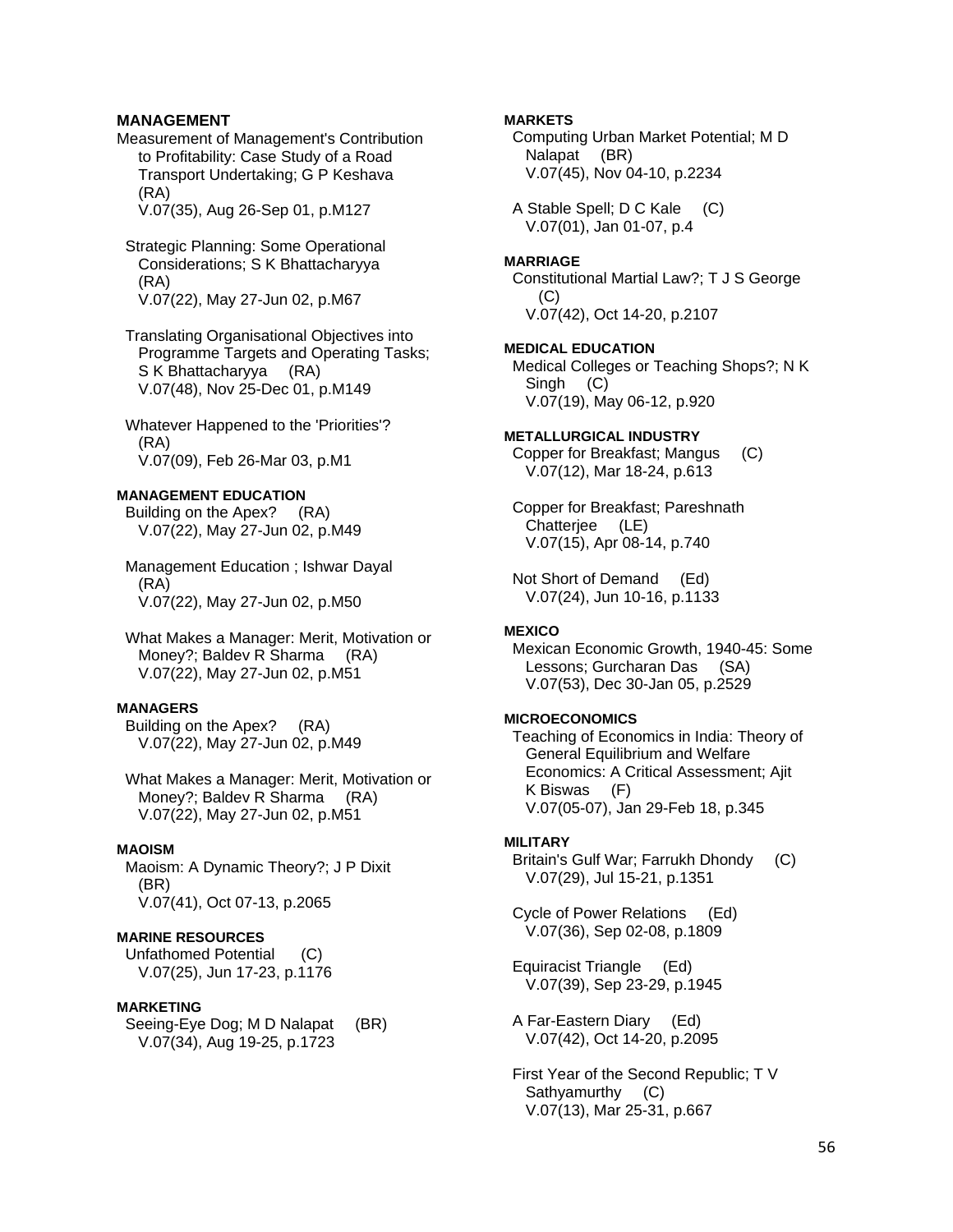**MANAGEMENT**

Measurement of Management's Contribution to Profitability: Case Study of a Road Transport Undertaking; G P Keshava (RA)
V.07(35), Aug 26-Sep 01, p.M127

Strategic Planning: Some Operational Considerations; S K Bhattacharyya (RA)
V.07(22), May 27-Jun 02, p.M67

Translating Organisational Objectives into Programme Targets and Operating Tasks; S K Bhattacharyya (RA)
V.07(48), Nov 25-Dec 01, p.M149

Whatever Happened to the 'Priorities'? (RA)
V.07(09), Feb 26-Mar 03, p.M1

**MANAGEMENT EDUCATION**

Building on the Apex? (RA)
V.07(22), May 27-Jun 02, p.M49

Management Education ; Ishwar Dayal (RA)
V.07(22), May 27-Jun 02, p.M50

What Makes a Manager: Merit, Motivation or Money?; Baldev R Sharma (RA)
V.07(22), May 27-Jun 02, p.M51

**MANAGERS**

Building on the Apex? (RA)
V.07(22), May 27-Jun 02, p.M49

What Makes a Manager: Merit, Motivation or Money?; Baldev R Sharma (RA)
V.07(22), May 27-Jun 02, p.M51

**MAOISM**

Maoism: A Dynamic Theory?; J P Dixit (BR)
V.07(41), Oct 07-13, p.2065

**MARINE RESOURCES**

Unfathomed Potential (C)
V.07(25), Jun 17-23, p.1176

**MARKETING**

Seeing-Eye Dog; M D Nalapat (BR)
V.07(34), Aug 19-25, p.1723

**MARKETS**

Computing Urban Market Potential; M D Nalapat (BR)
V.07(45), Nov 04-10, p.2234

A Stable Spell; D C Kale (C)
V.07(01), Jan 01-07, p.4

**MARRIAGE**

Constitutional Martial Law?; T J S George (C)
V.07(42), Oct 14-20, p.2107

**MEDICAL EDUCATION**

Medical Colleges or Teaching Shops?; N K Singh (C)
V.07(19), May 06-12, p.920

**METALLURGICAL INDUSTRY**

Copper for Breakfast; Mangus (C)
V.07(12), Mar 18-24, p.613

Copper for Breakfast; Pareshnath Chatterjee (LE)
V.07(15), Apr 08-14, p.740

Not Short of Demand (Ed)
V.07(24), Jun 10-16, p.1133

**MEXICO**

Mexican Economic Growth, 1940-45: Some Lessons; Gurcharan Das (SA)
V.07(53), Dec 30-Jan 05, p.2529

**MICROECONOMICS**

Teaching of Economics in India: Theory of General Equilibrium and Welfare Economics: A Critical Assessment; Ajit K Biswas (F)
V.07(05-07), Jan 29-Feb 18, p.345

**MILITARY**

Britain's Gulf War; Farrukh Dhondy (C)
V.07(29), Jul 15-21, p.1351

Cycle of Power Relations (Ed)
V.07(36), Sep 02-08, p.1809

Equiracist Triangle (Ed)
V.07(39), Sep 23-29, p.1945

A Far-Eastern Diary (Ed)
V.07(42), Oct 14-20, p.2095

First Year of the Second Republic; T V Sathyamurthy (C)
V.07(13), Mar 25-31, p.667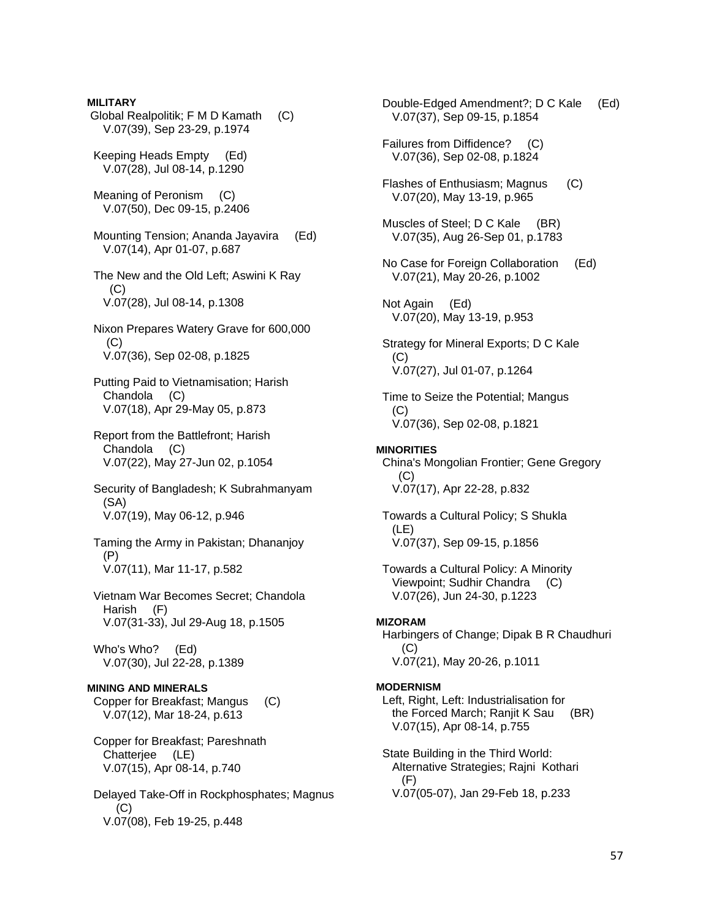**MILITARY**

Global Realpolitik; F M D Kamath (C)
V.07(39), Sep 23-29, p.1974

Keeping Heads Empty (Ed)
V.07(28), Jul 08-14, p.1290

Meaning of Peronism (C)
V.07(50), Dec 09-15, p.2406

Mounting Tension; Ananda Jayavira (Ed)
V.07(14), Apr 01-07, p.687

The New and the Old Left; Aswini K Ray (C)
V.07(28), Jul 08-14, p.1308

Nixon Prepares Watery Grave for 600,000 (C)
V.07(36), Sep 02-08, p.1825

Putting Paid to Vietnamisation; Harish Chandola (C)
V.07(18), Apr 29-May 05, p.873

Report from the Battlefront; Harish Chandola (C)
V.07(22), May 27-Jun 02, p.1054

Security of Bangladesh; K Subrahmanyam (SA)
V.07(19), May 06-12, p.946

Taming the Army in Pakistan; Dhananjoy (P)
V.07(11), Mar 11-17, p.582

Vietnam War Becomes Secret; Chandola Harish (F)
V.07(31-33), Jul 29-Aug 18, p.1505

Who's Who? (Ed)
V.07(30), Jul 22-28, p.1389

**MINING AND MINERALS**

Copper for Breakfast; Mangus (C)
V.07(12), Mar 18-24, p.613

Copper for Breakfast; Pareshnath Chatterjee (LE)
V.07(15), Apr 08-14, p.740

Delayed Take-Off in Rockphosphates; Magnus (C)
V.07(08), Feb 19-25, p.448

Double-Edged Amendment?; D C Kale (Ed)
V.07(37), Sep 09-15, p.1854

Failures from Diffidence? (C)
V.07(36), Sep 02-08, p.1824

Flashes of Enthusiasm; Magnus (C)
V.07(20), May 13-19, p.965

Muscles of Steel; D C Kale (BR)
V.07(35), Aug 26-Sep 01, p.1783

No Case for Foreign Collaboration (Ed)
V.07(21), May 20-26, p.1002

Not Again (Ed)
V.07(20), May 13-19, p.953

Strategy for Mineral Exports; D C Kale (C)
V.07(27), Jul 01-07, p.1264

Time to Seize the Potential; Mangus (C)
V.07(36), Sep 02-08, p.1821

**MINORITIES**

China's Mongolian Frontier; Gene Gregory (C)
V.07(17), Apr 22-28, p.832

Towards a Cultural Policy; S Shukla (LE)
V.07(37), Sep 09-15, p.1856

Towards a Cultural Policy: A Minority Viewpoint; Sudhir Chandra (C)
V.07(26), Jun 24-30, p.1223

**MIZORAM**

Harbingers of Change; Dipak B R Chaudhuri (C)
V.07(21), May 20-26, p.1011

**MODERNISM**

Left, Right, Left: Industrialisation for the Forced March; Ranjit K Sau (BR)
V.07(15), Apr 08-14, p.755

State Building in the Third World: Alternative Strategies; Rajni Kothari (F)
V.07(05-07), Jan 29-Feb 18, p.233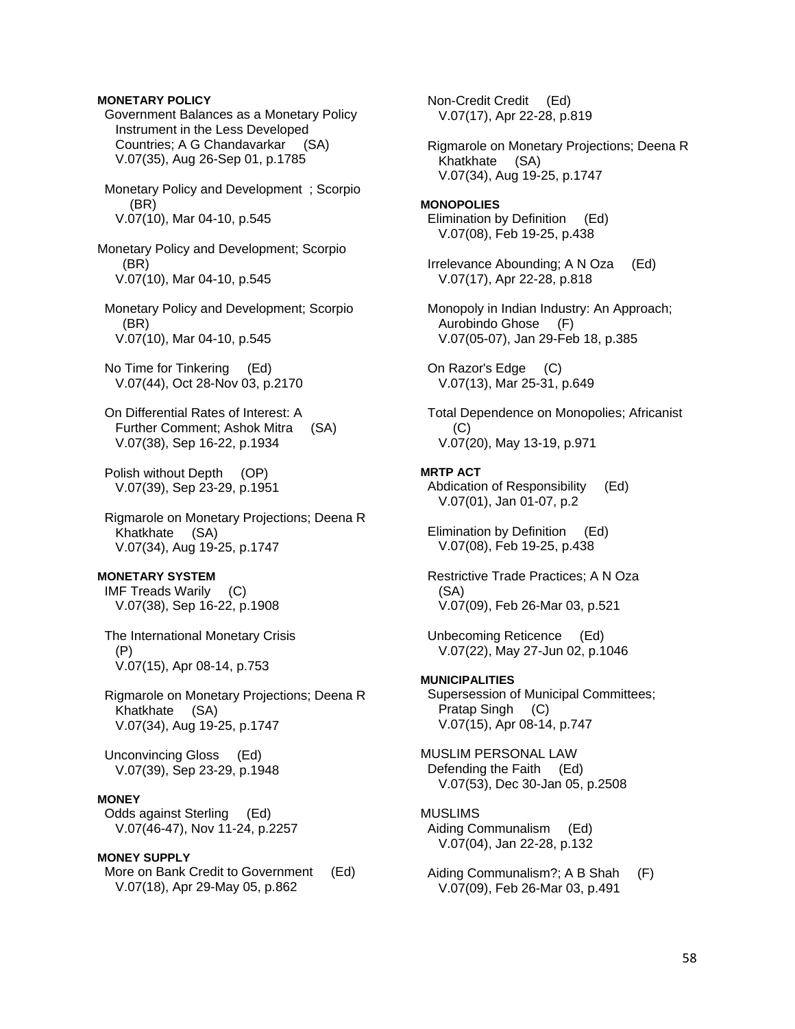**MONETARY POLICY**

Government Balances as a Monetary Policy Instrument in the Less Developed Countries; A G Chandavarkar (SA)
V.07(35), Aug 26-Sep 01, p.1785

Monetary Policy and Development ; Scorpio (BR)
V.07(10), Mar 04-10, p.545

Monetary Policy and Development; Scorpio (BR)
V.07(10), Mar 04-10, p.545

Monetary Policy and Development; Scorpio (BR)
V.07(10), Mar 04-10, p.545

No Time for Tinkering (Ed)
V.07(44), Oct 28-Nov 03, p.2170

On Differential Rates of Interest: A Further Comment; Ashok Mitra (SA)
V.07(38), Sep 16-22, p.1934

Polish without Depth (OP)
V.07(39), Sep 23-29, p.1951

Rigmarole on Monetary Projections; Deena R Khatkhate (SA)
V.07(34), Aug 19-25, p.1747

**MONETARY SYSTEM**

IMF Treads Warily (C)
V.07(38), Sep 16-22, p.1908

The International Monetary Crisis (P)
V.07(15), Apr 08-14, p.753

Rigmarole on Monetary Projections; Deena R Khatkhate (SA)
V.07(34), Aug 19-25, p.1747

Unconvincing Gloss (Ed)
V.07(39), Sep 23-29, p.1948

**MONEY**

Odds against Sterling (Ed)
V.07(46-47), Nov 11-24, p.2257

**MONEY SUPPLY**

More on Bank Credit to Government (Ed)
V.07(18), Apr 29-May 05, p.862

Non-Credit Credit (Ed)
V.07(17), Apr 22-28, p.819

Rigmarole on Monetary Projections; Deena R Khatkhate (SA)
V.07(34), Aug 19-25, p.1747

**MONOPOLIES**

Elimination by Definition (Ed)
V.07(08), Feb 19-25, p.438

Irrelevance Abounding; A N Oza (Ed)
V.07(17), Apr 22-28, p.818

Monopoly in Indian Industry: An Approach; Aurobindo Ghose (F)
V.07(05-07), Jan 29-Feb 18, p.385

On Razor's Edge (C)
V.07(13), Mar 25-31, p.649

Total Dependence on Monopolies; Africanist (C)
V.07(20), May 13-19, p.971

**MRTP ACT**

Abdication of Responsibility (Ed)
V.07(01), Jan 01-07, p.2

Elimination by Definition (Ed)
V.07(08), Feb 19-25, p.438

Restrictive Trade Practices; A N Oza (SA)
V.07(09), Feb 26-Mar 03, p.521

Unbecoming Reticence (Ed)
V.07(22), May 27-Jun 02, p.1046

**MUNICIPALITIES**

Supersession of Municipal Committees; Pratap Singh (C)
V.07(15), Apr 08-14, p.747

MUSLIM PERSONAL LAW

Defending the Faith (Ed)
V.07(53), Dec 30-Jan 05, p.2508

MUSLIMS

Aiding Communalism (Ed)
V.07(04), Jan 22-28, p.132

Aiding Communalism?; A B Shah (F)
V.07(09), Feb 26-Mar 03, p.491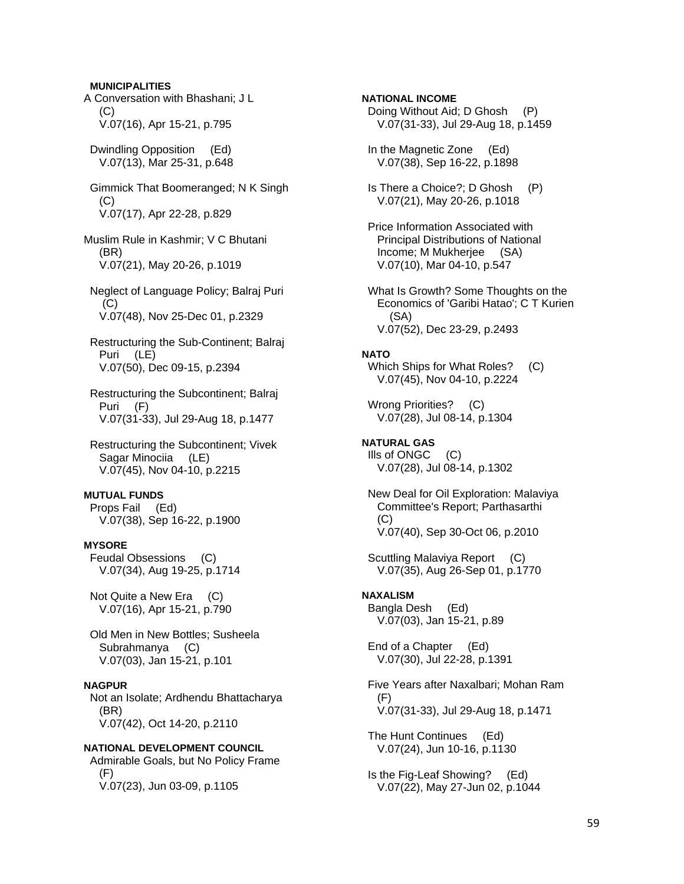**MUNICIPALITIES**

A Conversation with Bhashani; J L (C)
V.07(16), Apr 15-21, p.795

Dwindling Opposition (Ed)
V.07(13), Mar 25-31, p.648

Gimmick That Boomeranged; N K Singh (C)
V.07(17), Apr 22-28, p.829

Muslim Rule in Kashmir; V C Bhutani (BR)
V.07(21), May 20-26, p.1019

Neglect of Language Policy; Balraj Puri (C)
V.07(48), Nov 25-Dec 01, p.2329

Restructuring the Sub-Continent; Balraj Puri (LE)
V.07(50), Dec 09-15, p.2394

Restructuring the Subcontinent; Balraj Puri (F)
V.07(31-33), Jul 29-Aug 18, p.1477

Restructuring the Subcontinent; Vivek Sagar Minociia (LE)
V.07(45), Nov 04-10, p.2215

**MUTUAL FUNDS**

Props Fail (Ed)
V.07(38), Sep 16-22, p.1900

**MYSORE**

Feudal Obsessions (C)
V.07(34), Aug 19-25, p.1714

Not Quite a New Era (C)
V.07(16), Apr 15-21, p.790

Old Men in New Bottles; Susheela Subrahmanya (C)
V.07(03), Jan 15-21, p.101

**NAGPUR**

Not an Isolate; Ardhendu Bhattacharya (BR)
V.07(42), Oct 14-20, p.2110

**NATIONAL DEVELOPMENT COUNCIL**

Admirable Goals, but No Policy Frame (F)
V.07(23), Jun 03-09, p.1105

**NATIONAL INCOME**

Doing Without Aid; D Ghosh (P)
V.07(31-33), Jul 29-Aug 18, p.1459

In the Magnetic Zone (Ed)
V.07(38), Sep 16-22, p.1898

Is There a Choice?; D Ghosh (P)
V.07(21), May 20-26, p.1018

Price Information Associated with Principal Distributions of National Income; M Mukherjee (SA)
V.07(10), Mar 04-10, p.547

What Is Growth? Some Thoughts on the Economics of 'Garibi Hatao'; C T Kurien (SA)
V.07(52), Dec 23-29, p.2493

**NATO**

Which Ships for What Roles? (C)
V.07(45), Nov 04-10, p.2224

Wrong Priorities? (C)
V.07(28), Jul 08-14, p.1304

**NATURAL GAS**

Ills of ONGC (C)
V.07(28), Jul 08-14, p.1302

New Deal for Oil Exploration: Malaviya Committee's Report; Parthasarthi (C)
V.07(40), Sep 30-Oct 06, p.2010

Scuttling Malaviya Report (C)
V.07(35), Aug 26-Sep 01, p.1770

**NAXALISM**

Bangla Desh (Ed)
V.07(03), Jan 15-21, p.89

End of a Chapter (Ed)
V.07(30), Jul 22-28, p.1391

Five Years after Naxalbari; Mohan Ram (F)
V.07(31-33), Jul 29-Aug 18, p.1471

The Hunt Continues (Ed)
V.07(24), Jun 10-16, p.1130

Is the Fig-Leaf Showing? (Ed)
V.07(22), May 27-Jun 02, p.1044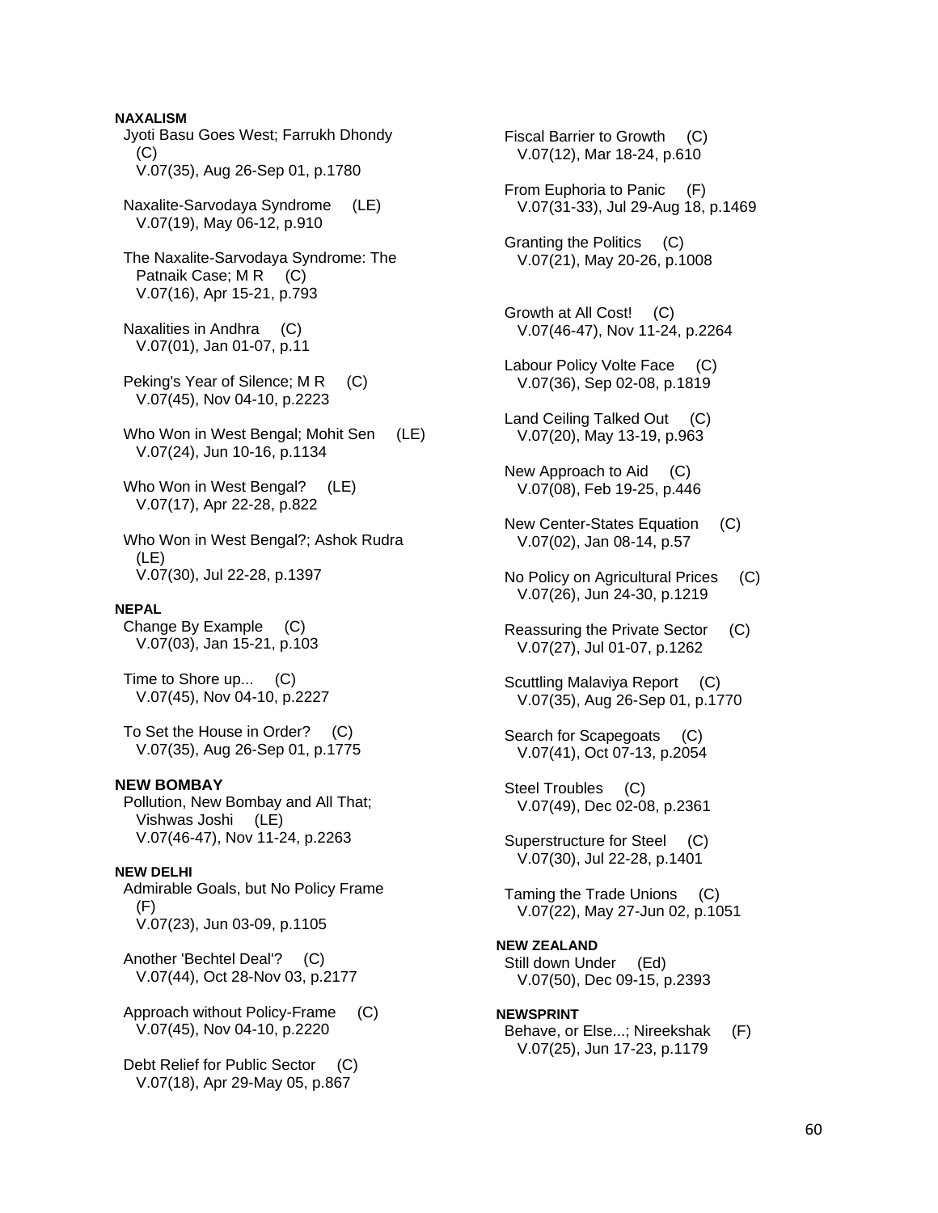**NAXALISM**

Jyoti Basu Goes West; Farrukh Dhondy (C)
V.07(35), Aug 26-Sep 01, p.1780

Naxalite-Sarvodaya Syndrome (LE)
V.07(19), May 06-12, p.910

The Naxalite-Sarvodaya Syndrome: The Patnaik Case; M R (C)
V.07(16), Apr 15-21, p.793

Naxalities in Andhra (C)
V.07(01), Jan 01-07, p.11

Peking's Year of Silence; M R (C)
V.07(45), Nov 04-10, p.2223

Who Won in West Bengal; Mohit Sen (LE)
V.07(24), Jun 10-16, p.1134

Who Won in West Bengal? (LE)
V.07(17), Apr 22-28, p.822

Who Won in West Bengal?; Ashok Rudra (LE)
V.07(30), Jul 22-28, p.1397

**NEPAL**

Change By Example (C)
V.07(03), Jan 15-21, p.103

Time to Shore up... (C)
V.07(45), Nov 04-10, p.2227

To Set the House in Order? (C)
V.07(35), Aug 26-Sep 01, p.1775

**NEW BOMBAY**

Pollution, New Bombay and All That; Vishwas Joshi (LE)
V.07(46-47), Nov 11-24, p.2263

**NEW DELHI**

Admirable Goals, but No Policy Frame (F)
V.07(23), Jun 03-09, p.1105

Another 'Bechtel Deal'? (C)
V.07(44), Oct 28-Nov 03, p.2177

Approach without Policy-Frame (C)
V.07(45), Nov 04-10, p.2220

Debt Relief for Public Sector (C)
V.07(18), Apr 29-May 05, p.867

Fiscal Barrier to Growth (C)
V.07(12), Mar 18-24, p.610

From Euphoria to Panic (F)
V.07(31-33), Jul 29-Aug 18, p.1469

Granting the Politics (C)
V.07(21), May 20-26, p.1008

Growth at All Cost! (C)
V.07(46-47), Nov 11-24, p.2264

Labour Policy Volte Face (C)
V.07(36), Sep 02-08, p.1819

Land Ceiling Talked Out (C)
V.07(20), May 13-19, p.963

New Approach to Aid (C)
V.07(08), Feb 19-25, p.446

New Center-States Equation (C)
V.07(02), Jan 08-14, p.57

No Policy on Agricultural Prices (C)
V.07(26), Jun 24-30, p.1219

Reassuring the Private Sector (C)
V.07(27), Jul 01-07, p.1262

Scuttling Malaviya Report (C)
V.07(35), Aug 26-Sep 01, p.1770

Search for Scapegoats (C)
V.07(41), Oct 07-13, p.2054

Steel Troubles (C)
V.07(49), Dec 02-08, p.2361

Superstructure for Steel (C)
V.07(30), Jul 22-28, p.1401

Taming the Trade Unions (C)
V.07(22), May 27-Jun 02, p.1051

**NEW ZEALAND**

Still down Under (Ed)
V.07(50), Dec 09-15, p.2393

**NEWSPRINT**

Behave, or Else...; Nireekshak (F)
V.07(25), Jun 17-23, p.1179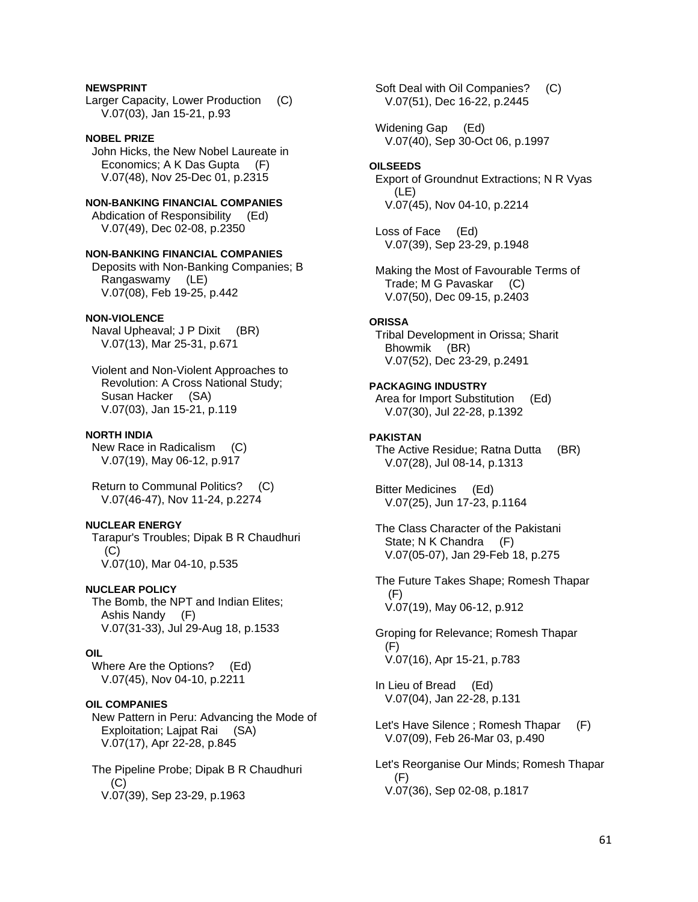**NEWSPRINT**
Larger Capacity, Lower Production (C)
V.07(03), Jan 15-21, p.93

**NOBEL PRIZE**
John Hicks, the New Nobel Laureate in Economics; A K Das Gupta (F)
V.07(48), Nov 25-Dec 01, p.2315

**NON-BANKING FINANCIAL COMPANIES**
Abdication of Responsibility (Ed)
V.07(49), Dec 02-08, p.2350

**NON-BANKING FINANCIAL COMPANIES**
Deposits with Non-Banking Companies; B Rangaswamy (LE)
V.07(08), Feb 19-25, p.442

**NON-VIOLENCE**
Naval Upheaval; J P Dixit (BR)
V.07(13), Mar 25-31, p.671

Violent and Non-Violent Approaches to Revolution: A Cross National Study; Susan Hacker (SA)
V.07(03), Jan 15-21, p.119

**NORTH INDIA**
New Race in Radicalism (C)
V.07(19), May 06-12, p.917

Return to Communal Politics? (C)
V.07(46-47), Nov 11-24, p.2274

**NUCLEAR ENERGY**
Tarapur's Troubles; Dipak B R Chaudhuri (C)
V.07(10), Mar 04-10, p.535

**NUCLEAR POLICY**
The Bomb, the NPT and Indian Elites; Ashis Nandy (F)
V.07(31-33), Jul 29-Aug 18, p.1533

**OIL**
Where Are the Options? (Ed)
V.07(45), Nov 04-10, p.2211

**OIL COMPANIES**
New Pattern in Peru: Advancing the Mode of Exploitation; Lajpat Rai (SA)
V.07(17), Apr 22-28, p.845

The Pipeline Probe; Dipak B R Chaudhuri (C)
V.07(39), Sep 23-29, p.1963

Soft Deal with Oil Companies? (C)
V.07(51), Dec 16-22, p.2445

Widening Gap (Ed)
V.07(40), Sep 30-Oct 06, p.1997

**OILSEEDS**
Export of Groundnut Extractions; N R Vyas (LE)
V.07(45), Nov 04-10, p.2214

Loss of Face (Ed)
V.07(39), Sep 23-29, p.1948

Making the Most of Favourable Terms of Trade; M G Pavaskar (C)
V.07(50), Dec 09-15, p.2403

**ORISSA**
Tribal Development in Orissa; Sharit Bhowmik (BR)
V.07(52), Dec 23-29, p.2491

**PACKAGING INDUSTRY**
Area for Import Substitution (Ed)
V.07(30), Jul 22-28, p.1392

**PAKISTAN**
The Active Residue; Ratna Dutta (BR)
V.07(28), Jul 08-14, p.1313

Bitter Medicines (Ed)
V.07(25), Jun 17-23, p.1164

The Class Character of the Pakistani State; N K Chandra (F)
V.07(05-07), Jan 29-Feb 18, p.275

The Future Takes Shape; Romesh Thapar (F)
V.07(19), May 06-12, p.912

Groping for Relevance; Romesh Thapar (F)
V.07(16), Apr 15-21, p.783

In Lieu of Bread (Ed)
V.07(04), Jan 22-28, p.131

Let's Have Silence ; Romesh Thapar (F)
V.07(09), Feb 26-Mar 03, p.490

Let's Reorganise Our Minds; Romesh Thapar (F)
V.07(36), Sep 02-08, p.1817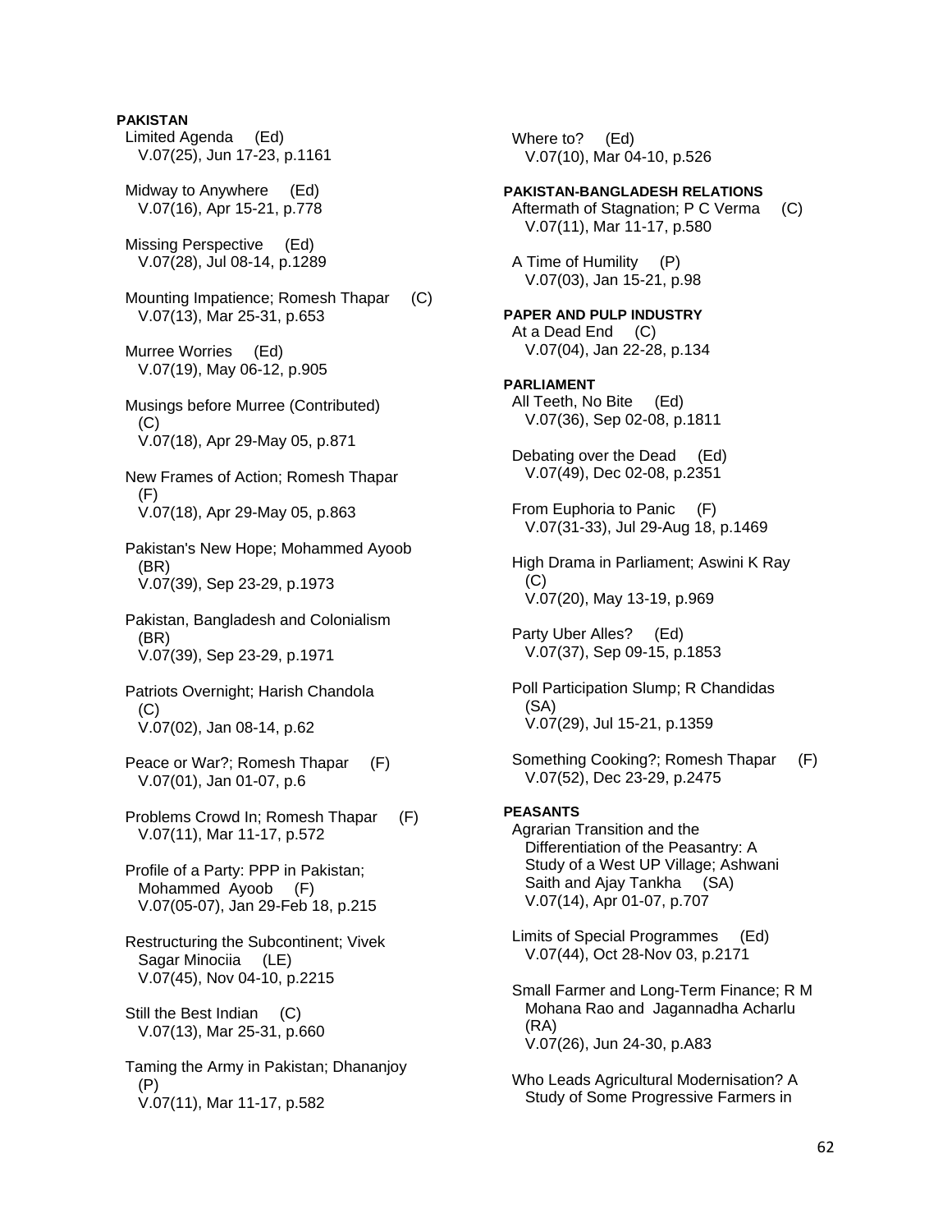**PAKISTAN**

Limited Agenda (Ed)
V.07(25), Jun 17-23, p.1161

Midway to Anywhere (Ed)
V.07(16), Apr 15-21, p.778

Missing Perspective (Ed)
V.07(28), Jul 08-14, p.1289

Mounting Impatience; Romesh Thapar (C)
V.07(13), Mar 25-31, p.653

Murree Worries (Ed)
V.07(19), May 06-12, p.905

Musings before Murree (Contributed) (C)
V.07(18), Apr 29-May 05, p.871

New Frames of Action; Romesh Thapar (F)
V.07(18), Apr 29-May 05, p.863

Pakistan's New Hope; Mohammed Ayoob (BR)
V.07(39), Sep 23-29, p.1973

Pakistan, Bangladesh and Colonialism (BR)
V.07(39), Sep 23-29, p.1971

Patriots Overnight; Harish Chandola (C)
V.07(02), Jan 08-14, p.62

Peace or War?; Romesh Thapar (F)
V.07(01), Jan 01-07, p.6

Problems Crowd In; Romesh Thapar (F)
V.07(11), Mar 11-17, p.572

Profile of a Party: PPP in Pakistan; Mohammed Ayoob (F)
V.07(05-07), Jan 29-Feb 18, p.215

Restructuring the Subcontinent; Vivek Sagar Minociia (LE)
V.07(45), Nov 04-10, p.2215

Still the Best Indian (C)
V.07(13), Mar 25-31, p.660

Taming the Army in Pakistan; Dhananjoy (P)
V.07(11), Mar 11-17, p.582

Where to? (Ed)
V.07(10), Mar 04-10, p.526

**PAKISTAN-BANGLADESH RELATIONS**

Aftermath of Stagnation; P C Verma (C)
V.07(11), Mar 11-17, p.580

A Time of Humility (P)
V.07(03), Jan 15-21, p.98

**PAPER AND PULP INDUSTRY**

At a Dead End (C)
V.07(04), Jan 22-28, p.134

**PARLIAMENT**

All Teeth, No Bite (Ed)
V.07(36), Sep 02-08, p.1811

Debating over the Dead (Ed)
V.07(49), Dec 02-08, p.2351

From Euphoria to Panic (F)
V.07(31-33), Jul 29-Aug 18, p.1469

High Drama in Parliament; Aswini K Ray (C)
V.07(20), May 13-19, p.969

Party Uber Alles? (Ed)
V.07(37), Sep 09-15, p.1853

Poll Participation Slump; R Chandidas (SA)
V.07(29), Jul 15-21, p.1359

Something Cooking?; Romesh Thapar (F)
V.07(52), Dec 23-29, p.2475

**PEASANTS**

Agrarian Transition and the Differentiation of the Peasantry: A Study of a West UP Village; Ashwani Saith and Ajay Tankha (SA)
V.07(14), Apr 01-07, p.707

Limits of Special Programmes (Ed)
V.07(44), Oct 28-Nov 03, p.2171

Small Farmer and Long-Term Finance; R M Mohana Rao and Jagannadha Acharlu (RA)
V.07(26), Jun 24-30, p.A83

Who Leads Agricultural Modernisation? A Study of Some Progressive Farmers in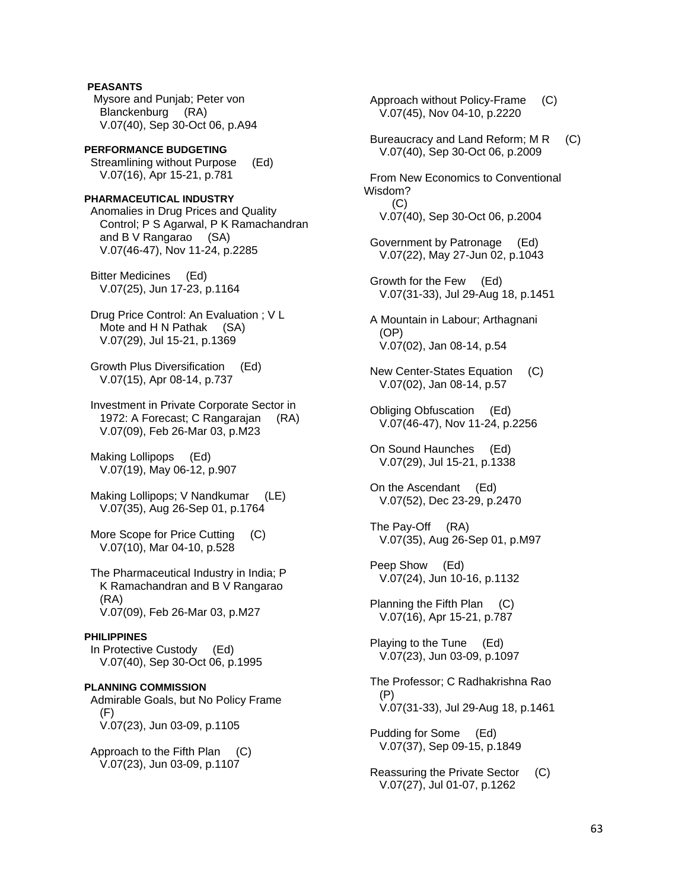**PEASANTS**

Mysore and Punjab; Peter von Blanckenburg (RA)
V.07(40), Sep 30-Oct 06, p.A94

**PERFORMANCE BUDGETING**

Streamlining without Purpose (Ed)
V.07(16), Apr 15-21, p.781

**PHARMACEUTICAL INDUSTRY**

Anomalies in Drug Prices and Quality Control; P S Agarwal, P K Ramachandran and B V Rangarao (SA)
V.07(46-47), Nov 11-24, p.2285

Bitter Medicines (Ed)
V.07(25), Jun 17-23, p.1164

Drug Price Control: An Evaluation ; V L Mote and H N Pathak (SA)
V.07(29), Jul 15-21, p.1369

Growth Plus Diversification (Ed)
V.07(15), Apr 08-14, p.737

Investment in Private Corporate Sector in 1972: A Forecast; C Rangarajan (RA)
V.07(09), Feb 26-Mar 03, p.M23

Making Lollipops (Ed)
V.07(19), May 06-12, p.907

Making Lollipops; V Nandkumar (LE)
V.07(35), Aug 26-Sep 01, p.1764

More Scope for Price Cutting (C)
V.07(10), Mar 04-10, p.528

The Pharmaceutical Industry in India; P K Ramachandran and B V Rangarao (RA)
V.07(09), Feb 26-Mar 03, p.M27

**PHILIPPINES**

In Protective Custody (Ed)
V.07(40), Sep 30-Oct 06, p.1995

**PLANNING COMMISSION**

Admirable Goals, but No Policy Frame (F)
V.07(23), Jun 03-09, p.1105

Approach to the Fifth Plan (C)
V.07(23), Jun 03-09, p.1107

Approach without Policy-Frame (C)
V.07(45), Nov 04-10, p.2220

Bureaucracy and Land Reform; M R (C)
V.07(40), Sep 30-Oct 06, p.2009

From New Economics to Conventional Wisdom? (C)
V.07(40), Sep 30-Oct 06, p.2004

Government by Patronage (Ed)
V.07(22), May 27-Jun 02, p.1043

Growth for the Few (Ed)
V.07(31-33), Jul 29-Aug 18, p.1451

A Mountain in Labour; Arthagnani (OP)
V.07(02), Jan 08-14, p.54

New Center-States Equation (C)
V.07(02), Jan 08-14, p.57

Obliging Obfuscation (Ed)
V.07(46-47), Nov 11-24, p.2256

On Sound Haunches (Ed)
V.07(29), Jul 15-21, p.1338

On the Ascendant (Ed)
V.07(52), Dec 23-29, p.2470

The Pay-Off (RA)
V.07(35), Aug 26-Sep 01, p.M97

Peep Show (Ed)
V.07(24), Jun 10-16, p.1132

Planning the Fifth Plan (C)
V.07(16), Apr 15-21, p.787

Playing to the Tune (Ed)
V.07(23), Jun 03-09, p.1097

The Professor; C Radhakrishna Rao (P)
V.07(31-33), Jul 29-Aug 18, p.1461

Pudding for Some (Ed)
V.07(37), Sep 09-15, p.1849

Reassuring the Private Sector (C)
V.07(27), Jul 01-07, p.1262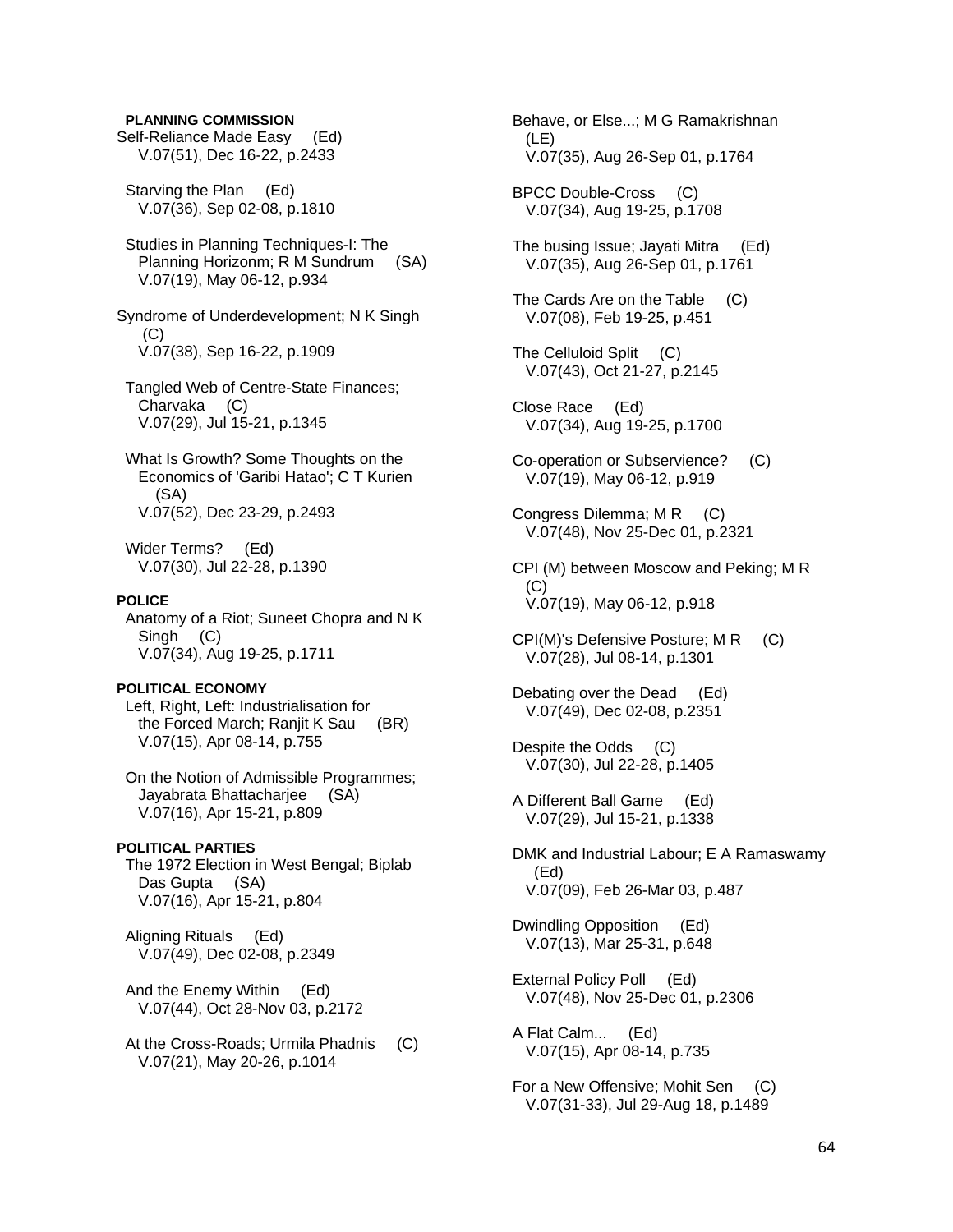**PLANNING COMMISSION**

Self-Reliance Made Easy (Ed)
V.07(51), Dec 16-22, p.2433

Starving the Plan (Ed)
V.07(36), Sep 02-08, p.1810

Studies in Planning Techniques-I: The Planning Horizonm; R M Sundrum (SA)
V.07(19), May 06-12, p.934

Syndrome of Underdevelopment; N K Singh (C)
V.07(38), Sep 16-22, p.1909

Tangled Web of Centre-State Finances; Charvaka (C)
V.07(29), Jul 15-21, p.1345

What Is Growth? Some Thoughts on the Economics of 'Garibi Hatao'; C T Kurien (SA)
V.07(52), Dec 23-29, p.2493

Wider Terms? (Ed)
V.07(30), Jul 22-28, p.1390

**POLICE**

Anatomy of a Riot; Suneet Chopra and N K Singh (C)
V.07(34), Aug 19-25, p.1711

**POLITICAL ECONOMY**

Left, Right, Left: Industrialisation for the Forced March; Ranjit K Sau (BR)
V.07(15), Apr 08-14, p.755

On the Notion of Admissible Programmes; Jayabrata Bhattacharjee (SA)
V.07(16), Apr 15-21, p.809

**POLITICAL PARTIES**

The 1972 Election in West Bengal; Biplab Das Gupta (SA)
V.07(16), Apr 15-21, p.804

Aligning Rituals (Ed)
V.07(49), Dec 02-08, p.2349

And the Enemy Within (Ed)
V.07(44), Oct 28-Nov 03, p.2172

At the Cross-Roads; Urmila Phadnis (C)
V.07(21), May 20-26, p.1014

Behave, or Else...; M G Ramakrishnan (LE)
V.07(35), Aug 26-Sep 01, p.1764

BPCC Double-Cross (C)
V.07(34), Aug 19-25, p.1708

The busing Issue; Jayati Mitra (Ed)
V.07(35), Aug 26-Sep 01, p.1761

The Cards Are on the Table (C)
V.07(08), Feb 19-25, p.451

The Celluloid Split (C)
V.07(43), Oct 21-27, p.2145

Close Race (Ed)
V.07(34), Aug 19-25, p.1700

Co-operation or Subservience? (C)
V.07(19), May 06-12, p.919

Congress Dilemma; M R (C)
V.07(48), Nov 25-Dec 01, p.2321

CPI (M) between Moscow and Peking; M R (C)
V.07(19), May 06-12, p.918

CPI(M)'s Defensive Posture; M R (C)
V.07(28), Jul 08-14, p.1301

Debating over the Dead (Ed)
V.07(49), Dec 02-08, p.2351

Despite the Odds (C)
V.07(30), Jul 22-28, p.1405

A Different Ball Game (Ed)
V.07(29), Jul 15-21, p.1338

DMK and Industrial Labour; E A Ramaswamy (Ed)
V.07(09), Feb 26-Mar 03, p.487

Dwindling Opposition (Ed)
V.07(13), Mar 25-31, p.648

External Policy Poll (Ed)
V.07(48), Nov 25-Dec 01, p.2306

A Flat Calm... (Ed)
V.07(15), Apr 08-14, p.735

For a New Offensive; Mohit Sen (C)
V.07(31-33), Jul 29-Aug 18, p.1489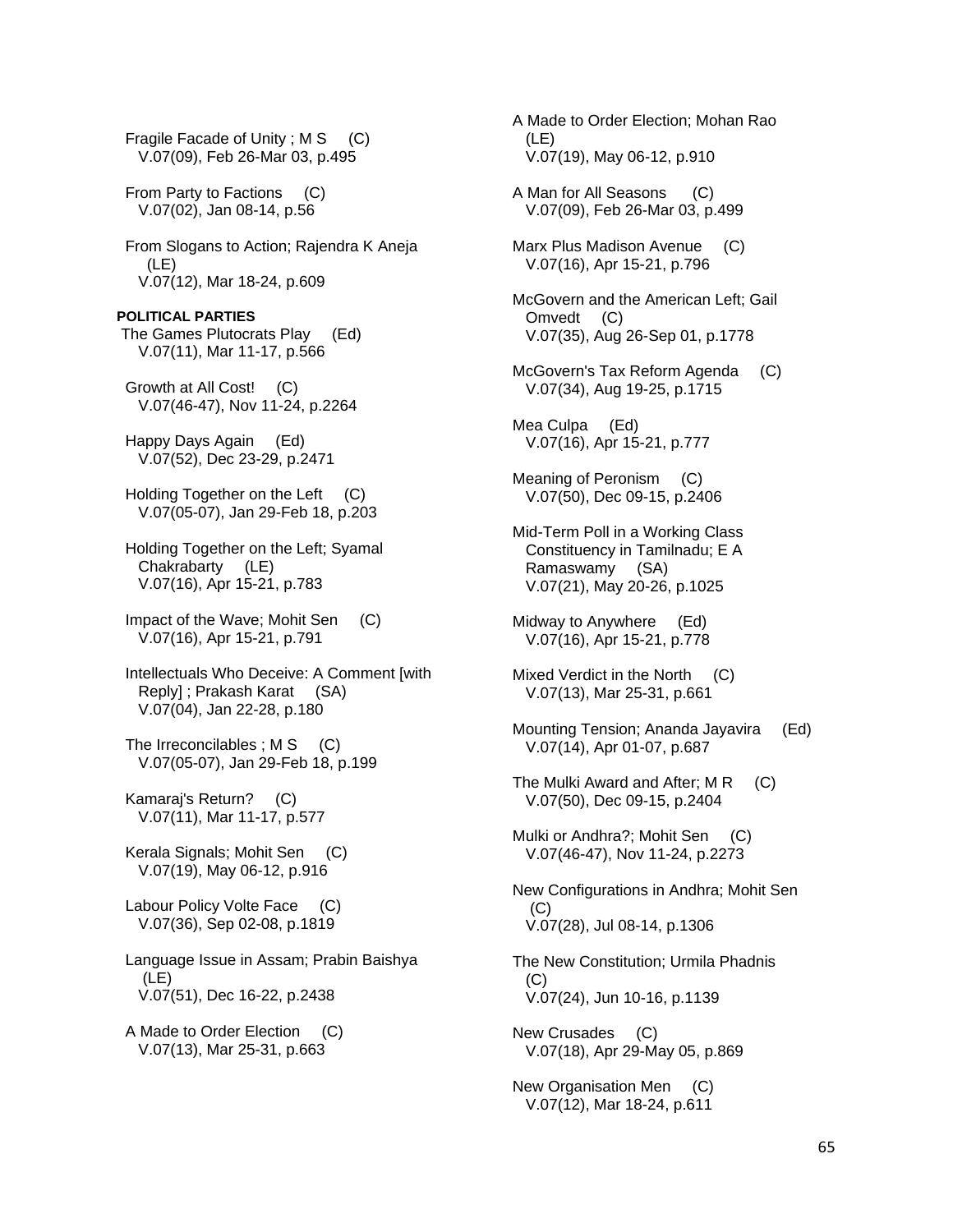Fragile Facade of Unity ; M S (C)
V.07(09), Feb 26-Mar 03, p.495

From Party to Factions (C)
V.07(02), Jan 08-14, p.56

From Slogans to Action; Rajendra K Aneja (LE)
V.07(12), Mar 18-24, p.609

**POLITICAL PARTIES**

The Games Plutocrats Play (Ed)
V.07(11), Mar 11-17, p.566

Growth at All Cost! (C)
V.07(46-47), Nov 11-24, p.2264

Happy Days Again (Ed)
V.07(52), Dec 23-29, p.2471

Holding Together on the Left (C)
V.07(05-07), Jan 29-Feb 18, p.203

Holding Together on the Left; Syamal Chakrabarty (LE)
V.07(16), Apr 15-21, p.783

Impact of the Wave; Mohit Sen (C)
V.07(16), Apr 15-21, p.791

Intellectuals Who Deceive: A Comment [with Reply] ; Prakash Karat (SA)
V.07(04), Jan 22-28, p.180

The Irreconcilables ; M S (C)
V.07(05-07), Jan 29-Feb 18, p.199

Kamaraj's Return? (C)
V.07(11), Mar 11-17, p.577

Kerala Signals; Mohit Sen (C)
V.07(19), May 06-12, p.916

Labour Policy Volte Face (C)
V.07(36), Sep 02-08, p.1819

Language Issue in Assam; Prabin Baishya (LE)
V.07(51), Dec 16-22, p.2438

A Made to Order Election (C)
V.07(13), Mar 25-31, p.663

A Made to Order Election; Mohan Rao (LE)
V.07(19), May 06-12, p.910

A Man for All Seasons (C)
V.07(09), Feb 26-Mar 03, p.499

Marx Plus Madison Avenue (C)
V.07(16), Apr 15-21, p.796

McGovern and the American Left; Gail Omvedt (C)
V.07(35), Aug 26-Sep 01, p.1778

McGovern's Tax Reform Agenda (C)
V.07(34), Aug 19-25, p.1715

Mea Culpa (Ed)
V.07(16), Apr 15-21, p.777

Meaning of Peronism (C)
V.07(50), Dec 09-15, p.2406

Mid-Term Poll in a Working Class Constituency in Tamilnadu; E A Ramaswamy (SA)
V.07(21), May 20-26, p.1025

Midway to Anywhere (Ed)
V.07(16), Apr 15-21, p.778

Mixed Verdict in the North (C)
V.07(13), Mar 25-31, p.661

Mounting Tension; Ananda Jayavira (Ed)
V.07(14), Apr 01-07, p.687

The Mulki Award and After; M R (C)
V.07(50), Dec 09-15, p.2404

Mulki or Andhra?; Mohit Sen (C)
V.07(46-47), Nov 11-24, p.2273

New Configurations in Andhra; Mohit Sen (C)
V.07(28), Jul 08-14, p.1306

The New Constitution; Urmila Phadnis (C)
V.07(24), Jun 10-16, p.1139

New Crusades (C)
V.07(18), Apr 29-May 05, p.869

New Organisation Men (C)
V.07(12), Mar 18-24, p.611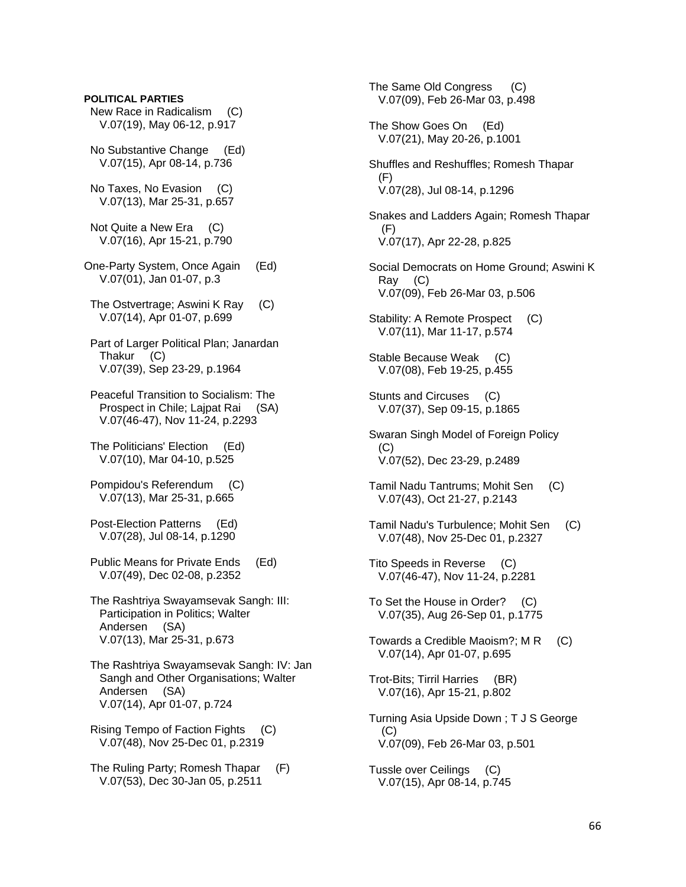**POLITICAL PARTIES**

New Race in Radicalism (C)
V.07(19), May 06-12, p.917

No Substantive Change (Ed)
V.07(15), Apr 08-14, p.736

No Taxes, No Evasion (C)
V.07(13), Mar 25-31, p.657

Not Quite a New Era (C)
V.07(16), Apr 15-21, p.790

One-Party System, Once Again (Ed)
V.07(01), Jan 01-07, p.3

The Ostvertrage; Aswini K Ray (C)
V.07(14), Apr 01-07, p.699

Part of Larger Political Plan; Janardan Thakur (C)
V.07(39), Sep 23-29, p.1964

Peaceful Transition to Socialism: The Prospect in Chile; Lajpat Rai (SA)
V.07(46-47), Nov 11-24, p.2293

The Politicians' Election (Ed)
V.07(10), Mar 04-10, p.525

Pompidou's Referendum (C)
V.07(13), Mar 25-31, p.665

Post-Election Patterns (Ed)
V.07(28), Jul 08-14, p.1290

Public Means for Private Ends (Ed)
V.07(49), Dec 02-08, p.2352

The Rashtriya Swayamsevak Sangh: III: Participation in Politics; Walter Andersen (SA)
V.07(13), Mar 25-31, p.673

The Rashtriya Swayamsevak Sangh: IV: Jan Sangh and Other Organisations; Walter Andersen (SA)
V.07(14), Apr 01-07, p.724

Rising Tempo of Faction Fights (C)
V.07(48), Nov 25-Dec 01, p.2319

The Ruling Party; Romesh Thapar (F)
V.07(53), Dec 30-Jan 05, p.2511

The Same Old Congress (C)
V.07(09), Feb 26-Mar 03, p.498

The Show Goes On (Ed)
V.07(21), May 20-26, p.1001

Shuffles and Reshuffles; Romesh Thapar (F)
V.07(28), Jul 08-14, p.1296

Snakes and Ladders Again; Romesh Thapar (F)
V.07(17), Apr 22-28, p.825

Social Democrats on Home Ground; Aswini K Ray (C)
V.07(09), Feb 26-Mar 03, p.506

Stability: A Remote Prospect (C)
V.07(11), Mar 11-17, p.574

Stable Because Weak (C)
V.07(08), Feb 19-25, p.455

Stunts and Circuses (C)
V.07(37), Sep 09-15, p.1865

Swaran Singh Model of Foreign Policy (C)
V.07(52), Dec 23-29, p.2489

Tamil Nadu Tantrums; Mohit Sen (C)
V.07(43), Oct 21-27, p.2143

Tamil Nadu's Turbulence; Mohit Sen (C)
V.07(48), Nov 25-Dec 01, p.2327

Tito Speeds in Reverse (C)
V.07(46-47), Nov 11-24, p.2281

To Set the House in Order? (C)
V.07(35), Aug 26-Sep 01, p.1775

Towards a Credible Maoism?; M R (C)
V.07(14), Apr 01-07, p.695

Trot-Bits; Tirril Harries (BR)
V.07(16), Apr 15-21, p.802

Turning Asia Upside Down ; T J S George (C)
V.07(09), Feb 26-Mar 03, p.501

Tussle over Ceilings (C)
V.07(15), Apr 08-14, p.745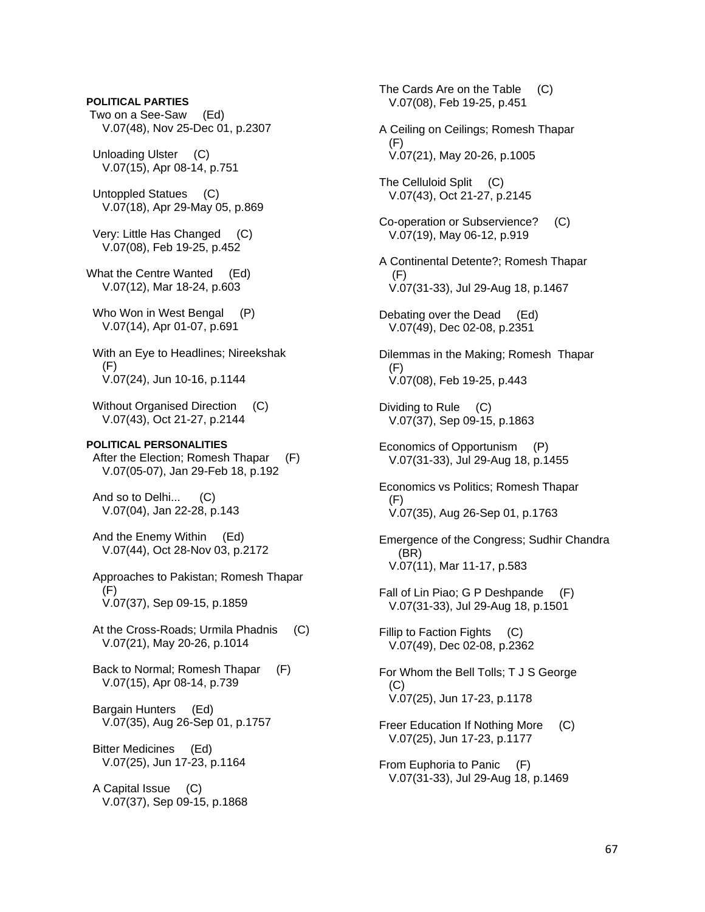**POLITICAL PARTIES**

Two on a See-Saw (Ed)
V.07(48), Nov 25-Dec 01, p.2307

Unloading Ulster (C)
V.07(15), Apr 08-14, p.751

Untoppled Statues (C)
V.07(18), Apr 29-May 05, p.869

Very: Little Has Changed (C)
V.07(08), Feb 19-25, p.452

What the Centre Wanted (Ed)
V.07(12), Mar 18-24, p.603

Who Won in West Bengal (P)
V.07(14), Apr 01-07, p.691

With an Eye to Headlines; Nireekshak (F)
V.07(24), Jun 10-16, p.1144

Without Organised Direction (C)
V.07(43), Oct 21-27, p.2144

**POLITICAL PERSONALITIES**

After the Election; Romesh Thapar (F)
V.07(05-07), Jan 29-Feb 18, p.192

And so to Delhi... (C)
V.07(04), Jan 22-28, p.143

And the Enemy Within (Ed)
V.07(44), Oct 28-Nov 03, p.2172

Approaches to Pakistan; Romesh Thapar (F)
V.07(37), Sep 09-15, p.1859

At the Cross-Roads; Urmila Phadnis (C)
V.07(21), May 20-26, p.1014

Back to Normal; Romesh Thapar (F)
V.07(15), Apr 08-14, p.739

Bargain Hunters (Ed)
V.07(35), Aug 26-Sep 01, p.1757

Bitter Medicines (Ed)
V.07(25), Jun 17-23, p.1164

A Capital Issue (C)
V.07(37), Sep 09-15, p.1868

The Cards Are on the Table (C)
V.07(08), Feb 19-25, p.451

A Ceiling on Ceilings; Romesh Thapar (F)
V.07(21), May 20-26, p.1005

The Celluloid Split (C)
V.07(43), Oct 21-27, p.2145

Co-operation or Subservience? (C)
V.07(19), May 06-12, p.919

A Continental Detente?; Romesh Thapar (F)
V.07(31-33), Jul 29-Aug 18, p.1467

Debating over the Dead (Ed)
V.07(49), Dec 02-08, p.2351

Dilemmas in the Making; Romesh Thapar (F)
V.07(08), Feb 19-25, p.443

Dividing to Rule (C)
V.07(37), Sep 09-15, p.1863

Economics of Opportunism (P)
V.07(31-33), Jul 29-Aug 18, p.1455

Economics vs Politics; Romesh Thapar (F)
V.07(35), Aug 26-Sep 01, p.1763

Emergence of the Congress; Sudhir Chandra (BR)
V.07(11), Mar 11-17, p.583

Fall of Lin Piao; G P Deshpande (F)
V.07(31-33), Jul 29-Aug 18, p.1501

Fillip to Faction Fights (C)
V.07(49), Dec 02-08, p.2362

For Whom the Bell Tolls; T J S George (C)
V.07(25), Jun 17-23, p.1178

Freer Education If Nothing More (C)
V.07(25), Jun 17-23, p.1177

From Euphoria to Panic (F)
V.07(31-33), Jul 29-Aug 18, p.1469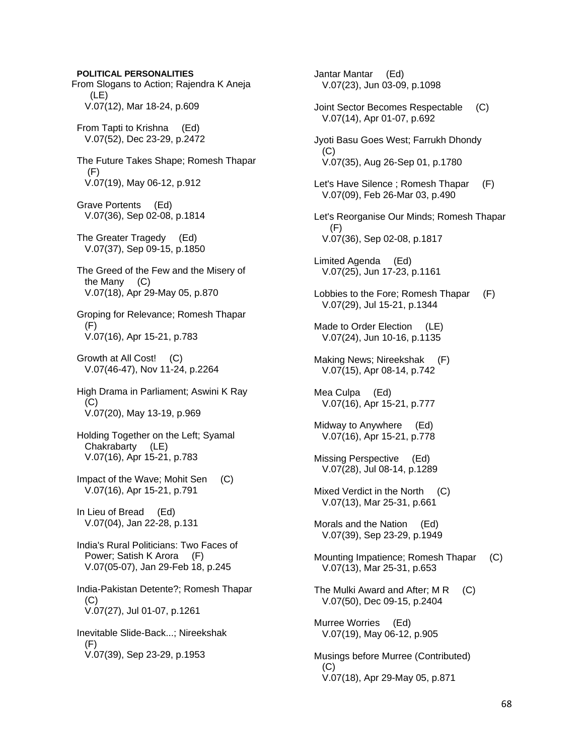**POLITICAL PERSONALITIES**

From Slogans to Action; Rajendra K Aneja (LE)
V.07(12), Mar 18-24, p.609

From Tapti to Krishna (Ed)
V.07(52), Dec 23-29, p.2472

The Future Takes Shape; Romesh Thapar (F)
V.07(19), May 06-12, p.912

Grave Portents (Ed)
V.07(36), Sep 02-08, p.1814

The Greater Tragedy (Ed)
V.07(37), Sep 09-15, p.1850

The Greed of the Few and the Misery of the Many (C)
V.07(18), Apr 29-May 05, p.870

Groping for Relevance; Romesh Thapar (F)
V.07(16), Apr 15-21, p.783

Growth at All Cost! (C)
V.07(46-47), Nov 11-24, p.2264

High Drama in Parliament; Aswini K Ray (C)
V.07(20), May 13-19, p.969

Holding Together on the Left; Syamal Chakrabarty (LE)
V.07(16), Apr 15-21, p.783

Impact of the Wave; Mohit Sen (C)
V.07(16), Apr 15-21, p.791

In Lieu of Bread (Ed)
V.07(04), Jan 22-28, p.131

India's Rural Politicians: Two Faces of Power; Satish K Arora (F)
V.07(05-07), Jan 29-Feb 18, p.245

India-Pakistan Detente?; Romesh Thapar (C)
V.07(27), Jul 01-07, p.1261

Inevitable Slide-Back...; Nireekshak (F)
V.07(39), Sep 23-29, p.1953

Jantar Mantar (Ed)
V.07(23), Jun 03-09, p.1098

Joint Sector Becomes Respectable (C)
V.07(14), Apr 01-07, p.692

Jyoti Basu Goes West; Farrukh Dhondy (C)
V.07(35), Aug 26-Sep 01, p.1780

Let's Have Silence ; Romesh Thapar (F)
V.07(09), Feb 26-Mar 03, p.490

Let's Reorganise Our Minds; Romesh Thapar (F)
V.07(36), Sep 02-08, p.1817

Limited Agenda (Ed)
V.07(25), Jun 17-23, p.1161

Lobbies to the Fore; Romesh Thapar (F)
V.07(29), Jul 15-21, p.1344

Made to Order Election (LE)
V.07(24), Jun 10-16, p.1135

Making News; Nireekshak (F)
V.07(15), Apr 08-14, p.742

Mea Culpa (Ed)
V.07(16), Apr 15-21, p.777

Midway to Anywhere (Ed)
V.07(16), Apr 15-21, p.778

Missing Perspective (Ed)
V.07(28), Jul 08-14, p.1289

Mixed Verdict in the North (C)
V.07(13), Mar 25-31, p.661

Morals and the Nation (Ed)
V.07(39), Sep 23-29, p.1949

Mounting Impatience; Romesh Thapar (C)
V.07(13), Mar 25-31, p.653

The Mulki Award and After; M R (C)
V.07(50), Dec 09-15, p.2404

Murree Worries (Ed)
V.07(19), May 06-12, p.905

Musings before Murree (Contributed) (C)
V.07(18), Apr 29-May 05, p.871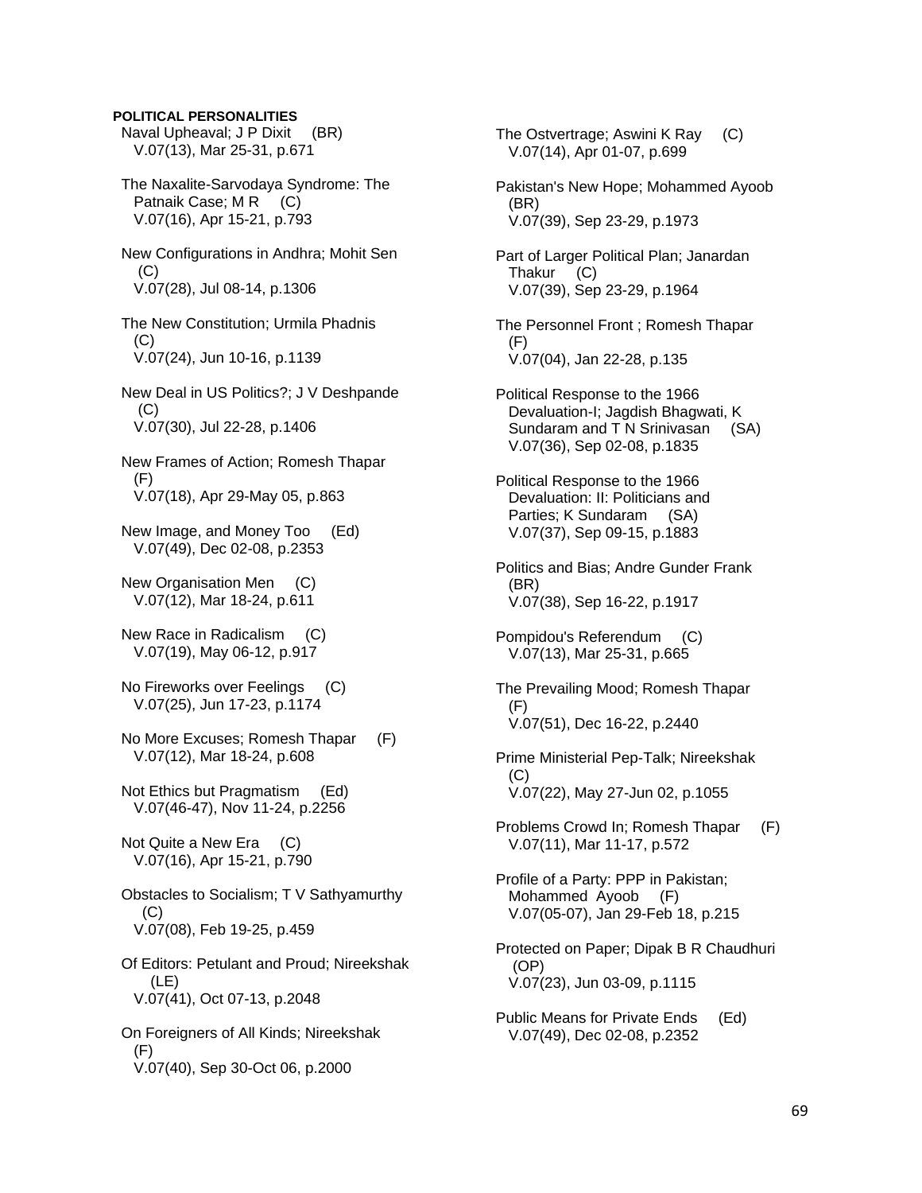**POLITICAL PERSONALITIES**

Naval Upheaval; J P Dixit (BR)
V.07(13), Mar 25-31, p.671

The Naxalite-Sarvodaya Syndrome: The Patnaik Case; M R (C)
V.07(16), Apr 15-21, p.793

New Configurations in Andhra; Mohit Sen (C)
V.07(28), Jul 08-14, p.1306

The New Constitution; Urmila Phadnis (C)
V.07(24), Jun 10-16, p.1139

New Deal in US Politics?; J V Deshpande (C)
V.07(30), Jul 22-28, p.1406

New Frames of Action; Romesh Thapar (F)
V.07(18), Apr 29-May 05, p.863

New Image, and Money Too (Ed)
V.07(49), Dec 02-08, p.2353

New Organisation Men (C)
V.07(12), Mar 18-24, p.611

New Race in Radicalism (C)
V.07(19), May 06-12, p.917

No Fireworks over Feelings (C)
V.07(25), Jun 17-23, p.1174

No More Excuses; Romesh Thapar (F)
V.07(12), Mar 18-24, p.608

Not Ethics but Pragmatism (Ed)
V.07(46-47), Nov 11-24, p.2256

Not Quite a New Era (C)
V.07(16), Apr 15-21, p.790

Obstacles to Socialism; T V Sathyamurthy (C)
V.07(08), Feb 19-25, p.459

Of Editors: Petulant and Proud; Nireekshak (LE)
V.07(41), Oct 07-13, p.2048

On Foreigners of All Kinds; Nireekshak (F)
V.07(40), Sep 30-Oct 06, p.2000

The Ostvertrage; Aswini K Ray (C)
V.07(14), Apr 01-07, p.699

Pakistan's New Hope; Mohammed Ayoob (BR)
V.07(39), Sep 23-29, p.1973

Part of Larger Political Plan; Janardan Thakur (C)
V.07(39), Sep 23-29, p.1964

The Personnel Front ; Romesh Thapar (F)
V.07(04), Jan 22-28, p.135

Political Response to the 1966 Devaluation-I; Jagdish Bhagwati, K Sundaram and T N Srinivasan (SA)
V.07(36), Sep 02-08, p.1835

Political Response to the 1966 Devaluation: II: Politicians and Parties; K Sundaram (SA)
V.07(37), Sep 09-15, p.1883

Politics and Bias; Andre Gunder Frank (BR)
V.07(38), Sep 16-22, p.1917

Pompidou's Referendum (C)
V.07(13), Mar 25-31, p.665

The Prevailing Mood; Romesh Thapar (F)
V.07(51), Dec 16-22, p.2440

Prime Ministerial Pep-Talk; Nireekshak (C)
V.07(22), May 27-Jun 02, p.1055

Problems Crowd In; Romesh Thapar (F)
V.07(11), Mar 11-17, p.572

Profile of a Party: PPP in Pakistan; Mohammed Ayoob (F)
V.07(05-07), Jan 29-Feb 18, p.215

Protected on Paper; Dipak B R Chaudhuri (OP)
V.07(23), Jun 03-09, p.1115

Public Means for Private Ends (Ed)
V.07(49), Dec 02-08, p.2352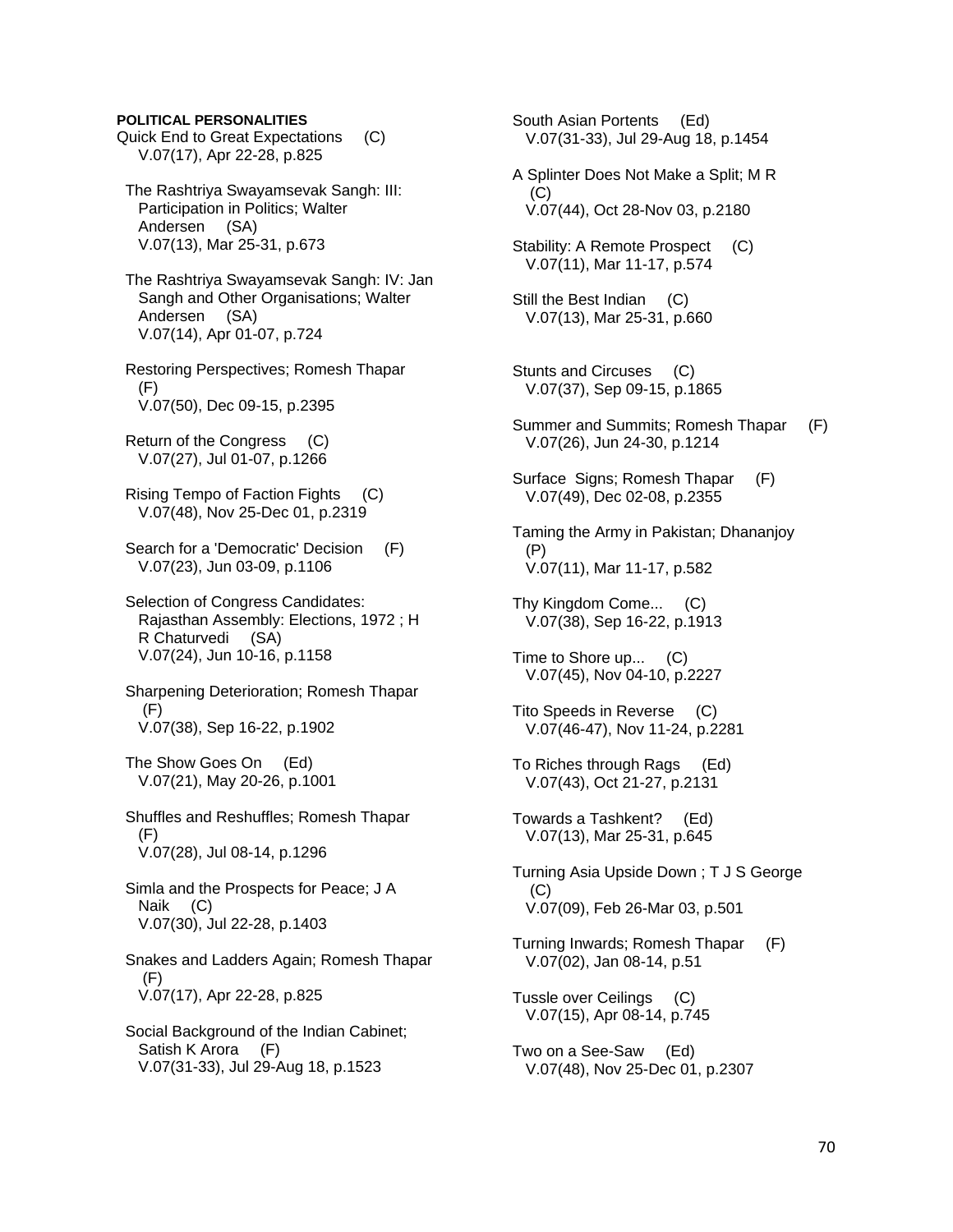**POLITICAL PERSONALITIES**

Quick End to Great Expectations (C)
V.07(17), Apr 22-28, p.825

The Rashtriya Swayamsevak Sangh: III: Participation in Politics; Walter Andersen (SA)
V.07(13), Mar 25-31, p.673

The Rashtriya Swayamsevak Sangh: IV: Jan Sangh and Other Organisations; Walter Andersen (SA)
V.07(14), Apr 01-07, p.724

Restoring Perspectives; Romesh Thapar (F)
V.07(50), Dec 09-15, p.2395

Return of the Congress (C)
V.07(27), Jul 01-07, p.1266

Rising Tempo of Faction Fights (C)
V.07(48), Nov 25-Dec 01, p.2319

Search for a 'Democratic' Decision (F)
V.07(23), Jun 03-09, p.1106

Selection of Congress Candidates: Rajasthan Assembly: Elections, 1972 ; H R Chaturvedi (SA)
V.07(24), Jun 10-16, p.1158

Sharpening Deterioration; Romesh Thapar (F)
V.07(38), Sep 16-22, p.1902

The Show Goes On (Ed)
V.07(21), May 20-26, p.1001

Shuffles and Reshuffles; Romesh Thapar (F)
V.07(28), Jul 08-14, p.1296

Simla and the Prospects for Peace; J A Naik (C)
V.07(30), Jul 22-28, p.1403

Snakes and Ladders Again; Romesh Thapar (F)
V.07(17), Apr 22-28, p.825

Social Background of the Indian Cabinet; Satish K Arora (F)
V.07(31-33), Jul 29-Aug 18, p.1523

South Asian Portents (Ed)
V.07(31-33), Jul 29-Aug 18, p.1454

A Splinter Does Not Make a Split; M R (C)
V.07(44), Oct 28-Nov 03, p.2180

Stability: A Remote Prospect (C)
V.07(11), Mar 11-17, p.574

Still the Best Indian (C)
V.07(13), Mar 25-31, p.660

Stunts and Circuses (C)
V.07(37), Sep 09-15, p.1865

Summer and Summits; Romesh Thapar (F)
V.07(26), Jun 24-30, p.1214

Surface Signs; Romesh Thapar (F)
V.07(49), Dec 02-08, p.2355

Taming the Army in Pakistan; Dhananjoy (P)
V.07(11), Mar 11-17, p.582

Thy Kingdom Come... (C)
V.07(38), Sep 16-22, p.1913

Time to Shore up... (C)
V.07(45), Nov 04-10, p.2227

Tito Speeds in Reverse (C)
V.07(46-47), Nov 11-24, p.2281

To Riches through Rags (Ed)
V.07(43), Oct 21-27, p.2131

Towards a Tashkent? (Ed)
V.07(13), Mar 25-31, p.645

Turning Asia Upside Down ; T J S George (C)
V.07(09), Feb 26-Mar 03, p.501

Turning Inwards; Romesh Thapar (F)
V.07(02), Jan 08-14, p.51

Tussle over Ceilings (C)
V.07(15), Apr 08-14, p.745

Two on a See-Saw (Ed)
V.07(48), Nov 25-Dec 01, p.2307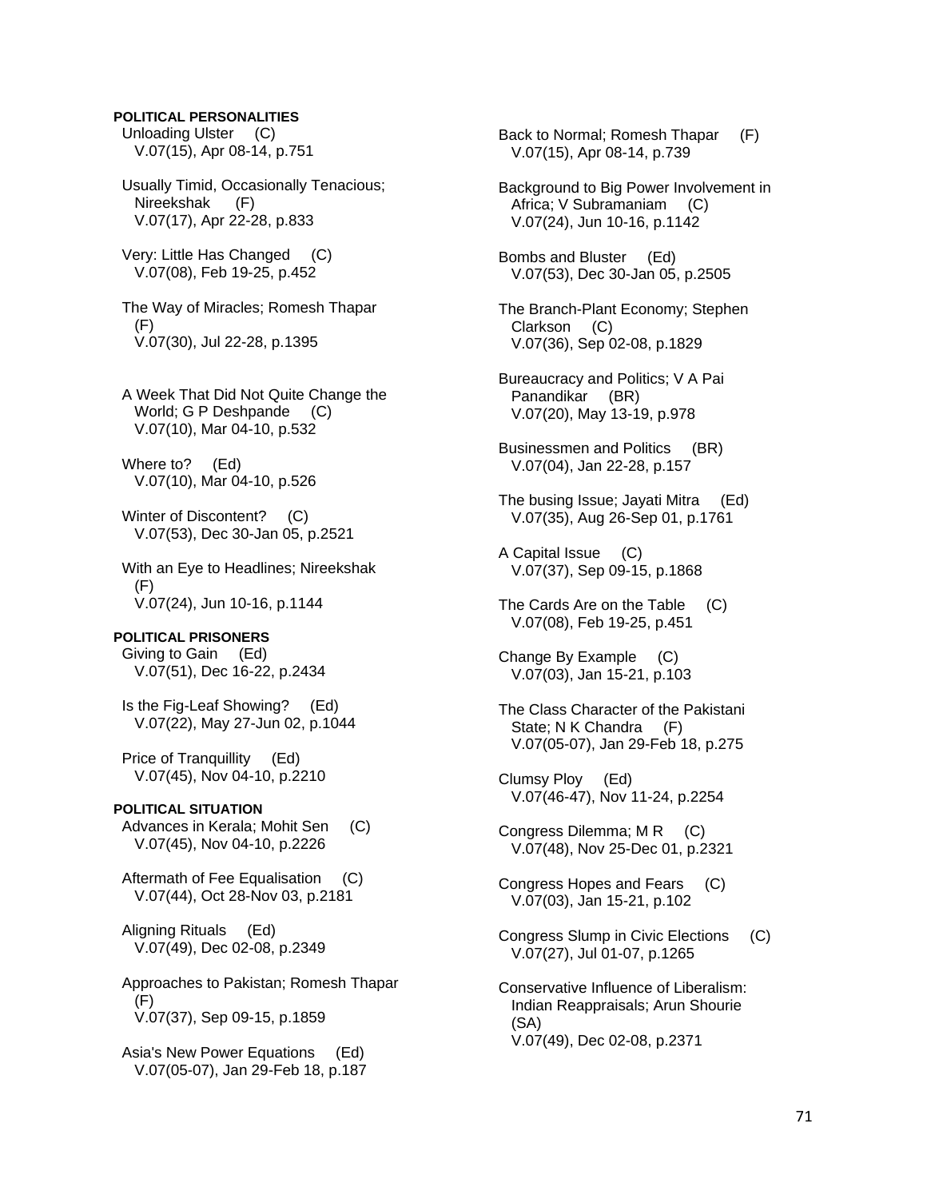**POLITICAL PERSONALITIES**

Unloading Ulster (C)
V.07(15), Apr 08-14, p.751

Usually Timid, Occasionally Tenacious; Nireekshak (F)
V.07(17), Apr 22-28, p.833

Very: Little Has Changed (C)
V.07(08), Feb 19-25, p.452

The Way of Miracles; Romesh Thapar (F)
V.07(30), Jul 22-28, p.1395

A Week That Did Not Quite Change the World; G P Deshpande (C)
V.07(10), Mar 04-10, p.532

Where to? (Ed)
V.07(10), Mar 04-10, p.526

Winter of Discontent? (C)
V.07(53), Dec 30-Jan 05, p.2521

With an Eye to Headlines; Nireekshak (F)
V.07(24), Jun 10-16, p.1144

**POLITICAL PRISONERS**

Giving to Gain (Ed)
V.07(51), Dec 16-22, p.2434

Is the Fig-Leaf Showing? (Ed)
V.07(22), May 27-Jun 02, p.1044

Price of Tranquillity (Ed)
V.07(45), Nov 04-10, p.2210

**POLITICAL SITUATION**

Advances in Kerala; Mohit Sen (C)
V.07(45), Nov 04-10, p.2226

Aftermath of Fee Equalisation (C)
V.07(44), Oct 28-Nov 03, p.2181

Aligning Rituals (Ed)
V.07(49), Dec 02-08, p.2349

Approaches to Pakistan; Romesh Thapar (F)
V.07(37), Sep 09-15, p.1859

Asia's New Power Equations (Ed)
V.07(05-07), Jan 29-Feb 18, p.187

Back to Normal; Romesh Thapar (F)
V.07(15), Apr 08-14, p.739

Background to Big Power Involvement in Africa; V Subramaniam (C)
V.07(24), Jun 10-16, p.1142

Bombs and Bluster (Ed)
V.07(53), Dec 30-Jan 05, p.2505

The Branch-Plant Economy; Stephen Clarkson (C)
V.07(36), Sep 02-08, p.1829

Bureaucracy and Politics; V A Pai Panandikar (BR)
V.07(20), May 13-19, p.978

Businessmen and Politics (BR)
V.07(04), Jan 22-28, p.157

The busing Issue; Jayati Mitra (Ed)
V.07(35), Aug 26-Sep 01, p.1761

A Capital Issue (C)
V.07(37), Sep 09-15, p.1868

The Cards Are on the Table (C)
V.07(08), Feb 19-25, p.451

Change By Example (C)
V.07(03), Jan 15-21, p.103

The Class Character of the Pakistani State; N K Chandra (F)
V.07(05-07), Jan 29-Feb 18, p.275

Clumsy Ploy (Ed)
V.07(46-47), Nov 11-24, p.2254

Congress Dilemma; M R (C)
V.07(48), Nov 25-Dec 01, p.2321

Congress Hopes and Fears (C)
V.07(03), Jan 15-21, p.102

Congress Slump in Civic Elections (C)
V.07(27), Jul 01-07, p.1265

Conservative Influence of Liberalism: Indian Reappraisals; Arun Shourie (SA)
V.07(49), Dec 02-08, p.2371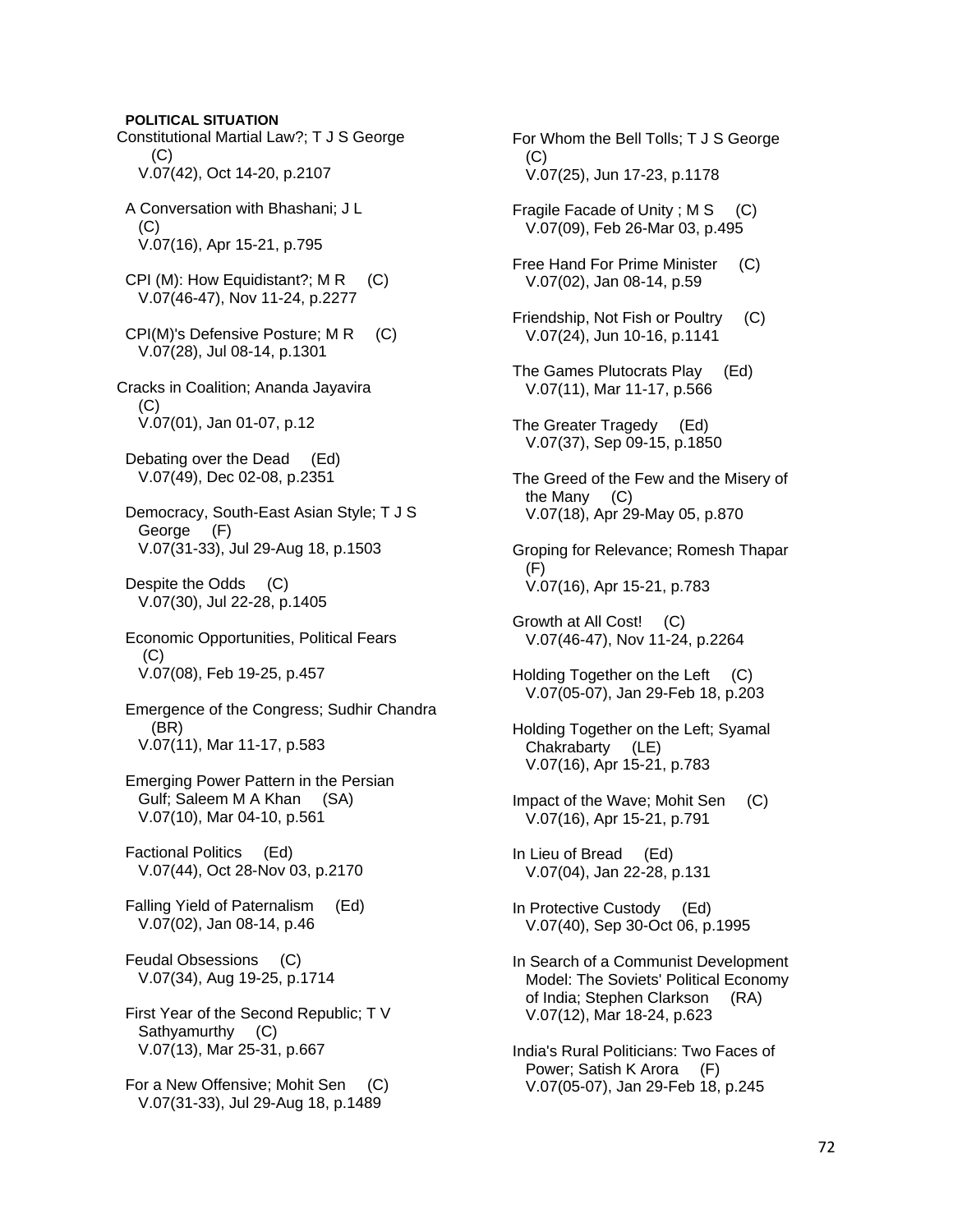**POLITICAL SITUATION**

Constitutional Martial Law?; T J S George (C)
V.07(42), Oct 14-20, p.2107

A Conversation with Bhashani; J L (C)
V.07(16), Apr 15-21, p.795

CPI (M): How Equidistant?; M R (C)
V.07(46-47), Nov 11-24, p.2277

CPI(M)'s Defensive Posture; M R (C)
V.07(28), Jul 08-14, p.1301

Cracks in Coalition; Ananda Jayavira (C)
V.07(01), Jan 01-07, p.12

Debating over the Dead (Ed)
V.07(49), Dec 02-08, p.2351

Democracy, South-East Asian Style; T J S George (F)
V.07(31-33), Jul 29-Aug 18, p.1503

Despite the Odds (C)
V.07(30), Jul 22-28, p.1405

Economic Opportunities, Political Fears (C)
V.07(08), Feb 19-25, p.457

Emergence of the Congress; Sudhir Chandra (BR)
V.07(11), Mar 11-17, p.583

Emerging Power Pattern in the Persian Gulf; Saleem M A Khan (SA)
V.07(10), Mar 04-10, p.561

Factional Politics (Ed)
V.07(44), Oct 28-Nov 03, p.2170

Falling Yield of Paternalism (Ed)
V.07(02), Jan 08-14, p.46

Feudal Obsessions (C)
V.07(34), Aug 19-25, p.1714

First Year of the Second Republic; T V Sathyamurthy (C)
V.07(13), Mar 25-31, p.667

For a New Offensive; Mohit Sen (C)
V.07(31-33), Jul 29-Aug 18, p.1489

For Whom the Bell Tolls; T J S George (C)
V.07(25), Jun 17-23, p.1178

Fragile Facade of Unity ; M S (C)
V.07(09), Feb 26-Mar 03, p.495

Free Hand For Prime Minister (C)
V.07(02), Jan 08-14, p.59

Friendship, Not Fish or Poultry (C)
V.07(24), Jun 10-16, p.1141

The Games Plutocrats Play (Ed)
V.07(11), Mar 11-17, p.566

The Greater Tragedy (Ed)
V.07(37), Sep 09-15, p.1850

The Greed of the Few and the Misery of the Many (C)
V.07(18), Apr 29-May 05, p.870

Groping for Relevance; Romesh Thapar (F)
V.07(16), Apr 15-21, p.783

Growth at All Cost! (C)
V.07(46-47), Nov 11-24, p.2264

Holding Together on the Left (C)
V.07(05-07), Jan 29-Feb 18, p.203

Holding Together on the Left; Syamal Chakrabarty (LE)
V.07(16), Apr 15-21, p.783

Impact of the Wave; Mohit Sen (C)
V.07(16), Apr 15-21, p.791

In Lieu of Bread (Ed)
V.07(04), Jan 22-28, p.131

In Protective Custody (Ed)
V.07(40), Sep 30-Oct 06, p.1995

In Search of a Communist Development Model: The Soviets' Political Economy of India; Stephen Clarkson (RA)
V.07(12), Mar 18-24, p.623

India's Rural Politicians: Two Faces of Power; Satish K Arora (F)
V.07(05-07), Jan 29-Feb 18, p.245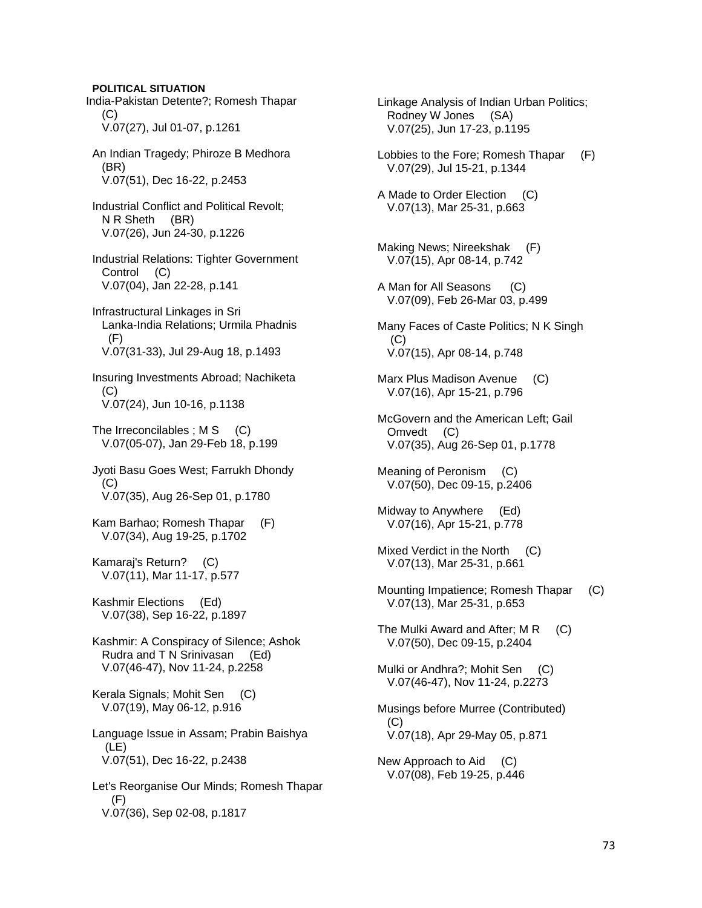**POLITICAL SITUATION**

India-Pakistan Detente?; Romesh Thapar (C)
V.07(27), Jul 01-07, p.1261

An Indian Tragedy; Phiroze B Medhora (BR)
V.07(51), Dec 16-22, p.2453

Industrial Conflict and Political Revolt; N R Sheth (BR)
V.07(26), Jun 24-30, p.1226

Industrial Relations: Tighter Government Control (C)
V.07(04), Jan 22-28, p.141

Infrastructural Linkages in Sri Lanka-India Relations; Urmila Phadnis (F)
V.07(31-33), Jul 29-Aug 18, p.1493

Insuring Investments Abroad; Nachiketa (C)
V.07(24), Jun 10-16, p.1138

The Irreconcilables ; M S (C)
V.07(05-07), Jan 29-Feb 18, p.199

Jyoti Basu Goes West; Farrukh Dhondy (C)
V.07(35), Aug 26-Sep 01, p.1780

Kam Barhao; Romesh Thapar (F)
V.07(34), Aug 19-25, p.1702

Kamaraj's Return? (C)
V.07(11), Mar 11-17, p.577

Kashmir Elections (Ed)
V.07(38), Sep 16-22, p.1897

Kashmir: A Conspiracy of Silence; Ashok Rudra and T N Srinivasan (Ed)
V.07(46-47), Nov 11-24, p.2258

Kerala Signals; Mohit Sen (C)
V.07(19), May 06-12, p.916

Language Issue in Assam; Prabin Baishya (LE)
V.07(51), Dec 16-22, p.2438

Let's Reorganise Our Minds; Romesh Thapar (F)
V.07(36), Sep 02-08, p.1817

Linkage Analysis of Indian Urban Politics; Rodney W Jones (SA)
V.07(25), Jun 17-23, p.1195

Lobbies to the Fore; Romesh Thapar (F)
V.07(29), Jul 15-21, p.1344

A Made to Order Election (C)
V.07(13), Mar 25-31, p.663

Making News; Nireekshak (F)
V.07(15), Apr 08-14, p.742

A Man for All Seasons (C)
V.07(09), Feb 26-Mar 03, p.499

Many Faces of Caste Politics; N K Singh (C)
V.07(15), Apr 08-14, p.748

Marx Plus Madison Avenue (C)
V.07(16), Apr 15-21, p.796

McGovern and the American Left; Gail Omvedt (C)
V.07(35), Aug 26-Sep 01, p.1778

Meaning of Peronism (C)
V.07(50), Dec 09-15, p.2406

Midway to Anywhere (Ed)
V.07(16), Apr 15-21, p.778

Mixed Verdict in the North (C)
V.07(13), Mar 25-31, p.661

Mounting Impatience; Romesh Thapar (C)
V.07(13), Mar 25-31, p.653

The Mulki Award and After; M R (C)
V.07(50), Dec 09-15, p.2404

Mulki or Andhra?; Mohit Sen (C)
V.07(46-47), Nov 11-24, p.2273

Musings before Murree (Contributed) (C)
V.07(18), Apr 29-May 05, p.871

New Approach to Aid (C)
V.07(08), Feb 19-25, p.446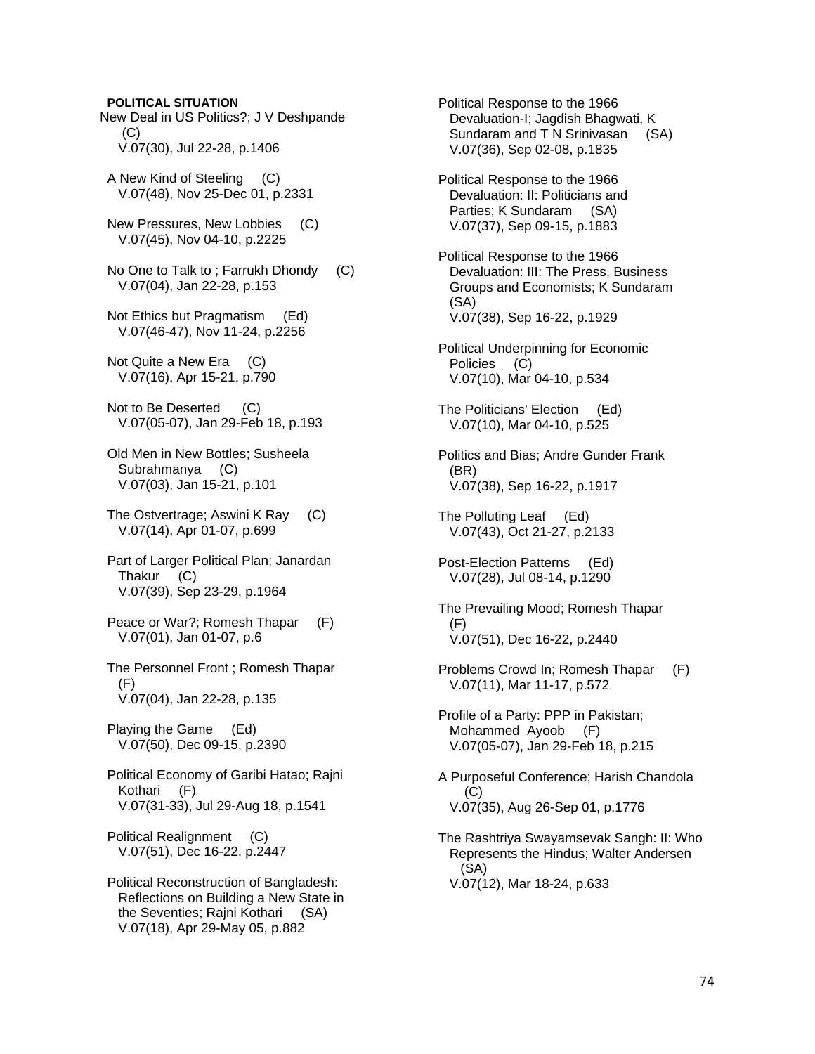**POLITICAL SITUATION**

New Deal in US Politics?; J V Deshpande (C)
V.07(30), Jul 22-28, p.1406

A New Kind of Steeling (C)
V.07(48), Nov 25-Dec 01, p.2331

New Pressures, New Lobbies (C)
V.07(45), Nov 04-10, p.2225

No One to Talk to ; Farrukh Dhondy (C)
V.07(04), Jan 22-28, p.153

Not Ethics but Pragmatism (Ed)
V.07(46-47), Nov 11-24, p.2256

Not Quite a New Era (C)
V.07(16), Apr 15-21, p.790

Not to Be Deserted (C)
V.07(05-07), Jan 29-Feb 18, p.193

Old Men in New Bottles; Susheela Subrahmanya (C)
V.07(03), Jan 15-21, p.101

The Ostvertrage; Aswini K Ray (C)
V.07(14), Apr 01-07, p.699

Part of Larger Political Plan; Janardan Thakur (C)
V.07(39), Sep 23-29, p.1964

Peace or War?; Romesh Thapar (F)
V.07(01), Jan 01-07, p.6

The Personnel Front ; Romesh Thapar (F)
V.07(04), Jan 22-28, p.135

Playing the Game (Ed)
V.07(50), Dec 09-15, p.2390

Political Economy of Garibi Hatao; Rajni Kothari (F)
V.07(31-33), Jul 29-Aug 18, p.1541

Political Realignment (C)
V.07(51), Dec 16-22, p.2447

Political Reconstruction of Bangladesh: Reflections on Building a New State in the Seventies; Rajni Kothari (SA)
V.07(18), Apr 29-May 05, p.882

Political Response to the 1966 Devaluation-I; Jagdish Bhagwati, K Sundaram and T N Srinivasan (SA)
V.07(36), Sep 02-08, p.1835

Political Response to the 1966 Devaluation: II: Politicians and Parties; K Sundaram (SA)
V.07(37), Sep 09-15, p.1883

Political Response to the 1966 Devaluation: III: The Press, Business Groups and Economists; K Sundaram (SA)
V.07(38), Sep 16-22, p.1929

Political Underpinning for Economic Policies (C)
V.07(10), Mar 04-10, p.534

The Politicians' Election (Ed)
V.07(10), Mar 04-10, p.525

Politics and Bias; Andre Gunder Frank (BR)
V.07(38), Sep 16-22, p.1917

The Polluting Leaf (Ed)
V.07(43), Oct 21-27, p.2133

Post-Election Patterns (Ed)
V.07(28), Jul 08-14, p.1290

The Prevailing Mood; Romesh Thapar (F)
V.07(51), Dec 16-22, p.2440

Problems Crowd In; Romesh Thapar (F)
V.07(11), Mar 11-17, p.572

Profile of a Party: PPP in Pakistan; Mohammed Ayoob (F)
V.07(05-07), Jan 29-Feb 18, p.215

A Purposeful Conference; Harish Chandola (C)
V.07(35), Aug 26-Sep 01, p.1776

The Rashtriya Swayamsevak Sangh: II: Who Represents the Hindus; Walter Andersen (SA)
V.07(12), Mar 18-24, p.633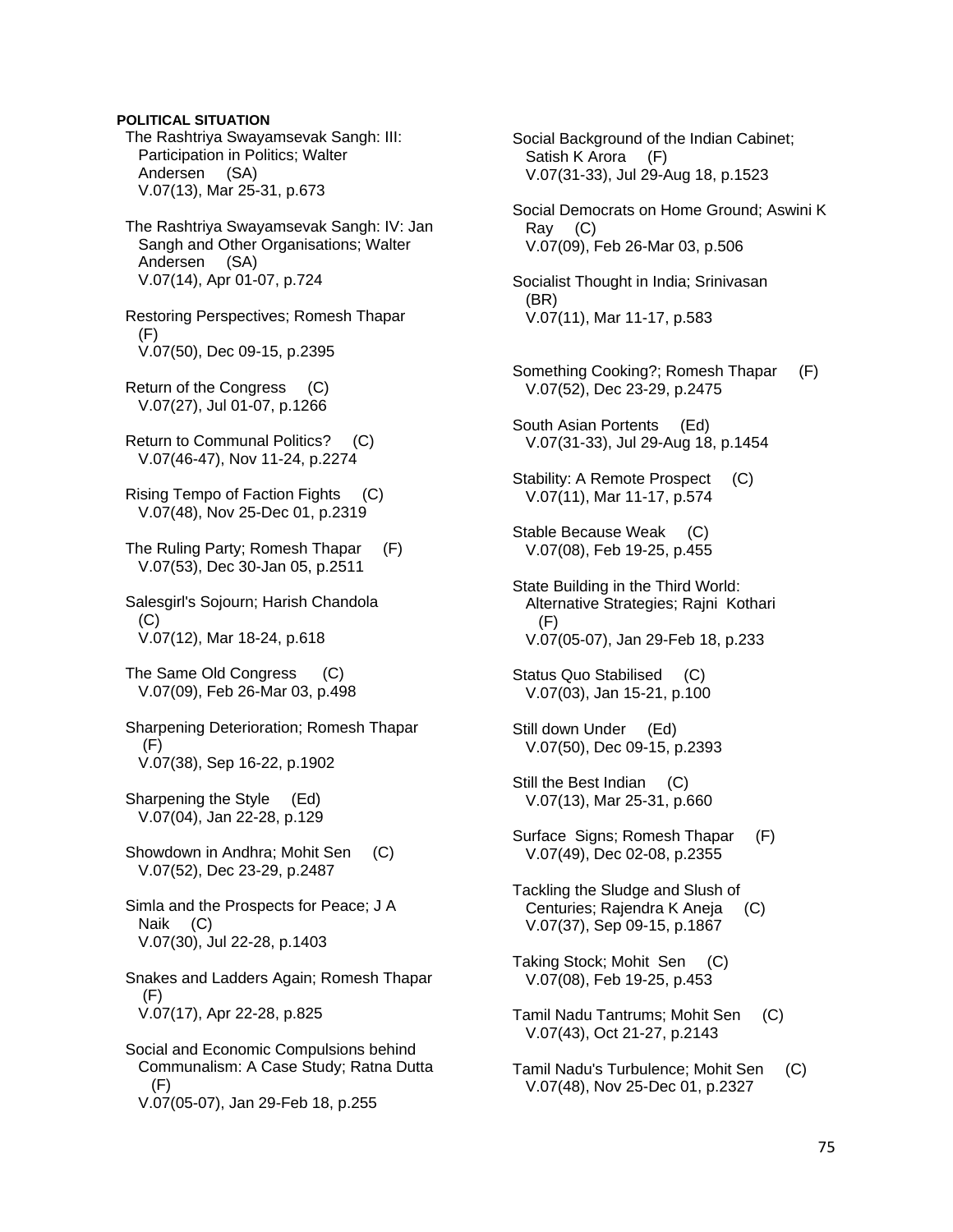**POLITICAL SITUATION**

The Rashtriya Swayamsevak Sangh: III: Participation in Politics; Walter Andersen (SA)
V.07(13), Mar 25-31, p.673

The Rashtriya Swayamsevak Sangh: IV: Jan Sangh and Other Organisations; Walter Andersen (SA)
V.07(14), Apr 01-07, p.724

Restoring Perspectives; Romesh Thapar (F)
V.07(50), Dec 09-15, p.2395

Return of the Congress (C)
V.07(27), Jul 01-07, p.1266

Return to Communal Politics? (C)
V.07(46-47), Nov 11-24, p.2274

Rising Tempo of Faction Fights (C)
V.07(48), Nov 25-Dec 01, p.2319

The Ruling Party; Romesh Thapar (F)
V.07(53), Dec 30-Jan 05, p.2511

Salesgirl's Sojourn; Harish Chandola (C)
V.07(12), Mar 18-24, p.618

The Same Old Congress (C)
V.07(09), Feb 26-Mar 03, p.498

Sharpening Deterioration; Romesh Thapar (F)
V.07(38), Sep 16-22, p.1902

Sharpening the Style (Ed)
V.07(04), Jan 22-28, p.129

Showdown in Andhra; Mohit Sen (C)
V.07(52), Dec 23-29, p.2487

Simla and the Prospects for Peace; J A Naik (C)
V.07(30), Jul 22-28, p.1403

Snakes and Ladders Again; Romesh Thapar (F)
V.07(17), Apr 22-28, p.825

Social and Economic Compulsions behind Communalism: A Case Study; Ratna Dutta (F)
V.07(05-07), Jan 29-Feb 18, p.255

Social Background of the Indian Cabinet; Satish K Arora (F)
V.07(31-33), Jul 29-Aug 18, p.1523

Social Democrats on Home Ground; Aswini K Ray (C)
V.07(09), Feb 26-Mar 03, p.506

Socialist Thought in India; Srinivasan (BR)
V.07(11), Mar 11-17, p.583

Something Cooking?; Romesh Thapar (F)
V.07(52), Dec 23-29, p.2475

South Asian Portents (Ed)
V.07(31-33), Jul 29-Aug 18, p.1454

Stability: A Remote Prospect (C)
V.07(11), Mar 11-17, p.574

Stable Because Weak (C)
V.07(08), Feb 19-25, p.455

State Building in the Third World: Alternative Strategies; Rajni Kothari (F)
V.07(05-07), Jan 29-Feb 18, p.233

Status Quo Stabilised (C)
V.07(03), Jan 15-21, p.100

Still down Under (Ed)
V.07(50), Dec 09-15, p.2393

Still the Best Indian (C)
V.07(13), Mar 25-31, p.660

Surface Signs; Romesh Thapar (F)
V.07(49), Dec 02-08, p.2355

Tackling the Sludge and Slush of Centuries; Rajendra K Aneja (C)
V.07(37), Sep 09-15, p.1867

Taking Stock; Mohit Sen (C)
V.07(08), Feb 19-25, p.453

Tamil Nadu Tantrums; Mohit Sen (C)
V.07(43), Oct 21-27, p.2143

Tamil Nadu's Turbulence; Mohit Sen (C)
V.07(48), Nov 25-Dec 01, p.2327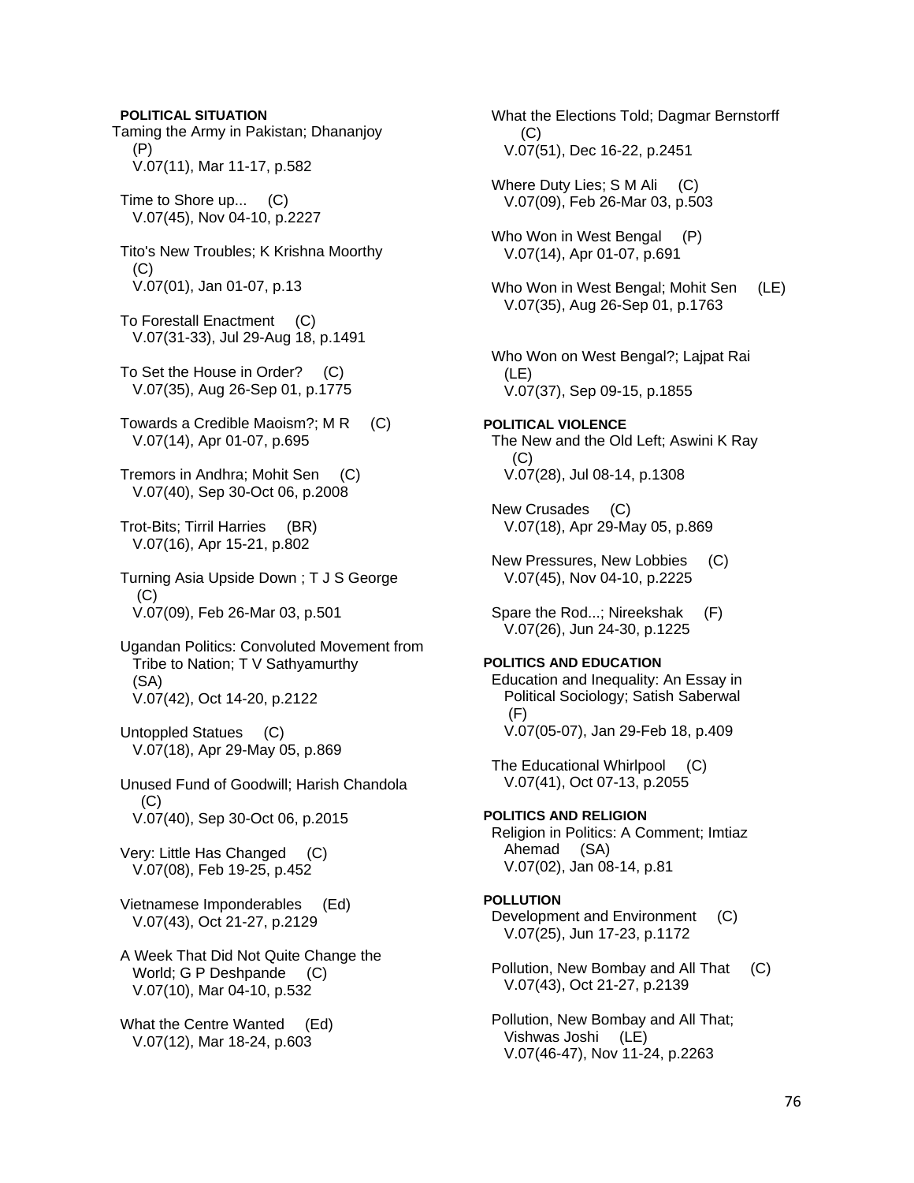**POLITICAL SITUATION**

Taming the Army in Pakistan; Dhananjoy (P)
V.07(11), Mar 11-17, p.582

Time to Shore up... (C)
V.07(45), Nov 04-10, p.2227

Tito's New Troubles; K Krishna Moorthy (C)
V.07(01), Jan 01-07, p.13

To Forestall Enactment (C)
V.07(31-33), Jul 29-Aug 18, p.1491

To Set the House in Order? (C)
V.07(35), Aug 26-Sep 01, p.1775

Towards a Credible Maoism?; M R (C)
V.07(14), Apr 01-07, p.695

Tremors in Andhra; Mohit Sen (C)
V.07(40), Sep 30-Oct 06, p.2008

Trot-Bits; Tirril Harries (BR)
V.07(16), Apr 15-21, p.802

Turning Asia Upside Down ; T J S George (C)
V.07(09), Feb 26-Mar 03, p.501

Ugandan Politics: Convoluted Movement from Tribe to Nation; T V Sathyamurthy (SA)
V.07(42), Oct 14-20, p.2122

Untoppled Statues (C)
V.07(18), Apr 29-May 05, p.869

Unused Fund of Goodwill; Harish Chandola (C)
V.07(40), Sep 30-Oct 06, p.2015

Very: Little Has Changed (C)
V.07(08), Feb 19-25, p.452

Vietnamese Imponderables (Ed)
V.07(43), Oct 21-27, p.2129

A Week That Did Not Quite Change the World; G P Deshpande (C)
V.07(10), Mar 04-10, p.532

What the Centre Wanted (Ed)
V.07(12), Mar 18-24, p.603

What the Elections Told; Dagmar Bernstorff (C)
V.07(51), Dec 16-22, p.2451

Where Duty Lies; S M Ali (C)
V.07(09), Feb 26-Mar 03, p.503

Who Won in West Bengal (P)
V.07(14), Apr 01-07, p.691

Who Won in West Bengal; Mohit Sen (LE)
V.07(35), Aug 26-Sep 01, p.1763

Who Won on West Bengal?; Lajpat Rai (LE)
V.07(37), Sep 09-15, p.1855

**POLITICAL VIOLENCE**

The New and the Old Left; Aswini K Ray (C)
V.07(28), Jul 08-14, p.1308

New Crusades (C)
V.07(18), Apr 29-May 05, p.869

New Pressures, New Lobbies (C)
V.07(45), Nov 04-10, p.2225

Spare the Rod...; Nireekshak (F)
V.07(26), Jun 24-30, p.1225

**POLITICS AND EDUCATION**

Education and Inequality: An Essay in Political Sociology; Satish Saberwal (F)
V.07(05-07), Jan 29-Feb 18, p.409

The Educational Whirlpool (C)
V.07(41), Oct 07-13, p.2055

**POLITICS AND RELIGION**

Religion in Politics: A Comment; Imtiaz Ahemad (SA)
V.07(02), Jan 08-14, p.81

**POLLUTION**

Development and Environment (C)
V.07(25), Jun 17-23, p.1172

Pollution, New Bombay and All That (C)
V.07(43), Oct 21-27, p.2139

Pollution, New Bombay and All That; Vishwas Joshi (LE)
V.07(46-47), Nov 11-24, p.2263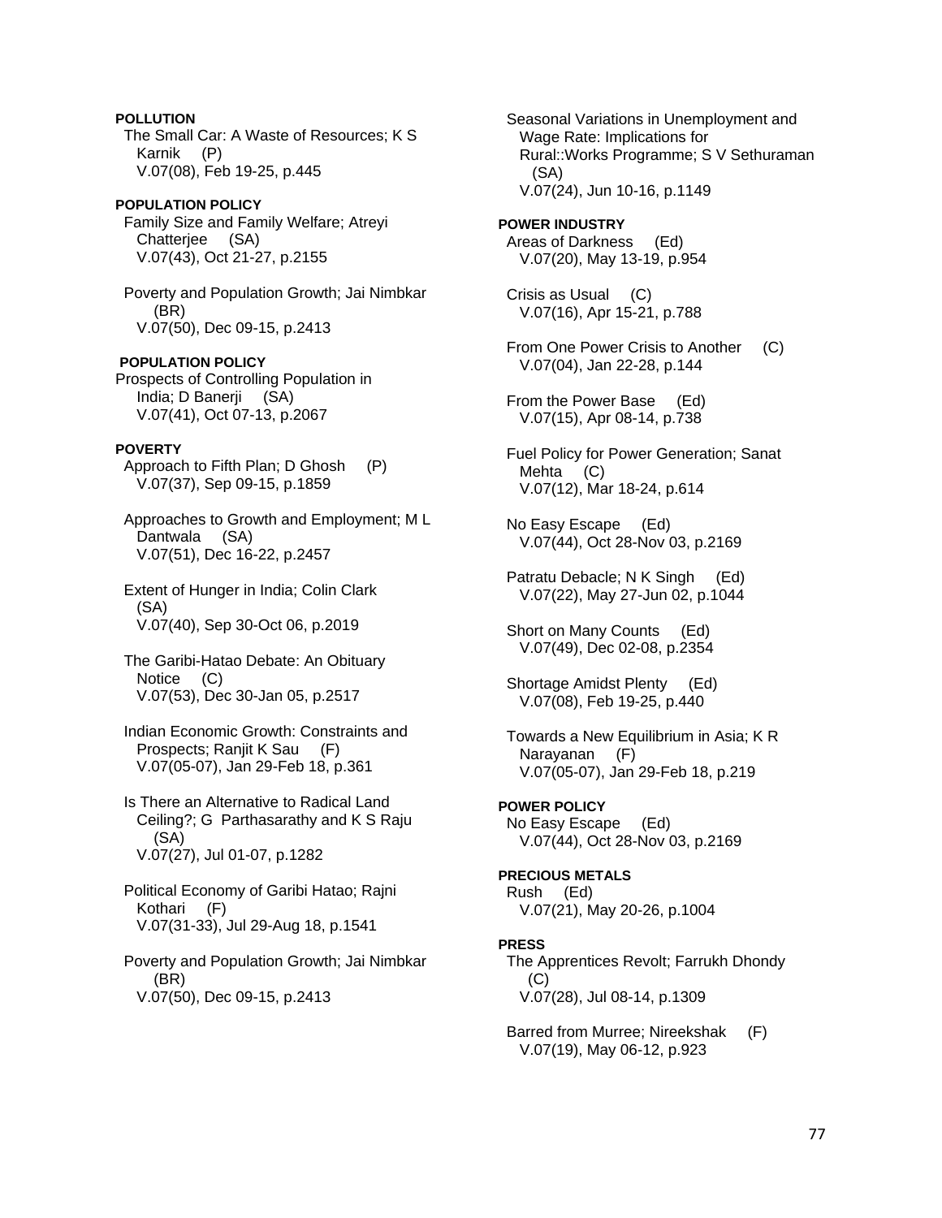**POLLUTION**

The Small Car: A Waste of Resources; K S Karnik (P)
V.07(08), Feb 19-25, p.445

**POPULATION POLICY**

Family Size and Family Welfare; Atreyi Chatterjee (SA)
V.07(43), Oct 21-27, p.2155

Poverty and Population Growth; Jai Nimbkar (BR)
V.07(50), Dec 09-15, p.2413

**POPULATION POLICY**

Prospects of Controlling Population in India; D Banerji (SA)
V.07(41), Oct 07-13, p.2067

**POVERTY**

Approach to Fifth Plan; D Ghosh (P)
V.07(37), Sep 09-15, p.1859

Approaches to Growth and Employment; M L Dantwala (SA)
V.07(51), Dec 16-22, p.2457

Extent of Hunger in India; Colin Clark (SA)
V.07(40), Sep 30-Oct 06, p.2019

The Garibi-Hatao Debate: An Obituary Notice (C)
V.07(53), Dec 30-Jan 05, p.2517

Indian Economic Growth: Constraints and Prospects; Ranjit K Sau (F)
V.07(05-07), Jan 29-Feb 18, p.361

Is There an Alternative to Radical Land Ceiling?; G Parthasarathy and K S Raju (SA)
V.07(27), Jul 01-07, p.1282

Political Economy of Garibi Hatao; Rajni Kothari (F)
V.07(31-33), Jul 29-Aug 18, p.1541

Poverty and Population Growth; Jai Nimbkar (BR)
V.07(50), Dec 09-15, p.2413

Seasonal Variations in Unemployment and Wage Rate: Implications for Rural::Works Programme; S V Sethuraman (SA)
V.07(24), Jun 10-16, p.1149

**POWER INDUSTRY**

Areas of Darkness (Ed)
V.07(20), May 13-19, p.954

Crisis as Usual (C)
V.07(16), Apr 15-21, p.788

From One Power Crisis to Another (C)
V.07(04), Jan 22-28, p.144

From the Power Base (Ed)
V.07(15), Apr 08-14, p.738

Fuel Policy for Power Generation; Sanat Mehta (C)
V.07(12), Mar 18-24, p.614

No Easy Escape (Ed)
V.07(44), Oct 28-Nov 03, p.2169

Patratu Debacle; N K Singh (Ed)
V.07(22), May 27-Jun 02, p.1044

Short on Many Counts (Ed)
V.07(49), Dec 02-08, p.2354

Shortage Amidst Plenty (Ed)
V.07(08), Feb 19-25, p.440

Towards a New Equilibrium in Asia; K R Narayanan (F)
V.07(05-07), Jan 29-Feb 18, p.219

**POWER POLICY**

No Easy Escape (Ed)
V.07(44), Oct 28-Nov 03, p.2169

**PRECIOUS METALS**

Rush (Ed)
V.07(21), May 20-26, p.1004

**PRESS**

The Apprentices Revolt; Farrukh Dhondy (C)
V.07(28), Jul 08-14, p.1309

Barred from Murree; Nireekshak (F)
V.07(19), May 06-12, p.923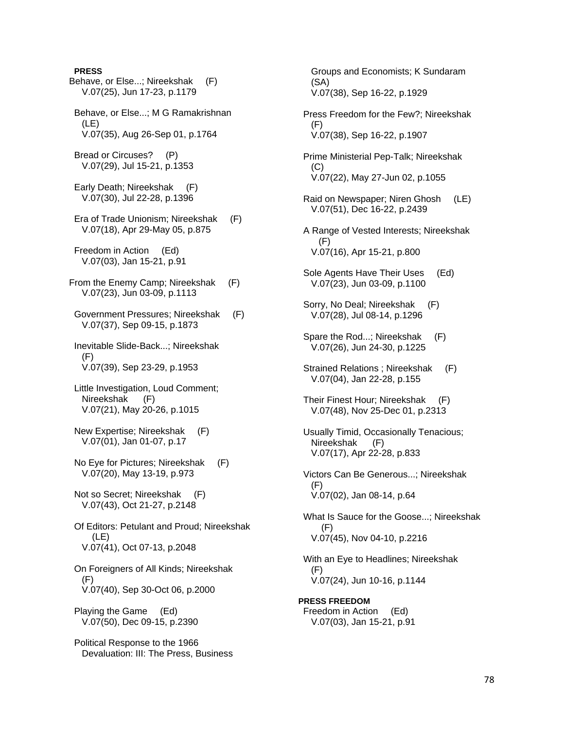**PRESS**

Behave, or Else...; Nireekshak (F)
V.07(25), Jun 17-23, p.1179

Behave, or Else...; M G Ramakrishnan (LE)
V.07(35), Aug 26-Sep 01, p.1764

Bread or Circuses? (P)
V.07(29), Jul 15-21, p.1353

Early Death; Nireekshak (F)
V.07(30), Jul 22-28, p.1396

Era of Trade Unionism; Nireekshak (F)
V.07(18), Apr 29-May 05, p.875

Freedom in Action (Ed)
V.07(03), Jan 15-21, p.91

From the Enemy Camp; Nireekshak (F)
V.07(23), Jun 03-09, p.1113

Government Pressures; Nireekshak (F)
V.07(37), Sep 09-15, p.1873

Inevitable Slide-Back...; Nireekshak (F)
V.07(39), Sep 23-29, p.1953

Little Investigation, Loud Comment; Nireekshak (F)
V.07(21), May 20-26, p.1015

New Expertise; Nireekshak (F)
V.07(01), Jan 01-07, p.17

No Eye for Pictures; Nireekshak (F)
V.07(20), May 13-19, p.973

Not so Secret; Nireekshak (F)
V.07(43), Oct 21-27, p.2148

Of Editors: Petulant and Proud; Nireekshak (LE)
V.07(41), Oct 07-13, p.2048

On Foreigners of All Kinds; Nireekshak (F)
V.07(40), Sep 30-Oct 06, p.2000

Playing the Game (Ed)
V.07(50), Dec 09-15, p.2390

Political Response to the 1966 Devaluation: III: The Press, Business Groups and Economists; K Sundaram (SA)
V.07(38), Sep 16-22, p.1929

Press Freedom for the Few?; Nireekshak (F)
V.07(38), Sep 16-22, p.1907

Prime Ministerial Pep-Talk; Nireekshak (C)
V.07(22), May 27-Jun 02, p.1055

Raid on Newspaper; Niren Ghosh (LE)
V.07(51), Dec 16-22, p.2439

A Range of Vested Interests; Nireekshak (F)
V.07(16), Apr 15-21, p.800

Sole Agents Have Their Uses (Ed)
V.07(23), Jun 03-09, p.1100

Sorry, No Deal; Nireekshak (F)
V.07(28), Jul 08-14, p.1296

Spare the Rod...; Nireekshak (F)
V.07(26), Jun 24-30, p.1225

Strained Relations ; Nireekshak (F)
V.07(04), Jan 22-28, p.155

Their Finest Hour; Nireekshak (F)
V.07(48), Nov 25-Dec 01, p.2313

Usually Timid, Occasionally Tenacious; Nireekshak (F)
V.07(17), Apr 22-28, p.833

Victors Can Be Generous...; Nireekshak (F)
V.07(02), Jan 08-14, p.64

What Is Sauce for the Goose...; Nireekshak (F)
V.07(45), Nov 04-10, p.2216

With an Eye to Headlines; Nireekshak (F)
V.07(24), Jun 10-16, p.1144

**PRESS FREEDOM**

Freedom in Action (Ed)
V.07(03), Jan 15-21, p.91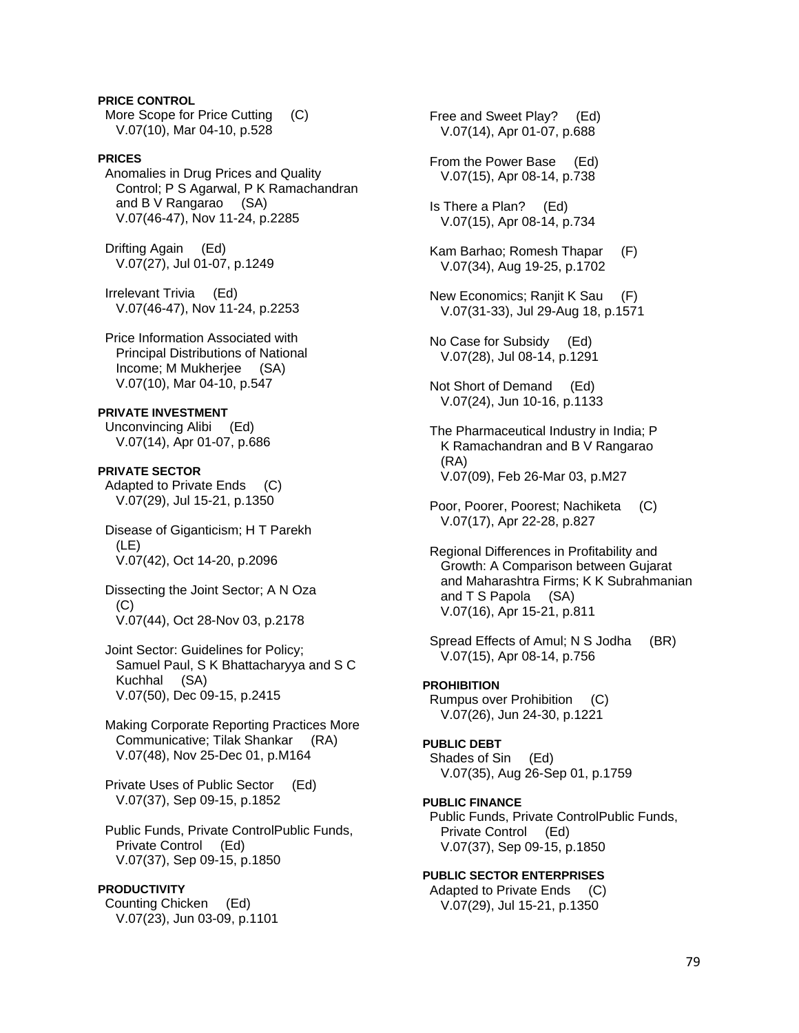**PRICE CONTROL**

More Scope for Price Cutting (C)
V.07(10), Mar 04-10, p.528

**PRICES**

Anomalies in Drug Prices and Quality Control; P S Agarwal, P K Ramachandran and B V Rangarao (SA)
V.07(46-47), Nov 11-24, p.2285

Drifting Again (Ed)
V.07(27), Jul 01-07, p.1249

Irrelevant Trivia (Ed)
V.07(46-47), Nov 11-24, p.2253

Price Information Associated with Principal Distributions of National Income; M Mukherjee (SA)
V.07(10), Mar 04-10, p.547

**PRIVATE INVESTMENT**

Unconvincing Alibi (Ed)
V.07(14), Apr 01-07, p.686

**PRIVATE SECTOR**

Adapted to Private Ends (C)
V.07(29), Jul 15-21, p.1350

Disease of Giganticism; H T Parekh (LE)
V.07(42), Oct 14-20, p.2096

Dissecting the Joint Sector; A N Oza (C)
V.07(44), Oct 28-Nov 03, p.2178

Joint Sector: Guidelines for Policy; Samuel Paul, S K Bhattacharyya and S C Kuchhal (SA)
V.07(50), Dec 09-15, p.2415

Making Corporate Reporting Practices More Communicative; Tilak Shankar (RA)
V.07(48), Nov 25-Dec 01, p.M164

Private Uses of Public Sector (Ed)
V.07(37), Sep 09-15, p.1852

Public Funds, Private ControlPublic Funds, Private Control (Ed)
V.07(37), Sep 09-15, p.1850

**PRODUCTIVITY**

Counting Chicken (Ed)
V.07(23), Jun 03-09, p.1101

Free and Sweet Play? (Ed)
V.07(14), Apr 01-07, p.688

From the Power Base (Ed)
V.07(15), Apr 08-14, p.738

Is There a Plan? (Ed)
V.07(15), Apr 08-14, p.734

Kam Barhao; Romesh Thapar (F)
V.07(34), Aug 19-25, p.1702

New Economics; Ranjit K Sau (F)
V.07(31-33), Jul 29-Aug 18, p.1571

No Case for Subsidy (Ed)
V.07(28), Jul 08-14, p.1291

Not Short of Demand (Ed)
V.07(24), Jun 10-16, p.1133

The Pharmaceutical Industry in India; P K Ramachandran and B V Rangarao (RA)
V.07(09), Feb 26-Mar 03, p.M27

Poor, Poorer, Poorest; Nachiketa (C)
V.07(17), Apr 22-28, p.827

Regional Differences in Profitability and Growth: A Comparison between Gujarat and Maharashtra Firms; K K Subrahmanian and T S Papola (SA)
V.07(16), Apr 15-21, p.811

Spread Effects of Amul; N S Jodha (BR)
V.07(15), Apr 08-14, p.756

**PROHIBITION**

Rumpus over Prohibition (C)
V.07(26), Jun 24-30, p.1221

**PUBLIC DEBT**

Shades of Sin (Ed)
V.07(35), Aug 26-Sep 01, p.1759

**PUBLIC FINANCE**

Public Funds, Private ControlPublic Funds, Private Control (Ed)
V.07(37), Sep 09-15, p.1850

**PUBLIC SECTOR ENTERPRISES**

Adapted to Private Ends (C)
V.07(29), Jul 15-21, p.1350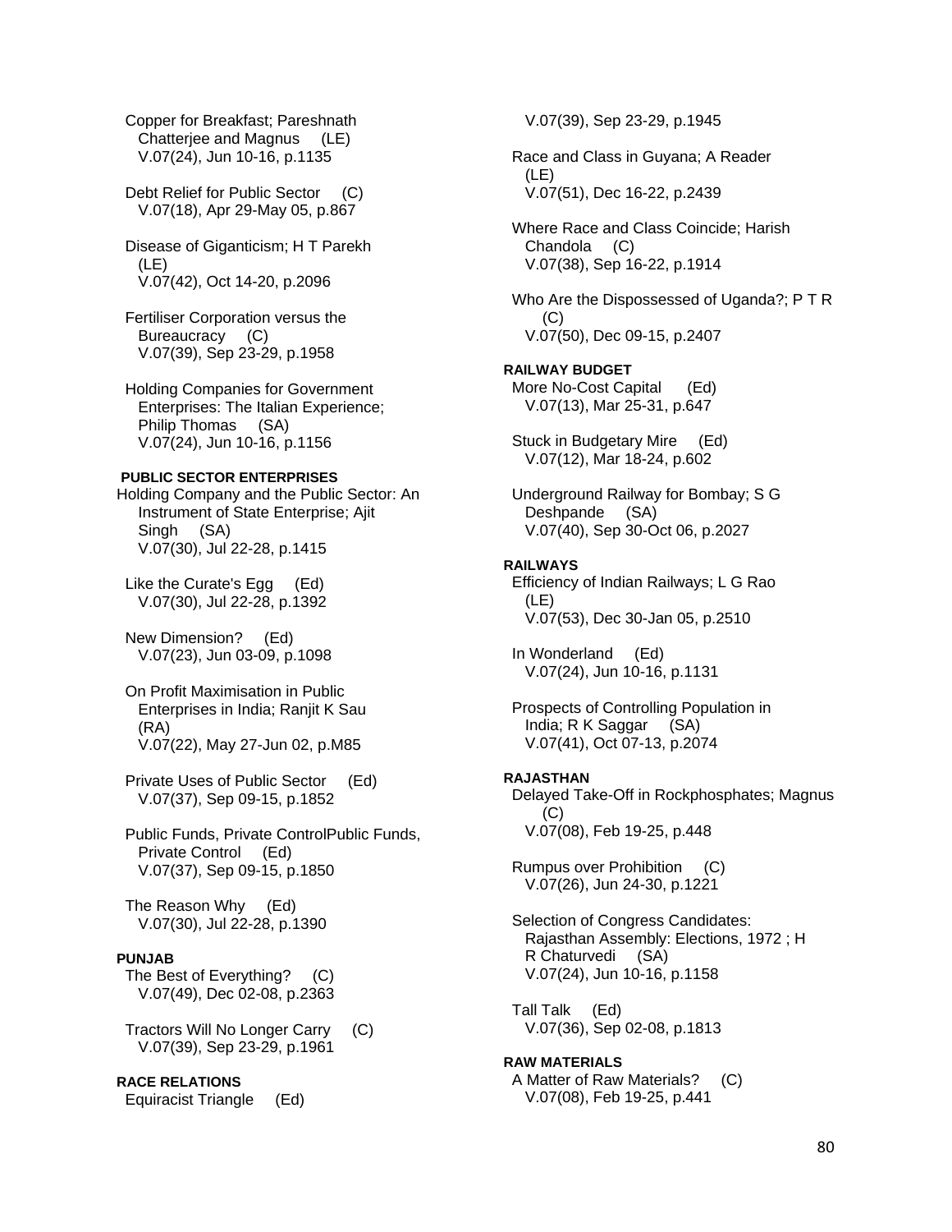Copper for Breakfast; Pareshnath Chatterjee and Magnus (LE)
V.07(24), Jun 10-16, p.1135

Debt Relief for Public Sector (C)
V.07(18), Apr 29-May 05, p.867

Disease of Giganticism; H T Parekh (LE)
V.07(42), Oct 14-20, p.2096

Fertiliser Corporation versus the Bureaucracy (C)
V.07(39), Sep 23-29, p.1958

Holding Companies for Government Enterprises: The Italian Experience; Philip Thomas (SA)
V.07(24), Jun 10-16, p.1156

**PUBLIC SECTOR ENTERPRISES**

Holding Company and the Public Sector: An Instrument of State Enterprise; Ajit Singh (SA)
V.07(30), Jul 22-28, p.1415

Like the Curate's Egg (Ed)
V.07(30), Jul 22-28, p.1392

New Dimension? (Ed)
V.07(23), Jun 03-09, p.1098

On Profit Maximisation in Public Enterprises in India; Ranjit K Sau (RA)
V.07(22), May 27-Jun 02, p.M85

Private Uses of Public Sector (Ed)
V.07(37), Sep 09-15, p.1852

Public Funds, Private ControlPublic Funds, Private Control (Ed)
V.07(37), Sep 09-15, p.1850

The Reason Why (Ed)
V.07(30), Jul 22-28, p.1390

**PUNJAB**

The Best of Everything? (C)
V.07(49), Dec 02-08, p.2363

Tractors Will No Longer Carry (C)
V.07(39), Sep 23-29, p.1961

**RACE RELATIONS**

Equiracist Triangle (Ed)
V.07(39), Sep 23-29, p.1945

Race and Class in Guyana; A Reader (LE)
V.07(51), Dec 16-22, p.2439

Where Race and Class Coincide; Harish Chandola (C)
V.07(38), Sep 16-22, p.1914

Who Are the Dispossessed of Uganda?; P T R (C)
V.07(50), Dec 09-15, p.2407

**RAILWAY BUDGET**

More No-Cost Capital (Ed)
V.07(13), Mar 25-31, p.647

Stuck in Budgetary Mire (Ed)
V.07(12), Mar 18-24, p.602

Underground Railway for Bombay; S G Deshpande (SA)
V.07(40), Sep 30-Oct 06, p.2027

**RAILWAYS**

Efficiency of Indian Railways; L G Rao (LE)
V.07(53), Dec 30-Jan 05, p.2510

In Wonderland (Ed)
V.07(24), Jun 10-16, p.1131

Prospects of Controlling Population in India; R K Saggar (SA)
V.07(41), Oct 07-13, p.2074

**RAJASTHAN**

Delayed Take-Off in Rockphosphates; Magnus (C)
V.07(08), Feb 19-25, p.448

Rumpus over Prohibition (C)
V.07(26), Jun 24-30, p.1221

Selection of Congress Candidates: Rajasthan Assembly: Elections, 1972 ; H R Chaturvedi (SA)
V.07(24), Jun 10-16, p.1158

Tall Talk (Ed)
V.07(36), Sep 02-08, p.1813

**RAW MATERIALS**

A Matter of Raw Materials? (C)
V.07(08), Feb 19-25, p.441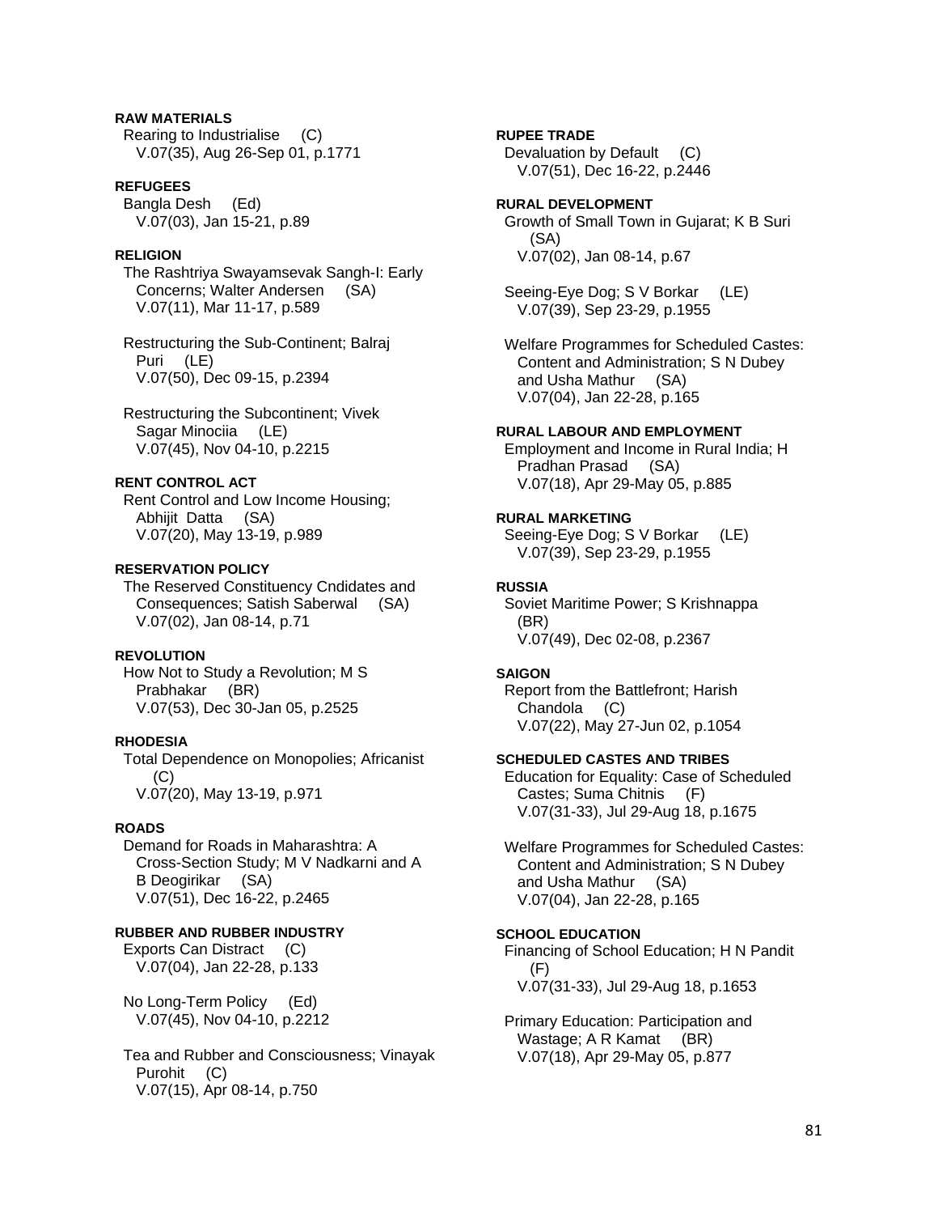**RAW MATERIALS**

Rearing to Industrialise (C)
V.07(35), Aug 26-Sep 01, p.1771

**REFUGEES**

Bangla Desh (Ed)
V.07(03), Jan 15-21, p.89

**RELIGION**

The Rashtriya Swayamsevak Sangh-I: Early Concerns; Walter Andersen (SA)
V.07(11), Mar 11-17, p.589

Restructuring the Sub-Continent; Balraj Puri (LE)
V.07(50), Dec 09-15, p.2394

Restructuring the Subcontinent; Vivek Sagar Minociia (LE)
V.07(45), Nov 04-10, p.2215

**RENT CONTROL ACT**

Rent Control and Low Income Housing; Abhijit Datta (SA)
V.07(20), May 13-19, p.989

**RESERVATION POLICY**

The Reserved Constituency Cndidates and Consequences; Satish Saberwal (SA)
V.07(02), Jan 08-14, p.71

**REVOLUTION**

How Not to Study a Revolution; M S Prabhakar (BR)
V.07(53), Dec 30-Jan 05, p.2525

**RHODESIA**

Total Dependence on Monopolies; Africanist (C)
V.07(20), May 13-19, p.971

**ROADS**

Demand for Roads in Maharashtra: A Cross-Section Study; M V Nadkarni and A B Deogirikar (SA)
V.07(51), Dec 16-22, p.2465

**RUBBER AND RUBBER INDUSTRY**

Exports Can Distract (C)
V.07(04), Jan 22-28, p.133

No Long-Term Policy (Ed)
V.07(45), Nov 04-10, p.2212

Tea and Rubber and Consciousness; Vinayak Purohit (C)
V.07(15), Apr 08-14, p.750

**RUPEE TRADE**

Devaluation by Default (C)
V.07(51), Dec 16-22, p.2446

**RURAL DEVELOPMENT**

Growth of Small Town in Gujarat; K B Suri (SA)
V.07(02), Jan 08-14, p.67

Seeing-Eye Dog; S V Borkar (LE)
V.07(39), Sep 23-29, p.1955

Welfare Programmes for Scheduled Castes: Content and Administration; S N Dubey and Usha Mathur (SA)
V.07(04), Jan 22-28, p.165

**RURAL LABOUR AND EMPLOYMENT**

Employment and Income in Rural India; H Pradhan Prasad (SA)
V.07(18), Apr 29-May 05, p.885

**RURAL MARKETING**

Seeing-Eye Dog; S V Borkar (LE)
V.07(39), Sep 23-29, p.1955

**RUSSIA**

Soviet Maritime Power; S Krishnappa (BR)
V.07(49), Dec 02-08, p.2367

**SAIGON**

Report from the Battlefront; Harish Chandola (C)
V.07(22), May 27-Jun 02, p.1054

**SCHEDULED CASTES AND TRIBES**

Education for Equality: Case of Scheduled Castes; Suma Chitnis (F)
V.07(31-33), Jul 29-Aug 18, p.1675

Welfare Programmes for Scheduled Castes: Content and Administration; S N Dubey and Usha Mathur (SA)
V.07(04), Jan 22-28, p.165

**SCHOOL EDUCATION**

Financing of School Education; H N Pandit (F)
V.07(31-33), Jul 29-Aug 18, p.1653

Primary Education: Participation and Wastage; A R Kamat (BR)
V.07(18), Apr 29-May 05, p.877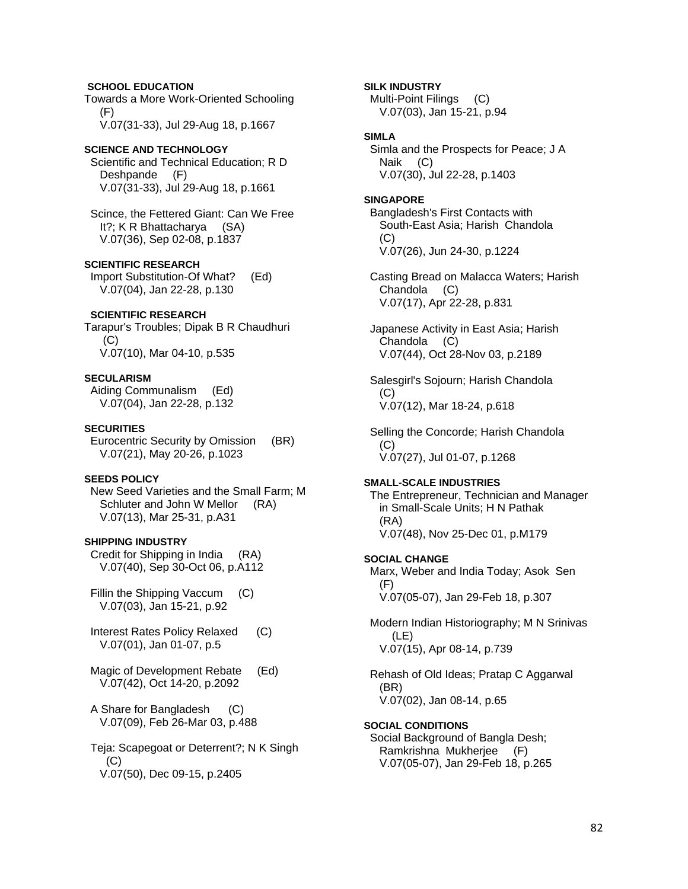**SCHOOL EDUCATION**
Towards a More Work-Oriented Schooling (F)
V.07(31-33), Jul 29-Aug 18, p.1667

**SCIENCE AND TECHNOLOGY**
Scientific and Technical Education; R D Deshpande (F)
V.07(31-33), Jul 29-Aug 18, p.1661

Scince, the Fettered Giant: Can We Free It?; K R Bhattacharya (SA)
V.07(36), Sep 02-08, p.1837

**SCIENTIFIC RESEARCH**
Import Substitution-Of What? (Ed)
V.07(04), Jan 22-28, p.130

**SCIENTIFIC RESEARCH**
Tarapur's Troubles; Dipak B R Chaudhuri (C)
V.07(10), Mar 04-10, p.535

**SECULARISM**
Aiding Communalism (Ed)
V.07(04), Jan 22-28, p.132

**SECURITIES**
Eurocentric Security by Omission (BR)
V.07(21), May 20-26, p.1023

**SEEDS POLICY**
New Seed Varieties and the Small Farm; M Schluter and John W Mellor (RA)
V.07(13), Mar 25-31, p.A31

**SHIPPING INDUSTRY**
Credit for Shipping in India (RA)
V.07(40), Sep 30-Oct 06, p.A112

Fillin the Shipping Vaccum (C)
V.07(03), Jan 15-21, p.92

Interest Rates Policy Relaxed (C)
V.07(01), Jan 01-07, p.5

Magic of Development Rebate (Ed)
V.07(42), Oct 14-20, p.2092

A Share for Bangladesh (C)
V.07(09), Feb 26-Mar 03, p.488

Teja: Scapegoat or Deterrent?; N K Singh (C)
V.07(50), Dec 09-15, p.2405

**SILK INDUSTRY**
Multi-Point Filings (C)
V.07(03), Jan 15-21, p.94

**SIMLA**
Simla and the Prospects for Peace; J A Naik (C)
V.07(30), Jul 22-28, p.1403

**SINGAPORE**
Bangladesh's First Contacts with South-East Asia; Harish Chandola (C)
V.07(26), Jun 24-30, p.1224

Casting Bread on Malacca Waters; Harish Chandola (C)
V.07(17), Apr 22-28, p.831

Japanese Activity in East Asia; Harish Chandola (C)
V.07(44), Oct 28-Nov 03, p.2189

Salesgirl's Sojourn; Harish Chandola (C)
V.07(12), Mar 18-24, p.618

Selling the Concorde; Harish Chandola (C)
V.07(27), Jul 01-07, p.1268

**SMALL-SCALE INDUSTRIES**
The Entrepreneur, Technician and Manager in Small-Scale Units; H N Pathak (RA)
V.07(48), Nov 25-Dec 01, p.M179

**SOCIAL CHANGE**
Marx, Weber and India Today; Asok Sen (F)
V.07(05-07), Jan 29-Feb 18, p.307

Modern Indian Historiography; M N Srinivas (LE)
V.07(15), Apr 08-14, p.739

Rehash of Old Ideas; Pratap C Aggarwal (BR)
V.07(02), Jan 08-14, p.65

**SOCIAL CONDITIONS**
Social Background of Bangla Desh; Ramkrishna Mukherjee (F)
V.07(05-07), Jan 29-Feb 18, p.265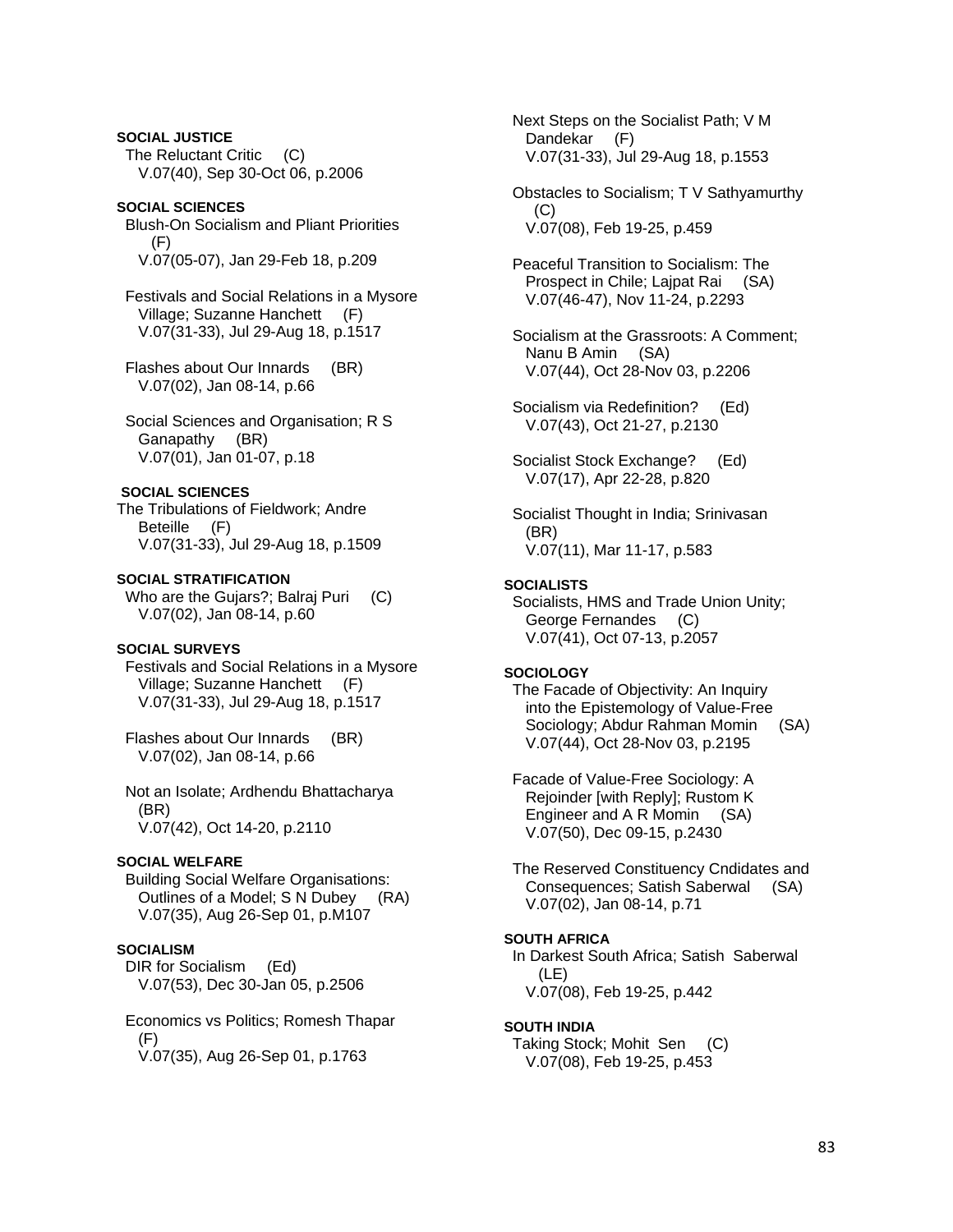**SOCIAL JUSTICE**

The Reluctant Critic (C)
V.07(40), Sep 30-Oct 06, p.2006

**SOCIAL SCIENCES**

Blush-On Socialism and Pliant Priorities (F)
V.07(05-07), Jan 29-Feb 18, p.209

Festivals and Social Relations in a Mysore Village; Suzanne Hanchett (F)
V.07(31-33), Jul 29-Aug 18, p.1517

Flashes about Our Innards (BR)
V.07(02), Jan 08-14, p.66

Social Sciences and Organisation; R S Ganapathy (BR)
V.07(01), Jan 01-07, p.18

**SOCIAL SCIENCES**

The Tribulations of Fieldwork; Andre Beteille (F)
V.07(31-33), Jul 29-Aug 18, p.1509

**SOCIAL STRATIFICATION**

Who are the Gujars?; Balraj Puri (C)
V.07(02), Jan 08-14, p.60

**SOCIAL SURVEYS**

Festivals and Social Relations in a Mysore Village; Suzanne Hanchett (F)
V.07(31-33), Jul 29-Aug 18, p.1517

Flashes about Our Innards (BR)
V.07(02), Jan 08-14, p.66

Not an Isolate; Ardhendu Bhattacharya (BR)
V.07(42), Oct 14-20, p.2110

**SOCIAL WELFARE**

Building Social Welfare Organisations: Outlines of a Model; S N Dubey (RA)
V.07(35), Aug 26-Sep 01, p.M107

**SOCIALISM**

DIR for Socialism (Ed)
V.07(53), Dec 30-Jan 05, p.2506

Economics vs Politics; Romesh Thapar (F)
V.07(35), Aug 26-Sep 01, p.1763

Next Steps on the Socialist Path; V M Dandekar (F)
V.07(31-33), Jul 29-Aug 18, p.1553

Obstacles to Socialism; T V Sathyamurthy (C)
V.07(08), Feb 19-25, p.459

Peaceful Transition to Socialism: The Prospect in Chile; Lajpat Rai (SA)
V.07(46-47), Nov 11-24, p.2293

Socialism at the Grassroots: A Comment; Nanu B Amin (SA)
V.07(44), Oct 28-Nov 03, p.2206

Socialism via Redefinition? (Ed)
V.07(43), Oct 21-27, p.2130

Socialist Stock Exchange? (Ed)
V.07(17), Apr 22-28, p.820

Socialist Thought in India; Srinivasan (BR)
V.07(11), Mar 11-17, p.583

**SOCIALISTS**

Socialists, HMS and Trade Union Unity; George Fernandes (C)
V.07(41), Oct 07-13, p.2057

**SOCIOLOGY**

The Facade of Objectivity: An Inquiry into the Epistemology of Value-Free Sociology; Abdur Rahman Momin (SA)
V.07(44), Oct 28-Nov 03, p.2195

Facade of Value-Free Sociology: A Rejoinder [with Reply]; Rustom K Engineer and A R Momin (SA)
V.07(50), Dec 09-15, p.2430

The Reserved Constituency Cndidates and Consequences; Satish Saberwal (SA)
V.07(02), Jan 08-14, p.71

**SOUTH AFRICA**

In Darkest South Africa; Satish Saberwal (LE)
V.07(08), Feb 19-25, p.442

**SOUTH INDIA**

Taking Stock; Mohit Sen (C)
V.07(08), Feb 19-25, p.453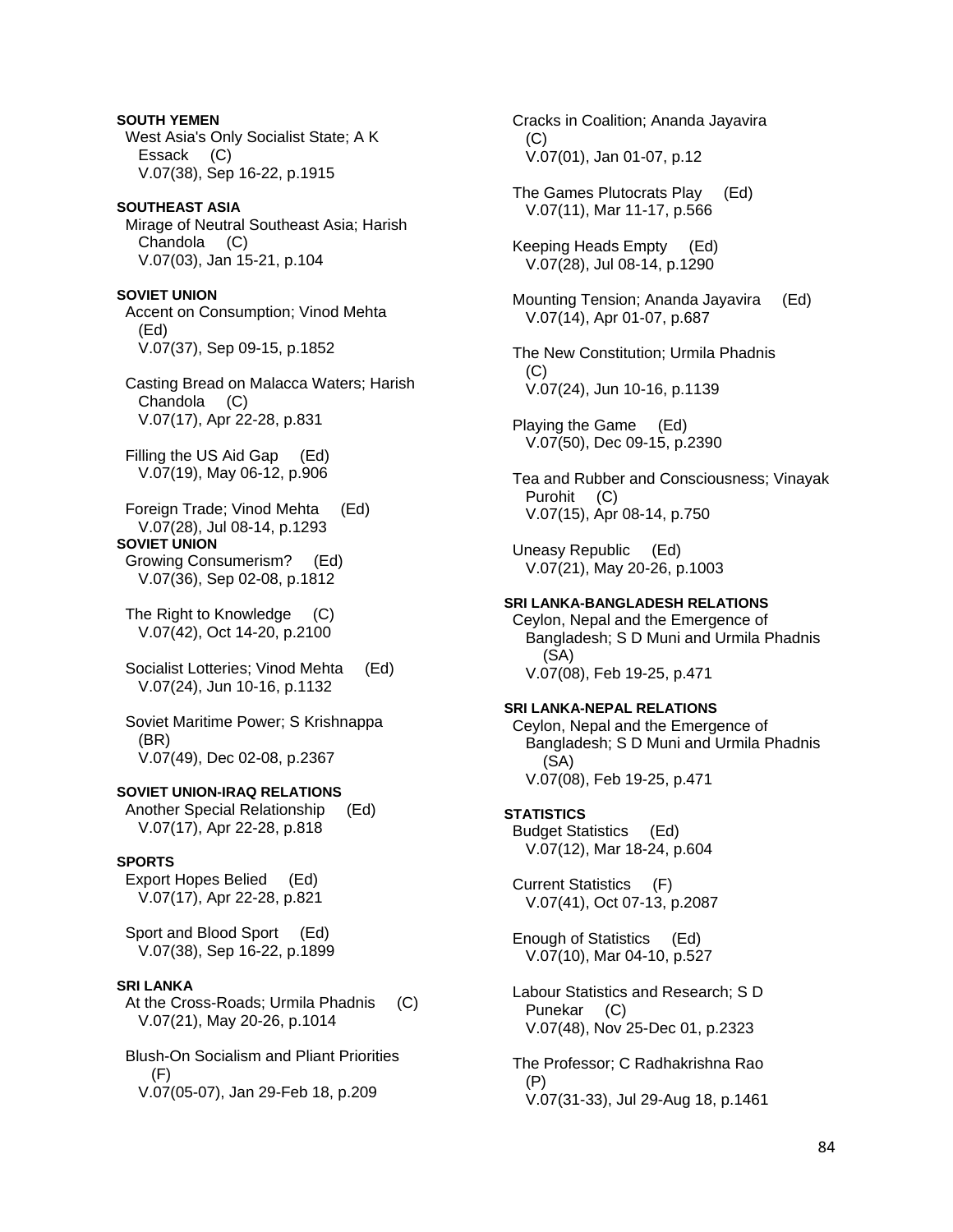**SOUTH YEMEN**

West Asia's Only Socialist State; A K Essack (C)
V.07(38), Sep 16-22, p.1915

**SOUTHEAST ASIA**

Mirage of Neutral Southeast Asia; Harish Chandola (C)
V.07(03), Jan 15-21, p.104

**SOVIET UNION**

Accent on Consumption; Vinod Mehta (Ed)
V.07(37), Sep 09-15, p.1852

Casting Bread on Malacca Waters; Harish Chandola (C)
V.07(17), Apr 22-28, p.831

Filling the US Aid Gap (Ed)
V.07(19), May 06-12, p.906

Foreign Trade; Vinod Mehta (Ed)
V.07(28), Jul 08-14, p.1293

**SOVIET UNION**

Growing Consumerism? (Ed)
V.07(36), Sep 02-08, p.1812

The Right to Knowledge (C)
V.07(42), Oct 14-20, p.2100

Socialist Lotteries; Vinod Mehta (Ed)
V.07(24), Jun 10-16, p.1132

Soviet Maritime Power; S Krishnappa (BR)
V.07(49), Dec 02-08, p.2367

**SOVIET UNION-IRAQ RELATIONS**

Another Special Relationship (Ed)
V.07(17), Apr 22-28, p.818

**SPORTS**

Export Hopes Belied (Ed)
V.07(17), Apr 22-28, p.821

Sport and Blood Sport (Ed)
V.07(38), Sep 16-22, p.1899

**SRI LANKA**

At the Cross-Roads; Urmila Phadnis (C)
V.07(21), May 20-26, p.1014

Blush-On Socialism and Pliant Priorities (F)
V.07(05-07), Jan 29-Feb 18, p.209

Cracks in Coalition; Ananda Jayavira (C)
V.07(01), Jan 01-07, p.12

The Games Plutocrats Play (Ed)
V.07(11), Mar 11-17, p.566

Keeping Heads Empty (Ed)
V.07(28), Jul 08-14, p.1290

Mounting Tension; Ananda Jayavira (Ed)
V.07(14), Apr 01-07, p.687

The New Constitution; Urmila Phadnis (C)
V.07(24), Jun 10-16, p.1139

Playing the Game (Ed)
V.07(50), Dec 09-15, p.2390

Tea and Rubber and Consciousness; Vinayak Purohit (C)
V.07(15), Apr 08-14, p.750

Uneasy Republic (Ed)
V.07(21), May 20-26, p.1003

**SRI LANKA-BANGLADESH RELATIONS**

Ceylon, Nepal and the Emergence of Bangladesh; S D Muni and Urmila Phadnis (SA)
V.07(08), Feb 19-25, p.471

**SRI LANKA-NEPAL RELATIONS**

Ceylon, Nepal and the Emergence of Bangladesh; S D Muni and Urmila Phadnis (SA)
V.07(08), Feb 19-25, p.471

**STATISTICS**

Budget Statistics (Ed)
V.07(12), Mar 18-24, p.604

Current Statistics (F)
V.07(41), Oct 07-13, p.2087

Enough of Statistics (Ed)
V.07(10), Mar 04-10, p.527

Labour Statistics and Research; S D Punekar (C)
V.07(48), Nov 25-Dec 01, p.2323

The Professor; C Radhakrishna Rao (P)
V.07(31-33), Jul 29-Aug 18, p.1461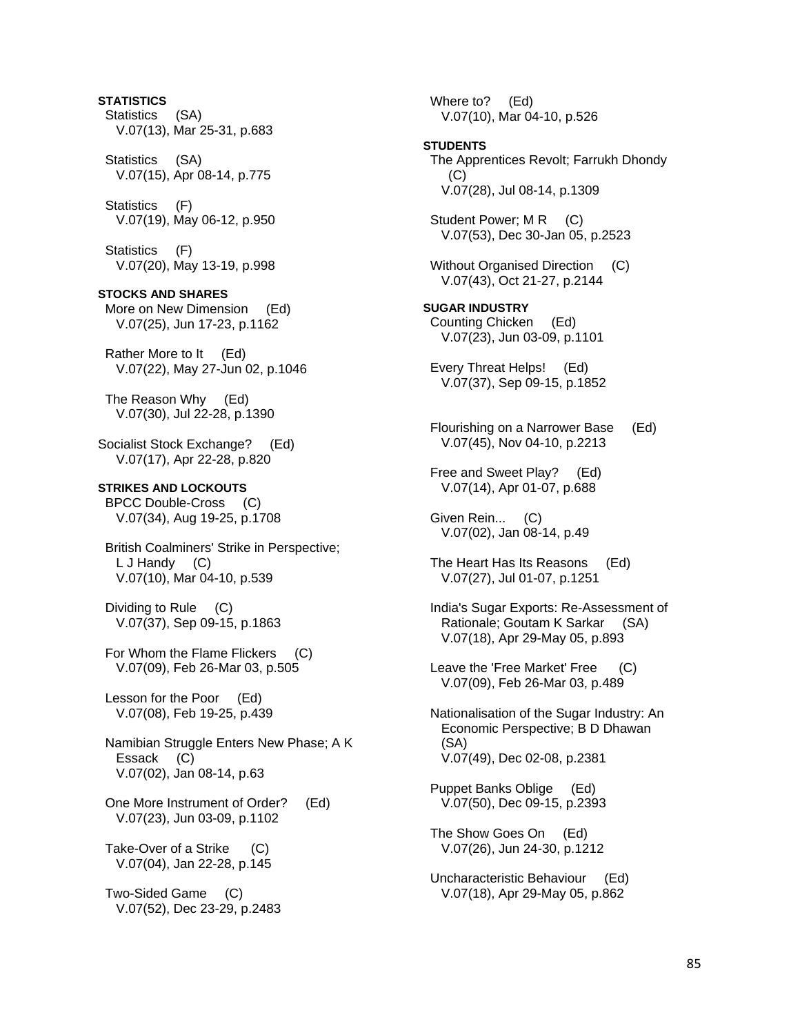**STATISTICS**

Statistics (SA)
V.07(13), Mar 25-31, p.683

Statistics (SA)
V.07(15), Apr 08-14, p.775

Statistics (F)
V.07(19), May 06-12, p.950

Statistics (F)
V.07(20), May 13-19, p.998

**STOCKS AND SHARES**

More on New Dimension (Ed)
V.07(25), Jun 17-23, p.1162

Rather More to It (Ed)
V.07(22), May 27-Jun 02, p.1046

The Reason Why (Ed)
V.07(30), Jul 22-28, p.1390

Socialist Stock Exchange? (Ed)
V.07(17), Apr 22-28, p.820

**STRIKES AND LOCKOUTS**

BPCC Double-Cross (C)
V.07(34), Aug 19-25, p.1708

British Coalminers' Strike in Perspective; L J Handy (C)
V.07(10), Mar 04-10, p.539

Dividing to Rule (C)
V.07(37), Sep 09-15, p.1863

For Whom the Flame Flickers (C)
V.07(09), Feb 26-Mar 03, p.505

Lesson for the Poor (Ed)
V.07(08), Feb 19-25, p.439

Namibian Struggle Enters New Phase; A K Essack (C)
V.07(02), Jan 08-14, p.63

One More Instrument of Order? (Ed)
V.07(23), Jun 03-09, p.1102

Take-Over of a Strike (C)
V.07(04), Jan 22-28, p.145

Two-Sided Game (C)
V.07(52), Dec 23-29, p.2483

Where to? (Ed)
V.07(10), Mar 04-10, p.526

**STUDENTS**

The Apprentices Revolt; Farrukh Dhondy (C)
V.07(28), Jul 08-14, p.1309

Student Power; M R (C)
V.07(53), Dec 30-Jan 05, p.2523

Without Organised Direction (C)
V.07(43), Oct 21-27, p.2144

**SUGAR INDUSTRY**

Counting Chicken (Ed)
V.07(23), Jun 03-09, p.1101

Every Threat Helps! (Ed)
V.07(37), Sep 09-15, p.1852

Flourishing on a Narrower Base (Ed)
V.07(45), Nov 04-10, p.2213

Free and Sweet Play? (Ed)
V.07(14), Apr 01-07, p.688

Given Rein... (C)
V.07(02), Jan 08-14, p.49

The Heart Has Its Reasons (Ed)
V.07(27), Jul 01-07, p.1251

India's Sugar Exports: Re-Assessment of Rationale; Goutam K Sarkar (SA)
V.07(18), Apr 29-May 05, p.893

Leave the 'Free Market' Free (C)
V.07(09), Feb 26-Mar 03, p.489

Nationalisation of the Sugar Industry: An Economic Perspective; B D Dhawan (SA)
V.07(49), Dec 02-08, p.2381

Puppet Banks Oblige (Ed)
V.07(50), Dec 09-15, p.2393

The Show Goes On (Ed)
V.07(26), Jun 24-30, p.1212

Uncharacteristic Behaviour (Ed)
V.07(18), Apr 29-May 05, p.862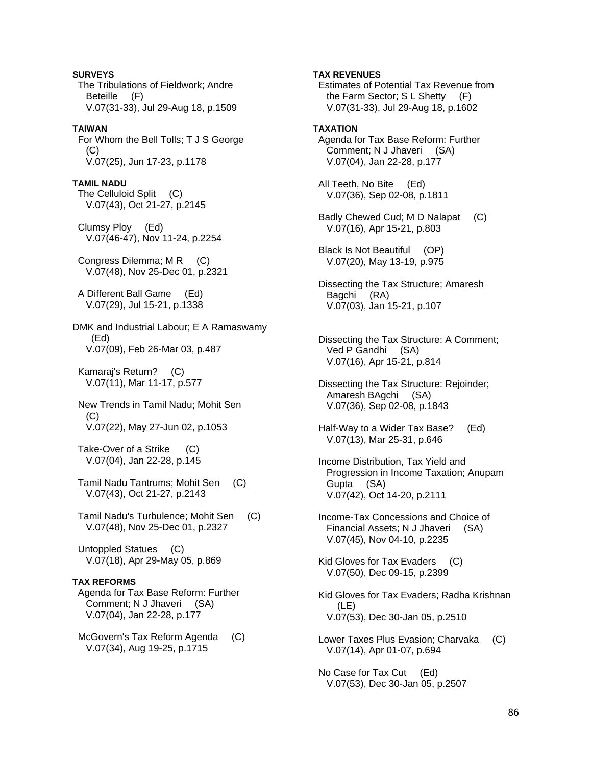**SURVEYS**

The Tribulations of Fieldwork; Andre Beteille (F)
V.07(31-33), Jul 29-Aug 18, p.1509

**TAIWAN**

For Whom the Bell Tolls; T J S George (C)
V.07(25), Jun 17-23, p.1178

**TAMIL NADU**

The Celluloid Split (C)
V.07(43), Oct 21-27, p.2145

Clumsy Ploy (Ed)
V.07(46-47), Nov 11-24, p.2254

Congress Dilemma; M R (C)
V.07(48), Nov 25-Dec 01, p.2321

A Different Ball Game (Ed)
V.07(29), Jul 15-21, p.1338

DMK and Industrial Labour; E A Ramaswamy (Ed)
V.07(09), Feb 26-Mar 03, p.487

Kamaraj's Return? (C)
V.07(11), Mar 11-17, p.577

New Trends in Tamil Nadu; Mohit Sen (C)
V.07(22), May 27-Jun 02, p.1053

Take-Over of a Strike (C)
V.07(04), Jan 22-28, p.145

Tamil Nadu Tantrums; Mohit Sen (C)
V.07(43), Oct 21-27, p.2143

Tamil Nadu's Turbulence; Mohit Sen (C)
V.07(48), Nov 25-Dec 01, p.2327

Untoppled Statues (C)
V.07(18), Apr 29-May 05, p.869

**TAX REFORMS**

Agenda for Tax Base Reform: Further Comment; N J Jhaveri (SA)
V.07(04), Jan 22-28, p.177

McGovern's Tax Reform Agenda (C)
V.07(34), Aug 19-25, p.1715

**TAX REVENUES**

Estimates of Potential Tax Revenue from the Farm Sector; S L Shetty (F)
V.07(31-33), Jul 29-Aug 18, p.1602

**TAXATION**

Agenda for Tax Base Reform: Further Comment; N J Jhaveri (SA)
V.07(04), Jan 22-28, p.177

All Teeth, No Bite (Ed)
V.07(36), Sep 02-08, p.1811

Badly Chewed Cud; M D Nalapat (C)
V.07(16), Apr 15-21, p.803

Black Is Not Beautiful (OP)
V.07(20), May 13-19, p.975

Dissecting the Tax Structure; Amaresh Bagchi (RA)
V.07(03), Jan 15-21, p.107

Dissecting the Tax Structure: A Comment; Ved P Gandhi (SA)
V.07(16), Apr 15-21, p.814

Dissecting the Tax Structure: Rejoinder; Amaresh BAgchi (SA)
V.07(36), Sep 02-08, p.1843

Half-Way to a Wider Tax Base? (Ed)
V.07(13), Mar 25-31, p.646

Income Distribution, Tax Yield and Progression in Income Taxation; Anupam Gupta (SA)
V.07(42), Oct 14-20, p.2111

Income-Tax Concessions and Choice of Financial Assets; N J Jhaveri (SA)
V.07(45), Nov 04-10, p.2235

Kid Gloves for Tax Evaders (C)
V.07(50), Dec 09-15, p.2399

Kid Gloves for Tax Evaders; Radha Krishnan (LE)
V.07(53), Dec 30-Jan 05, p.2510

Lower Taxes Plus Evasion; Charvaka (C)
V.07(14), Apr 01-07, p.694

No Case for Tax Cut (Ed)
V.07(53), Dec 30-Jan 05, p.2507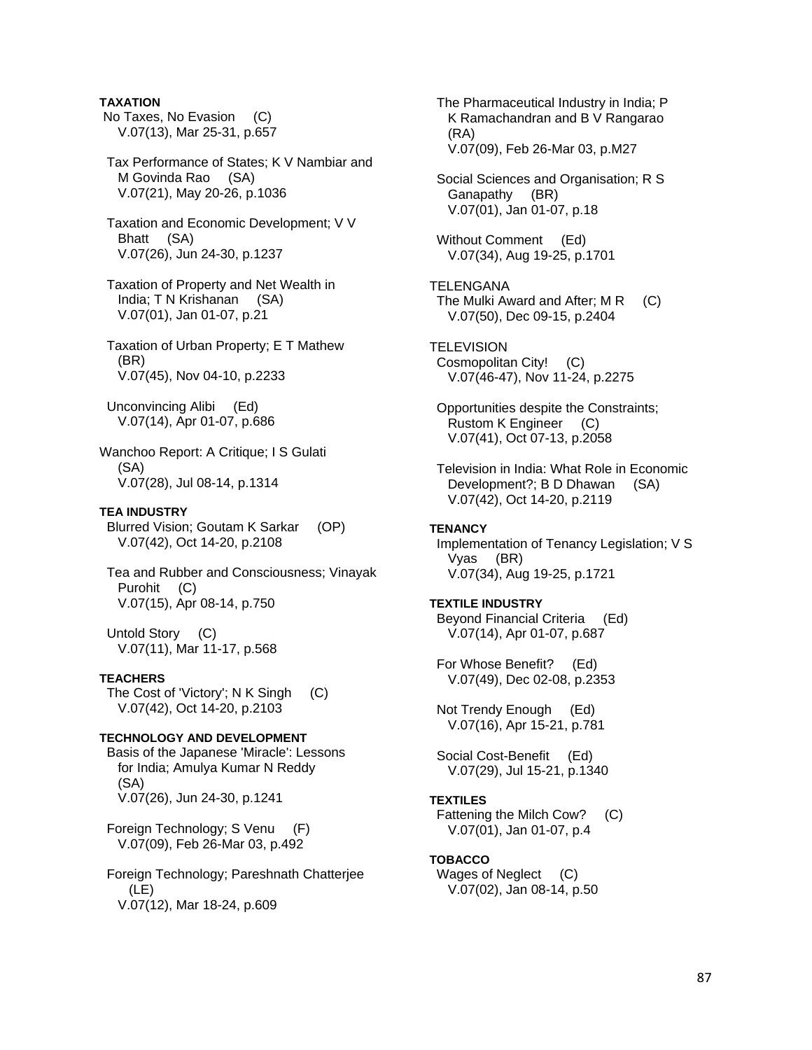**TAXATION**

No Taxes, No Evasion (C)
V.07(13), Mar 25-31, p.657

Tax Performance of States; K V Nambiar and M Govinda Rao (SA)
V.07(21), May 20-26, p.1036

Taxation and Economic Development; V V Bhatt (SA)
V.07(26), Jun 24-30, p.1237

Taxation of Property and Net Wealth in India; T N Krishanan (SA)
V.07(01), Jan 01-07, p.21

Taxation of Urban Property; E T Mathew (BR)
V.07(45), Nov 04-10, p.2233

Unconvincing Alibi (Ed)
V.07(14), Apr 01-07, p.686

Wanchoo Report: A Critique; I S Gulati (SA)
V.07(28), Jul 08-14, p.1314

**TEA INDUSTRY**

Blurred Vision; Goutam K Sarkar (OP)
V.07(42), Oct 14-20, p.2108

Tea and Rubber and Consciousness; Vinayak Purohit (C)
V.07(15), Apr 08-14, p.750

Untold Story (C)
V.07(11), Mar 11-17, p.568

**TEACHERS**

The Cost of 'Victory'; N K Singh (C)
V.07(42), Oct 14-20, p.2103

**TECHNOLOGY AND DEVELOPMENT**

Basis of the Japanese 'Miracle': Lessons for India; Amulya Kumar N Reddy (SA)
V.07(26), Jun 24-30, p.1241

Foreign Technology; S Venu (F)
V.07(09), Feb 26-Mar 03, p.492

Foreign Technology; Pareshnath Chatterjee (LE)
V.07(12), Mar 18-24, p.609

The Pharmaceutical Industry in India; P K Ramachandran and B V Rangarao (RA)
V.07(09), Feb 26-Mar 03, p.M27

Social Sciences and Organisation; R S Ganapathy (BR)
V.07(01), Jan 01-07, p.18

Without Comment (Ed)
V.07(34), Aug 19-25, p.1701

TELENGANA

The Mulki Award and After; M R (C)
V.07(50), Dec 09-15, p.2404

TELEVISION

Cosmopolitan City! (C)
V.07(46-47), Nov 11-24, p.2275

Opportunities despite the Constraints; Rustom K Engineer (C)
V.07(41), Oct 07-13, p.2058

Television in India: What Role in Economic Development?; B D Dhawan (SA)
V.07(42), Oct 14-20, p.2119

**TENANCY**

Implementation of Tenancy Legislation; V S Vyas (BR)
V.07(34), Aug 19-25, p.1721

**TEXTILE INDUSTRY**

Beyond Financial Criteria (Ed)
V.07(14), Apr 01-07, p.687

For Whose Benefit? (Ed)
V.07(49), Dec 02-08, p.2353

Not Trendy Enough (Ed)
V.07(16), Apr 15-21, p.781

Social Cost-Benefit (Ed)
V.07(29), Jul 15-21, p.1340

**TEXTILES**

Fattening the Milch Cow? (C)
V.07(01), Jan 01-07, p.4

**TOBACCO**

Wages of Neglect (C)
V.07(02), Jan 08-14, p.50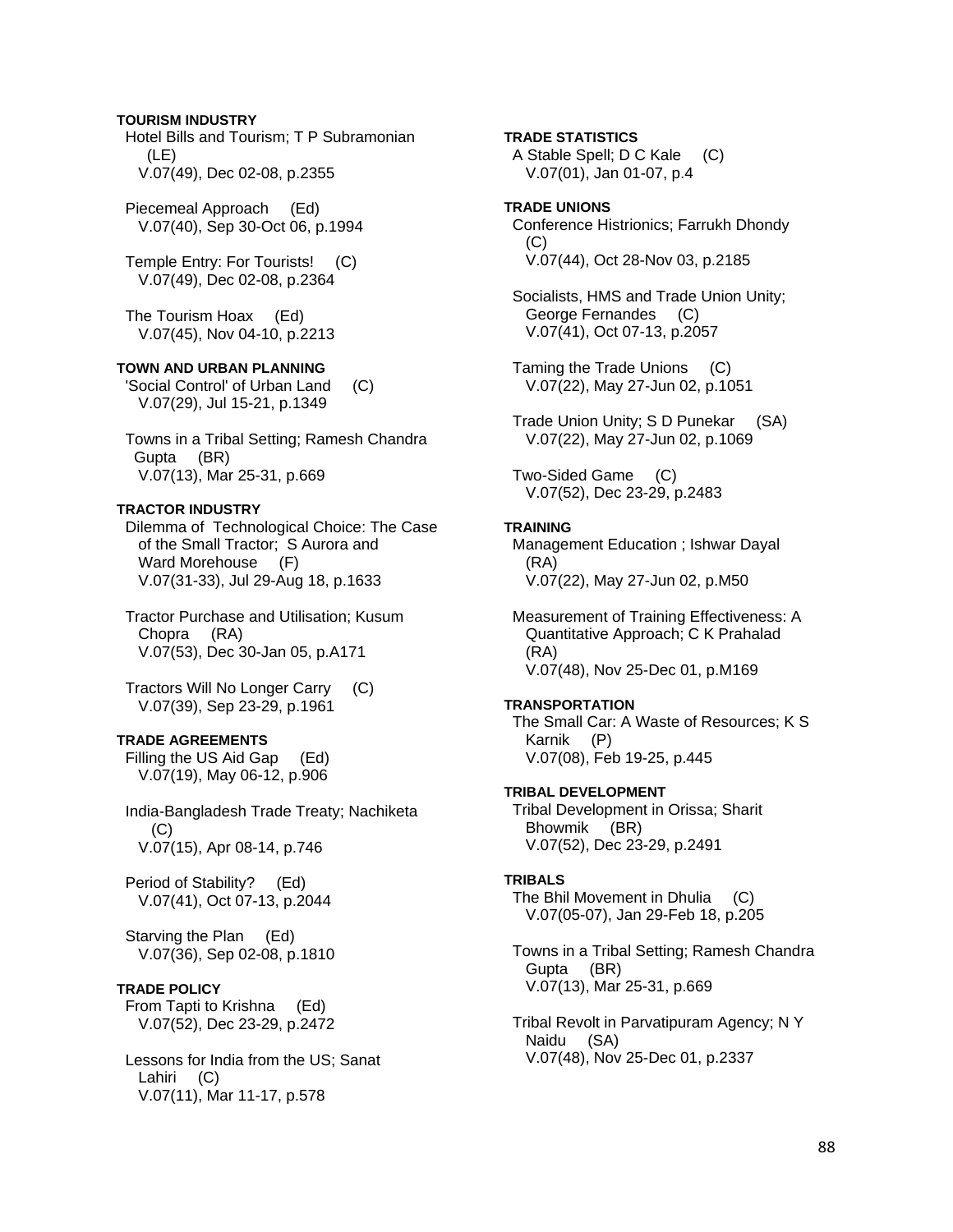**TOURISM INDUSTRY**

Hotel Bills and Tourism; T P Subramonian (LE)
V.07(49), Dec 02-08, p.2355

Piecemeal Approach (Ed)
V.07(40), Sep 30-Oct 06, p.1994

Temple Entry: For Tourists! (C)
V.07(49), Dec 02-08, p.2364

The Tourism Hoax (Ed)
V.07(45), Nov 04-10, p.2213

**TOWN AND URBAN PLANNING**

'Social Control' of Urban Land (C)
V.07(29), Jul 15-21, p.1349

Towns in a Tribal Setting; Ramesh Chandra Gupta (BR)
V.07(13), Mar 25-31, p.669

**TRACTOR INDUSTRY**

Dilemma of Technological Choice: The Case of the Small Tractor; S Aurora and Ward Morehouse (F)
V.07(31-33), Jul 29-Aug 18, p.1633

Tractor Purchase and Utilisation; Kusum Chopra (RA)
V.07(53), Dec 30-Jan 05, p.A171

Tractors Will No Longer Carry (C)
V.07(39), Sep 23-29, p.1961

**TRADE AGREEMENTS**

Filling the US Aid Gap (Ed)
V.07(19), May 06-12, p.906

India-Bangladesh Trade Treaty; Nachiketa (C)
V.07(15), Apr 08-14, p.746

Period of Stability? (Ed)
V.07(41), Oct 07-13, p.2044

Starving the Plan (Ed)
V.07(36), Sep 02-08, p.1810

**TRADE POLICY**

From Tapti to Krishna (Ed)
V.07(52), Dec 23-29, p.2472

Lessons for India from the US; Sanat Lahiri (C)
V.07(11), Mar 11-17, p.578

**TRADE STATISTICS**

A Stable Spell; D C Kale (C)
V.07(01), Jan 01-07, p.4

**TRADE UNIONS**

Conference Histrionics; Farrukh Dhondy (C)
V.07(44), Oct 28-Nov 03, p.2185

Socialists, HMS and Trade Union Unity; George Fernandes (C)
V.07(41), Oct 07-13, p.2057

Taming the Trade Unions (C)
V.07(22), May 27-Jun 02, p.1051

Trade Union Unity; S D Punekar (SA)
V.07(22), May 27-Jun 02, p.1069

Two-Sided Game (C)
V.07(52), Dec 23-29, p.2483

**TRAINING**

Management Education ; Ishwar Dayal (RA)
V.07(22), May 27-Jun 02, p.M50

Measurement of Training Effectiveness: A Quantitative Approach; C K Prahalad (RA)
V.07(48), Nov 25-Dec 01, p.M169

**TRANSPORTATION**

The Small Car: A Waste of Resources; K S Karnik (P)
V.07(08), Feb 19-25, p.445

**TRIBAL DEVELOPMENT**

Tribal Development in Orissa; Sharit Bhowmik (BR)
V.07(52), Dec 23-29, p.2491

**TRIBALS**

The Bhil Movement in Dhulia (C)
V.07(05-07), Jan 29-Feb 18, p.205

Towns in a Tribal Setting; Ramesh Chandra Gupta (BR)
V.07(13), Mar 25-31, p.669

Tribal Revolt in Parvatipuram Agency; N Y Naidu (SA)
V.07(48), Nov 25-Dec 01, p.2337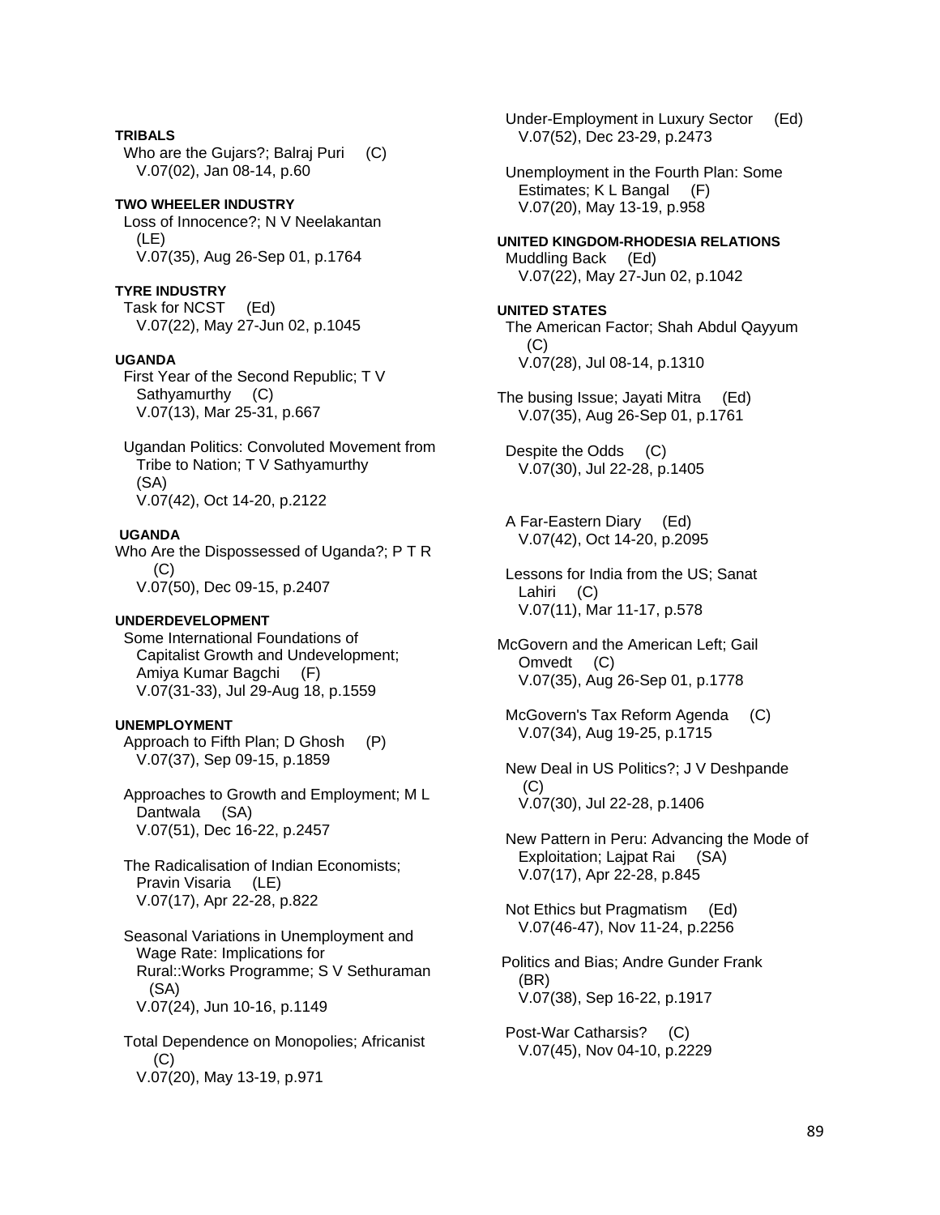**TRIBALS**

Who are the Gujars?; Balraj Puri (C)
V.07(02), Jan 08-14, p.60

**TWO WHEELER INDUSTRY**

Loss of Innocence?; N V Neelakantan (LE)
V.07(35), Aug 26-Sep 01, p.1764

**TYRE INDUSTRY**

Task for NCST (Ed)
V.07(22), May 27-Jun 02, p.1045

**UGANDA**

First Year of the Second Republic; T V Sathyamurthy (C)
V.07(13), Mar 25-31, p.667

Ugandan Politics: Convoluted Movement from Tribe to Nation; T V Sathyamurthy (SA)
V.07(42), Oct 14-20, p.2122

**UGANDA**

Who Are the Dispossessed of Uganda?; P T R (C)
V.07(50), Dec 09-15, p.2407

**UNDERDEVELOPMENT**

Some International Foundations of Capitalist Growth and Undevelopment; Amiya Kumar Bagchi (F)
V.07(31-33), Jul 29-Aug 18, p.1559

**UNEMPLOYMENT**

Approach to Fifth Plan; D Ghosh (P)
V.07(37), Sep 09-15, p.1859

Approaches to Growth and Employment; M L Dantwala (SA)
V.07(51), Dec 16-22, p.2457

The Radicalisation of Indian Economists; Pravin Visaria (LE)
V.07(17), Apr 22-28, p.822

Seasonal Variations in Unemployment and Wage Rate: Implications for Rural::Works Programme; S V Sethuraman (SA)
V.07(24), Jun 10-16, p.1149

Total Dependence on Monopolies; Africanist (C)
V.07(20), May 13-19, p.971

Under-Employment in Luxury Sector (Ed)
V.07(52), Dec 23-29, p.2473

Unemployment in the Fourth Plan: Some Estimates; K L Bangal (F)
V.07(20), May 13-19, p.958

**UNITED KINGDOM-RHODESIA RELATIONS**

Muddling Back (Ed)
V.07(22), May 27-Jun 02, p.1042

**UNITED STATES**

The American Factor; Shah Abdul Qayyum (C)
V.07(28), Jul 08-14, p.1310

The busing Issue; Jayati Mitra (Ed)
V.07(35), Aug 26-Sep 01, p.1761

Despite the Odds (C)
V.07(30), Jul 22-28, p.1405

A Far-Eastern Diary (Ed)
V.07(42), Oct 14-20, p.2095

Lessons for India from the US; Sanat Lahiri (C)
V.07(11), Mar 11-17, p.578

McGovern and the American Left; Gail Omvedt (C)
V.07(35), Aug 26-Sep 01, p.1778

McGovern's Tax Reform Agenda (C)
V.07(34), Aug 19-25, p.1715

New Deal in US Politics?; J V Deshpande (C)
V.07(30), Jul 22-28, p.1406

New Pattern in Peru: Advancing the Mode of Exploitation; Lajpat Rai (SA)
V.07(17), Apr 22-28, p.845

Not Ethics but Pragmatism (Ed)
V.07(46-47), Nov 11-24, p.2256

Politics and Bias; Andre Gunder Frank (BR)
V.07(38), Sep 16-22, p.1917

Post-War Catharsis? (C)
V.07(45), Nov 04-10, p.2229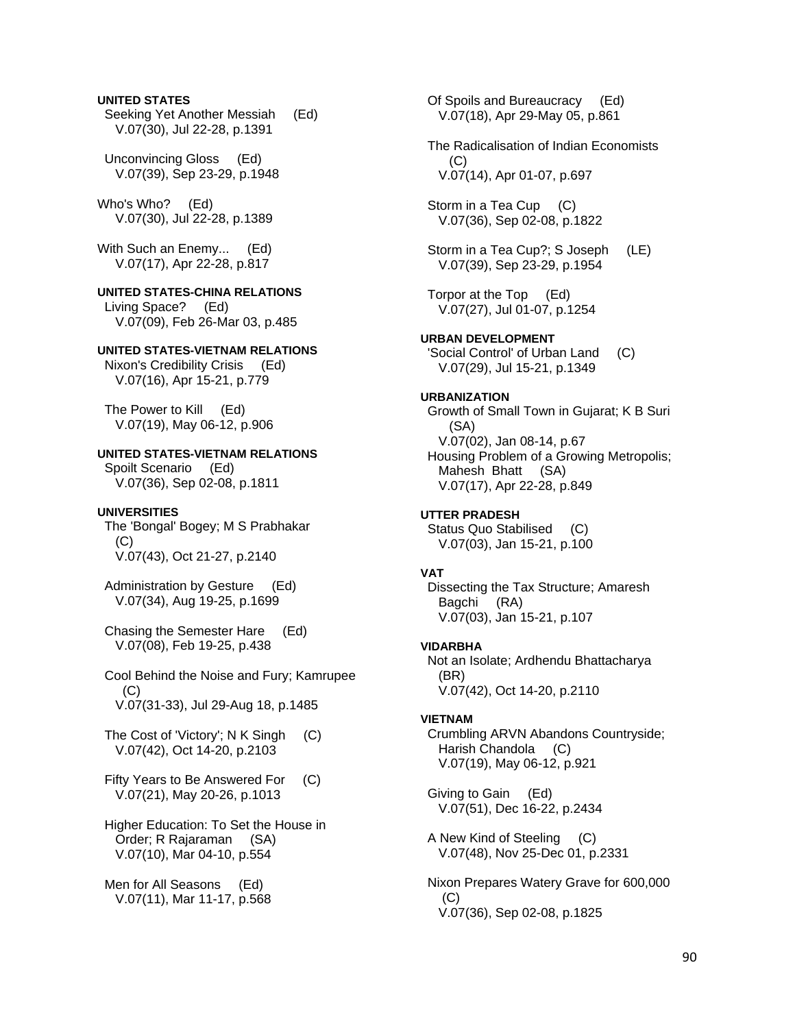**UNITED STATES**

Seeking Yet Another Messiah (Ed)
V.07(30), Jul 22-28, p.1391

Unconvincing Gloss (Ed)
V.07(39), Sep 23-29, p.1948

Who's Who? (Ed)
V.07(30), Jul 22-28, p.1389

With Such an Enemy... (Ed)
V.07(17), Apr 22-28, p.817

**UNITED STATES-CHINA RELATIONS**

Living Space? (Ed)
V.07(09), Feb 26-Mar 03, p.485

**UNITED STATES-VIETNAM RELATIONS**

Nixon's Credibility Crisis (Ed)
V.07(16), Apr 15-21, p.779

The Power to Kill (Ed)
V.07(19), May 06-12, p.906

**UNITED STATES-VIETNAM RELATIONS**

Spoilt Scenario (Ed)
V.07(36), Sep 02-08, p.1811

**UNIVERSITIES**

The 'Bongal' Bogey; M S Prabhakar (C)
V.07(43), Oct 21-27, p.2140

Administration by Gesture (Ed)
V.07(34), Aug 19-25, p.1699

Chasing the Semester Hare (Ed)
V.07(08), Feb 19-25, p.438

Cool Behind the Noise and Fury; Kamrupee (C)
V.07(31-33), Jul 29-Aug 18, p.1485

The Cost of 'Victory'; N K Singh (C)
V.07(42), Oct 14-20, p.2103

Fifty Years to Be Answered For (C)
V.07(21), May 20-26, p.1013

Higher Education: To Set the House in Order; R Rajaraman (SA)
V.07(10), Mar 04-10, p.554

Men for All Seasons (Ed)
V.07(11), Mar 11-17, p.568

Of Spoils and Bureaucracy (Ed)
V.07(18), Apr 29-May 05, p.861

The Radicalisation of Indian Economists (C)
V.07(14), Apr 01-07, p.697

Storm in a Tea Cup (C)
V.07(36), Sep 02-08, p.1822

Storm in a Tea Cup?; S Joseph (LE)
V.07(39), Sep 23-29, p.1954

Torpor at the Top (Ed)
V.07(27), Jul 01-07, p.1254

**URBAN DEVELOPMENT**

'Social Control' of Urban Land (C)
V.07(29), Jul 15-21, p.1349

**URBANIZATION**

Growth of Small Town in Gujarat; K B Suri (SA)
V.07(02), Jan 08-14, p.67

Housing Problem of a Growing Metropolis; Mahesh Bhatt (SA)
V.07(17), Apr 22-28, p.849

**UTTER PRADESH**

Status Quo Stabilised (C)
V.07(03), Jan 15-21, p.100

**VAT**

Dissecting the Tax Structure; Amaresh Bagchi (RA)
V.07(03), Jan 15-21, p.107

**VIDARBHA**

Not an Isolate; Ardhendu Bhattacharya (BR)
V.07(42), Oct 14-20, p.2110

**VIETNAM**

Crumbling ARVN Abandons Countryside; Harish Chandola (C)
V.07(19), May 06-12, p.921

Giving to Gain (Ed)
V.07(51), Dec 16-22, p.2434

A New Kind of Steeling (C)
V.07(48), Nov 25-Dec 01, p.2331

Nixon Prepares Watery Grave for 600,000 (C)
V.07(36), Sep 02-08, p.1825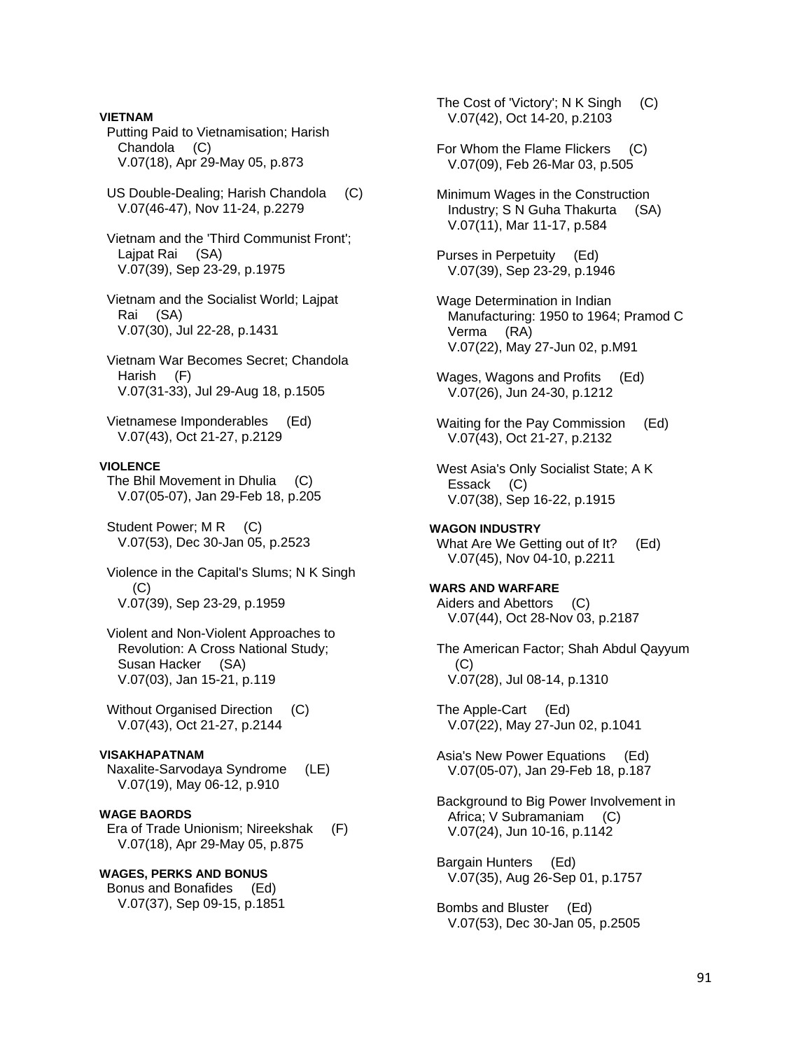**VIETNAM**

Putting Paid to Vietnamisation; Harish Chandola (C)
V.07(18), Apr 29-May 05, p.873

US Double-Dealing; Harish Chandola (C)
V.07(46-47), Nov 11-24, p.2279

Vietnam and the 'Third Communist Front'; Lajpat Rai (SA)
V.07(39), Sep 23-29, p.1975

Vietnam and the Socialist World; Lajpat Rai (SA)
V.07(30), Jul 22-28, p.1431

Vietnam War Becomes Secret; Chandola Harish (F)
V.07(31-33), Jul 29-Aug 18, p.1505

Vietnamese Imponderables (Ed)
V.07(43), Oct 21-27, p.2129

**VIOLENCE**

The Bhil Movement in Dhulia (C)
V.07(05-07), Jan 29-Feb 18, p.205

Student Power; M R (C)
V.07(53), Dec 30-Jan 05, p.2523

Violence in the Capital's Slums; N K Singh (C)
V.07(39), Sep 23-29, p.1959

Violent and Non-Violent Approaches to Revolution: A Cross National Study; Susan Hacker (SA)
V.07(03), Jan 15-21, p.119

Without Organised Direction (C)
V.07(43), Oct 21-27, p.2144

**VISAKHAPATNAM**

Naxalite-Sarvodaya Syndrome (LE)
V.07(19), May 06-12, p.910

**WAGE BAORDS**

Era of Trade Unionism; Nireekshak (F)
V.07(18), Apr 29-May 05, p.875

**WAGES, PERKS AND BONUS**

Bonus and Bonafides (Ed)
V.07(37), Sep 09-15, p.1851

The Cost of 'Victory'; N K Singh (C)
V.07(42), Oct 14-20, p.2103

For Whom the Flame Flickers (C)
V.07(09), Feb 26-Mar 03, p.505

Minimum Wages in the Construction Industry; S N Guha Thakurta (SA)
V.07(11), Mar 11-17, p.584

Purses in Perpetuity (Ed)
V.07(39), Sep 23-29, p.1946

Wage Determination in Indian Manufacturing: 1950 to 1964; Pramod C Verma (RA)
V.07(22), May 27-Jun 02, p.M91

Wages, Wagons and Profits (Ed)
V.07(26), Jun 24-30, p.1212

Waiting for the Pay Commission (Ed)
V.07(43), Oct 21-27, p.2132

West Asia's Only Socialist State; A K Essack (C)
V.07(38), Sep 16-22, p.1915

**WAGON INDUSTRY**

What Are We Getting out of It? (Ed)
V.07(45), Nov 04-10, p.2211

**WARS AND WARFARE**

Aiders and Abettors (C)
V.07(44), Oct 28-Nov 03, p.2187

The American Factor; Shah Abdul Qayyum (C)
V.07(28), Jul 08-14, p.1310

The Apple-Cart (Ed)
V.07(22), May 27-Jun 02, p.1041

Asia's New Power Equations (Ed)
V.07(05-07), Jan 29-Feb 18, p.187

Background to Big Power Involvement in Africa; V Subramaniam (C)
V.07(24), Jun 10-16, p.1142

Bargain Hunters (Ed)
V.07(35), Aug 26-Sep 01, p.1757

Bombs and Bluster (Ed)
V.07(53), Dec 30-Jan 05, p.2505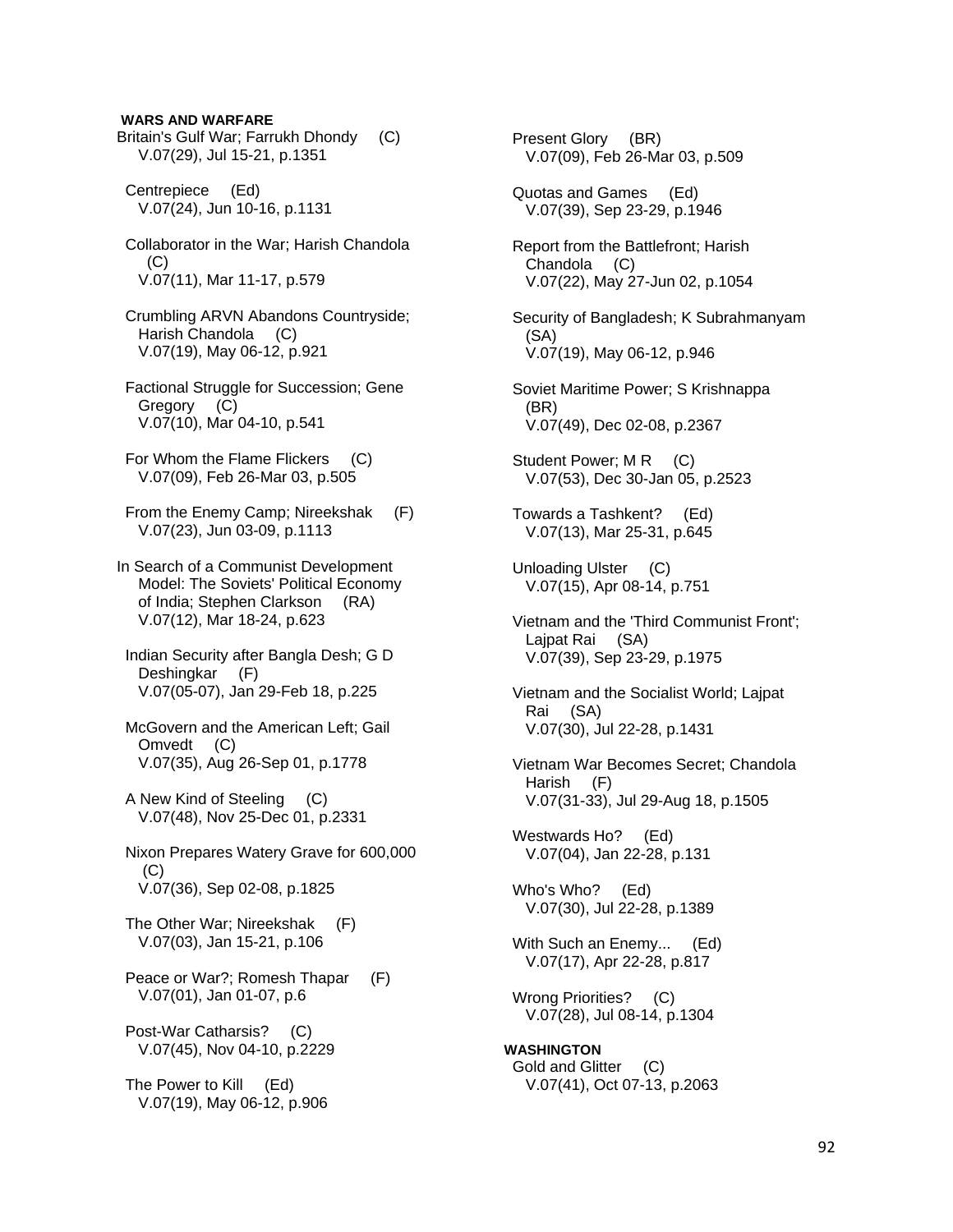**WARS AND WARFARE**

Britain's Gulf War; Farrukh Dhondy (C)
V.07(29), Jul 15-21, p.1351

Centrepiece (Ed)
V.07(24), Jun 10-16, p.1131

Collaborator in the War; Harish Chandola (C)
V.07(11), Mar 11-17, p.579

Crumbling ARVN Abandons Countryside; Harish Chandola (C)
V.07(19), May 06-12, p.921

Factional Struggle for Succession; Gene Gregory (C)
V.07(10), Mar 04-10, p.541

For Whom the Flame Flickers (C)
V.07(09), Feb 26-Mar 03, p.505

From the Enemy Camp; Nireekshak (F)
V.07(23), Jun 03-09, p.1113

In Search of a Communist Development Model: The Soviets' Political Economy of India; Stephen Clarkson (RA)
V.07(12), Mar 18-24, p.623

Indian Security after Bangla Desh; G D Deshingkar (F)
V.07(05-07), Jan 29-Feb 18, p.225

McGovern and the American Left; Gail Omvedt (C)
V.07(35), Aug 26-Sep 01, p.1778

A New Kind of Steeling (C)
V.07(48), Nov 25-Dec 01, p.2331

Nixon Prepares Watery Grave for 600,000 (C)
V.07(36), Sep 02-08, p.1825

The Other War; Nireekshak (F)
V.07(03), Jan 15-21, p.106

Peace or War?; Romesh Thapar (F)
V.07(01), Jan 01-07, p.6

Post-War Catharsis? (C)
V.07(45), Nov 04-10, p.2229

The Power to Kill (Ed)
V.07(19), May 06-12, p.906

Present Glory (BR)
V.07(09), Feb 26-Mar 03, p.509

Quotas and Games (Ed)
V.07(39), Sep 23-29, p.1946

Report from the Battlefront; Harish Chandola (C)
V.07(22), May 27-Jun 02, p.1054

Security of Bangladesh; K Subrahmanyam (SA)
V.07(19), May 06-12, p.946

Soviet Maritime Power; S Krishnappa (BR)
V.07(49), Dec 02-08, p.2367

Student Power; M R (C)
V.07(53), Dec 30-Jan 05, p.2523

Towards a Tashkent? (Ed)
V.07(13), Mar 25-31, p.645

Unloading Ulster (C)
V.07(15), Apr 08-14, p.751

Vietnam and the 'Third Communist Front'; Lajpat Rai (SA)
V.07(39), Sep 23-29, p.1975

Vietnam and the Socialist World; Lajpat Rai (SA)
V.07(30), Jul 22-28, p.1431

Vietnam War Becomes Secret; Chandola Harish (F)
V.07(31-33), Jul 29-Aug 18, p.1505

Westwards Ho? (Ed)
V.07(04), Jan 22-28, p.131

Who's Who? (Ed)
V.07(30), Jul 22-28, p.1389

With Such an Enemy... (Ed)
V.07(17), Apr 22-28, p.817

Wrong Priorities? (C)
V.07(28), Jul 08-14, p.1304

**WASHINGTON**

Gold and Glitter (C)
V.07(41), Oct 07-13, p.2063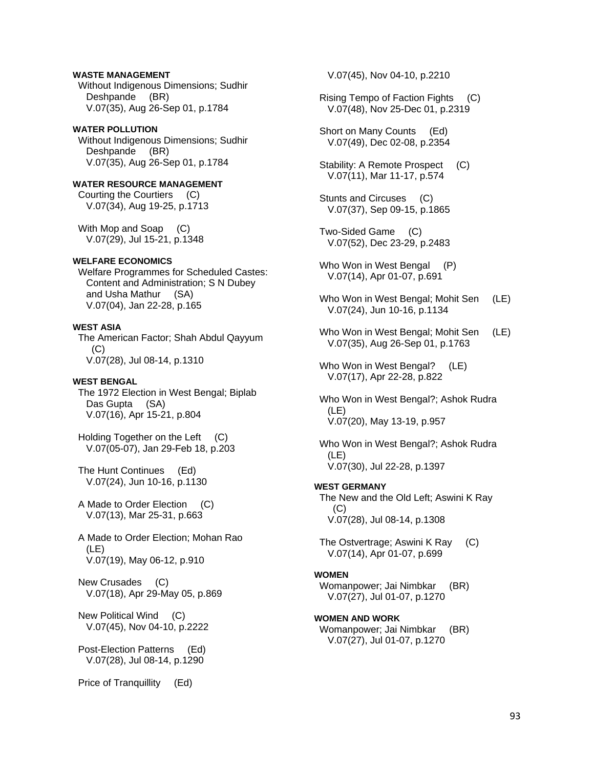**WASTE MANAGEMENT**

Without Indigenous Dimensions; Sudhir Deshpande (BR)
V.07(35), Aug 26-Sep 01, p.1784

**WATER POLLUTION**

Without Indigenous Dimensions; Sudhir Deshpande (BR)
V.07(35), Aug 26-Sep 01, p.1784

**WATER RESOURCE MANAGEMENT**

Courting the Courtiers (C)
V.07(34), Aug 19-25, p.1713

With Mop and Soap (C)
V.07(29), Jul 15-21, p.1348

**WELFARE ECONOMICS**

Welfare Programmes for Scheduled Castes: Content and Administration; S N Dubey and Usha Mathur (SA)
V.07(04), Jan 22-28, p.165

**WEST ASIA**

The American Factor; Shah Abdul Qayyum (C)
V.07(28), Jul 08-14, p.1310

**WEST BENGAL**

The 1972 Election in West Bengal; Biplab Das Gupta (SA)
V.07(16), Apr 15-21, p.804

Holding Together on the Left (C)
V.07(05-07), Jan 29-Feb 18, p.203

The Hunt Continues (Ed)
V.07(24), Jun 10-16, p.1130

A Made to Order Election (C)
V.07(13), Mar 25-31, p.663

A Made to Order Election; Mohan Rao (LE)
V.07(19), May 06-12, p.910

New Crusades (C)
V.07(18), Apr 29-May 05, p.869

New Political Wind (C)
V.07(45), Nov 04-10, p.2222

Post-Election Patterns (Ed)
V.07(28), Jul 08-14, p.1290

Price of Tranquillity (Ed)
V.07(45), Nov 04-10, p.2210

Rising Tempo of Faction Fights (C)
V.07(48), Nov 25-Dec 01, p.2319

Short on Many Counts (Ed)
V.07(49), Dec 02-08, p.2354

Stability: A Remote Prospect (C)
V.07(11), Mar 11-17, p.574

Stunts and Circuses (C)
V.07(37), Sep 09-15, p.1865

Two-Sided Game (C)
V.07(52), Dec 23-29, p.2483

Who Won in West Bengal (P)
V.07(14), Apr 01-07, p.691

Who Won in West Bengal; Mohit Sen (LE)
V.07(24), Jun 10-16, p.1134

Who Won in West Bengal; Mohit Sen (LE)
V.07(35), Aug 26-Sep 01, p.1763

Who Won in West Bengal? (LE)
V.07(17), Apr 22-28, p.822

Who Won in West Bengal?; Ashok Rudra (LE)
V.07(20), May 13-19, p.957

Who Won in West Bengal?; Ashok Rudra (LE)
V.07(30), Jul 22-28, p.1397

**WEST GERMANY**

The New and the Old Left; Aswini K Ray (C)
V.07(28), Jul 08-14, p.1308

The Ostvertrage; Aswini K Ray (C)
V.07(14), Apr 01-07, p.699

**WOMEN**

Womanpower; Jai Nimbkar (BR)
V.07(27), Jul 01-07, p.1270

**WOMEN AND WORK**

Womanpower; Jai Nimbkar (BR)
V.07(27), Jul 01-07, p.1270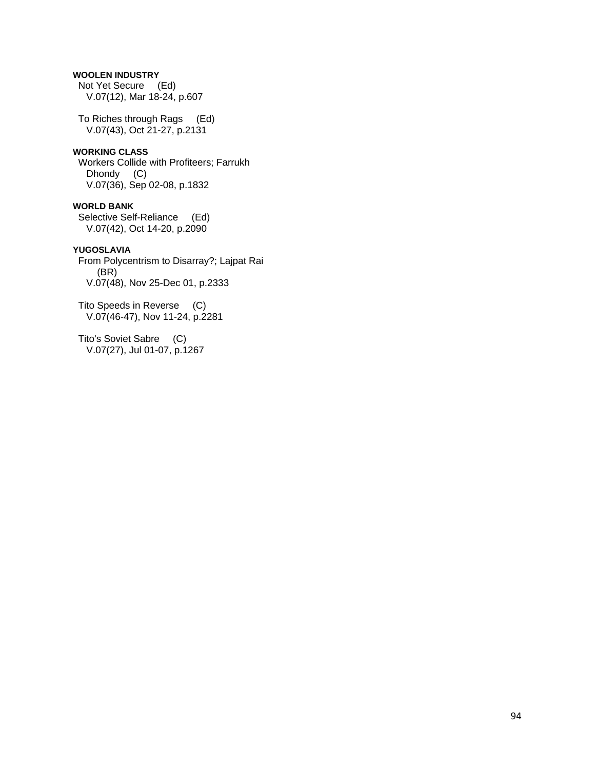**WOOLEN INDUSTRY**

Not Yet Secure (Ed)
V.07(12), Mar 18-24, p.607

To Riches through Rags (Ed)
V.07(43), Oct 21-27, p.2131

**WORKING CLASS**

Workers Collide with Profiteers; Farrukh Dhondy (C)
V.07(36), Sep 02-08, p.1832

**WORLD BANK**

Selective Self-Reliance (Ed)
V.07(42), Oct 14-20, p.2090

**YUGOSLAVIA**

From Polycentrism to Disarray?; Lajpat Rai (BR)
V.07(48), Nov 25-Dec 01, p.2333

Tito Speeds in Reverse (C)
V.07(46-47), Nov 11-24, p.2281

Tito's Soviet Sabre (C)
V.07(27), Jul 01-07, p.1267